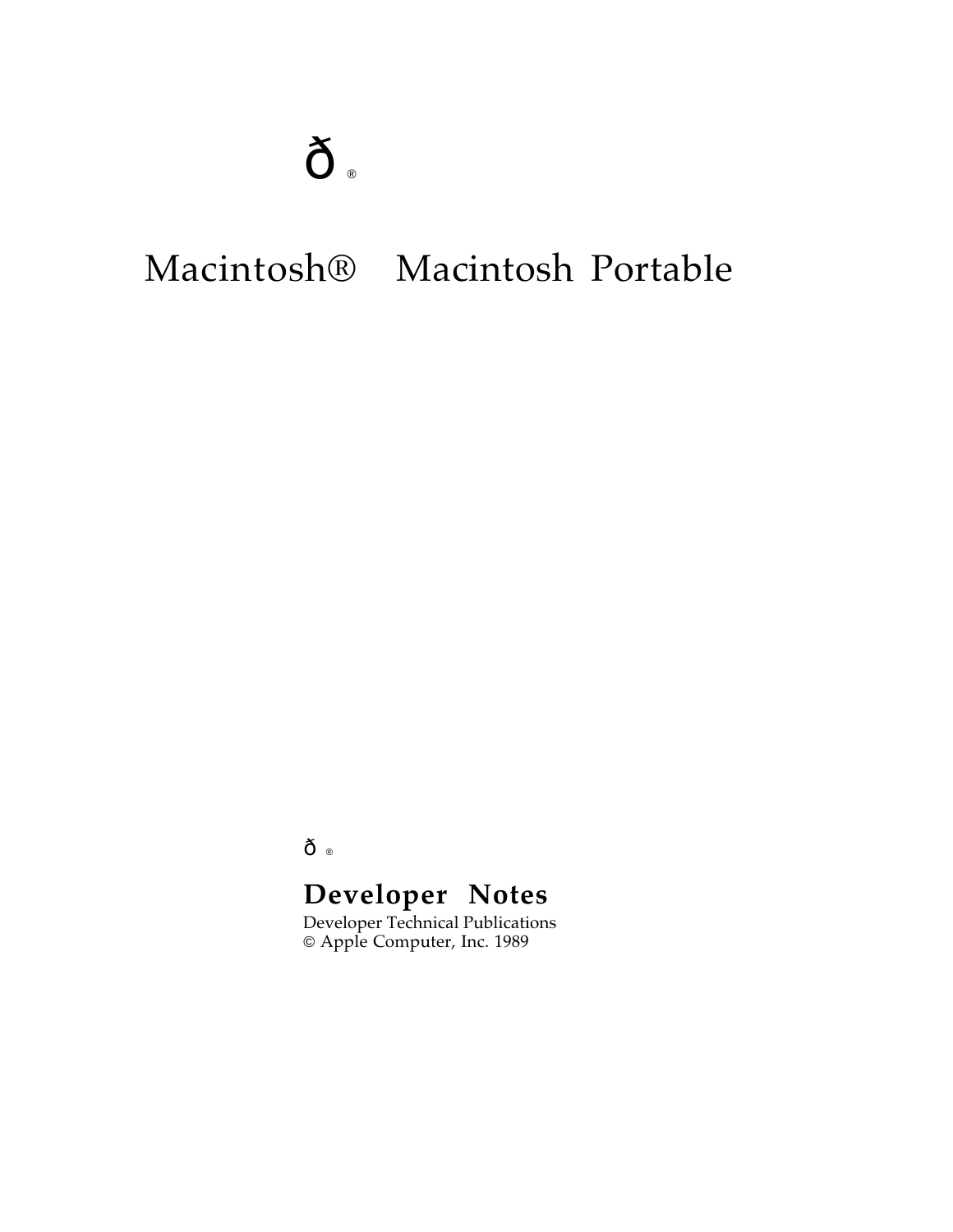ð ®

# Macintosh® Macintosh Portable

ð ®

**Developer Notes**

Developer Technical Publications
© Apple Computer, Inc. 1989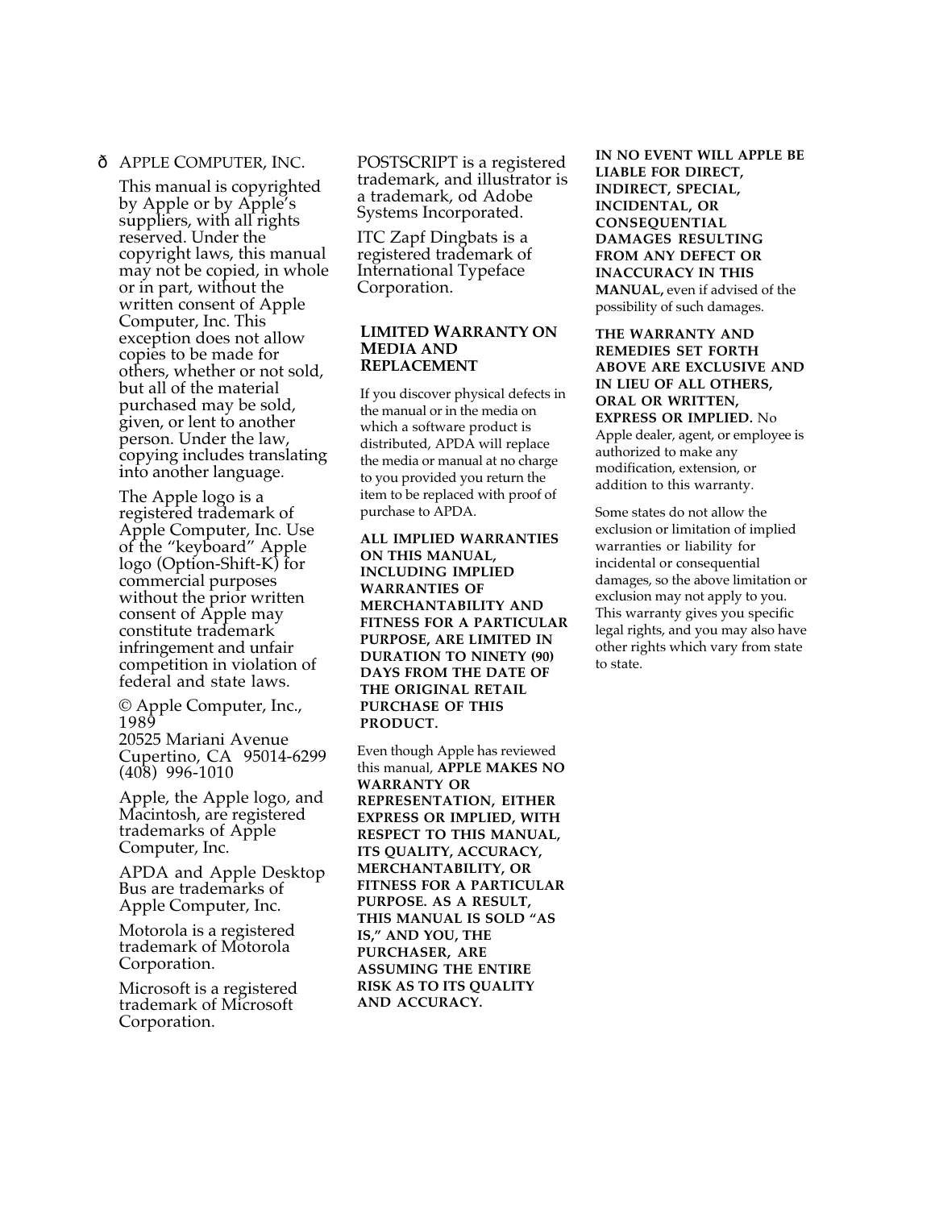ð APPLE COMPUTER, INC.

This manual is copyrighted by Apple or by Apple's suppliers, with all rights reserved. Under the copyright laws, this manual may not be copied, in whole or in part, without the written consent of Apple Computer, Inc. This exception does not allow copies to be made for others, whether or not sold, but all of the material purchased may be sold, given, or lent to another person. Under the law, copying includes translating into another language.

The Apple logo is a registered trademark of Apple Computer, Inc. Use of the "keyboard" Apple logo (Option-Shift-K) for commercial purposes without the prior written consent of Apple may constitute trademark infringement and unfair competition in violation of federal and state laws.

© Apple Computer, Inc., 1989
20525 Mariani Avenue
Cupertino, CA  95014-6299
(408)  996-1010

Apple, the Apple logo, and Macintosh, are registered trademarks of Apple Computer, Inc.

APDA and Apple Desktop Bus are trademarks of Apple Computer, Inc.

Motorola is a registered trademark of Motorola Corporation.

Microsoft is a registered trademark of Microsoft Corporation.

POSTSCRIPT is a registered trademark, and illustrator is a trademark, od Adobe Systems Incorporated.

ITC Zapf Dingbats is a registered trademark of International Typeface Corporation.

## LIMITED WARRANTY ON MEDIA AND REPLACEMENT

If you discover physical defects in the manual or in the media on which a software product is distributed, APDA will replace the media or manual at no charge to you provided you return the item to be replaced with proof of purchase to APDA.

**ALL IMPLIED WARRANTIES ON THIS MANUAL, INCLUDING IMPLIED WARRANTIES OF MERCHANTABILITY AND FITNESS FOR A PARTICULAR PURPOSE, ARE LIMITED IN DURATION TO NINETY (90) DAYS FROM THE DATE OF THE ORIGINAL RETAIL PURCHASE OF THIS PRODUCT.**

Even though Apple has reviewed this manual, **APPLE MAKES NO WARRANTY OR REPRESENTATION, EITHER EXPRESS OR IMPLIED, WITH RESPECT TO THIS MANUAL, ITS QUALITY, ACCURACY, MERCHANTABILITY, OR FITNESS FOR A PARTICULAR PURPOSE. AS A RESULT, THIS MANUAL IS SOLD "AS IS," AND YOU, THE PURCHASER, ARE ASSUMING THE ENTIRE RISK AS TO ITS QUALITY AND ACCURACY.**

**IN NO EVENT WILL APPLE BE LIABLE FOR DIRECT, INDIRECT, SPECIAL, INCIDENTAL, OR CONSEQUENTIAL DAMAGES RESULTING FROM ANY DEFECT OR INACCURACY IN THIS MANUAL,** even if advised of the possibility of such damages.

**THE WARRANTY AND REMEDIES SET FORTH ABOVE ARE EXCLUSIVE AND IN LIEU OF ALL OTHERS, ORAL OR WRITTEN, EXPRESS OR IMPLIED.** No Apple dealer, agent, or employee is authorized to make any modification, extension, or addition to this warranty.

Some states do not allow the exclusion or limitation of implied warranties or liability for incidental or consequential damages, so the above limitation or exclusion may not apply to you. This warranty gives you specific legal rights, and you may also have other rights which vary from state to state.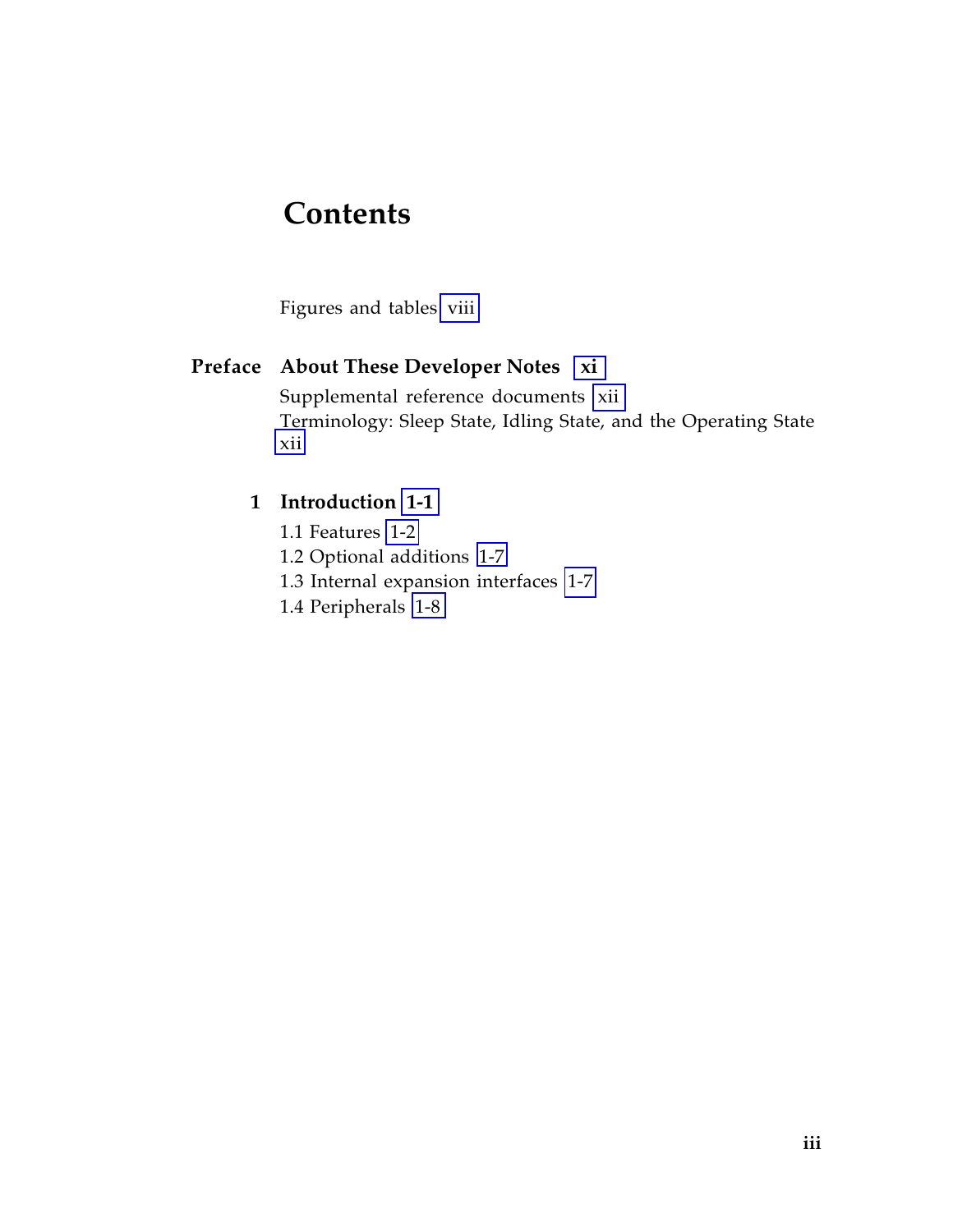# Contents

Figures and tables viii

**Preface** **About These Developer Notes** **xi**

Supplemental reference documents xii

Terminology: Sleep State, Idling State, and the Operating State xii

**1** **Introduction** **1-1**

1.1 Features 1-2

1.2 Optional additions 1-7

1.3 Internal expansion interfaces 1-7

1.4 Peripherals 1-8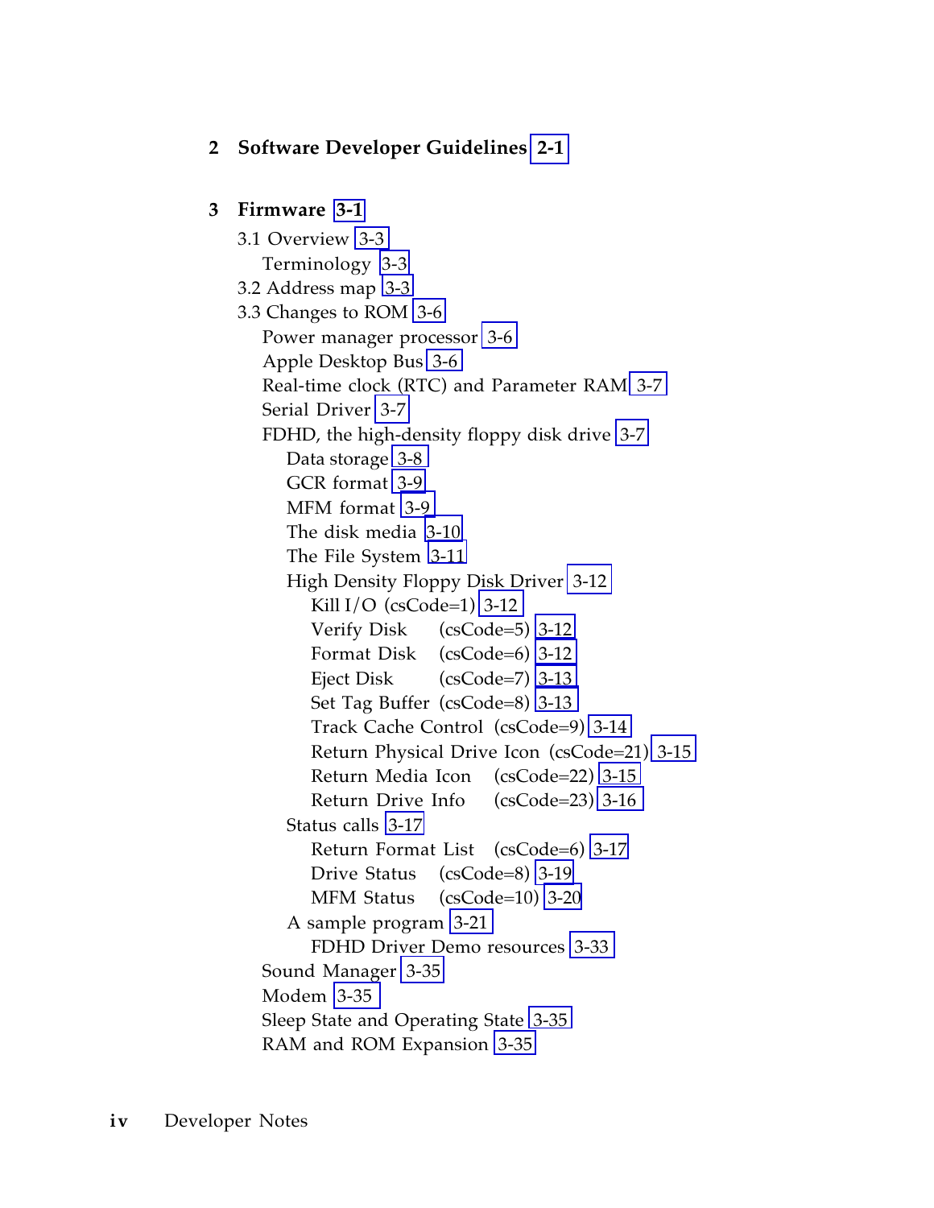**2 Software Developer Guidelines 2-1**

**3 Firmware 3-1**

- 3.1 Overview 3-3
  - Terminology 3-3
- 3.2 Address map 3-3
- 3.3 Changes to ROM 3-6
  - Power manager processor 3-6
  - Apple Desktop Bus 3-6
  - Real-time clock (RTC) and Parameter RAM 3-7
  - Serial Driver 3-7
  - FDHD, the high-density floppy disk drive 3-7
    - Data storage 3-8
    - GCR format 3-9
    - MFM format 3-9
    - The disk media 3-10
    - The File System 3-11
    - High Density Floppy Disk Driver 3-12
      - Kill I/O (csCode=1) 3-12
      - Verify Disk (csCode=5) 3-12
      - Format Disk (csCode=6) 3-12
      - Eject Disk (csCode=7) 3-13
      - Set Tag Buffer (csCode=8) 3-13
      - Track Cache Control (csCode=9) 3-14
      - Return Physical Drive Icon (csCode=21) 3-15
      - Return Media Icon (csCode=22) 3-15
      - Return Drive Info (csCode=23) 3-16
    - Status calls 3-17
      - Return Format List (csCode=6) 3-17
      - Drive Status (csCode=8) 3-19
      - MFM Status (csCode=10) 3-20
    - A sample program 3-21
      - FDHD Driver Demo resources 3-33
  - Sound Manager 3-35
  - Modem 3-35
  - Sleep State and Operating State 3-35
  - RAM and ROM Expansion 3-35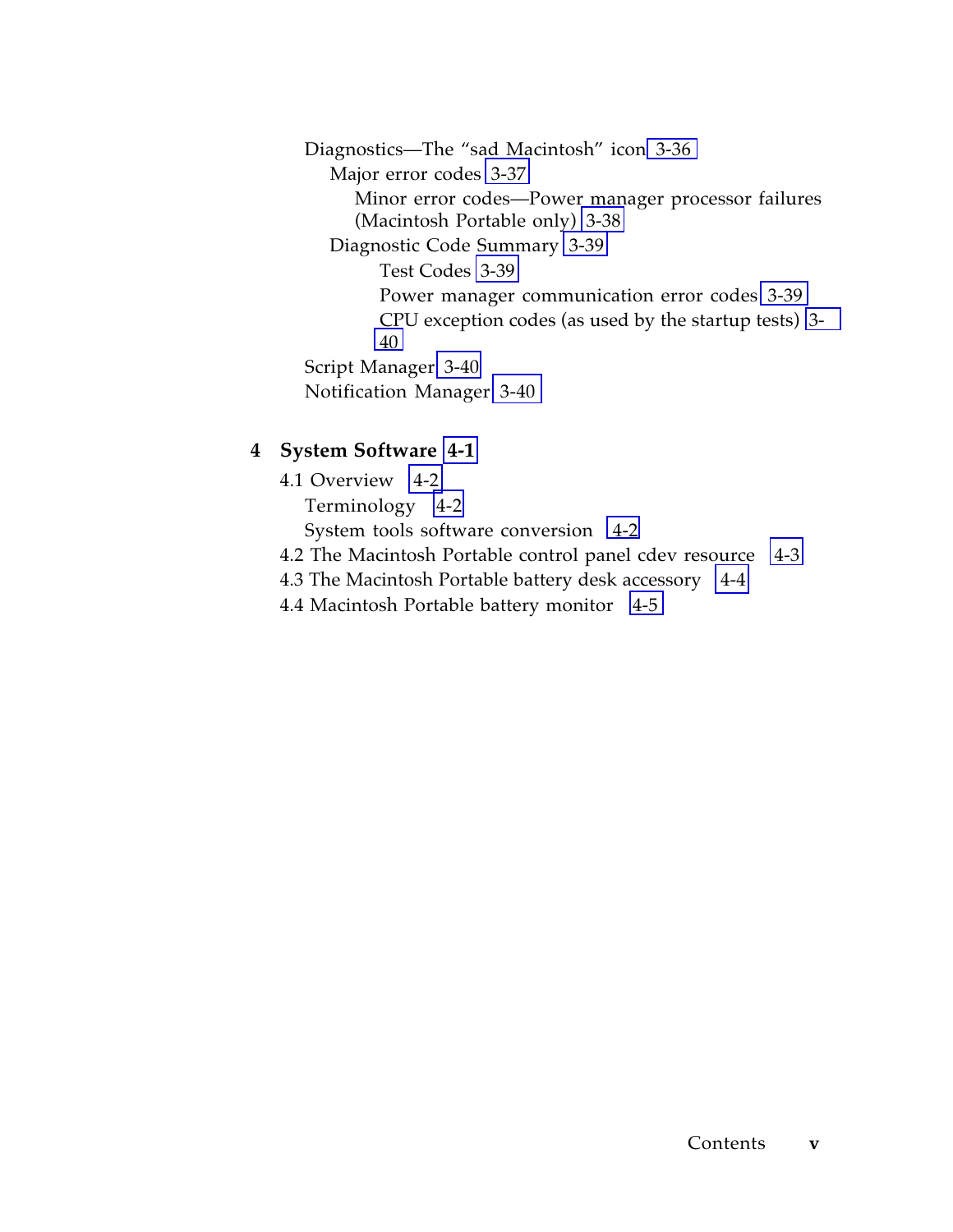Diagnostics—The "sad Macintosh" icon 3-36
  Major error codes 3-37
    Minor error codes—Power manager processor failures (Macintosh Portable only) 3-38
  Diagnostic Code Summary 3-39
    Test Codes 3-39
    Power manager communication error codes 3-39
    CPU exception codes (as used by the startup tests) 3-40
Script Manager 3-40
Notification Manager 3-40

**4 System Software 4-1**

4.1 Overview 4-2
  Terminology 4-2
  System tools software conversion 4-2
4.2 The Macintosh Portable control panel cdev resource 4-3
4.3 The Macintosh Portable battery desk accessory 4-4
4.4 Macintosh Portable battery monitor 4-5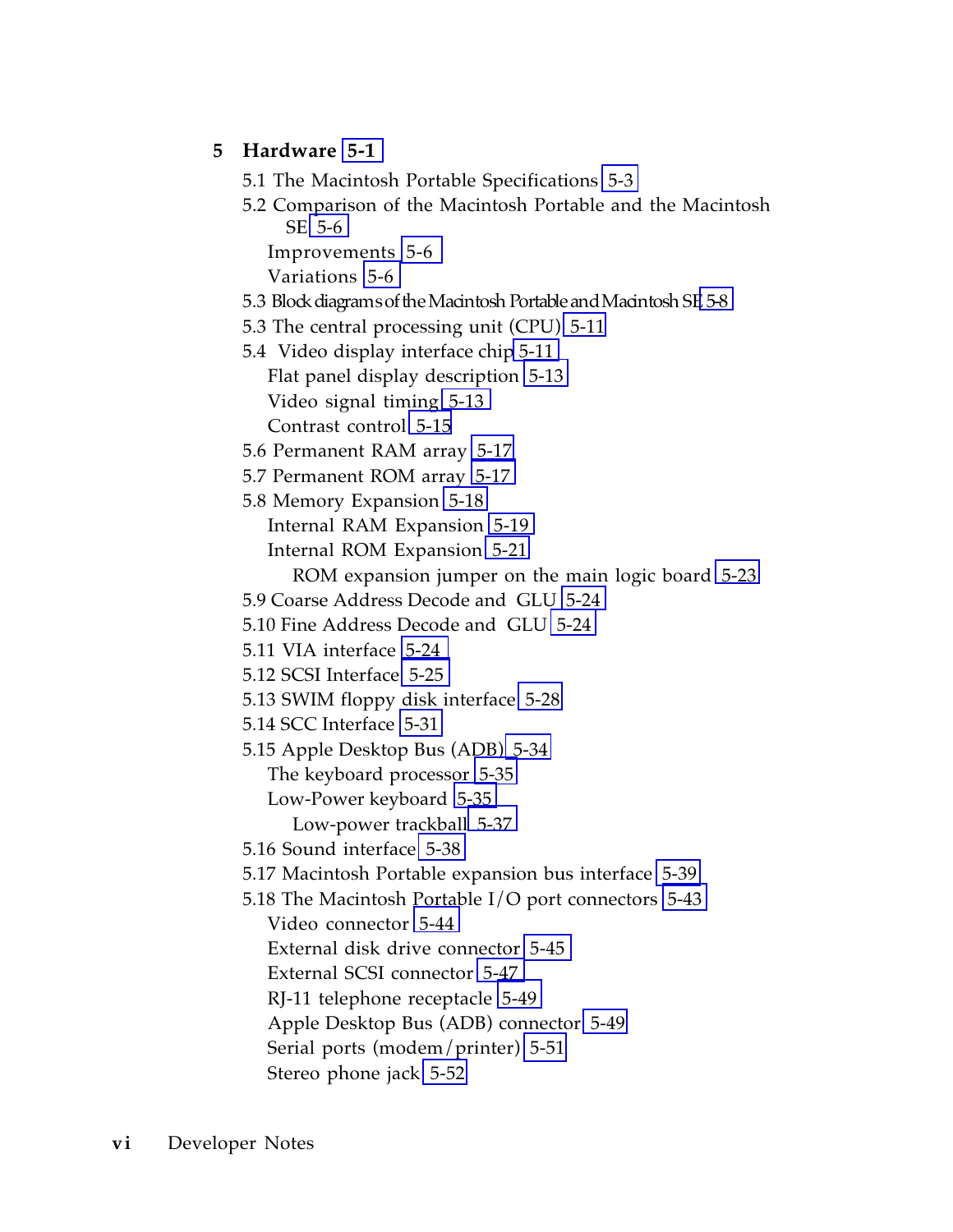**5 Hardware 5-1**

- 5.1 The Macintosh Portable Specifications 5-3
- 5.2 Comparison of the Macintosh Portable and the Macintosh SE 5-6
  - Improvements 5-6
  - Variations 5-6
- 5.3 Block diagrams of the Macintosh Portable and Macintosh SE 5-8
- 5.3 The central processing unit (CPU) 5-11
- 5.4 Video display interface chip 5-11
  - Flat panel display description 5-13
  - Video signal timing 5-13
  - Contrast control 5-15
- 5.6 Permanent RAM array 5-17
- 5.7 Permanent ROM array 5-17
- 5.8 Memory Expansion 5-18
  - Internal RAM Expansion 5-19
  - Internal ROM Expansion 5-21
    - ROM expansion jumper on the main logic board 5-23
- 5.9 Coarse Address Decode and GLU 5-24
- 5.10 Fine Address Decode and GLU 5-24
- 5.11 VIA interface 5-24
- 5.12 SCSI Interface 5-25
- 5.13 SWIM floppy disk interface 5-28
- 5.14 SCC Interface 5-31
- 5.15 Apple Desktop Bus (ADB) 5-34
  - The keyboard processor 5-35
  - Low-Power keyboard 5-35
    - Low-power trackball 5-37
- 5.16 Sound interface 5-38
- 5.17 Macintosh Portable expansion bus interface 5-39
- 5.18 The Macintosh Portable I/O port connectors 5-43
  - Video connector 5-44
  - External disk drive connector 5-45
  - External SCSI connector 5-47
  - RJ-11 telephone receptacle 5-49
  - Apple Desktop Bus (ADB) connector 5-49
  - Serial ports (modem/printer) 5-51
  - Stereo phone jack 5-52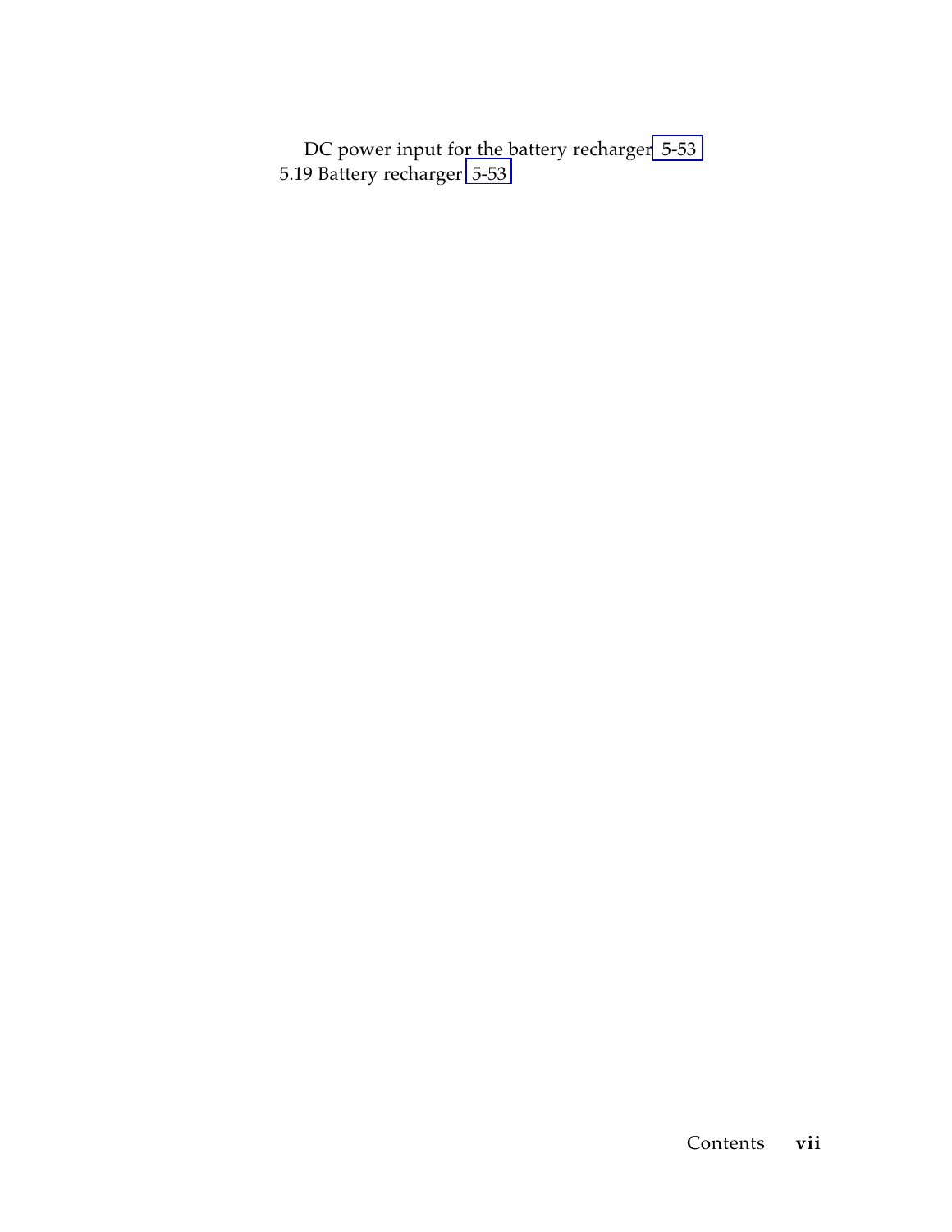DC power input for the battery recharger 5-53

5.19 Battery recharger 5-53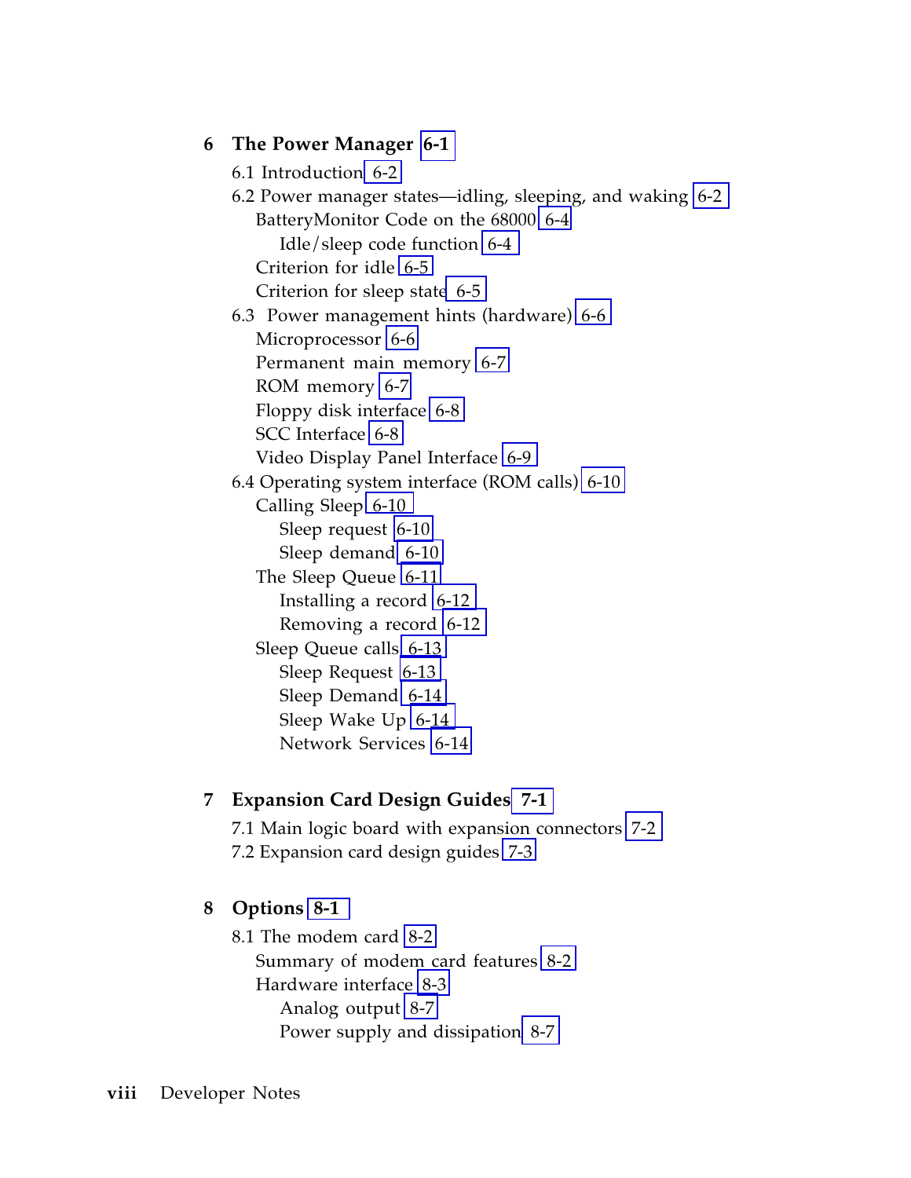**6 The Power Manager 6-1**

- 6.1 Introduction 6-2
- 6.2 Power manager states—idling, sleeping, and waking 6-2
  - BatteryMonitor Code on the 68000 6-4
    - Idle/sleep code function 6-4
  - Criterion for idle 6-5
  - Criterion for sleep state 6-5
- 6.3 Power management hints (hardware) 6-6
  - Microprocessor 6-6
  - Permanent main memory 6-7
  - ROM memory 6-7
  - Floppy disk interface 6-8
  - SCC Interface 6-8
  - Video Display Panel Interface 6-9
- 6.4 Operating system interface (ROM calls) 6-10
  - Calling Sleep 6-10
    - Sleep request 6-10
    - Sleep demand 6-10
  - The Sleep Queue 6-11
    - Installing a record 6-12
    - Removing a record 6-12
  - Sleep Queue calls 6-13
    - Sleep Request 6-13
    - Sleep Demand 6-14
    - Sleep Wake Up 6-14
    - Network Services 6-14

**7 Expansion Card Design Guides 7-1**

- 7.1 Main logic board with expansion connectors 7-2
- 7.2 Expansion card design guides 7-3

**8 Options 8-1**

- 8.1 The modem card 8-2
  - Summary of modem card features 8-2
  - Hardware interface 8-3
    - Analog output 8-7
    - Power supply and dissipation 8-7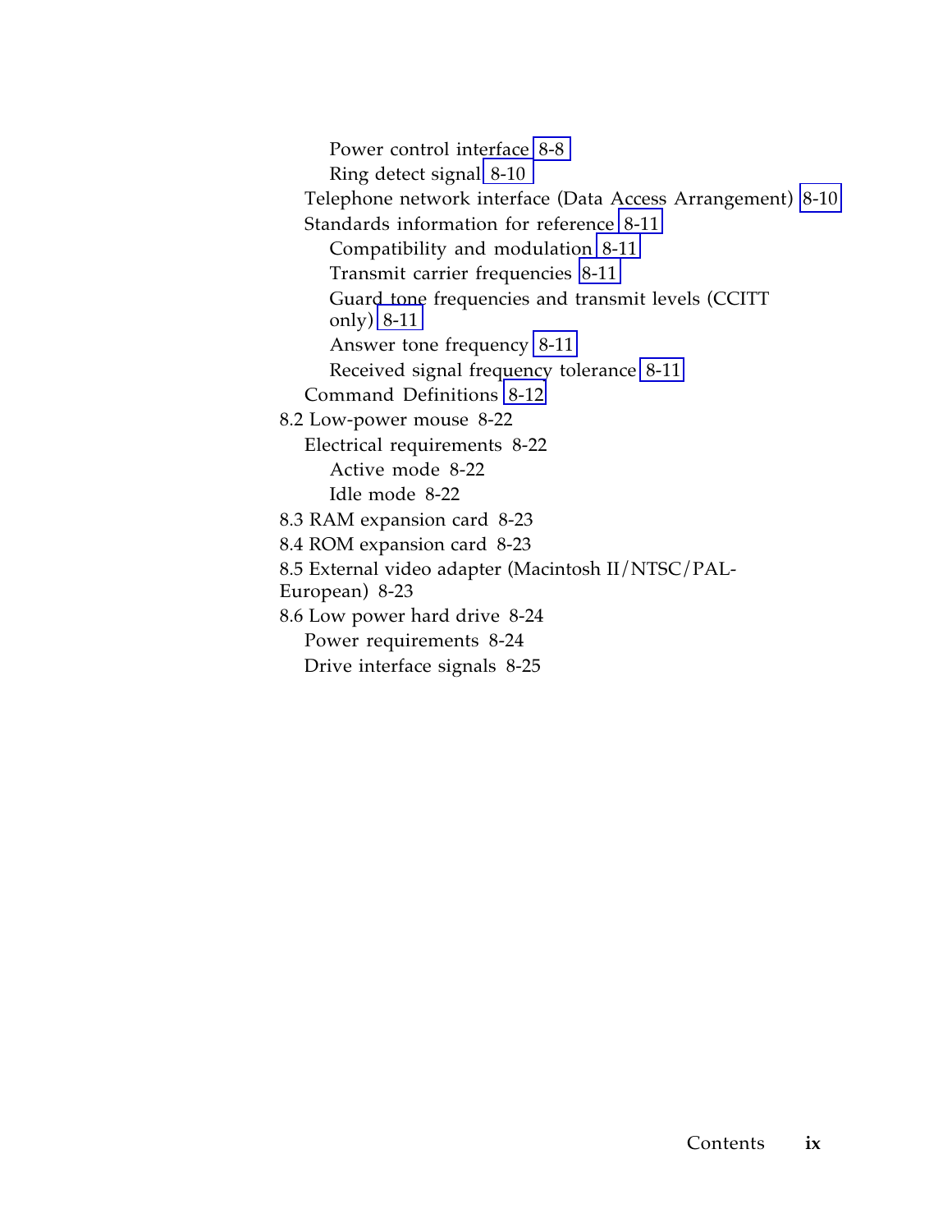Power control interface 8-8

Ring detect signal 8-10

Telephone network interface (Data Access Arrangement) 8-10

Standards information for reference 8-11

Compatibility and modulation 8-11

Transmit carrier frequencies 8-11

Guard tone frequencies and transmit levels (CCITT only) 8-11

Answer tone frequency 8-11

Received signal frequency tolerance 8-11

Command Definitions 8-12

8.2 Low-power mouse 8-22

Electrical requirements 8-22

Active mode 8-22

Idle mode 8-22

8.3 RAM expansion card 8-23

8.4 ROM expansion card 8-23

8.5 External video adapter (Macintosh II/NTSC/PAL-European) 8-23

8.6 Low power hard drive 8-24

Power requirements 8-24

Drive interface signals 8-25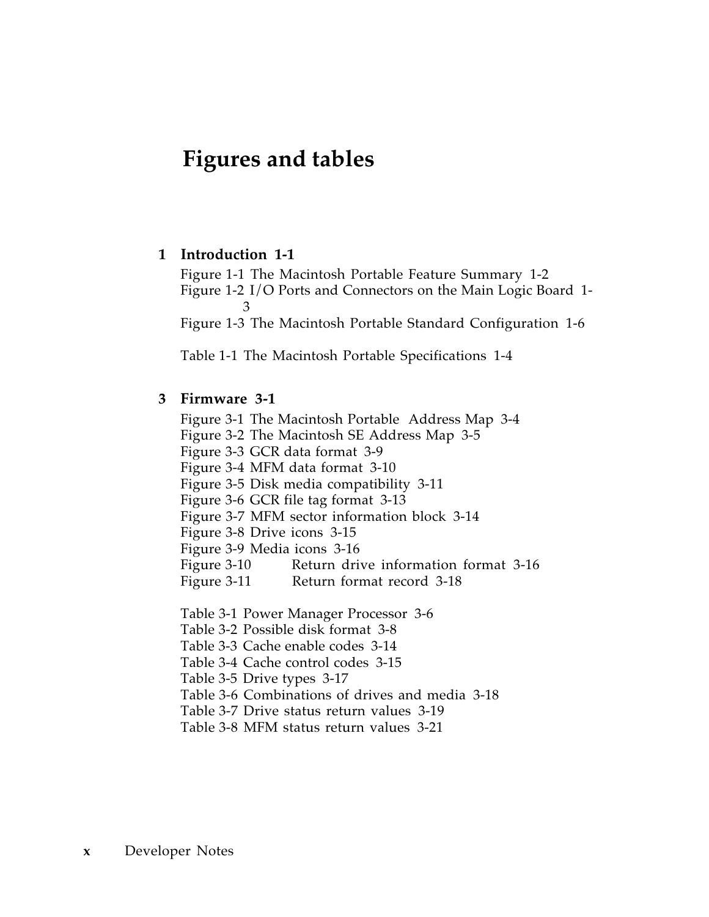# Figures and tables

**1 Introduction 1-1**

Figure 1-1 The Macintosh Portable Feature Summary 1-2
Figure 1-2 I/O Ports and Connectors on the Main Logic Board 1-3
Figure 1-3 The Macintosh Portable Standard Configuration 1-6

Table 1-1 The Macintosh Portable Specifications 1-4

**3 Firmware 3-1**

Figure 3-1 The Macintosh Portable Address Map 3-4
Figure 3-2 The Macintosh SE Address Map 3-5
Figure 3-3 GCR data format 3-9
Figure 3-4 MFM data format 3-10
Figure 3-5 Disk media compatibility 3-11
Figure 3-6 GCR file tag format 3-13
Figure 3-7 MFM sector information block 3-14
Figure 3-8 Drive icons 3-15
Figure 3-9 Media icons 3-16
Figure 3-10 Return drive information format 3-16
Figure 3-11 Return format record 3-18

Table 3-1 Power Manager Processor 3-6
Table 3-2 Possible disk format 3-8
Table 3-3 Cache enable codes 3-14
Table 3-4 Cache control codes 3-15
Table 3-5 Drive types 3-17
Table 3-6 Combinations of drives and media 3-18
Table 3-7 Drive status return values 3-19
Table 3-8 MFM status return values 3-21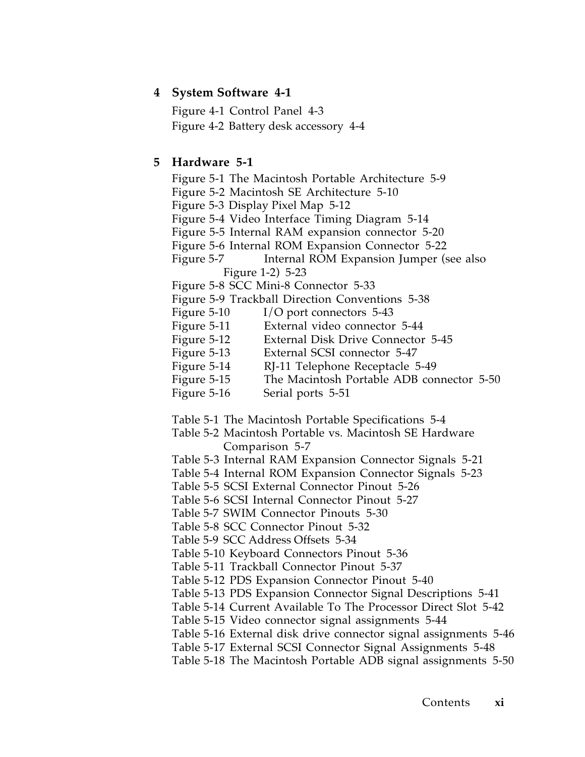## 4 System Software 4-1

Figure 4-1 Control Panel 4-3
Figure 4-2 Battery desk accessory 4-4

## 5 Hardware 5-1

Figure 5-1 The Macintosh Portable Architecture 5-9
Figure 5-2 Macintosh SE Architecture 5-10
Figure 5-3 Display Pixel Map 5-12
Figure 5-4 Video Interface Timing Diagram 5-14
Figure 5-5 Internal RAM expansion connector 5-20
Figure 5-6 Internal ROM Expansion Connector 5-22
Figure 5-7 Internal ROM Expansion Jumper (see also Figure 1-2) 5-23
Figure 5-8 SCC Mini-8 Connector 5-33
Figure 5-9 Trackball Direction Conventions 5-38
Figure 5-10 I/O port connectors 5-43
Figure 5-11 External video connector 5-44
Figure 5-12 External Disk Drive Connector 5-45
Figure 5-13 External SCSI connector 5-47
Figure 5-14 RJ-11 Telephone Receptacle 5-49
Figure 5-15 The Macintosh Portable ADB connector 5-50
Figure 5-16 Serial ports 5-51

Table 5-1 The Macintosh Portable Specifications 5-4
Table 5-2 Macintosh Portable vs. Macintosh SE Hardware Comparison 5-7
Table 5-3 Internal RAM Expansion Connector Signals 5-21
Table 5-4 Internal ROM Expansion Connector Signals 5-23
Table 5-5 SCSI External Connector Pinout 5-26
Table 5-6 SCSI Internal Connector Pinout 5-27
Table 5-7 SWIM Connector Pinouts 5-30
Table 5-8 SCC Connector Pinout 5-32
Table 5-9 SCC Address Offsets 5-34
Table 5-10 Keyboard Connectors Pinout 5-36
Table 5-11 Trackball Connector Pinout 5-37
Table 5-12 PDS Expansion Connector Pinout 5-40
Table 5-13 PDS Expansion Connector Signal Descriptions 5-41
Table 5-14 Current Available To The Processor Direct Slot 5-42
Table 5-15 Video connector signal assignments 5-44
Table 5-16 External disk drive connector signal assignments 5-46
Table 5-17 External SCSI Connector Signal Assignments 5-48
Table 5-18 The Macintosh Portable ADB signal assignments 5-50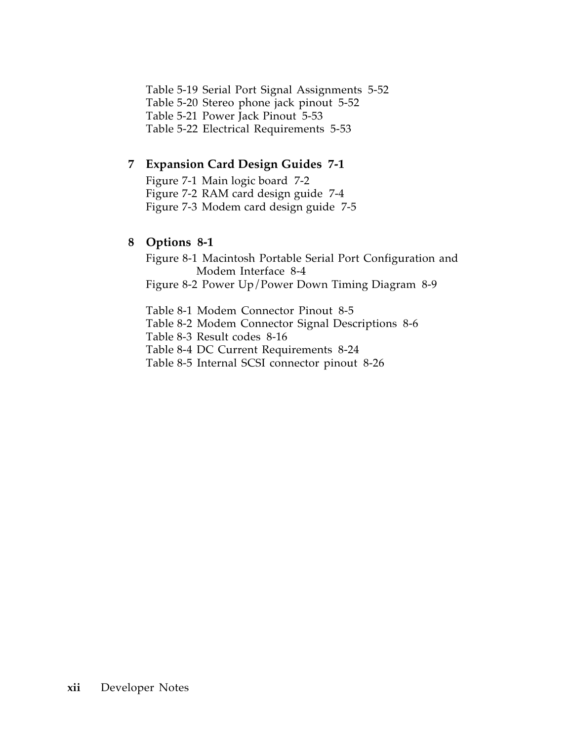Table 5-19 Serial Port Signal Assignments 5-52
Table 5-20 Stereo phone jack pinout 5-52
Table 5-21 Power Jack Pinout 5-53
Table 5-22 Electrical Requirements 5-53

## 7 Expansion Card Design Guides 7-1

Figure 7-1 Main logic board 7-2
Figure 7-2 RAM card design guide 7-4
Figure 7-3 Modem card design guide 7-5

## 8 Options 8-1

Figure 8-1 Macintosh Portable Serial Port Configuration and Modem Interface 8-4
Figure 8-2 Power Up/Power Down Timing Diagram 8-9

Table 8-1 Modem Connector Pinout 8-5
Table 8-2 Modem Connector Signal Descriptions 8-6
Table 8-3 Result codes 8-16
Table 8-4 DC Current Requirements 8-24
Table 8-5 Internal SCSI connector pinout 8-26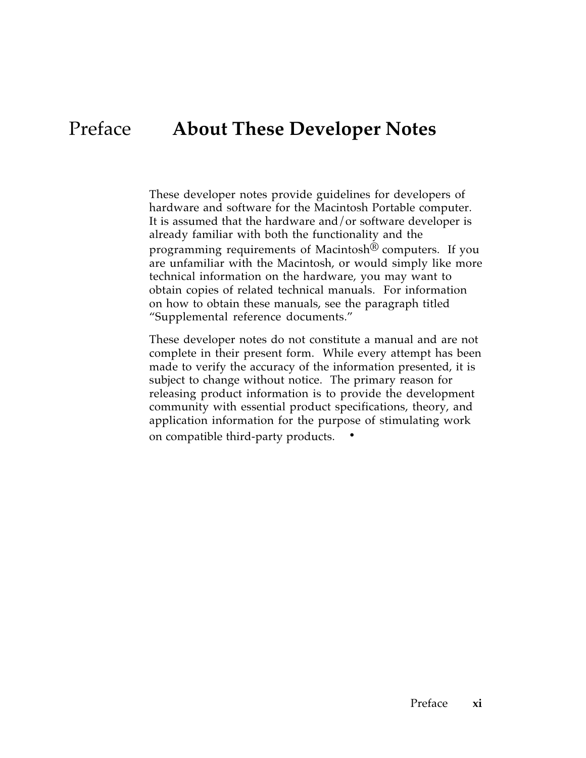# Preface About These Developer Notes

These developer notes provide guidelines for developers of hardware and software for the Macintosh Portable computer. It is assumed that the hardware and/or software developer is already familiar with both the functionality and the programming requirements of Macintosh® computers. If you are unfamiliar with the Macintosh, or would simply like more technical information on the hardware, you may want to obtain copies of related technical manuals. For information on how to obtain these manuals, see the paragraph titled "Supplemental reference documents."

These developer notes do not constitute a manual and are not complete in their present form. While every attempt has been made to verify the accuracy of the information presented, it is subject to change without notice. The primary reason for releasing product information is to provide the development community with essential product specifications, theory, and application information for the purpose of stimulating work on compatible third-party products. •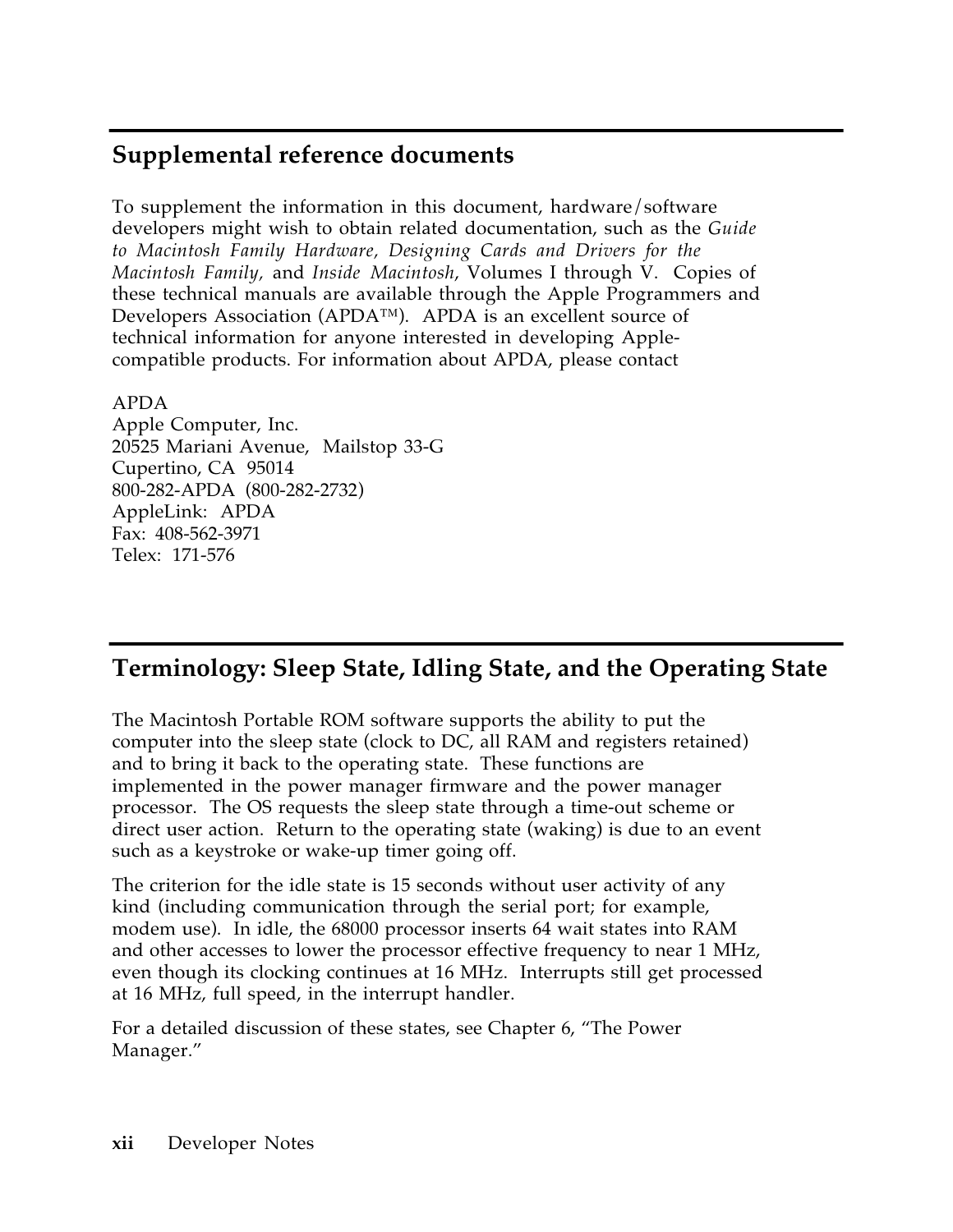## Supplemental reference documents

To supplement the information in this document, hardware/software developers might wish to obtain related documentation, such as the *Guide to Macintosh Family Hardware, Designing Cards and Drivers for the Macintosh Family,* and *Inside Macintosh*, Volumes I through V. Copies of these technical manuals are available through the Apple Programmers and Developers Association (APDA™). APDA is an excellent source of technical information for anyone interested in developing Apple-compatible products. For information about APDA, please contact

APDA
Apple Computer, Inc.
20525 Mariani Avenue, Mailstop 33-G
Cupertino, CA 95014
800-282-APDA (800-282-2732)
AppleLink: APDA
Fax: 408-562-3971
Telex: 171-576

## Terminology: Sleep State, Idling State, and the Operating State

The Macintosh Portable ROM software supports the ability to put the computer into the sleep state (clock to DC, all RAM and registers retained) and to bring it back to the operating state. These functions are implemented in the power manager firmware and the power manager processor. The OS requests the sleep state through a time-out scheme or direct user action. Return to the operating state (waking) is due to an event such as a keystroke or wake-up timer going off.

The criterion for the idle state is 15 seconds without user activity of any kind (including communication through the serial port; for example, modem use). In idle, the 68000 processor inserts 64 wait states into RAM and other accesses to lower the processor effective frequency to near 1 MHz, even though its clocking continues at 16 MHz. Interrupts still get processed at 16 MHz, full speed, in the interrupt handler.

For a detailed discussion of these states, see Chapter 6, "The Power Manager."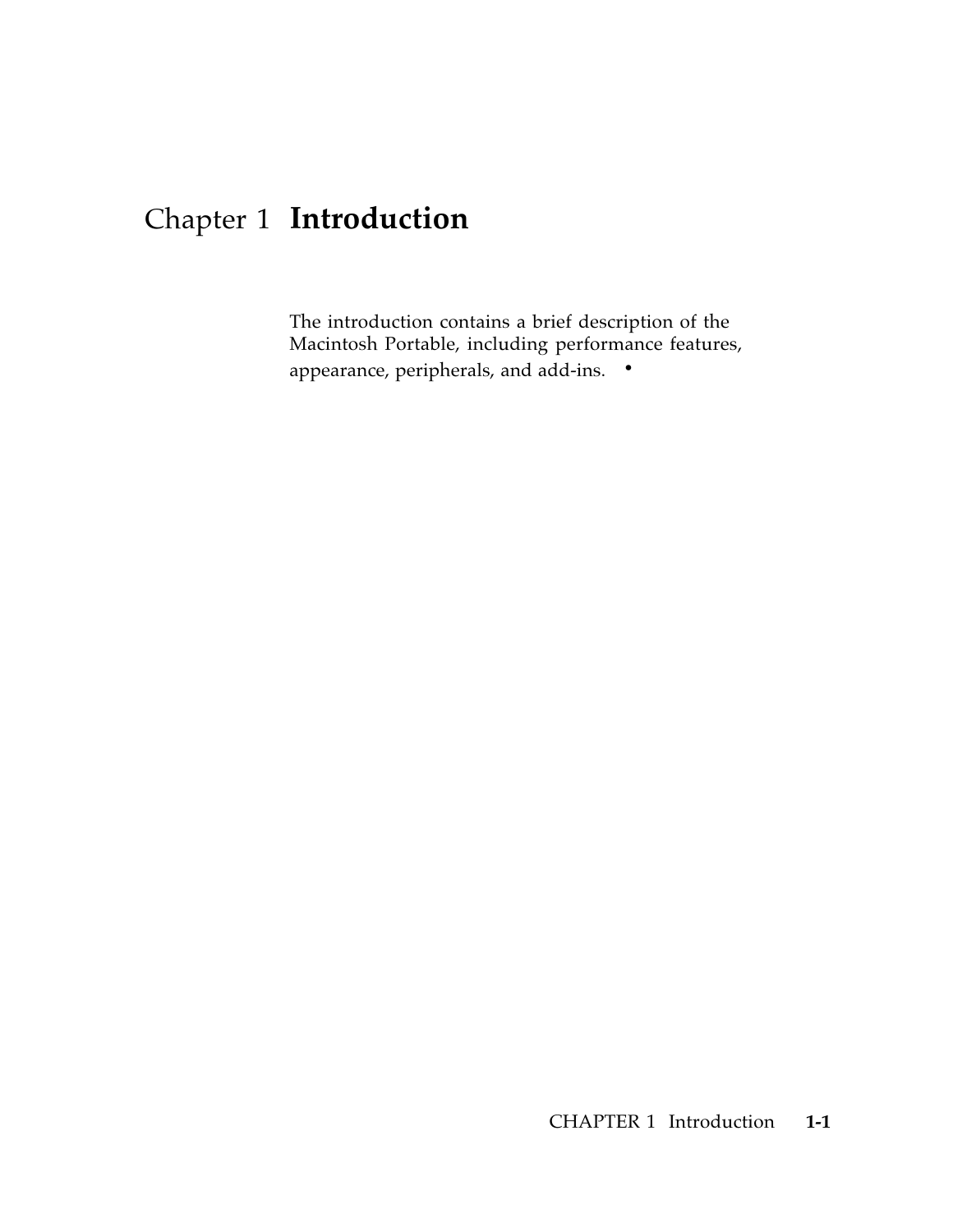# Chapter 1 **Introduction**

The introduction contains a brief description of the Macintosh Portable, including performance features, appearance, peripherals, and add-ins. •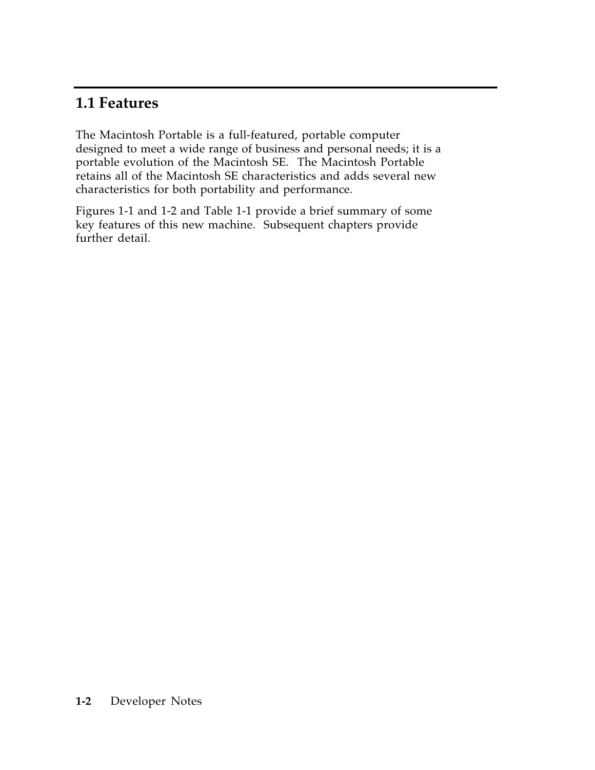## 1.1 Features

The Macintosh Portable is a full-featured, portable computer designed to meet a wide range of business and personal needs; it is a portable evolution of the Macintosh SE. The Macintosh Portable retains all of the Macintosh SE characteristics and adds several new characteristics for both portability and performance.

Figures 1-1 and 1-2 and Table 1-1 provide a brief summary of some key features of this new machine. Subsequent chapters provide further detail.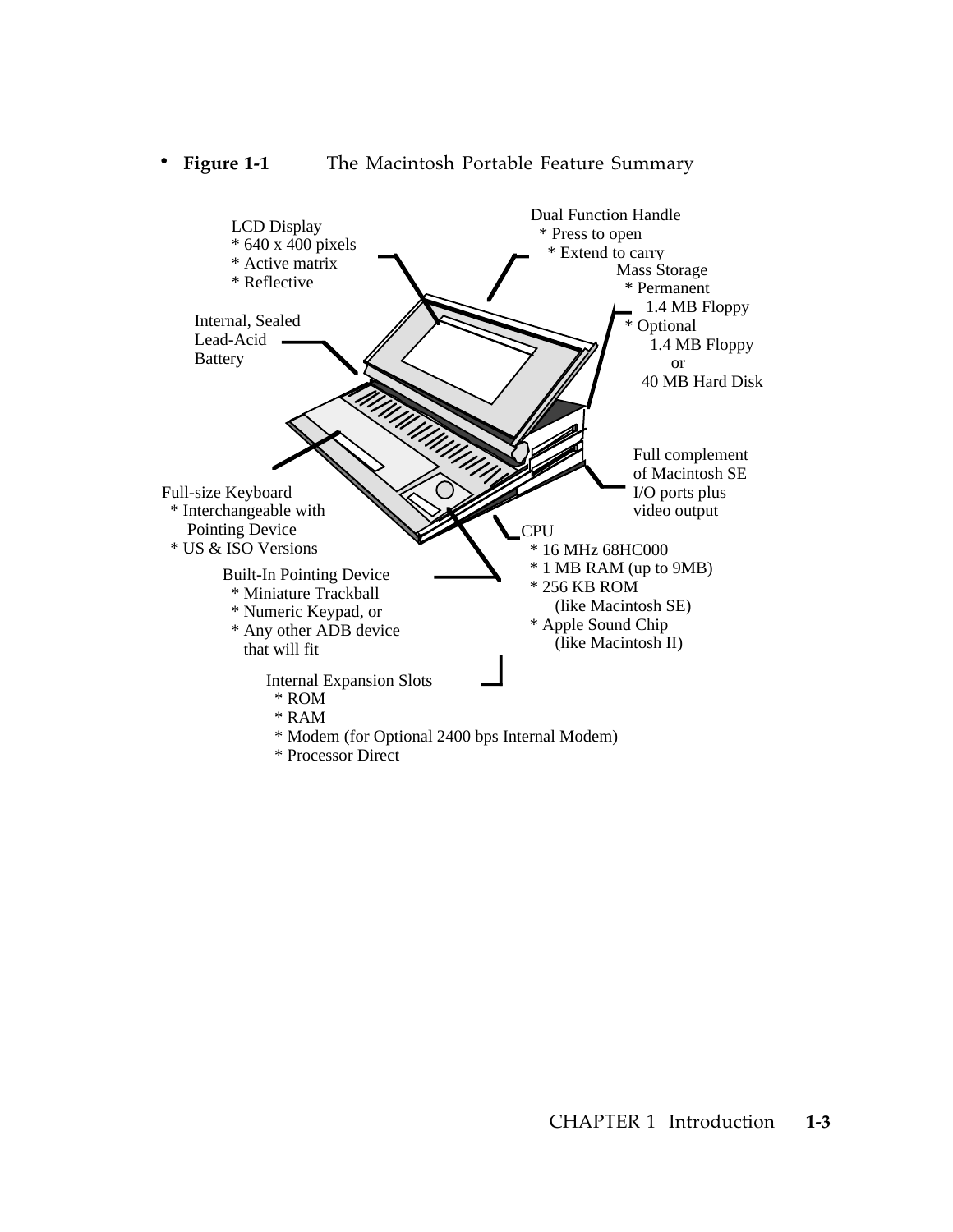**Figure 1-1** The Macintosh Portable Feature Summary

LCD Display
* 640 x 400 pixels
* Active matrix
* Reflective

Dual Function Handle
* Press to open
* Extend to carry

Mass Storage
* Permanent
  1.4 MB Floppy
* Optional
  1.4 MB Floppy
  or
  40 MB Hard Disk

Internal, Sealed Lead-Acid Battery

Full complement of Macintosh SE I/O ports plus video output

Full-size Keyboard
* Interchangeable with Pointing Device
* US & ISO Versions

CPU
* 16 MHz 68HC000
* 1 MB RAM (up to 9MB)
* 256 KB ROM
  (like Macintosh SE)
* Apple Sound Chip
  (like Macintosh II)

Built-In Pointing Device
* Miniature Trackball
* Numeric Keypad, or
* Any other ADB device that will fit

Internal Expansion Slots
* ROM
* RAM
* Modem (for Optional 2400 bps Internal Modem)
* Processor Direct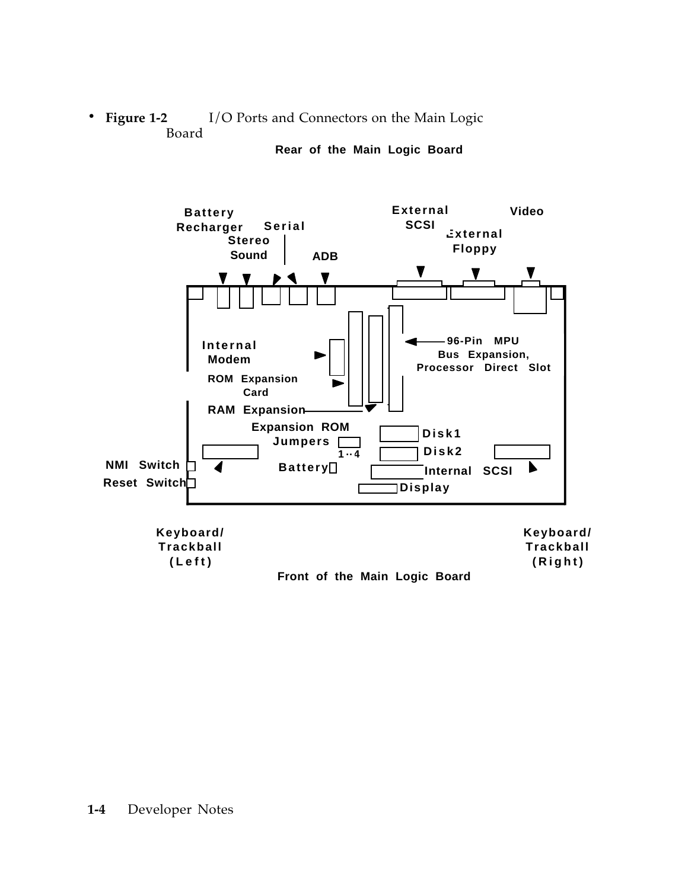- **Figure 1-2** I/O Ports and Connectors on the Main Logic Board

Rear of the Main Logic Board

Battery Recharger

Serial

Stereo Sound

ADB

External SCSI

External Floppy

Video

Internal Modem

ROM Expansion Card

RAM Expansion

96-Pin MPU Bus Expansion, Processor Direct Slot

Expansion ROM Jumpers

1··4

Disk1

Disk2

NMI Switch

Reset Switch

Battery

Internal SCSI

Display

Keyboard/ Trackball (Left)

Keyboard/ Trackball (Right)

Front of the Main Logic Board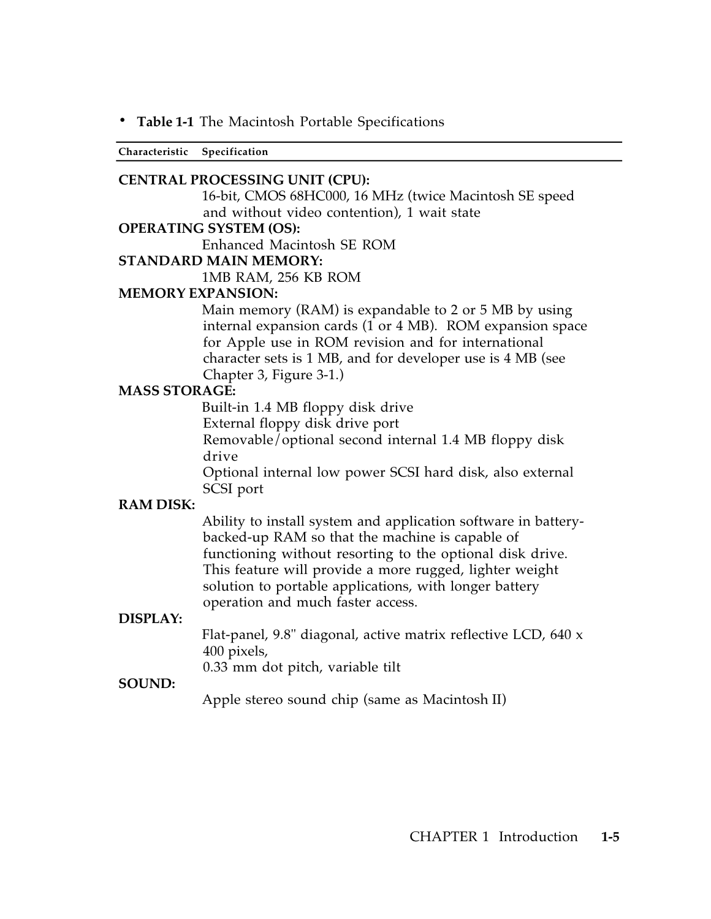- **Table 1-1** The Macintosh Portable Specifications

| Characteristic | Specification |
|---|---|
| **CENTRAL PROCESSING UNIT (CPU):** | |
| | 16-bit, CMOS 68HC000, 16 MHz (twice Macintosh SE speed and without video contention), 1 wait state |
| **OPERATING SYSTEM (OS):** | |
| | Enhanced Macintosh SE ROM |
| **STANDARD MAIN MEMORY:** | |
| | 1MB RAM, 256 KB ROM |
| **MEMORY EXPANSION:** | |
| | Main memory (RAM) is expandable to 2 or 5 MB by using internal expansion cards (1 or 4 MB). ROM expansion space for Apple use in ROM revision and for international character sets is 1 MB, and for developer use is 4 MB (see Chapter 3, Figure 3-1.) |
| **MASS STORAGE:** | |
| | Built-in 1.4 MB floppy disk drive<br>External floppy disk drive port<br>Removable/optional second internal 1.4 MB floppy disk drive<br>Optional internal low power SCSI hard disk, also external SCSI port |
| **RAM DISK:** | |
| | Ability to install system and application software in battery-backed-up RAM so that the machine is capable of functioning without resorting to the optional disk drive. This feature will provide a more rugged, lighter weight solution to portable applications, with longer battery operation and much faster access. |
| **DISPLAY:** | |
| | Flat-panel, 9.8" diagonal, active matrix reflective LCD, 640 x 400 pixels,<br>0.33 mm dot pitch, variable tilt |
| **SOUND:** | |
| | Apple stereo sound chip (same as Macintosh II) |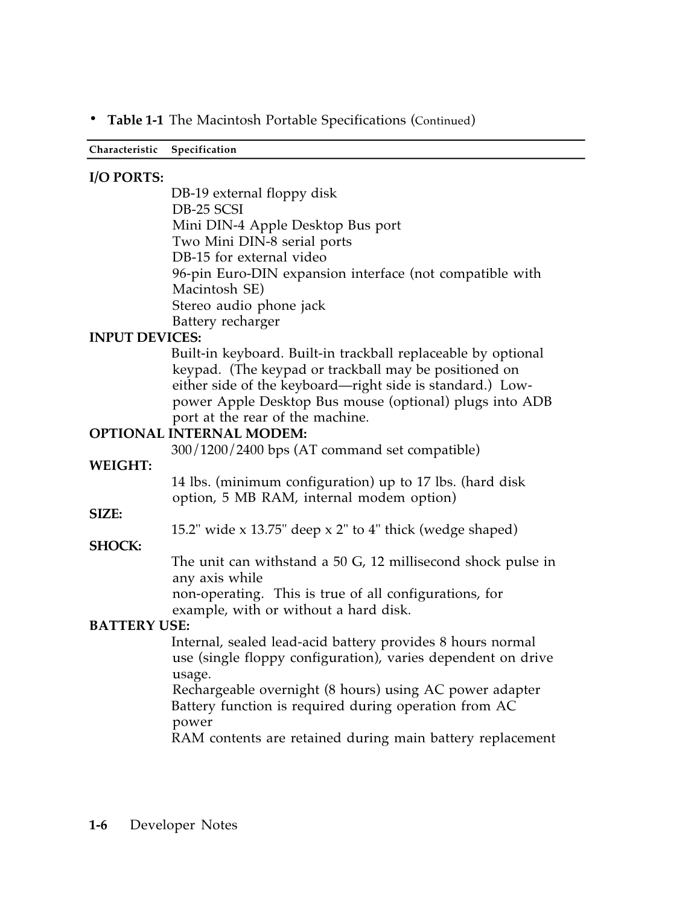**Table 1-1** The Macintosh Portable Specifications (Continued)

| Characteristic | Specification |
|---|---|
| **I/O PORTS:** | DB-19 external floppy disk<br>DB-25 SCSI<br>Mini DIN-4 Apple Desktop Bus port<br>Two Mini DIN-8 serial ports<br>DB-15 for external video<br>96-pin Euro-DIN expansion interface (not compatible with Macintosh SE)<br>Stereo audio phone jack<br>Battery recharger |
| **INPUT DEVICES:** | Built-in keyboard. Built-in trackball replaceable by optional keypad. (The keypad or trackball may be positioned on either side of the keyboard—right side is standard.) Low-power Apple Desktop Bus mouse (optional) plugs into ADB port at the rear of the machine. |
| **OPTIONAL INTERNAL MODEM:** | 300/1200/2400 bps (AT command set compatible) |
| **WEIGHT:** | 14 lbs. (minimum configuration) up to 17 lbs. (hard disk option, 5 MB RAM, internal modem option) |
| **SIZE:** | 15.2" wide x 13.75" deep x 2" to 4" thick (wedge shaped) |
| **SHOCK:** | The unit can withstand a 50 G, 12 millisecond shock pulse in any axis while non-operating. This is true of all configurations, for example, with or without a hard disk. |
| **BATTERY USE:** | Internal, sealed lead-acid battery provides 8 hours normal use (single floppy configuration), varies dependent on drive usage.<br>Rechargeable overnight (8 hours) using AC power adapter<br>Battery function is required during operation from AC power<br>RAM contents are retained during main battery replacement |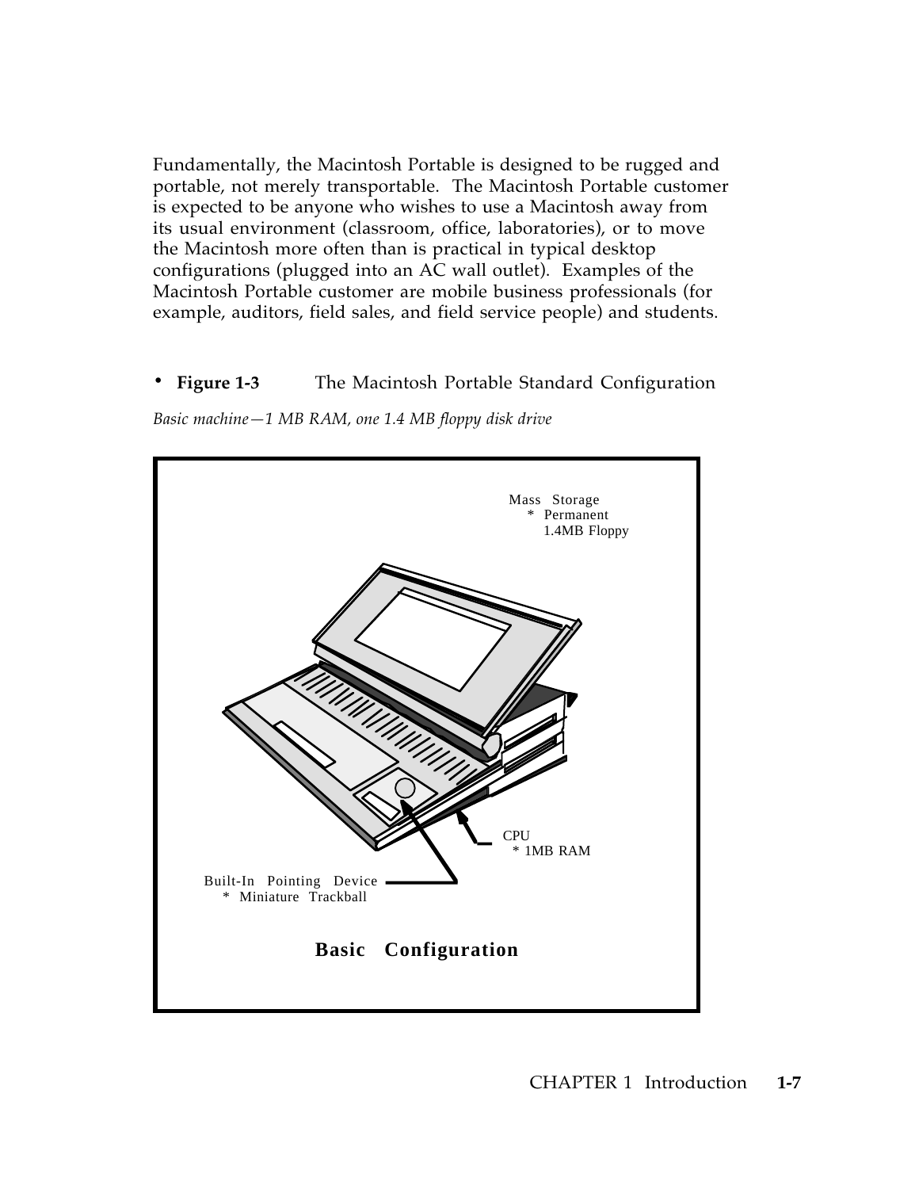Fundamentally, the Macintosh Portable is designed to be rugged and portable, not merely transportable. The Macintosh Portable customer is expected to be anyone who wishes to use a Macintosh away from its usual environment (classroom, office, laboratories), or to move the Macintosh more often than is practical in typical desktop configurations (plugged into an AC wall outlet). Examples of the Macintosh Portable customer are mobile business professionals (for example, auditors, field sales, and field service people) and students.

- **Figure 1-3** The Macintosh Portable Standard Configuration

*Basic machine—1 MB RAM, one 1.4 MB floppy disk drive*

Mass Storage
* Permanent 1.4MB Floppy

CPU
* 1MB RAM

Built-In Pointing Device
* Miniature Trackball

**Basic Configuration**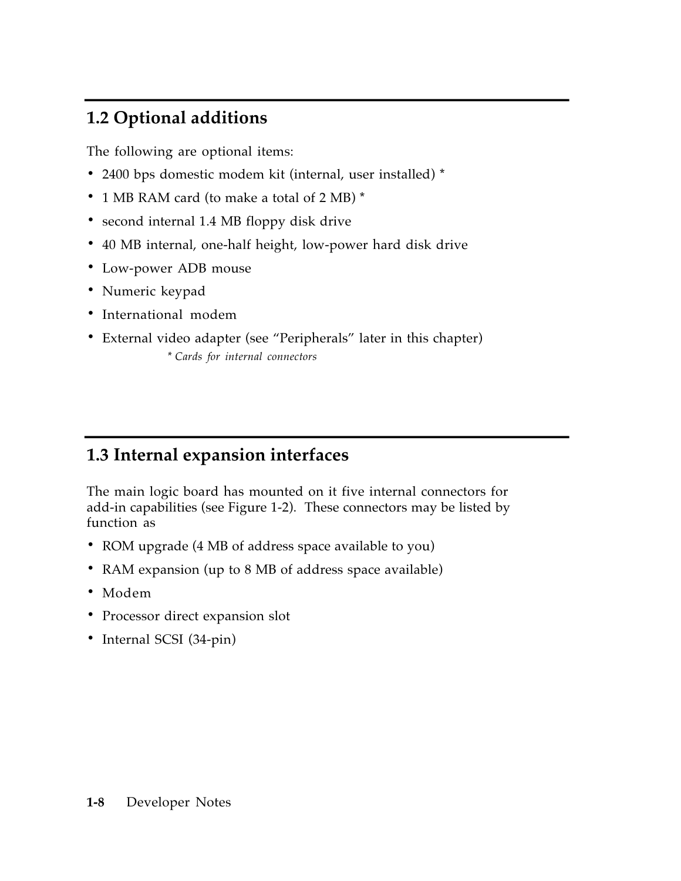## 1.2 Optional additions

The following are optional items:

- 2400 bps domestic modem kit (internal, user installed) *
- 1 MB RAM card (to make a total of 2 MB) *
- second internal 1.4 MB floppy disk drive
- 40 MB internal, one-half height, low-power hard disk drive
- Low-power ADB mouse
- Numeric keypad
- International modem
- External video adapter (see "Peripherals" later in this chapter)

*\* Cards for internal connectors*

## 1.3 Internal expansion interfaces

The main logic board has mounted on it five internal connectors for add-in capabilities (see Figure 1-2). These connectors may be listed by function as

- ROM upgrade (4 MB of address space available to you)
- RAM expansion (up to 8 MB of address space available)
- Modem
- Processor direct expansion slot
- Internal SCSI (34-pin)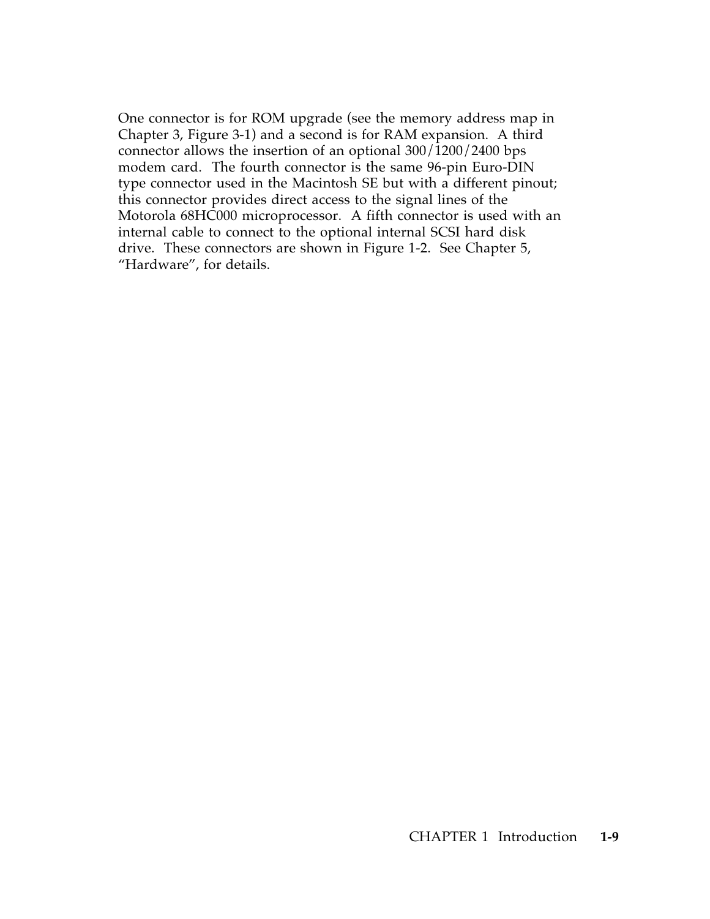One connector is for ROM upgrade (see the memory address map in Chapter 3, Figure 3-1) and a second is for RAM expansion. A third connector allows the insertion of an optional 300/1200/2400 bps modem card. The fourth connector is the same 96-pin Euro-DIN type connector used in the Macintosh SE but with a different pinout; this connector provides direct access to the signal lines of the Motorola 68HC000 microprocessor. A fifth connector is used with an internal cable to connect to the optional internal SCSI hard disk drive. These connectors are shown in Figure 1-2. See Chapter 5, "Hardware", for details.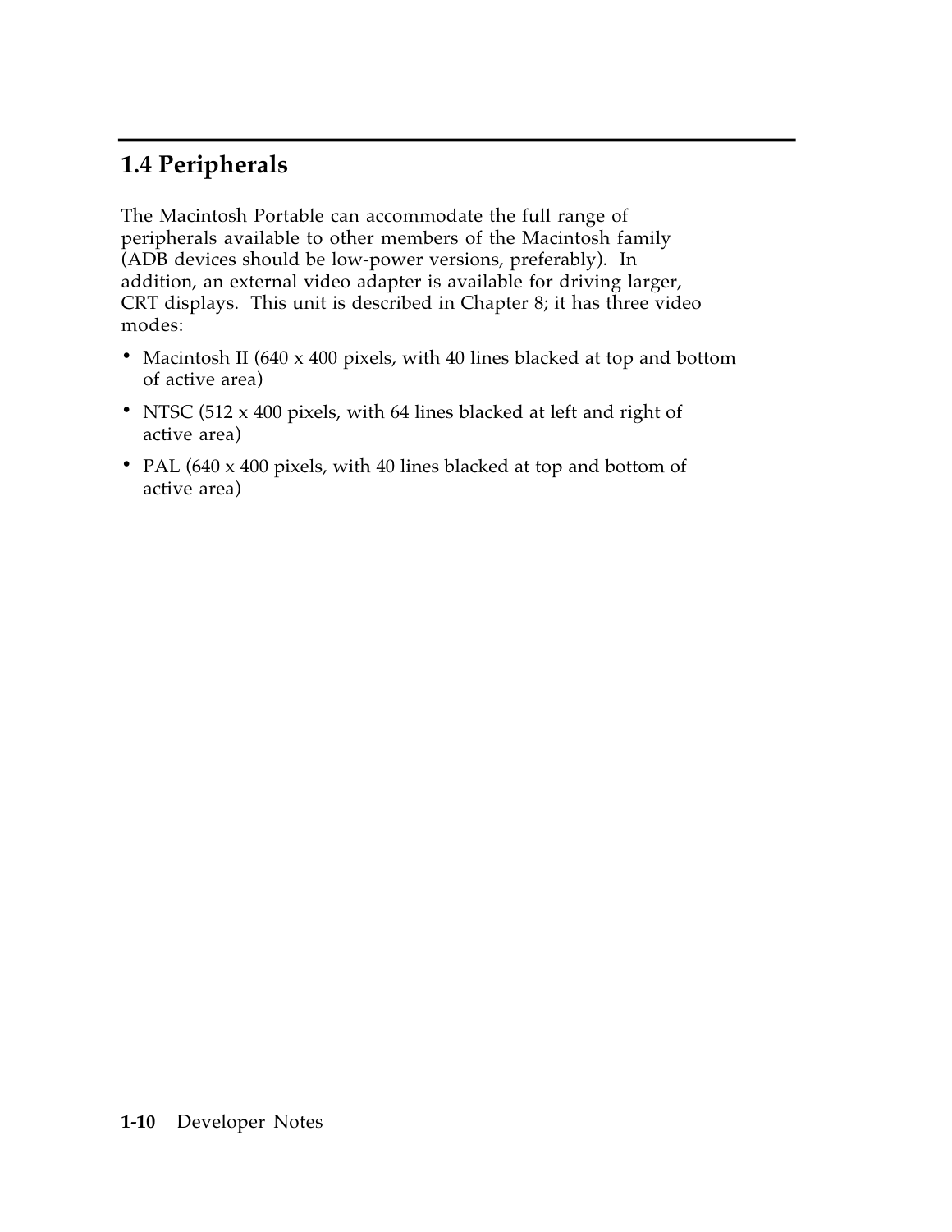## 1.4 Peripherals

The Macintosh Portable can accommodate the full range of peripherals available to other members of the Macintosh family (ADB devices should be low-power versions, preferably). In addition, an external video adapter is available for driving larger, CRT displays. This unit is described in Chapter 8; it has three video modes:

- Macintosh II (640 x 400 pixels, with 40 lines blacked at top and bottom of active area)
- NTSC (512 x 400 pixels, with 64 lines blacked at left and right of active area)
- PAL (640 x 400 pixels, with 40 lines blacked at top and bottom of active area)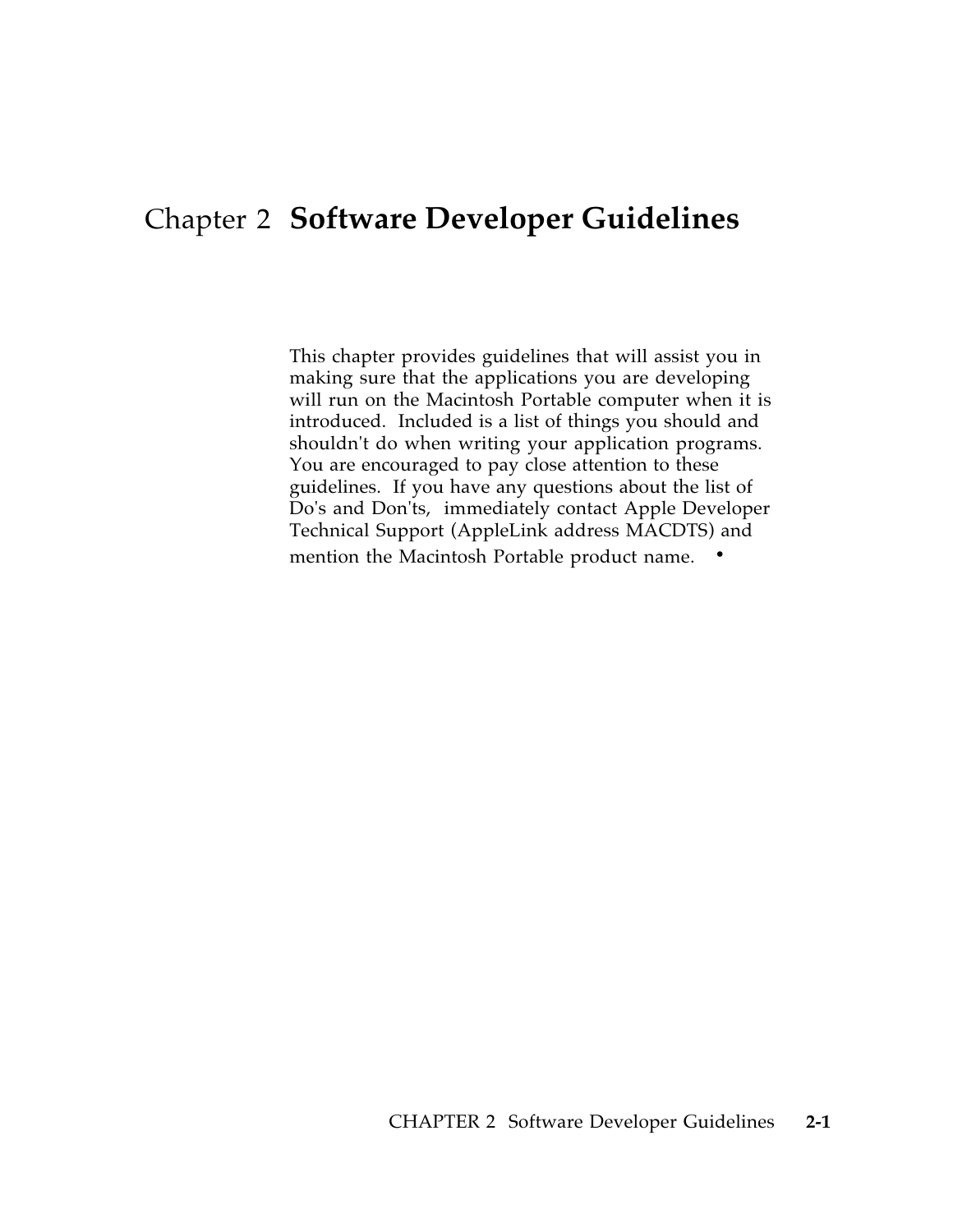# Chapter 2 Software Developer Guidelines

This chapter provides guidelines that will assist you in making sure that the applications you are developing will run on the Macintosh Portable computer when it is introduced. Included is a list of things you should and shouldn't do when writing your application programs. You are encouraged to pay close attention to these guidelines. If you have any questions about the list of Do's and Don'ts, immediately contact Apple Developer Technical Support (AppleLink address MACDTS) and mention the Macintosh Portable product name. •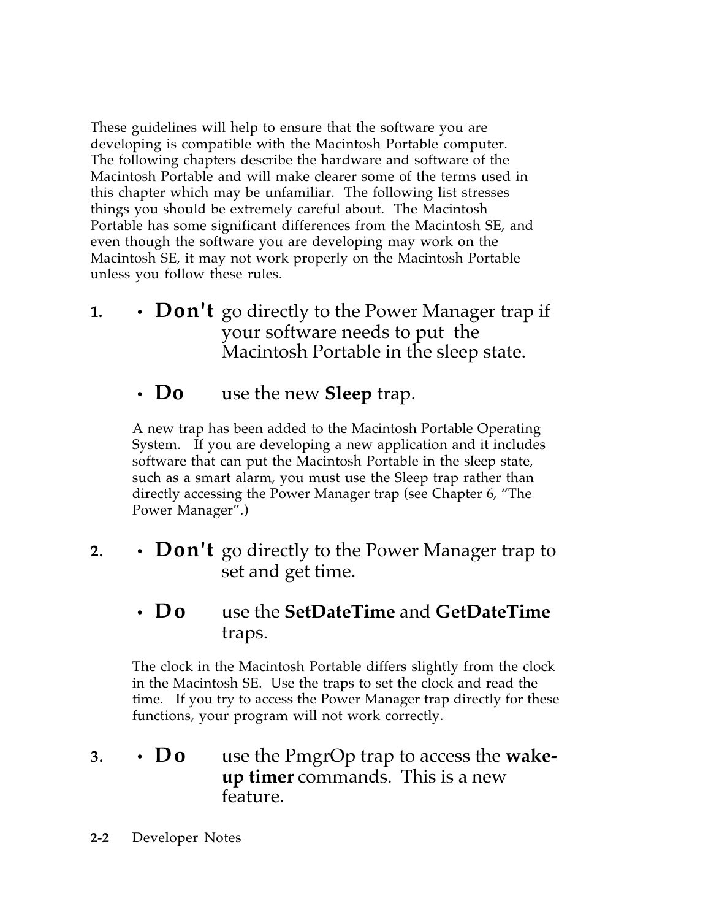These guidelines will help to ensure that the software you are developing is compatible with the Macintosh Portable computer. The following chapters describe the hardware and software of the Macintosh Portable and will make clearer some of the terms used in this chapter which may be unfamiliar. The following list stresses things you should be extremely careful about. The Macintosh Portable has some significant differences from the Macintosh SE, and even though the software you are developing may work on the Macintosh SE, it may not work properly on the Macintosh Portable unless you follow these rules.

1.
   - **Don't** go directly to the Power Manager trap if your software needs to put the Macintosh Portable in the sleep state.
   - **Do** use the new **Sleep** trap.

   A new trap has been added to the Macintosh Portable Operating System. If you are developing a new application and it includes software that can put the Macintosh Portable in the sleep state, such as a smart alarm, you must use the Sleep trap rather than directly accessing the Power Manager trap (see Chapter 6, "The Power Manager".)

2.
   - **Don't** go directly to the Power Manager trap to set and get time.
   - **Do** use the **SetDateTime** and **GetDateTime** traps.

   The clock in the Macintosh Portable differs slightly from the clock in the Macintosh SE. Use the traps to set the clock and read the time. If you try to access the Power Manager trap directly for these functions, your program will not work correctly.

3.
   - **Do** use the PmgrOp trap to access the **wake-up timer** commands. This is a new feature.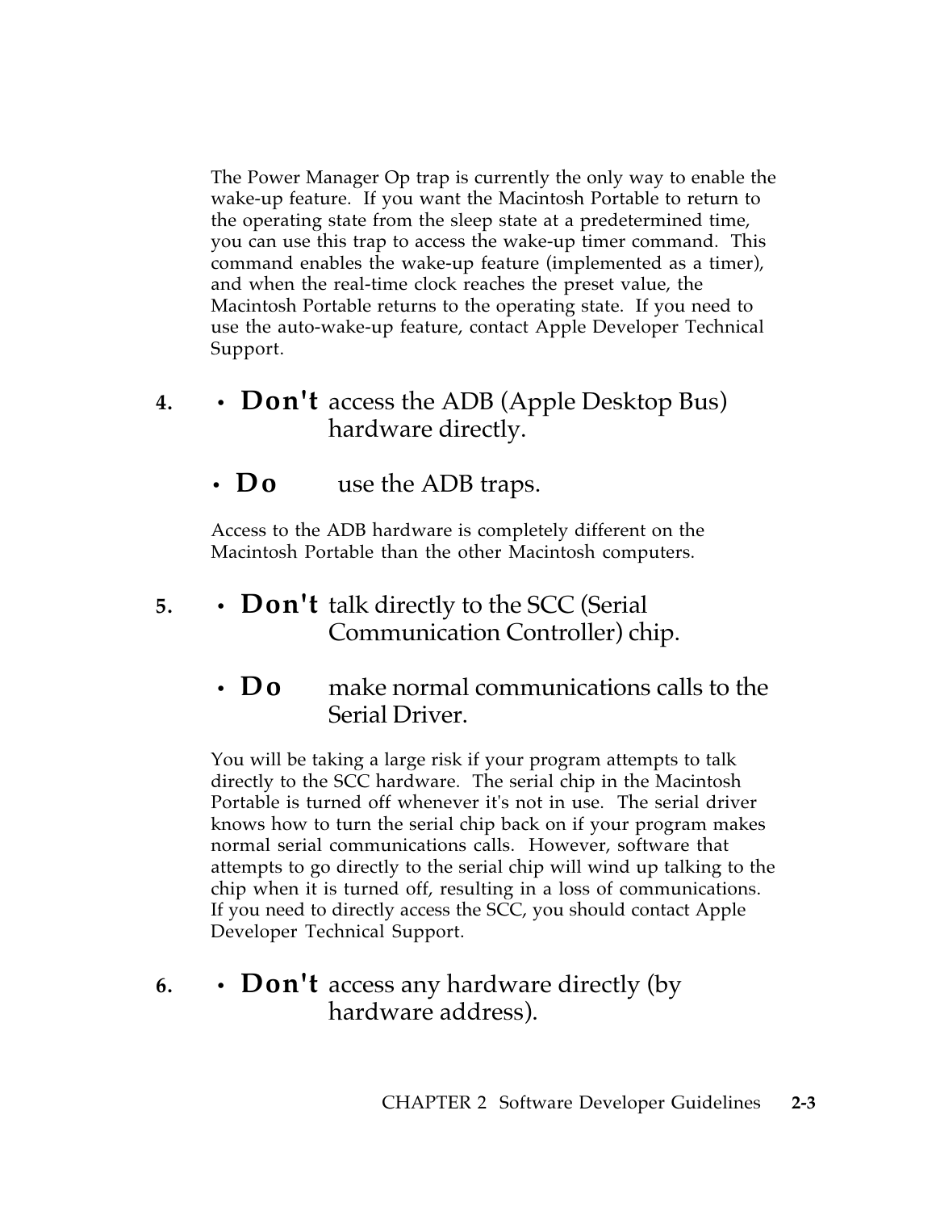The Power Manager Op trap is currently the only way to enable the wake-up feature. If you want the Macintosh Portable to return to the operating state from the sleep state at a predetermined time, you can use this trap to access the wake-up timer command. This command enables the wake-up feature (implemented as a timer), and when the real-time clock reaches the preset value, the Macintosh Portable returns to the operating state. If you need to use the auto-wake-up feature, contact Apple Developer Technical Support.

4. • **Don't** access the ADB (Apple Desktop Bus) hardware directly.

   • **Do** use the ADB traps.

   Access to the ADB hardware is completely different on the Macintosh Portable than the other Macintosh computers.

5. • **Don't** talk directly to the SCC (Serial Communication Controller) chip.

   • **Do** make normal communications calls to the Serial Driver.

   You will be taking a large risk if your program attempts to talk directly to the SCC hardware. The serial chip in the Macintosh Portable is turned off whenever it's not in use. The serial driver knows how to turn the serial chip back on if your program makes normal serial communications calls. However, software that attempts to go directly to the serial chip will wind up talking to the chip when it is turned off, resulting in a loss of communications. If you need to directly access the SCC, you should contact Apple Developer Technical Support.

6. • **Don't** access any hardware directly (by hardware address).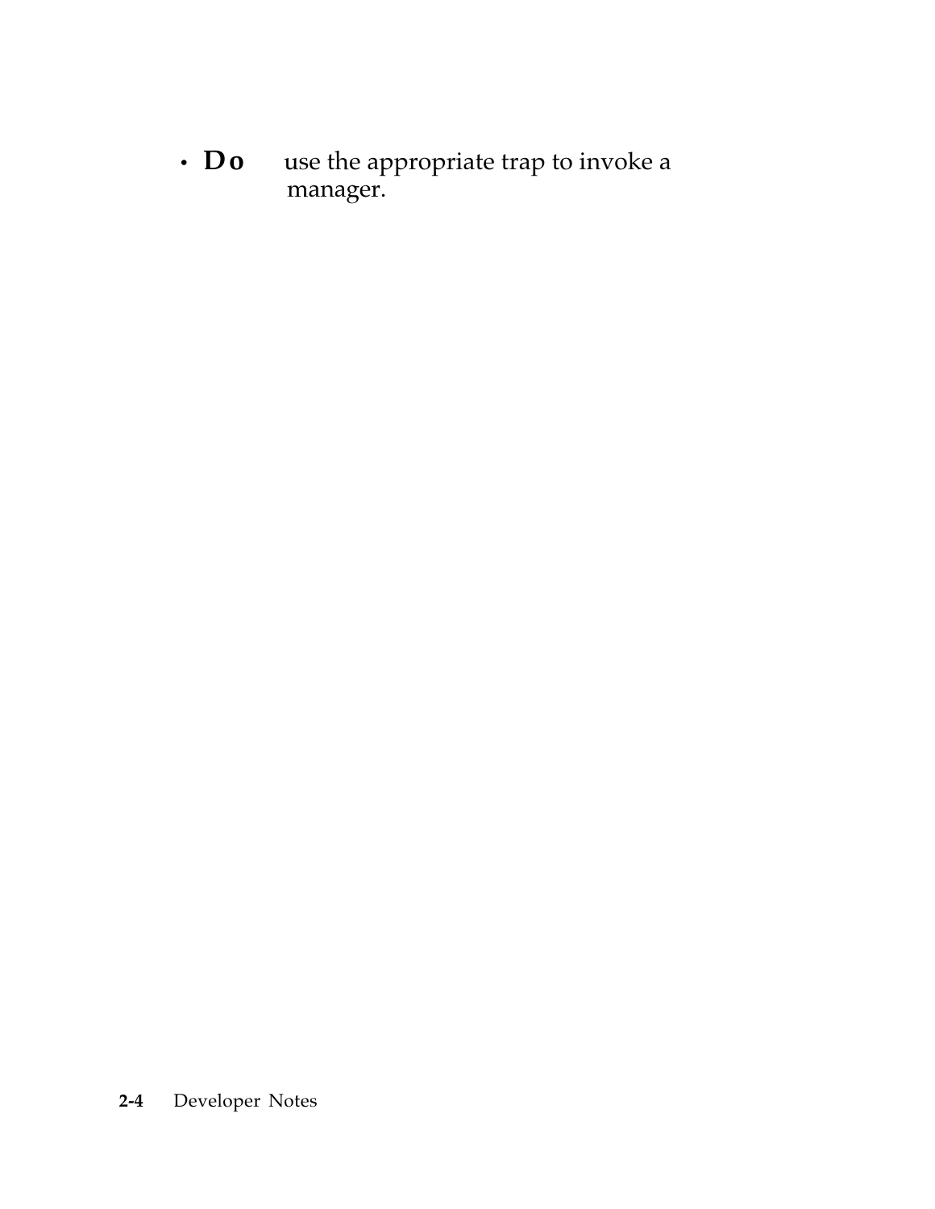- **Do** use the appropriate trap to invoke a manager.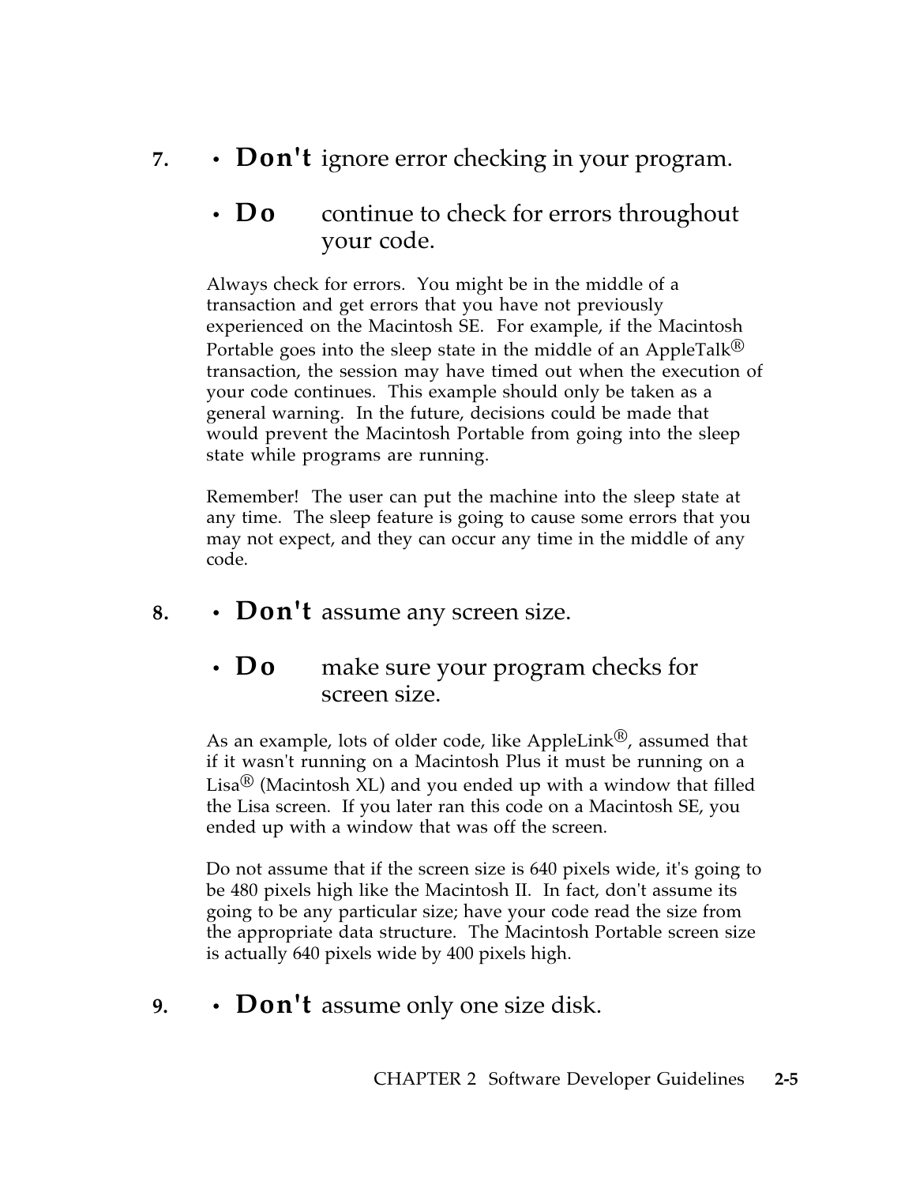7. • **Don't** ignore error checking in your program.

   • **Do** continue to check for errors throughout your code.

Always check for errors. You might be in the middle of a transaction and get errors that you have not previously experienced on the Macintosh SE. For example, if the Macintosh Portable goes into the sleep state in the middle of an AppleTalk® transaction, the session may have timed out when the execution of your code continues. This example should only be taken as a general warning. In the future, decisions could be made that would prevent the Macintosh Portable from going into the sleep state while programs are running.

Remember! The user can put the machine into the sleep state at any time. The sleep feature is going to cause some errors that you may not expect, and they can occur any time in the middle of any code.

8. • **Don't** assume any screen size.

   • **Do** make sure your program checks for screen size.

As an example, lots of older code, like AppleLink®, assumed that if it wasn't running on a Macintosh Plus it must be running on a Lisa® (Macintosh XL) and you ended up with a window that filled the Lisa screen. If you later ran this code on a Macintosh SE, you ended up with a window that was off the screen.

Do not assume that if the screen size is 640 pixels wide, it's going to be 480 pixels high like the Macintosh II. In fact, don't assume its going to be any particular size; have your code read the size from the appropriate data structure. The Macintosh Portable screen size is actually 640 pixels wide by 400 pixels high.

9. • **Don't** assume only one size disk.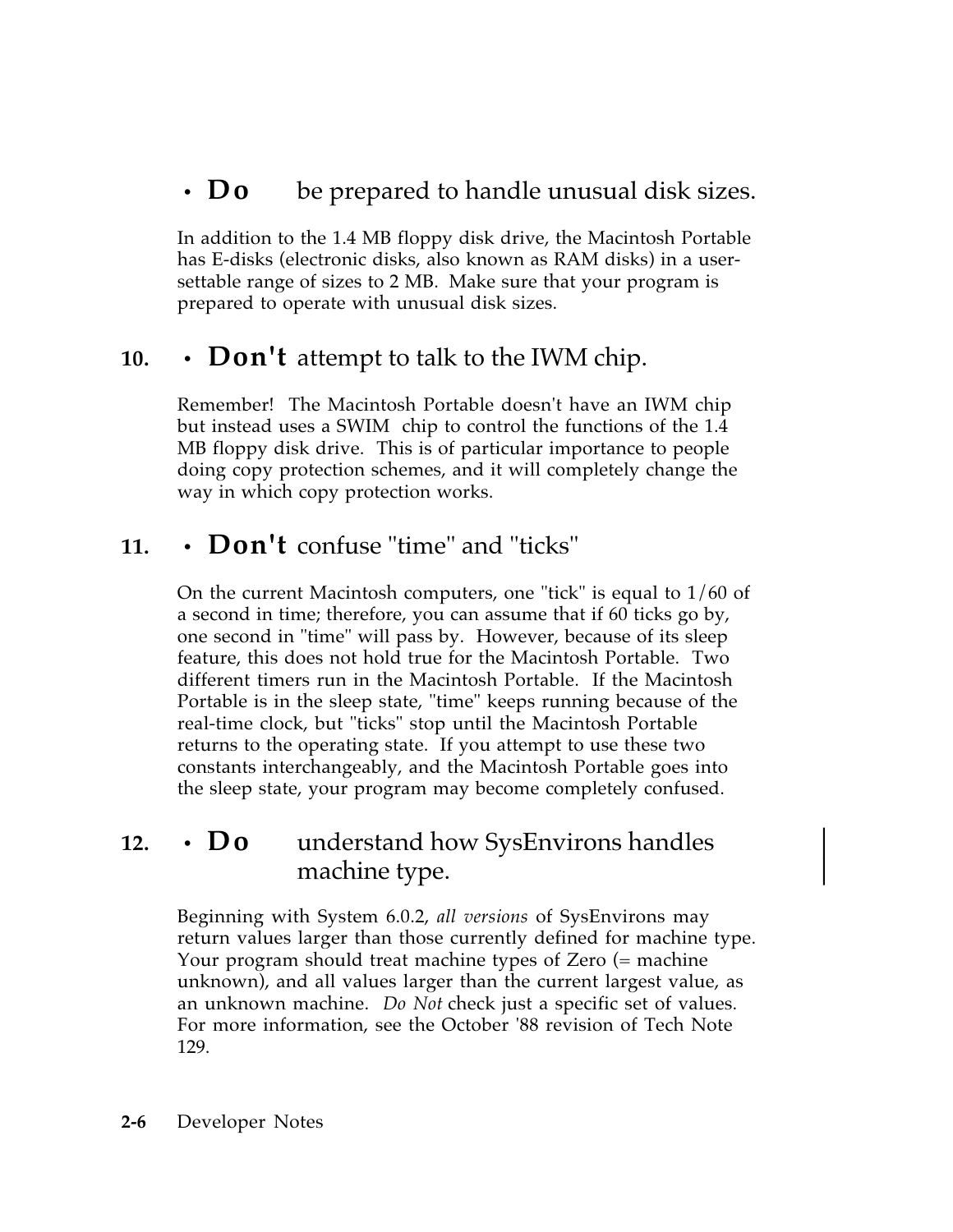• **Do** be prepared to handle unusual disk sizes.

In addition to the 1.4 MB floppy disk drive, the Macintosh Portable has E-disks (electronic disks, also known as RAM disks) in a user-settable range of sizes to 2 MB. Make sure that your program is prepared to operate with unusual disk sizes.

**10.** • **Don't** attempt to talk to the IWM chip.

Remember! The Macintosh Portable doesn't have an IWM chip but instead uses a SWIM chip to control the functions of the 1.4 MB floppy disk drive. This is of particular importance to people doing copy protection schemes, and it will completely change the way in which copy protection works.

**11.** • **Don't** confuse "time" and "ticks"

On the current Macintosh computers, one "tick" is equal to 1/60 of a second in time; therefore, you can assume that if 60 ticks go by, one second in "time" will pass by. However, because of its sleep feature, this does not hold true for the Macintosh Portable. Two different timers run in the Macintosh Portable. If the Macintosh Portable is in the sleep state, "time" keeps running because of the real-time clock, but "ticks" stop until the Macintosh Portable returns to the operating state. If you attempt to use these two constants interchangeably, and the Macintosh Portable goes into the sleep state, your program may become completely confused.

**12.** • **Do** understand how SysEnvirons handles machine type.

Beginning with System 6.0.2, *all versions* of SysEnvirons may return values larger than those currently defined for machine type. Your program should treat machine types of Zero (= machine unknown), and all values larger than the current largest value, as an unknown machine. *Do Not* check just a specific set of values. For more information, see the October '88 revision of Tech Note 129.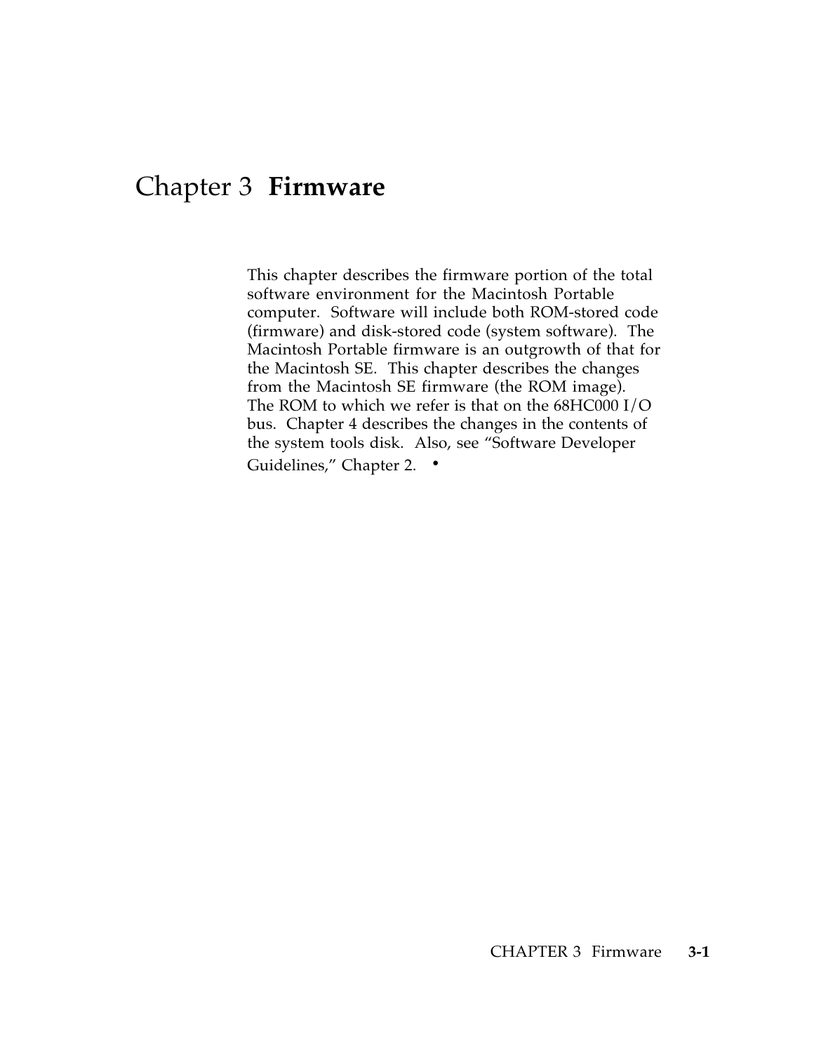# Chapter 3 **Firmware**

This chapter describes the firmware portion of the total software environment for the Macintosh Portable computer. Software will include both ROM-stored code (firmware) and disk-stored code (system software). The Macintosh Portable firmware is an outgrowth of that for the Macintosh SE. This chapter describes the changes from the Macintosh SE firmware (the ROM image). The ROM to which we refer is that on the 68HC000 I/O bus. Chapter 4 describes the changes in the contents of the system tools disk. Also, see "Software Developer Guidelines," Chapter 2. •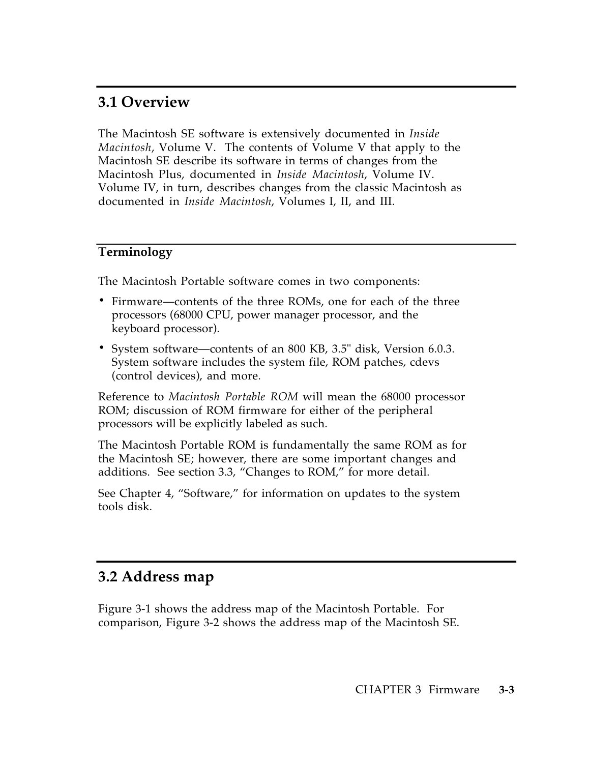## 3.1 Overview

The Macintosh SE software is extensively documented in *Inside Macintosh*, Volume V. The contents of Volume V that apply to the Macintosh SE describe its software in terms of changes from the Macintosh Plus, documented in *Inside Macintosh*, Volume IV. Volume IV, in turn, describes changes from the classic Macintosh as documented in *Inside Macintosh*, Volumes I, II, and III.

### Terminology

The Macintosh Portable software comes in two components:

- Firmware—contents of the three ROMs, one for each of the three processors (68000 CPU, power manager processor, and the keyboard processor).
- System software—contents of an 800 KB, 3.5" disk, Version 6.0.3. System software includes the system file, ROM patches, cdevs (control devices), and more.

Reference to *Macintosh Portable ROM* will mean the 68000 processor ROM; discussion of ROM firmware for either of the peripheral processors will be explicitly labeled as such.

The Macintosh Portable ROM is fundamentally the same ROM as for the Macintosh SE; however, there are some important changes and additions. See section 3.3, “Changes to ROM,” for more detail.

See Chapter 4, “Software,” for information on updates to the system tools disk.

## 3.2 Address map

Figure 3-1 shows the address map of the Macintosh Portable. For comparison, Figure 3-2 shows the address map of the Macintosh SE.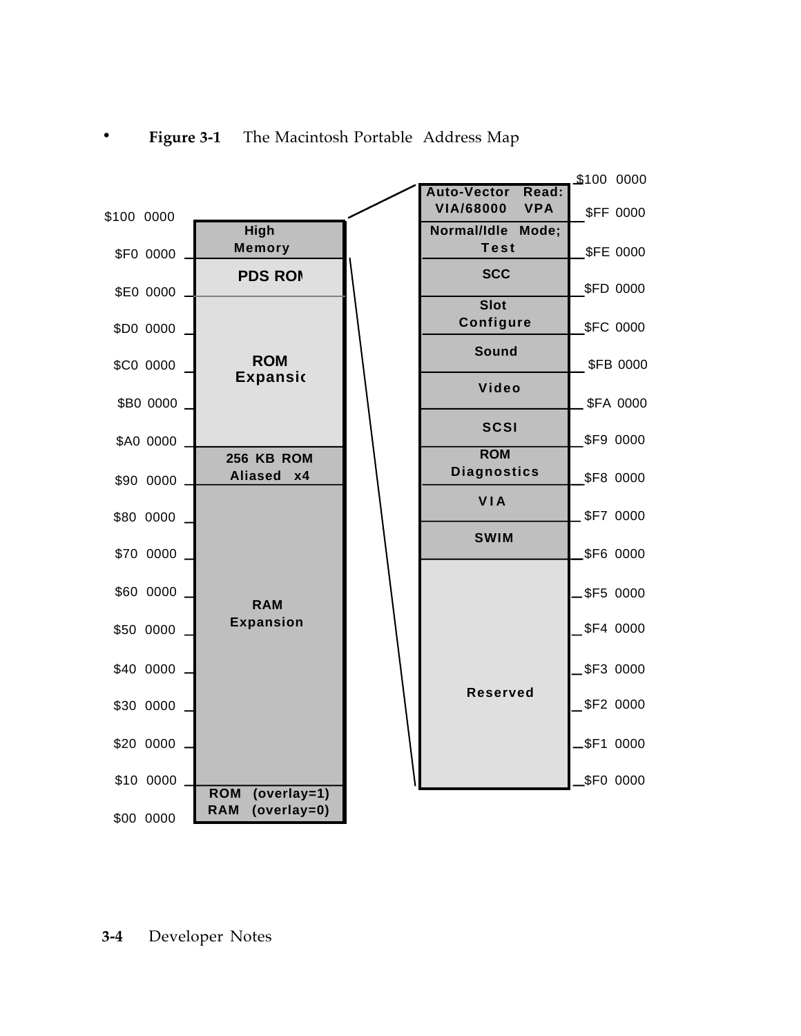**Figure 3-1** The Macintosh Portable Address Map

| Address | Main Address Map |
| --- | --- |
| $F0 0000 – $100 0000 | High Memory |
| $E0 0000 – $F0 0000 | PDS ROM |
| $A0 0000 – $E0 0000 | ROM Expansion |
| $90 0000 – $A0 0000 | 256 KB ROM Aliased x4 |
| $10 0000 – $90 0000 | RAM Expansion |
| $00 0000 – $10 0000 | ROM (overlay=1) RAM (overlay=0) |

| Address | High Memory Detail |
| --- | --- |
| $FF 0000 – $100 0000 | Auto-Vector Read: VIA/68000 VPA |
| $FE 0000 – $FF 0000 | Normal/Idle Mode; Test |
| $FD 0000 – $FE 0000 | SCC |
| $FC 0000 – $FD 0000 | Slot Configure |
| $FB 0000 – $FC 0000 | Sound |
| $FA 0000 – $FB 0000 | Video |
| $F9 0000 – $FA 0000 | SCSI |
| $F8 0000 – $F9 0000 | ROM Diagnostics |
| $F7 0000 – $F8 0000 | VIA |
| $F6 0000 – $F7 0000 | SWIM |
| $F0 0000 – $F6 0000 | Reserved |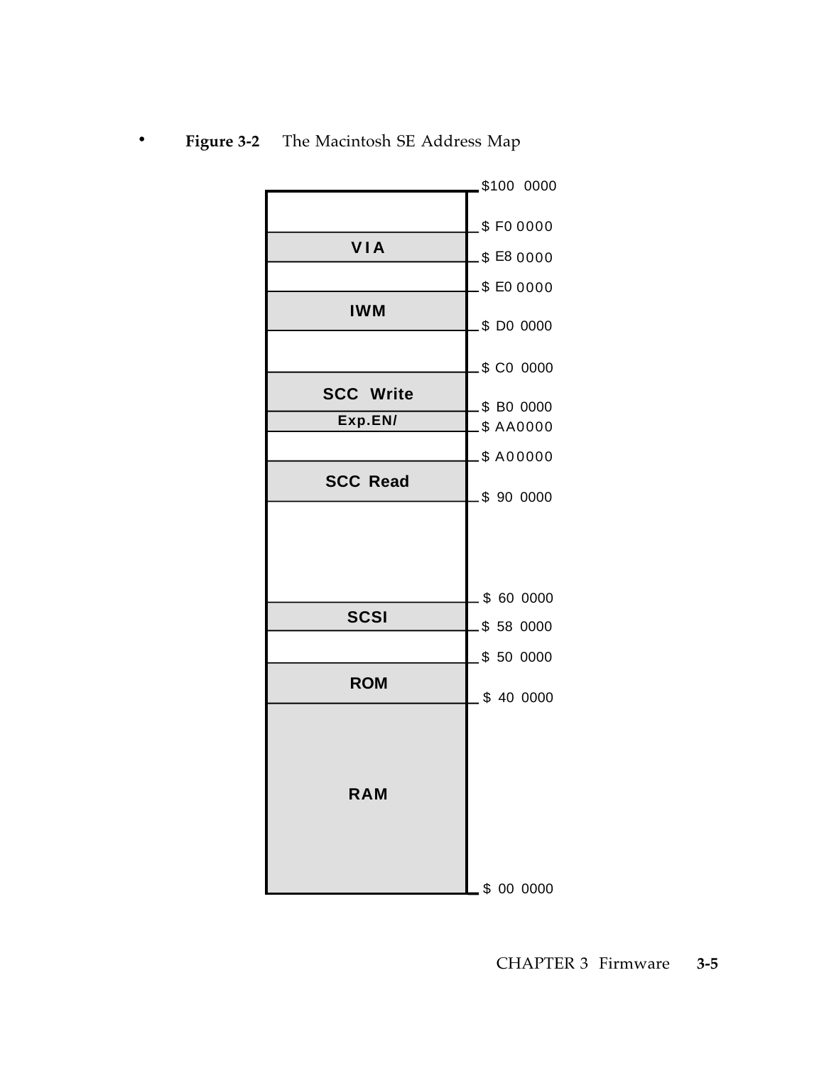**Figure 3-2** The Macintosh SE Address Map

| Address | Region |
| --- | --- |
| $100 0000 | |
| | |
| $ F0 0000 | |
| | VIA |
| $ E8 0000 | |
| | |
| $ E0 0000 | |
| | IWM |
| $ D0 0000 | |
| | |
| $ C0 0000 | |
| | SCC Write |
| $ B0 0000 | |
| | Exp.EN/ |
| $ AA0000 | |
| | |
| $ A00000 | |
| | SCC Read |
| $ 90 0000 | |
| | |
| $ 60 0000 | |
| | SCSI |
| $ 58 0000 | |
| | |
| $ 50 0000 | |
| | ROM |
| $ 40 0000 | |
| | RAM |
| $ 00 0000 | |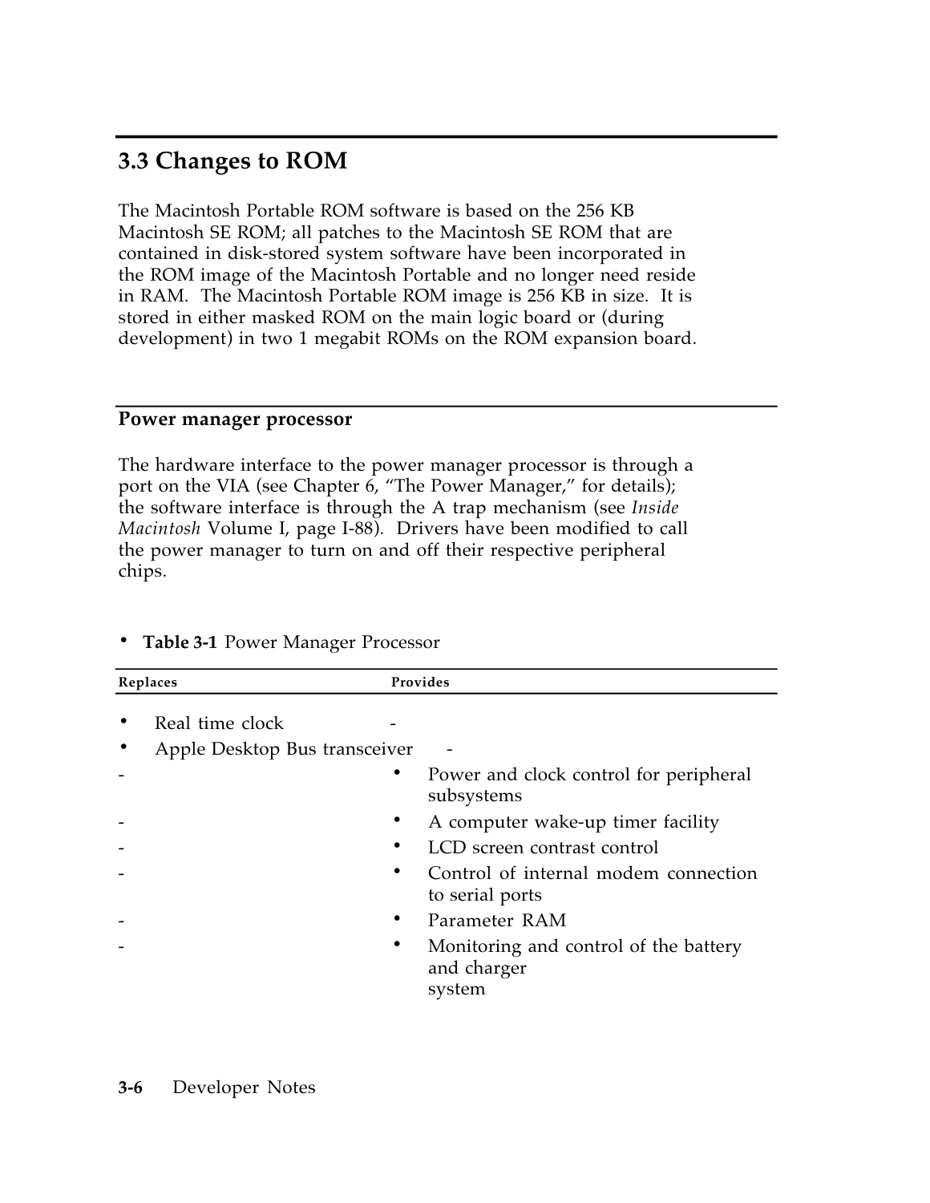## 3.3 Changes to ROM

The Macintosh Portable ROM software is based on the 256 KB Macintosh SE ROM; all patches to the Macintosh SE ROM that are contained in disk-stored system software have been incorporated in the ROM image of the Macintosh Portable and no longer need reside in RAM. The Macintosh Portable ROM image is 256 KB in size. It is stored in either masked ROM on the main logic board or (during development) in two 1 megabit ROMs on the ROM expansion board.

### Power manager processor

The hardware interface to the power manager processor is through a port on the VIA (see Chapter 6, "The Power Manager," for details); the software interface is through the A trap mechanism (see *Inside Macintosh* Volume I, page I-88). Drivers have been modified to call the power manager to turn on and off their respective peripheral chips.

- **Table 3-1** Power Manager Processor

| Replaces | Provides |
|---|---|
| • Real time clock | - |
| • Apple Desktop Bus transceiver | - |
| - | • Power and clock control for peripheral subsystems |
| - | • A computer wake-up timer facility |
| - | • LCD screen contrast control |
| - | • Control of internal modem connection to serial ports |
| - | • Parameter RAM |
| - | • Monitoring and control of the battery and charger system |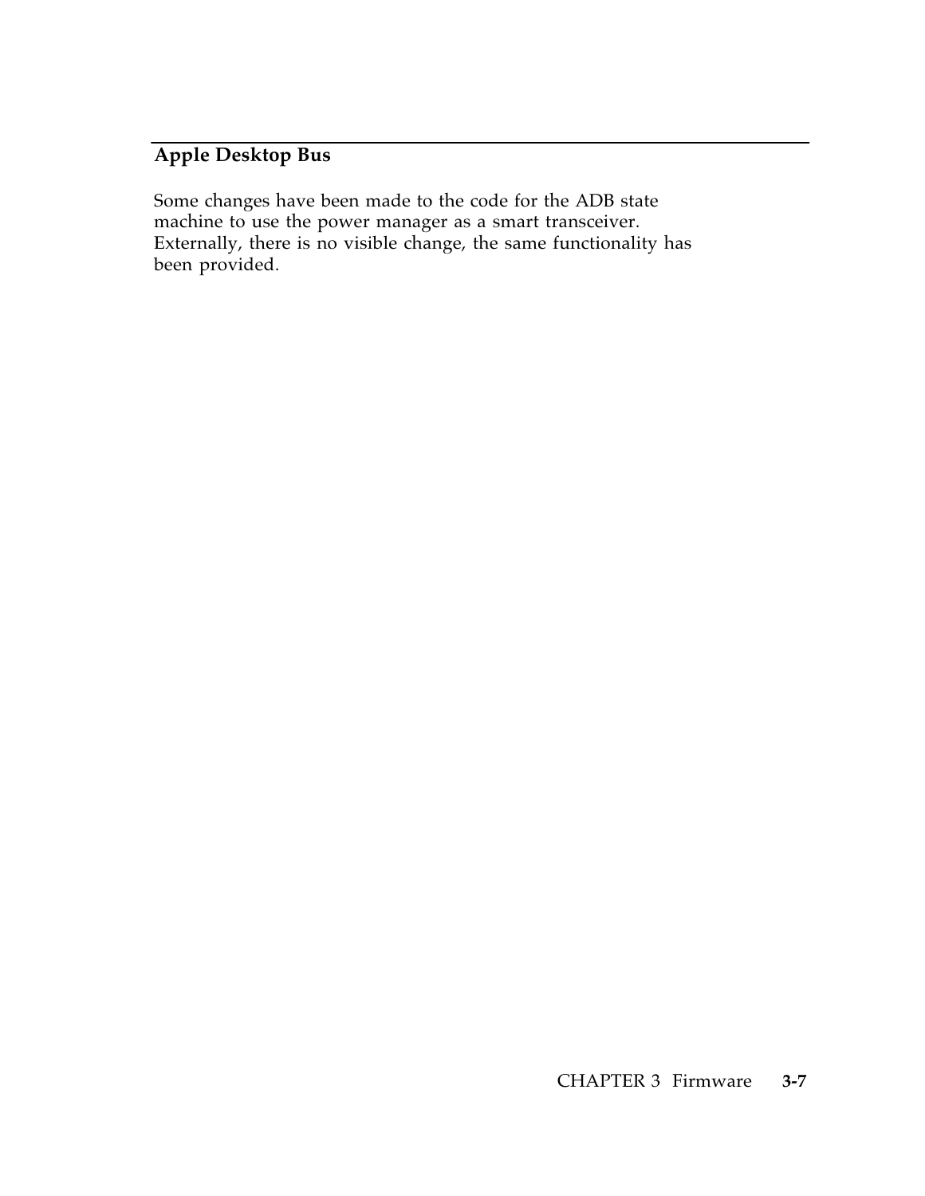## Apple Desktop Bus

Some changes have been made to the code for the ADB state machine to use the power manager as a smart transceiver. Externally, there is no visible change, the same functionality has been provided.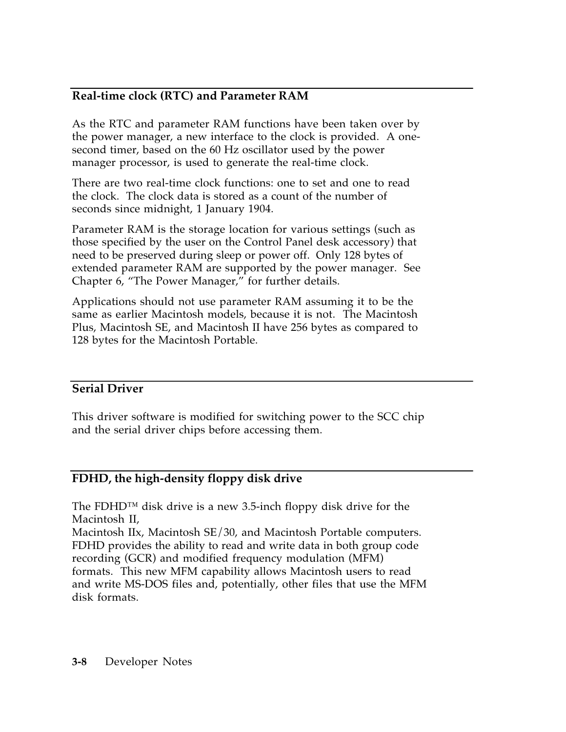## Real-time clock (RTC) and Parameter RAM

As the RTC and parameter RAM functions have been taken over by the power manager, a new interface to the clock is provided. A one-second timer, based on the 60 Hz oscillator used by the power manager processor, is used to generate the real-time clock.

There are two real-time clock functions: one to set and one to read the clock. The clock data is stored as a count of the number of seconds since midnight, 1 January 1904.

Parameter RAM is the storage location for various settings (such as those specified by the user on the Control Panel desk accessory) that need to be preserved during sleep or power off. Only 128 bytes of extended parameter RAM are supported by the power manager. See Chapter 6, "The Power Manager," for further details.

Applications should not use parameter RAM assuming it to be the same as earlier Macintosh models, because it is not. The Macintosh Plus, Macintosh SE, and Macintosh II have 256 bytes as compared to 128 bytes for the Macintosh Portable.

## Serial Driver

This driver software is modified for switching power to the SCC chip and the serial driver chips before accessing them.

## FDHD, the high-density floppy disk drive

The FDHD™ disk drive is a new 3.5-inch floppy disk drive for the Macintosh II,
Macintosh IIx, Macintosh SE/30, and Macintosh Portable computers. FDHD provides the ability to read and write data in both group code recording (GCR) and modified frequency modulation (MFM) formats. This new MFM capability allows Macintosh users to read and write MS-DOS files and, potentially, other files that use the MFM disk formats.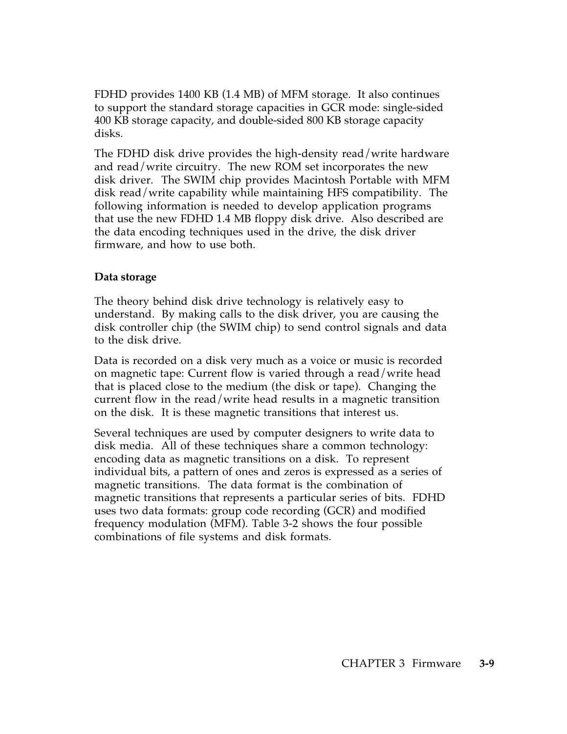FDHD provides 1400 KB (1.4 MB) of MFM storage. It also continues to support the standard storage capacities in GCR mode: single-sided 400 KB storage capacity, and double-sided 800 KB storage capacity disks.

The FDHD disk drive provides the high-density read/write hardware and read/write circuitry. The new ROM set incorporates the new disk driver. The SWIM chip provides Macintosh Portable with MFM disk read/write capability while maintaining HFS compatibility. The following information is needed to develop application programs that use the new FDHD 1.4 MB floppy disk drive. Also described are the data encoding techniques used in the drive, the disk driver firmware, and how to use both.

**Data storage**

The theory behind disk drive technology is relatively easy to understand. By making calls to the disk driver, you are causing the disk controller chip (the SWIM chip) to send control signals and data to the disk drive.

Data is recorded on a disk very much as a voice or music is recorded on magnetic tape: Current flow is varied through a read/write head that is placed close to the medium (the disk or tape). Changing the current flow in the read/write head results in a magnetic transition on the disk. It is these magnetic transitions that interest us.

Several techniques are used by computer designers to write data to disk media. All of these techniques share a common technology: encoding data as magnetic transitions on a disk. To represent individual bits, a pattern of ones and zeros is expressed as a series of magnetic transitions. The data format is the combination of magnetic transitions that represents a particular series of bits. FDHD uses two data formats: group code recording (GCR) and modified frequency modulation (MFM). Table 3-2 shows the four possible combinations of file systems and disk formats.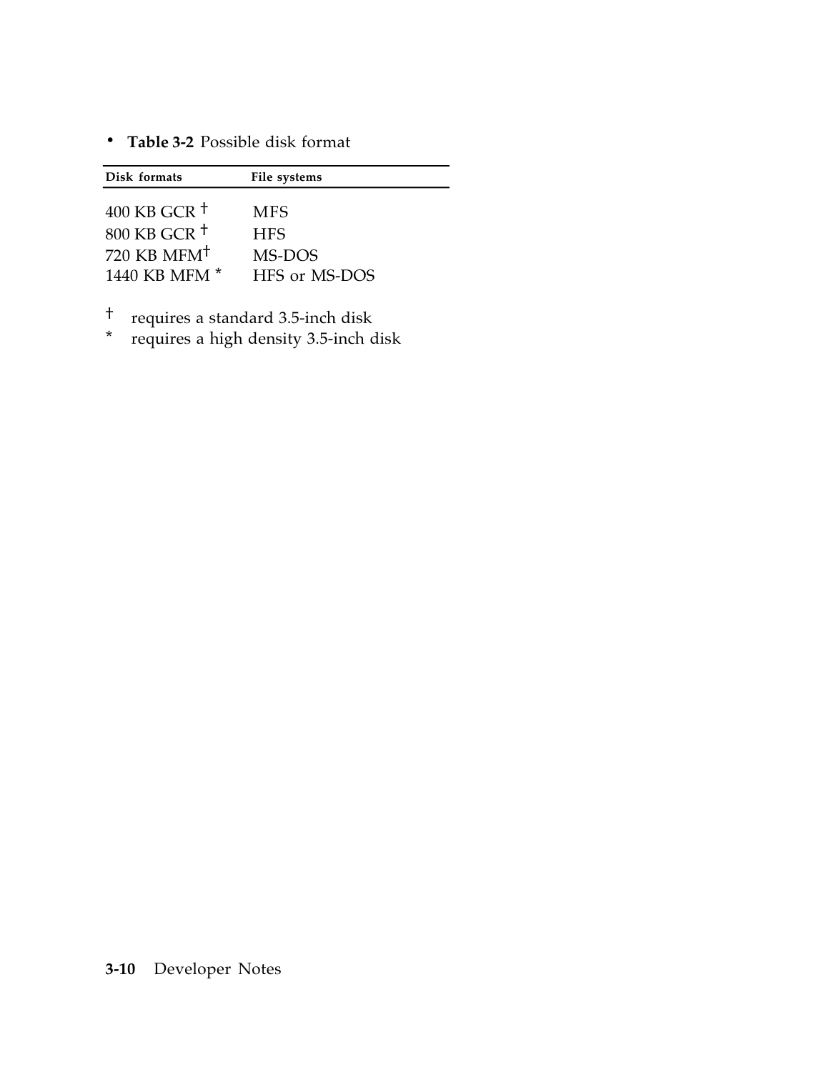**Table 3-2** Possible disk format

| Disk formats | File systems |
|---|---|
| 400 KB GCR † | MFS |
| 800 KB GCR † | HFS |
| 720 KB MFM† | MS-DOS |
| 1440 KB MFM * | HFS or MS-DOS |

† requires a standard 3.5-inch disk

* requires a high density 3.5-inch disk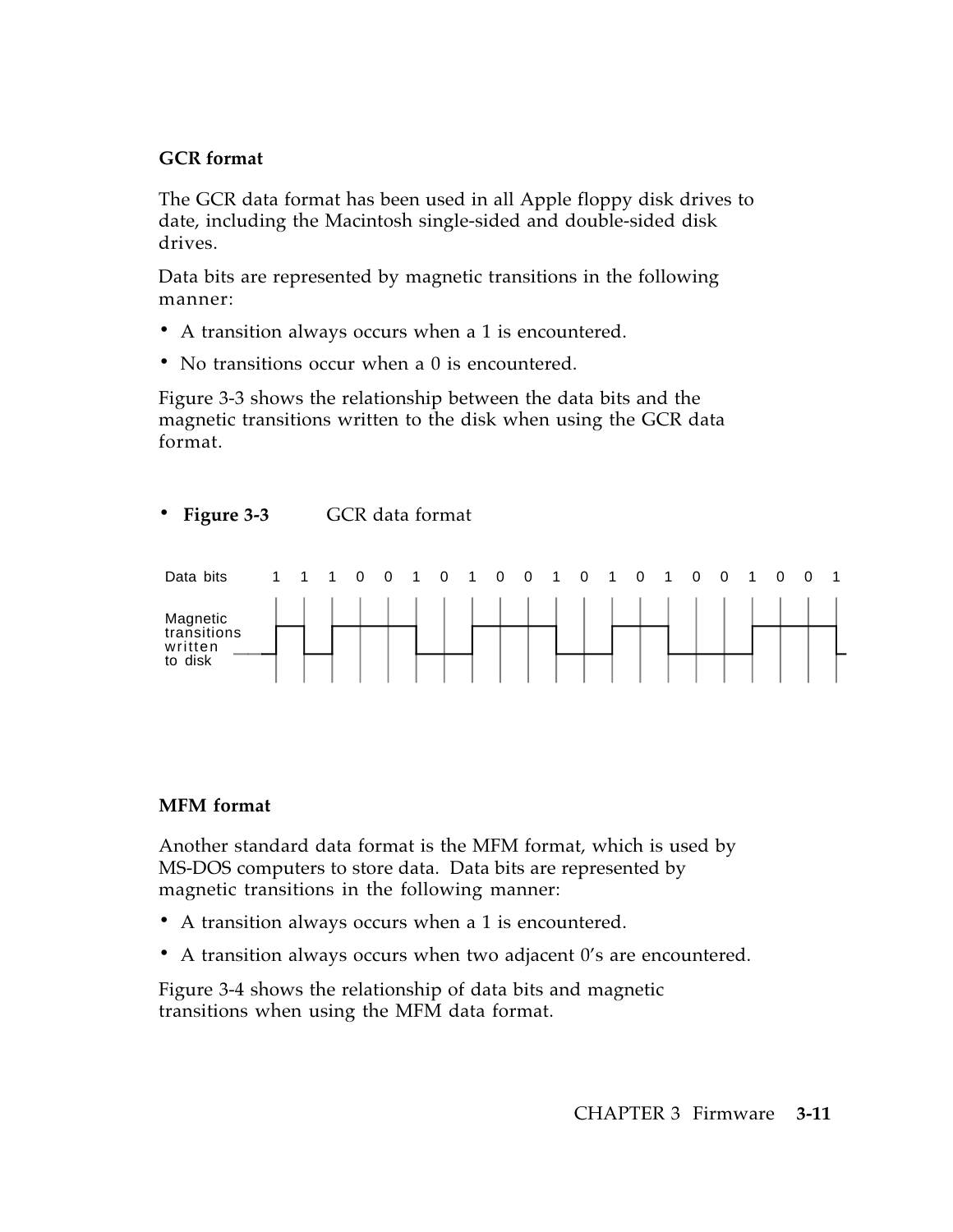### GCR format

The GCR data format has been used in all Apple floppy disk drives to date, including the Macintosh single-sided and double-sided disk drives.

Data bits are represented by magnetic transitions in the following manner:

- A transition always occurs when a 1 is encountered.
- No transitions occur when a 0 is encountered.

Figure 3-3 shows the relationship between the data bits and the magnetic transitions written to the disk when using the GCR data format.

- **Figure 3-3** GCR data format

Data bits 1 1 1 0 0 1 0 1 0 0 1 0 1 0 1 0 0 1 0 0 1

Magnetic transitions written to disk

### MFM format

Another standard data format is the MFM format, which is used by MS-DOS computers to store data. Data bits are represented by magnetic transitions in the following manner:

- A transition always occurs when a 1 is encountered.
- A transition always occurs when two adjacent 0's are encountered.

Figure 3-4 shows the relationship of data bits and magnetic transitions when using the MFM data format.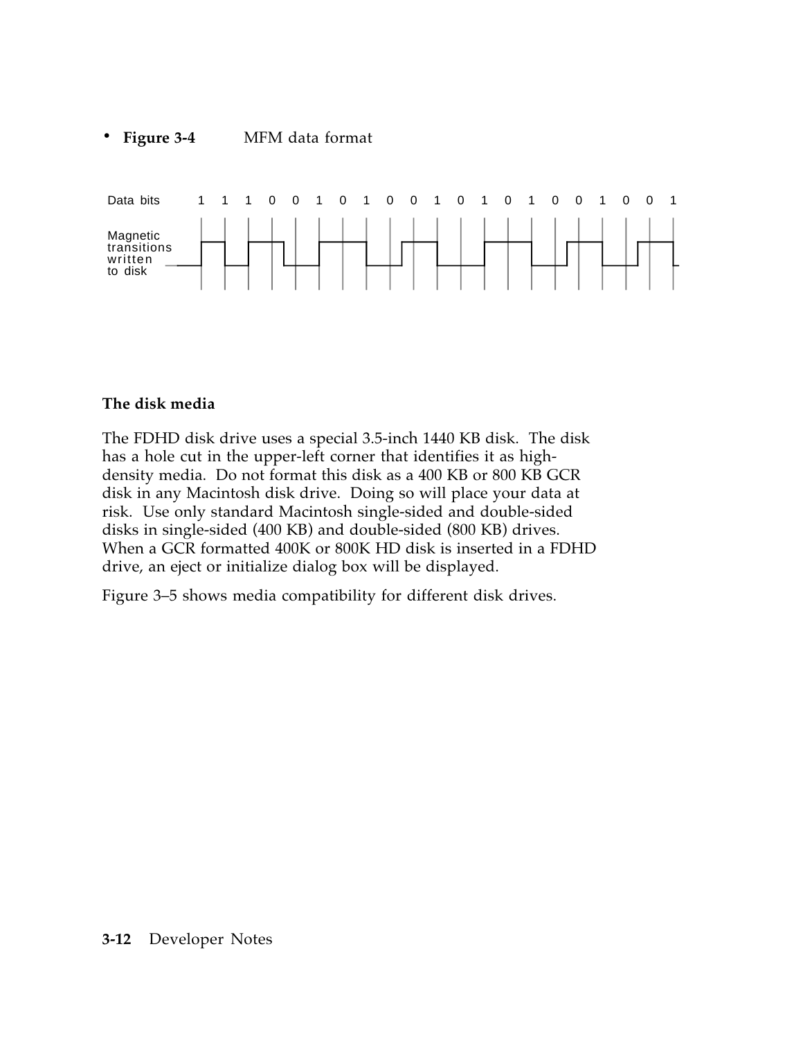**Figure 3-4** MFM data format

Data bits 1 1 1 0 0 1 0 1 0 0 1 0 1 0 1 0 0 1 0 0 1

Magnetic transitions written to disk

### The disk media

The FDHD disk drive uses a special 3.5-inch 1440 KB disk. The disk has a hole cut in the upper-left corner that identifies it as high-density media. Do not format this disk as a 400 KB or 800 KB GCR disk in any Macintosh disk drive. Doing so will place your data at risk. Use only standard Macintosh single-sided and double-sided disks in single-sided (400 KB) and double-sided (800 KB) drives. When a GCR formatted 400K or 800K HD disk is inserted in a FDHD drive, an eject or initialize dialog box will be displayed.

Figure 3–5 shows media compatibility for different disk drives.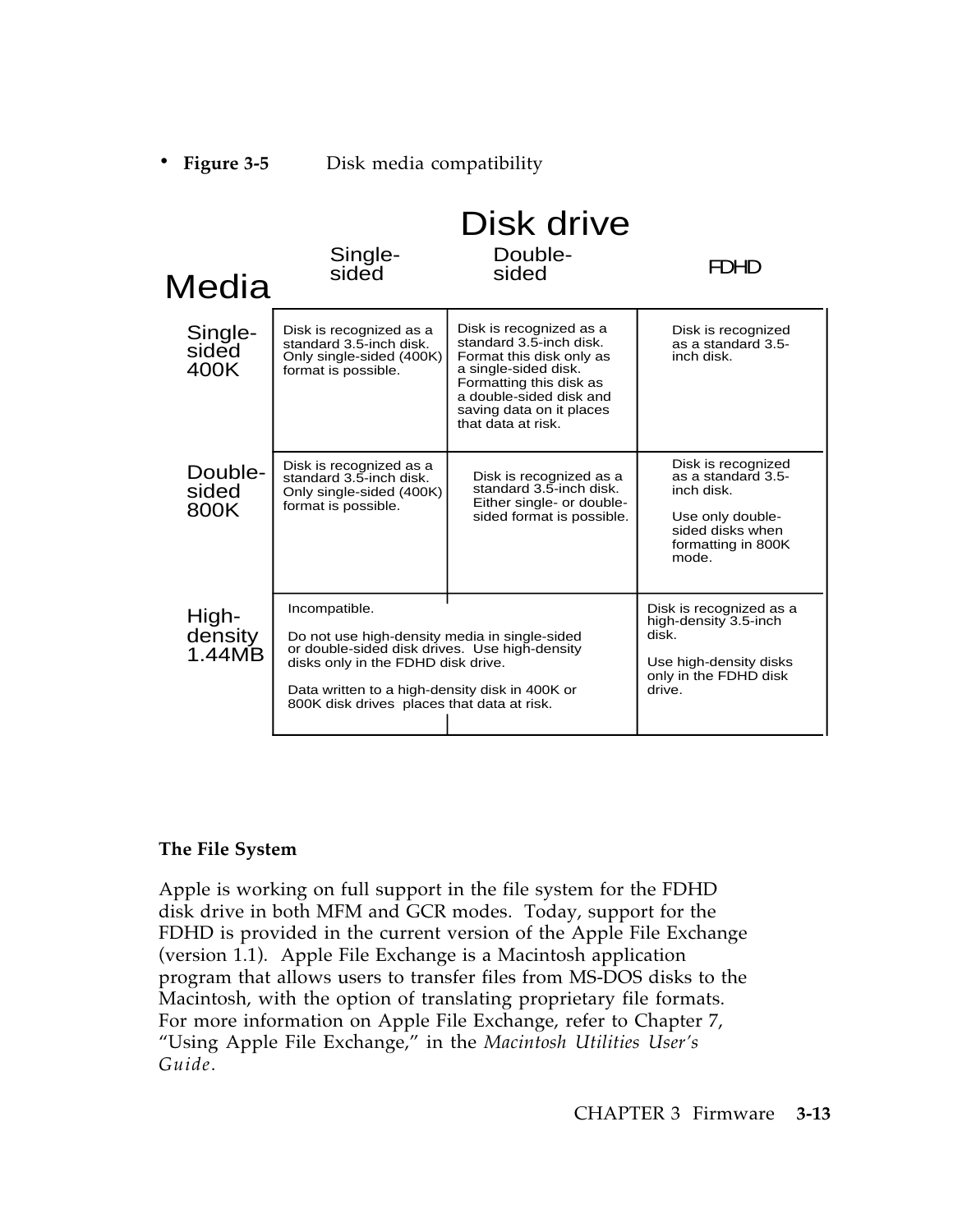• **Figure 3-5** Disk media compatibility

| Media | Disk drive: Single-sided | Disk drive: Double-sided | Disk drive: FDHD |
|---|---|---|---|
| Single-sided 400K | Disk is recognized as a standard 3.5-inch disk. Only single-sided (400K) format is possible. | Disk is recognized as a standard 3.5-inch disk. Format this disk only as a single-sided disk. Formatting this disk as a double-sided disk and saving data on it places that data at risk. | Disk is recognized as a standard 3.5-inch disk. |
| Double-sided 800K | Disk is recognized as a standard 3.5-inch disk. Only single-sided (400K) format is possible. | Disk is recognized as a standard 3.5-inch disk. Either single- or double-sided format is possible. | Disk is recognized as a standard 3.5-inch disk. Use only double-sided disks when formatting in 800K mode. |
| High-density 1.44MB | Incompatible. Do not use high-density media in single-sided or double-sided disk drives. Use high-density disks only in the FDHD disk drive. Data written to a high-density disk in 400K or 800K disk drives places that data at risk. | | Disk is recognized as a high-density 3.5-inch disk. Use high-density disks only in the FDHD disk drive. |

**The File System**

Apple is working on full support in the file system for the FDHD disk drive in both MFM and GCR modes. Today, support for the FDHD is provided in the current version of the Apple File Exchange (version 1.1). Apple File Exchange is a Macintosh application program that allows users to transfer files from MS-DOS disks to the Macintosh, with the option of translating proprietary file formats. For more information on Apple File Exchange, refer to Chapter 7, "Using Apple File Exchange," in the *Macintosh Utilities User's Guide*.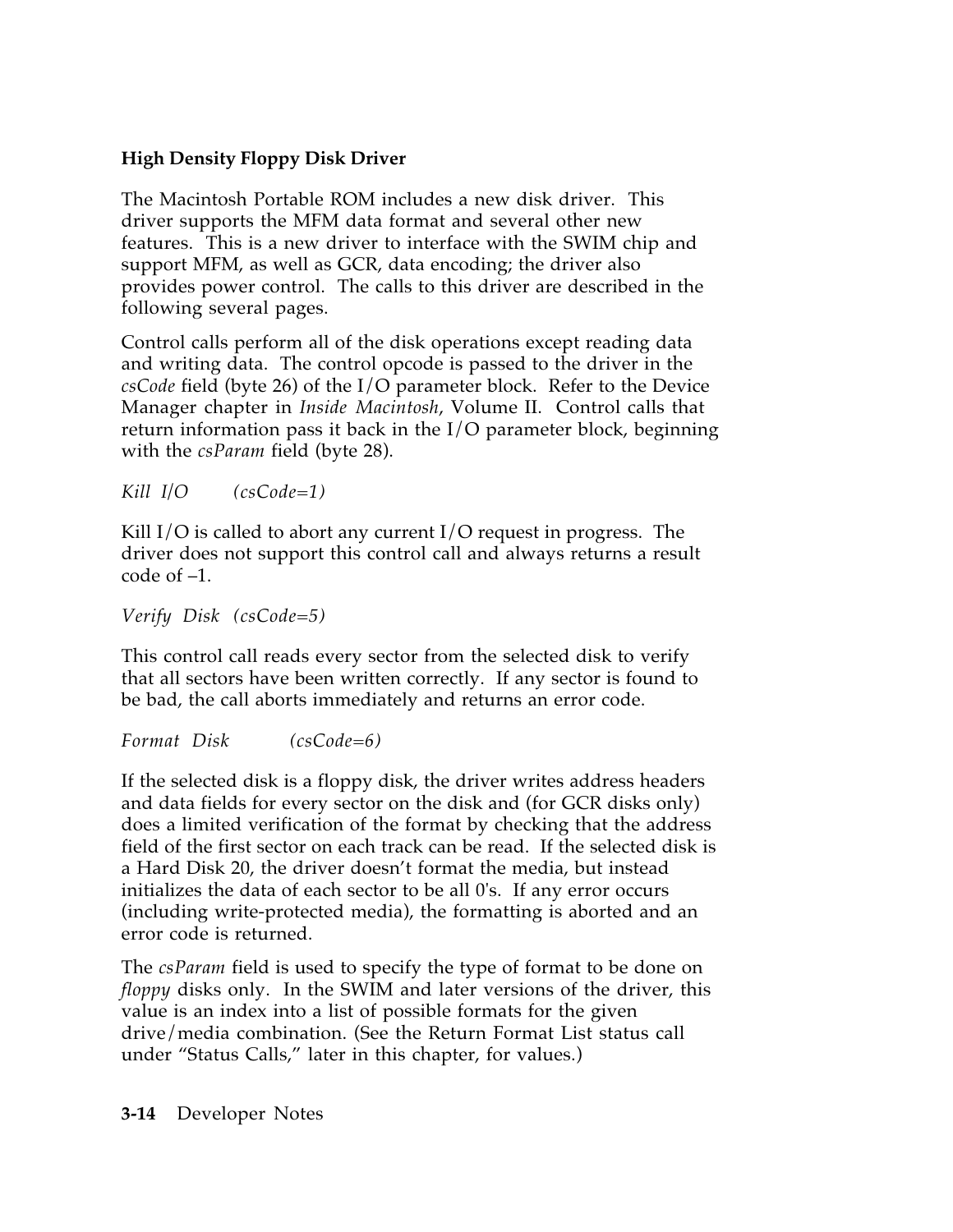### High Density Floppy Disk Driver

The Macintosh Portable ROM includes a new disk driver. This driver supports the MFM data format and several other new features. This is a new driver to interface with the SWIM chip and support MFM, as well as GCR, data encoding; the driver also provides power control. The calls to this driver are described in the following several pages.

Control calls perform all of the disk operations except reading data and writing data. The control opcode is passed to the driver in the *csCode* field (byte 26) of the I/O parameter block. Refer to the Device Manager chapter in *Inside Macintosh*, Volume II. Control calls that return information pass it back in the I/O parameter block, beginning with the *csParam* field (byte 28).

*Kill I/O (csCode=1)*

Kill I/O is called to abort any current I/O request in progress. The driver does not support this control call and always returns a result code of –1.

*Verify Disk (csCode=5)*

This control call reads every sector from the selected disk to verify that all sectors have been written correctly. If any sector is found to be bad, the call aborts immediately and returns an error code.

*Format Disk (csCode=6)*

If the selected disk is a floppy disk, the driver writes address headers and data fields for every sector on the disk and (for GCR disks only) does a limited verification of the format by checking that the address field of the first sector on each track can be read. If the selected disk is a Hard Disk 20, the driver doesn't format the media, but instead initializes the data of each sector to be all 0's. If any error occurs (including write-protected media), the formatting is aborted and an error code is returned.

The *csParam* field is used to specify the type of format to be done on *floppy* disks only. In the SWIM and later versions of the driver, this value is an index into a list of possible formats for the given drive/media combination. (See the Return Format List status call under "Status Calls," later in this chapter, for values.)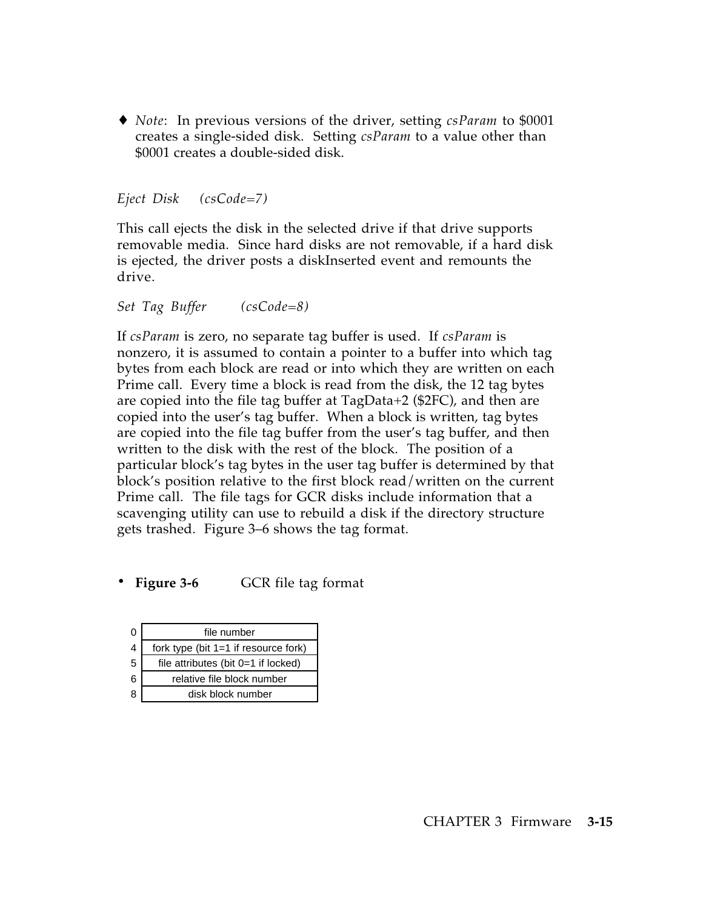♦ *Note*: In previous versions of the driver, setting *csParam* to $0001 creates a single-sided disk. Setting *csParam* to a value other than $0001 creates a double-sided disk.

*Eject Disk (csCode=7)*

This call ejects the disk in the selected drive if that drive supports removable media. Since hard disks are not removable, if a hard disk is ejected, the driver posts a diskInserted event and remounts the drive.

*Set Tag Buffer (csCode=8)*

If *csParam* is zero, no separate tag buffer is used. If *csParam* is nonzero, it is assumed to contain a pointer to a buffer into which tag bytes from each block are read or into which they are written on each Prime call. Every time a block is read from the disk, the 12 tag bytes are copied into the file tag buffer at TagData+2 ($2FC), and then are copied into the user's tag buffer. When a block is written, tag bytes are copied into the file tag buffer from the user's tag buffer, and then written to the disk with the rest of the block. The position of a particular block's tag bytes in the user tag buffer is determined by that block's position relative to the first block read/written on the current Prime call. The file tags for GCR disks include information that a scavenging utility can use to rebuild a disk if the directory structure gets trashed. Figure 3–6 shows the tag format.

- **Figure 3-6** GCR file tag format

| Offset | Field |
|---|---|
| 0 | file number |
| 4 | fork type (bit 1=1 if resource fork) |
| 5 | file attributes (bit 0=1 if locked) |
| 6 | relative file block number |
| 8 | disk block number |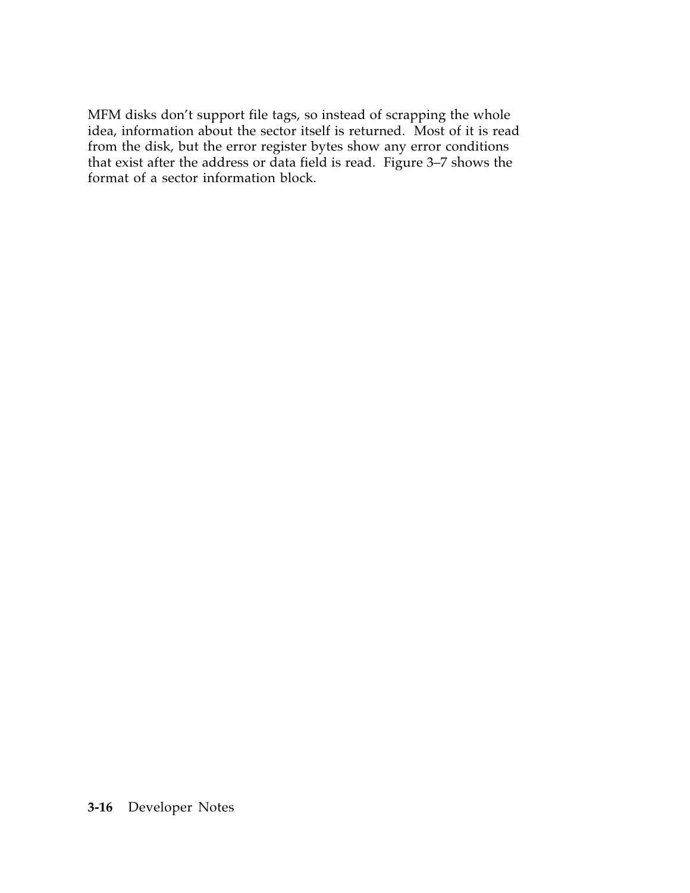MFM disks don't support file tags, so instead of scrapping the whole idea, information about the sector itself is returned. Most of it is read from the disk, but the error register bytes show any error conditions that exist after the address or data field is read. Figure 3–7 shows the format of a sector information block.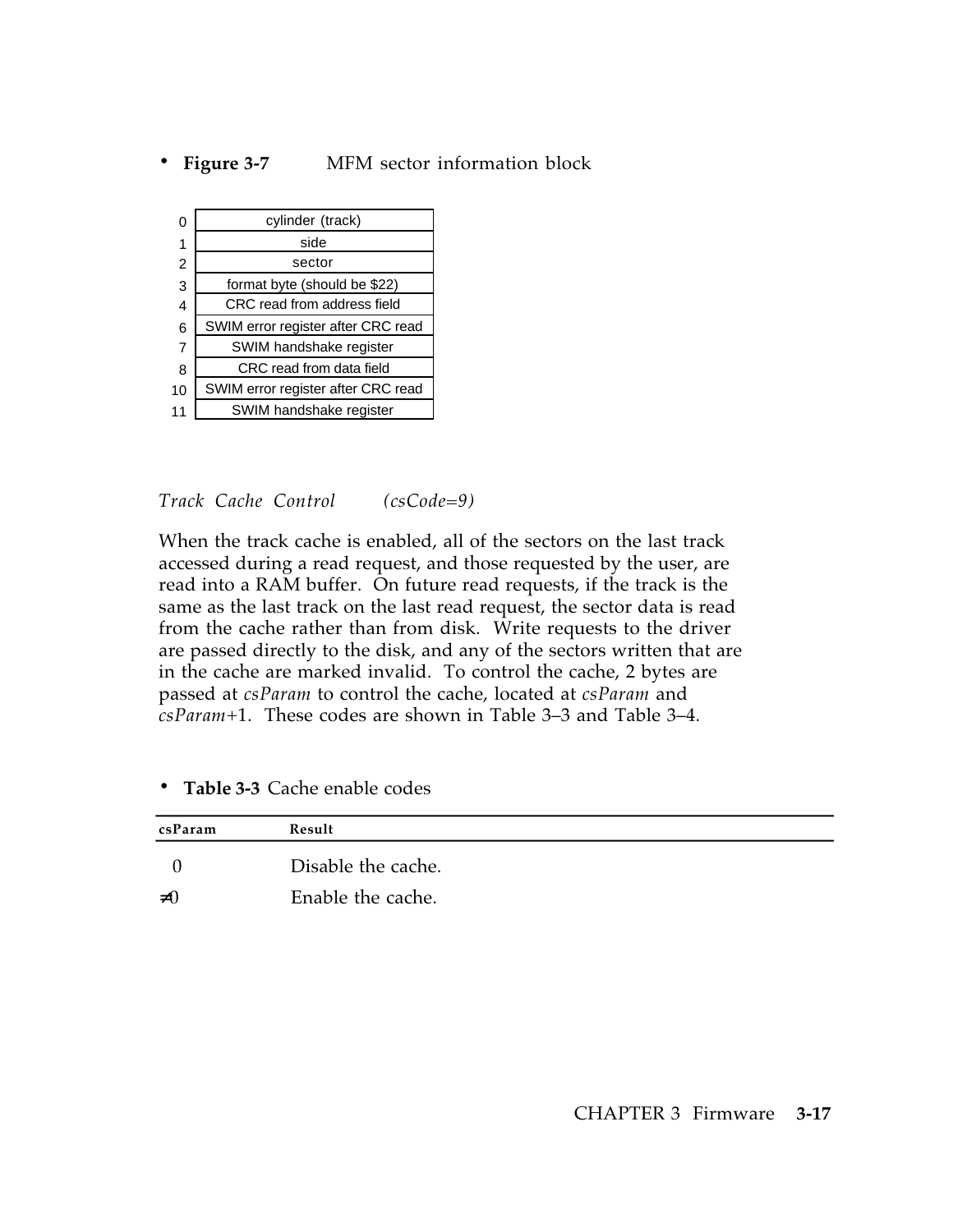- **Figure 3-7** MFM sector information block

| Offset | Field |
|---|---|
| 0 | cylinder (track) |
| 1 | side |
| 2 | sector |
| 3 | format byte (should be $22) |
| 4 | CRC read from address field |
| 6 | SWIM error register after CRC read |
| 7 | SWIM handshake register |
| 8 | CRC read from data field |
| 10 | SWIM error register after CRC read |
| 11 | SWIM handshake register |

*Track Cache Control* *(csCode=9)*

When the track cache is enabled, all of the sectors on the last track accessed during a read request, and those requested by the user, are read into a RAM buffer. On future read requests, if the track is the same as the last track on the last read request, the sector data is read from the cache rather than from disk. Write requests to the driver are passed directly to the disk, and any of the sectors written that are in the cache are marked invalid. To control the cache, 2 bytes are passed at *csParam* to control the cache, located at *csParam* and *csParam*+1. These codes are shown in Table 3–3 and Table 3–4.

- **Table 3-3** Cache enable codes

| csParam | Result |
|---|---|
| 0 | Disable the cache. |
| ≠0 | Enable the cache. |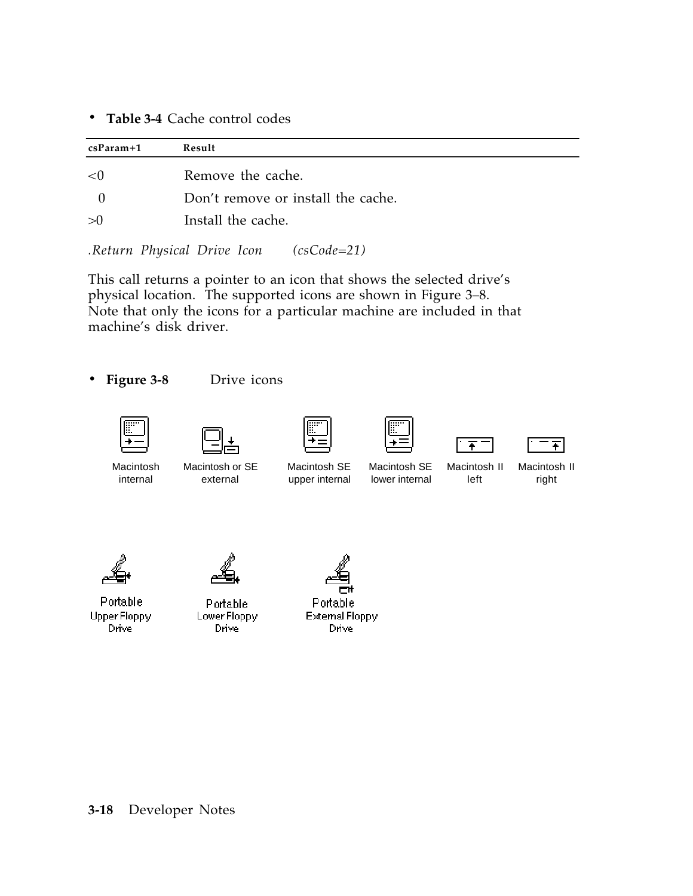• **Table 3-4** Cache control codes

| csParam+1 | Result |
|---|---|
| <0 | Remove the cache. |
| 0 | Don't remove or install the cache. |
| >0 | Install the cache. |

*.Return Physical Drive Icon (csCode=21)*

This call returns a pointer to an icon that shows the selected drive's physical location. The supported icons are shown in Figure 3–8. Note that only the icons for a particular machine are included in that machine's disk driver.

• **Figure 3-8** Drive icons

Macintosh internal

Macintosh or SE external

Macintosh SE upper internal

Macintosh SE lower internal

Macintosh II left

Macintosh II right

Portable Upper Floppy Drive

Portable Lower Floppy Drive

Portable External Floppy Drive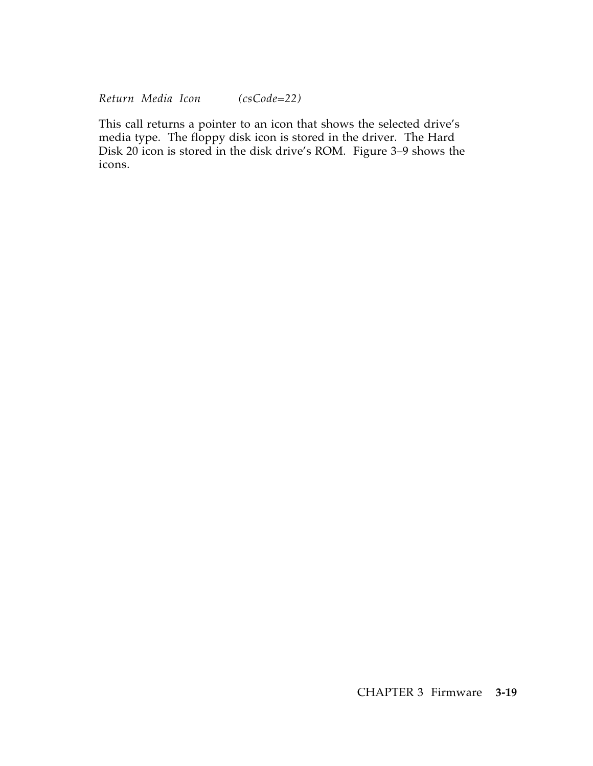*Return Media Icon (csCode=22)*

This call returns a pointer to an icon that shows the selected drive's media type. The floppy disk icon is stored in the driver. The Hard Disk 20 icon is stored in the disk drive's ROM. Figure 3–9 shows the icons.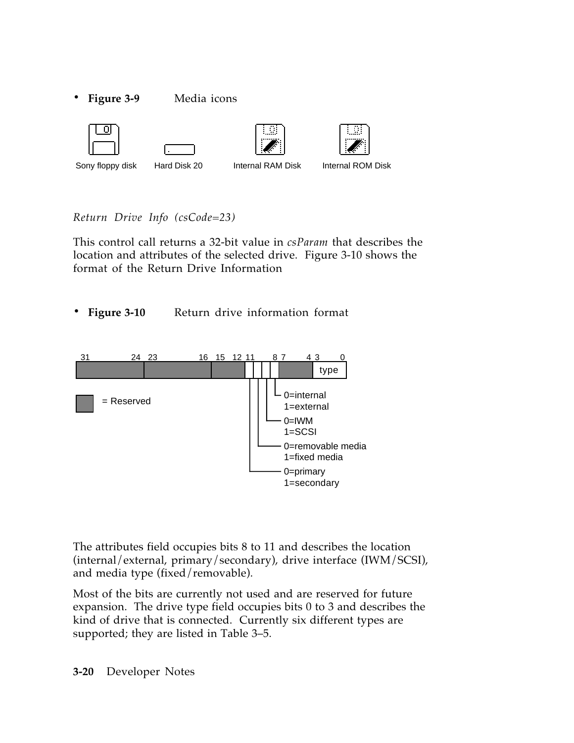- **Figure 3-9** Media icons

Sony floppy disk Hard Disk 20 Internal RAM Disk Internal ROM Disk

*Return Drive Info (csCode=23)*

This control call returns a 32-bit value in *csParam* that describes the location and attributes of the selected drive. Figure 3-10 shows the format of the Return Drive Information

- **Figure 3-10** Return drive information format

31 24 23 16 15 12 11 8 7 4 3 0

type

= Reserved

0=internal
1=external

0=IWM
1=SCSI

0=removable media
1=fixed media

0=primary
1=secondary

The attributes field occupies bits 8 to 11 and describes the location (internal/external, primary/secondary), drive interface (IWM/SCSI), and media type (fixed/removable).

Most of the bits are currently not used and are reserved for future expansion. The drive type field occupies bits 0 to 3 and describes the kind of drive that is connected. Currently six different types are supported; they are listed in Table 3–5.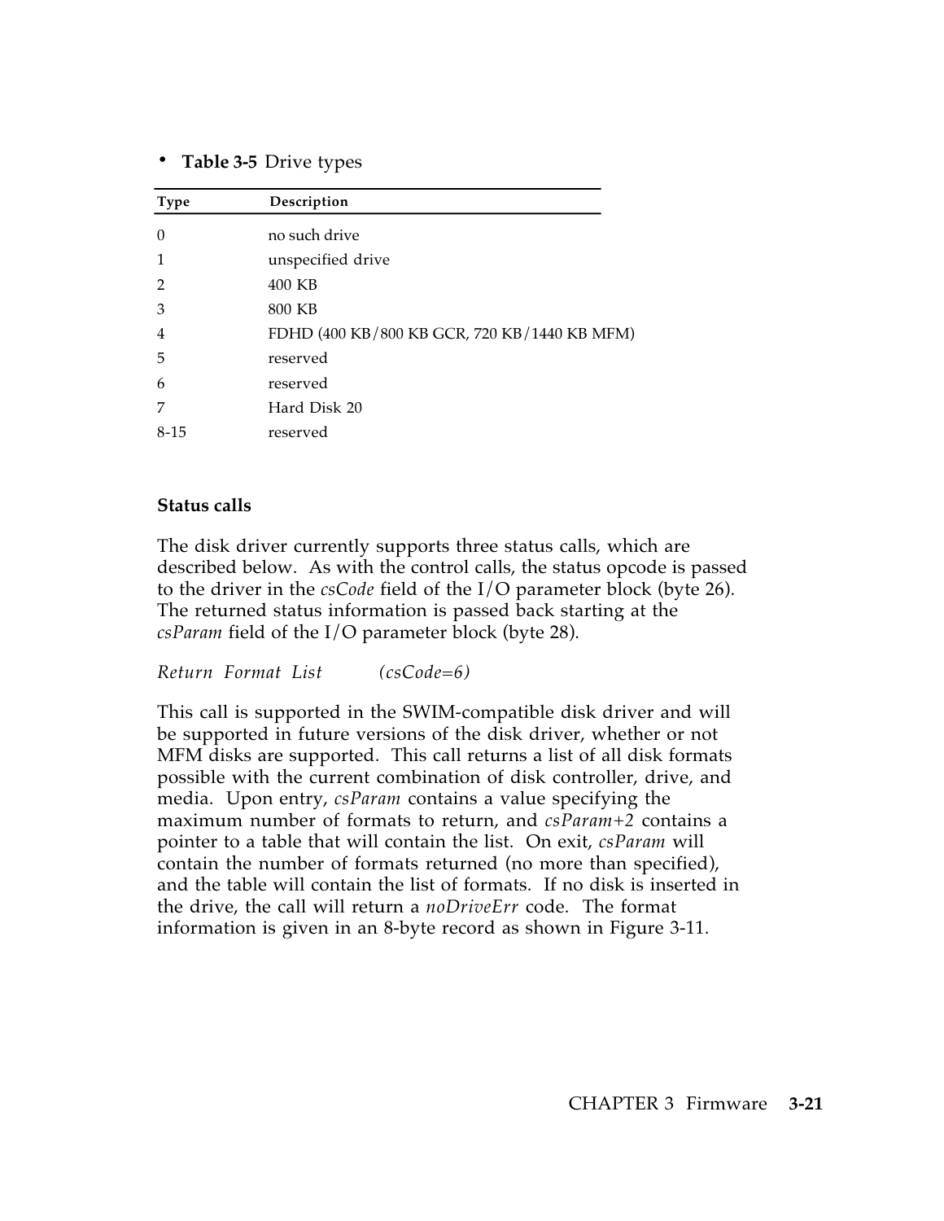**Table 3-5** Drive types

| Type | Description |
|---|---|
| 0 | no such drive |
| 1 | unspecified drive |
| 2 | 400 KB |
| 3 | 800 KB |
| 4 | FDHD (400 KB/800 KB GCR, 720 KB/1440 KB MFM) |
| 5 | reserved |
| 6 | reserved |
| 7 | Hard Disk 20 |
| 8-15 | reserved |

### Status calls

The disk driver currently supports three status calls, which are described below. As with the control calls, the status opcode is passed to the driver in the *csCode* field of the I/O parameter block (byte 26). The returned status information is passed back starting at the *csParam* field of the I/O parameter block (byte 28).

*Return Format List (csCode=6)*

This call is supported in the SWIM-compatible disk driver and will be supported in future versions of the disk driver, whether or not MFM disks are supported. This call returns a list of all disk formats possible with the current combination of disk controller, drive, and media. Upon entry, *csParam* contains a value specifying the maximum number of formats to return, and *csParam+2* contains a pointer to a table that will contain the list. On exit, *csParam* will contain the number of formats returned (no more than specified), and the table will contain the list of formats. If no disk is inserted in the drive, the call will return a *noDriveErr* code. The format information is given in an 8-byte record as shown in Figure 3-11.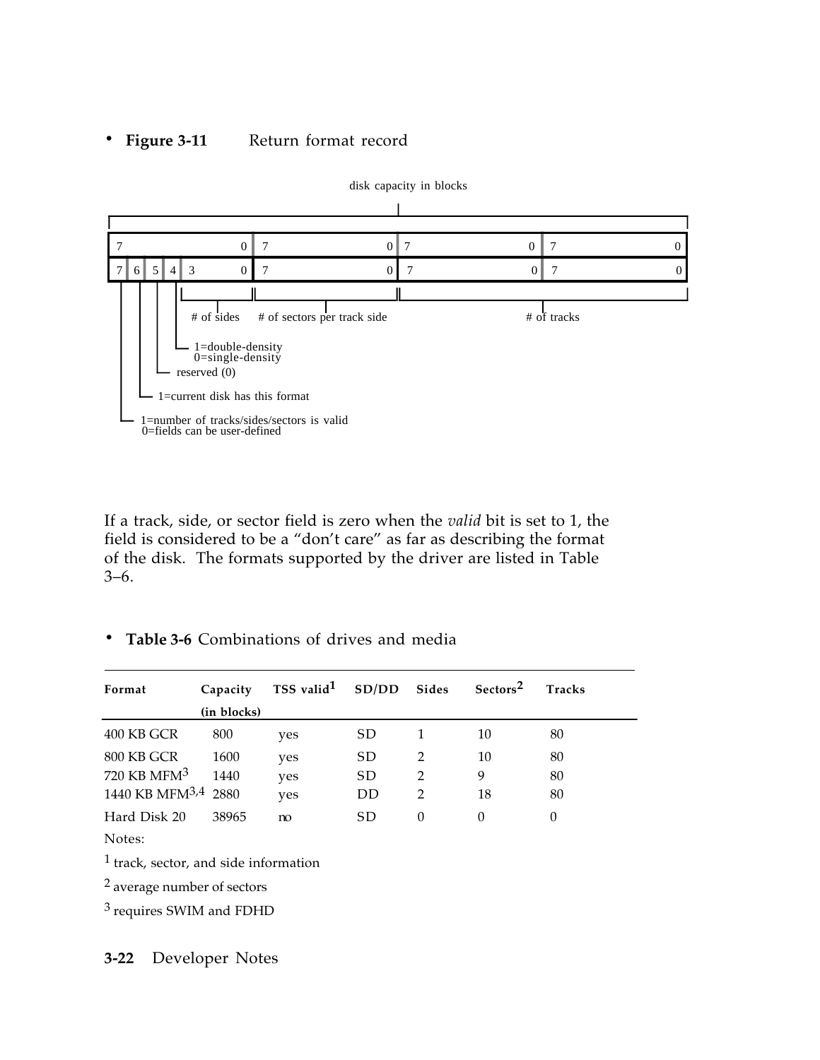• **Figure 3-11** Return format record

disk capacity in blocks

| 7 0 | 7 0 | 7 0 | 7 0 |
|---|---|---|---|
| 7 6 5 4 3 0 | 7 0 | 7 0 | 7 0 |

- bits 3–0: # of sides
- second byte: # of sectors per track side
- third and fourth bytes: # of tracks
- bit 4: 1=double-density, 0=single-density
- bit 5: reserved (0)
- bit 6: 1=current disk has this format
- bit 7: 1=number of tracks/sides/sectors is valid, 0=fields can be user-defined

If a track, side, or sector field is zero when the *valid* bit is set to 1, the field is considered to be a "don't care" as far as describing the format of the disk. The formats supported by the driver are listed in Table 3–6.

• **Table 3-6** Combinations of drives and media

| Format | Capacity (in blocks) | TSS valid[1] | SD/DD | Sides | Sectors[2] | Tracks |
|---|---|---|---|---|---|---|
| 400 KB GCR | 800 | yes | SD | 1 | 10 | 80 |
| 800 KB GCR | 1600 | yes | SD | 2 | 10 | 80 |
| 720 KB MFM[3] | 1440 | yes | SD | 2 | 9 | 80 |
| 1440 KB MFM[3,4] | 2880 | yes | DD | 2 | 18 | 80 |
| Hard Disk 20 | 38965 | no | SD | 0 | 0 | 0 |

Notes:

[1] track, sector, and side information

[2] average number of sectors

[3] requires SWIM and FDHD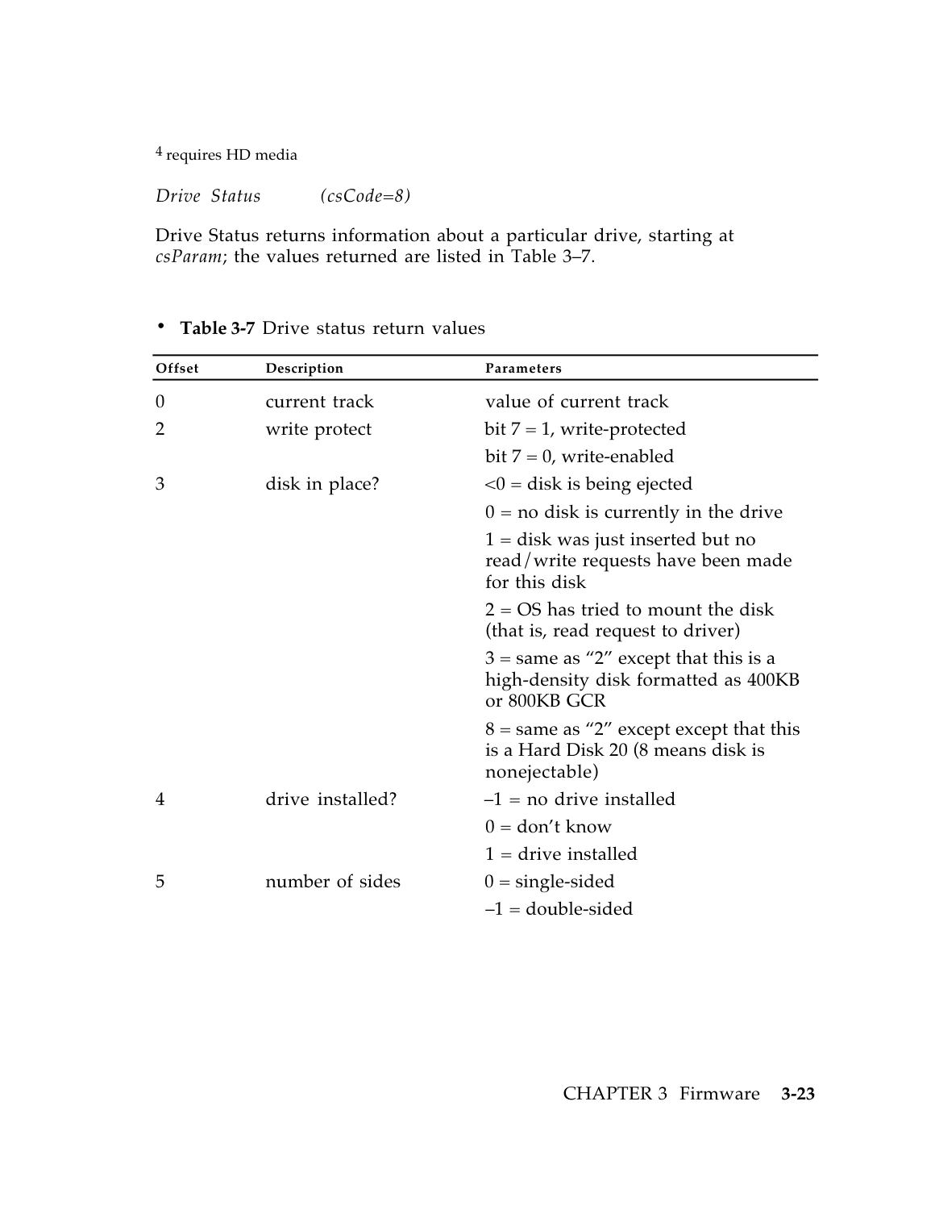[4] requires HD media

*Drive Status (csCode=8)*

Drive Status returns information about a particular drive, starting at *csParam*; the values returned are listed in Table 3–7.

**Table 3-7** Drive status return values

| Offset | Description | Parameters |
|---|---|---|
| 0 | current track | value of current track |
| 2 | write protect | bit 7 = 1, write-protected |
| | | bit 7 = 0, write-enabled |
| 3 | disk in place? | <0 = disk is being ejected |
| | | 0 = no disk is currently in the drive |
| | | 1 = disk was just inserted but no read/write requests have been made for this disk |
| | | 2 = OS has tried to mount the disk (that is, read request to driver) |
| | | 3 = same as "2" except that this is a high-density disk formatted as 400KB or 800KB GCR |
| | | 8 = same as "2" except except that this is a Hard Disk 20 (8 means disk is nonejectable) |
| 4 | drive installed? | –1 = no drive installed |
| | | 0 = don't know |
| | | 1 = drive installed |
| 5 | number of sides | 0 = single-sided |
| | | –1 = double-sided |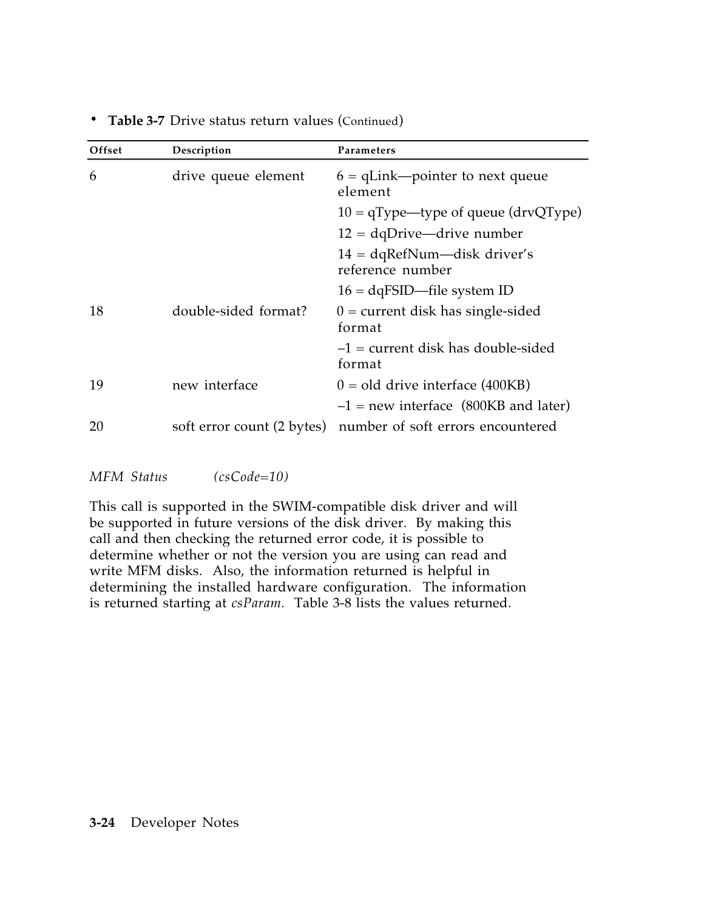- **Table 3-7** Drive status return values (Continued)

| Offset | Description | Parameters |
|---|---|---|
| 6 | drive queue element | 6 = qLink—pointer to next queue element |
| | | 10 = qType—type of queue (drvQType) |
| | | 12 = dqDrive—drive number |
| | | 14 = dqRefNum—disk driver's reference number |
| | | 16 = dqFSID—file system ID |
| 18 | double-sided format? | 0 = current disk has single-sided format |
| | | –1 = current disk has double-sided format |
| 19 | new interface | 0 = old drive interface (400KB) |
| | | –1 = new interface (800KB and later) |
| 20 | soft error count (2 bytes) | number of soft errors encountered |

*MFM Status (csCode=10)*

This call is supported in the SWIM-compatible disk driver and will be supported in future versions of the disk driver. By making this call and then checking the returned error code, it is possible to determine whether or not the version you are using can read and write MFM disks. Also, the information returned is helpful in determining the installed hardware configuration. The information is returned starting at *csParam.* Table 3-8 lists the values returned.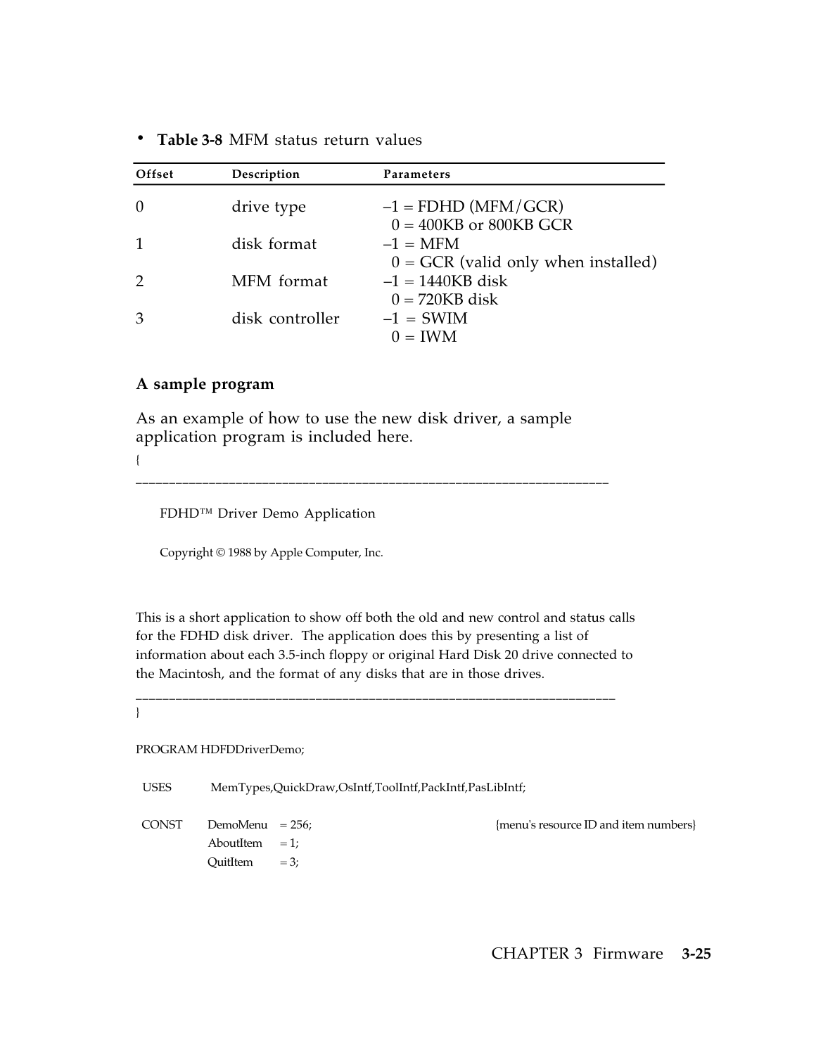**Table 3-8** MFM status return values

| Offset | Description | Parameters |
|---|---|---|
| 0 | drive type | –1 = FDHD (MFM/GCR)<br>0 = 400KB or 800KB GCR |
| 1 | disk format | –1 = MFM<br>0 = GCR (valid only when installed) |
| 2 | MFM format | –1 = 1440KB disk<br>0 = 720KB disk |
| 3 | disk controller | –1 = SWIM<br>0 = IWM |

### A sample program

As an example of how to use the new disk driver, a sample application program is included here.

```
{
______________________________________________________________________

    FDHD™ Driver Demo Application

    Copyright © 1988 by Apple Computer, Inc.



This is a short application to show off both the old and new control and status calls
for the FDHD disk driver.  The application does this by presenting a list of
information about each 3.5-inch floppy or original Hard Disk 20 drive connected to
the Macintosh, and the format of any disks that are in those drives.
______________________________________________________________________
}

PROGRAM HDFDDriverDemo;

  USES       MemTypes,QuickDraw,OsIntf,ToolIntf,PackIntf,PasLibIntf;

  CONST    DemoMenu    = 256;                              {menu's resource ID and item numbers}
           AboutItem   = 1;
           QuitItem    = 3;
```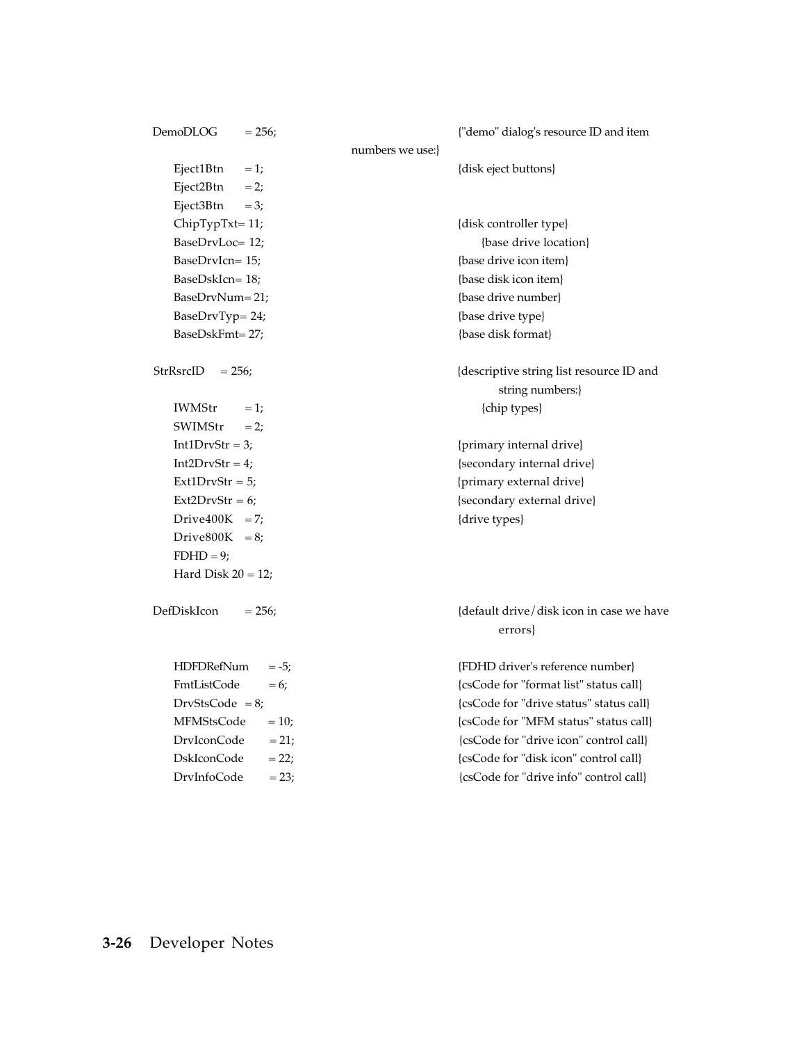```
DemoDLOG       = 256;                    {"demo" dialog's resource ID and item
                                          numbers we use:}
    Eject1Btn      = 1;                  {disk eject buttons}
    Eject2Btn      = 2;
    Eject3Btn      = 3;
    ChipTypTxt= 11;                      {disk controller type}
    BaseDrvLoc= 12;                      {base drive location}
    BaseDrvIcn= 15;                      {base drive icon item}
    BaseDskIcn= 18;                      {base disk icon item}
    BaseDrvNum= 21;                      {base drive number}
    BaseDrvTyp= 24;                      {base drive type}
    BaseDskFmt= 27;                      {base disk format}

StrRsrcID      = 256;                    {descriptive string list resource ID and
                                              string numbers:}
    IWMStr         = 1;                  {chip types}
    SWIMStr        = 2;
    Int1DrvStr = 3;                      {primary internal drive}
    Int2DrvStr = 4;                      {secondary internal drive}
    Ext1DrvStr = 5;                      {primary external drive}
    Ext2DrvStr = 6;                      {secondary external drive}
    Drive400K   = 7;                     {drive types}
    Drive800K   = 8;
    FDHD = 9;
    Hard Disk 20 = 12;

DefDiskIcon    = 256;                    {default drive/disk icon in case we have
                                              errors}

    HDFDRefNum      = -5;                {FDHD driver's reference number}
    FmtListCode     = 6;                 {csCode for "format list" status call}
    DrvStsCode  = 8;                     {csCode for "drive status" status call}
    MFMStsCode      = 10;                {csCode for "MFM status" status call}
    DrvIconCode     = 21;                {csCode for "drive icon" control call}
    DskIconCode     = 22;                {csCode for "disk icon" control call}
    DrvInfoCode     = 23;                {csCode for "drive info" control call}
```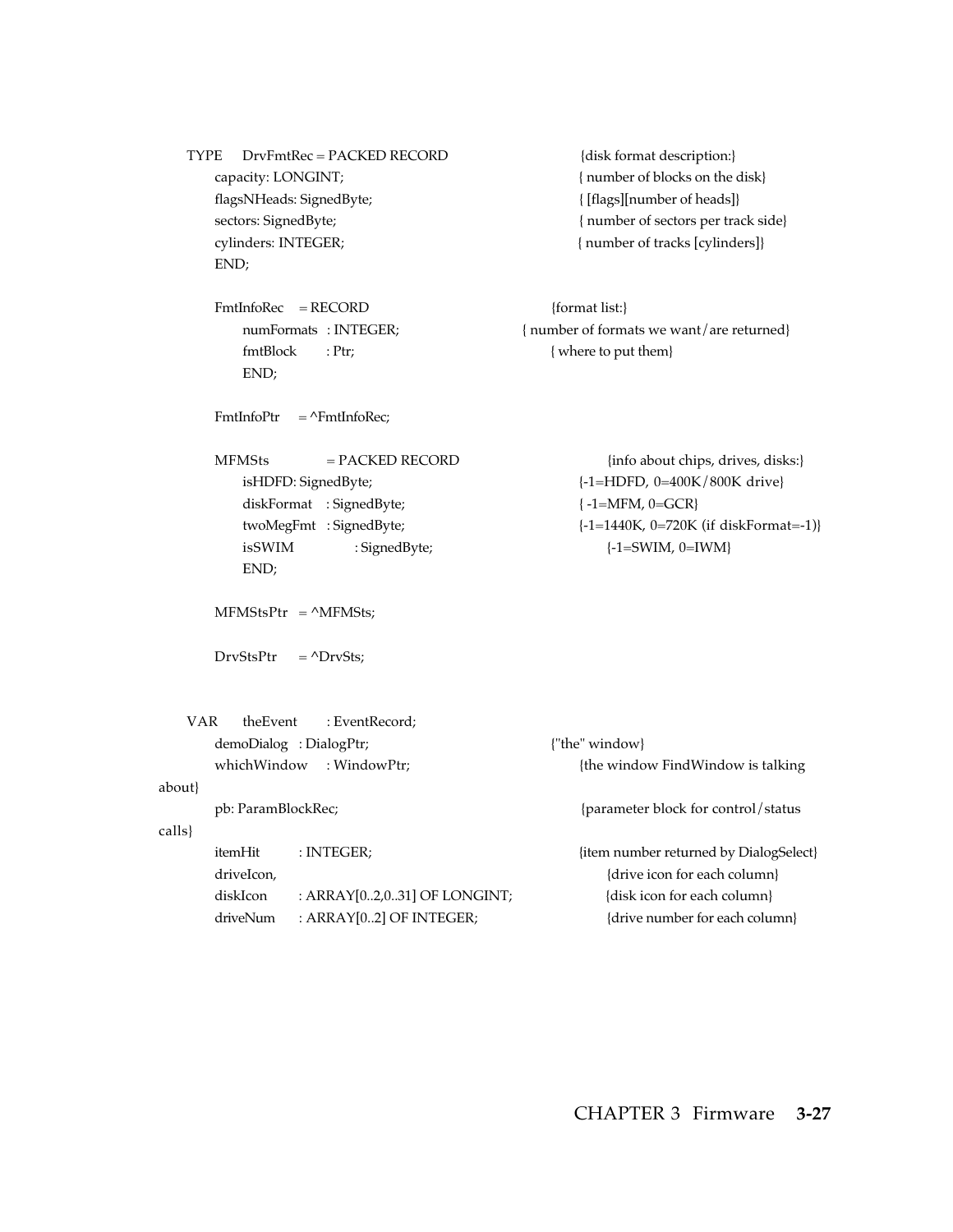```
TYPE    DrvFmtRec = PACKED RECORD                {disk format description:}
        capacity: LONGINT;                       { number of blocks on the disk}
        flagsNHeads: SignedByte;                 { [flags][number of heads]}
        sectors: SignedByte;                     { number of sectors per track side}
        cylinders: INTEGER;                      { number of tracks [cylinders]}
        END;

        FmtInfoRec    = RECORD                   {format list:}
            numFormats   : INTEGER;              { number of formats we want/are returned}
            fmtBlock     : Ptr;                  { where to put them}
            END;

        FmtInfoPtr    = ^FmtInfoRec;

        MFMSts        = PACKED RECORD            {info about chips, drives, disks:}
            isHDFD: SignedByte;                  {-1=HDFD, 0=400K/800K drive}
            diskFormat   : SignedByte;           { -1=MFM, 0=GCR}
            twoMegFmt    : SignedByte;           {-1=1440K, 0=720K (if diskFormat=-1)}
            isSWIM       : SignedByte;           {-1=SWIM, 0=IWM}
            END;

        MFMStsPtr   = ^MFMSts;

        DrvStsPtr   = ^DrvSts;


VAR     theEvent      : EventRecord;
        demoDialog    : DialogPtr;               {"the" window}
        whichWindow   : WindowPtr;               {the window FindWindow is talking
about}
        pb: ParamBlockRec;                       {parameter block for control/status
calls}
        itemHit       : INTEGER;                 {item number returned by DialogSelect}
        driveIcon,                               {drive icon for each column}
        diskIcon      : ARRAY[0..2,0..31] OF LONGINT;   {disk icon for each column}
        driveNum      : ARRAY[0..2] OF INTEGER;         {drive number for each column}
```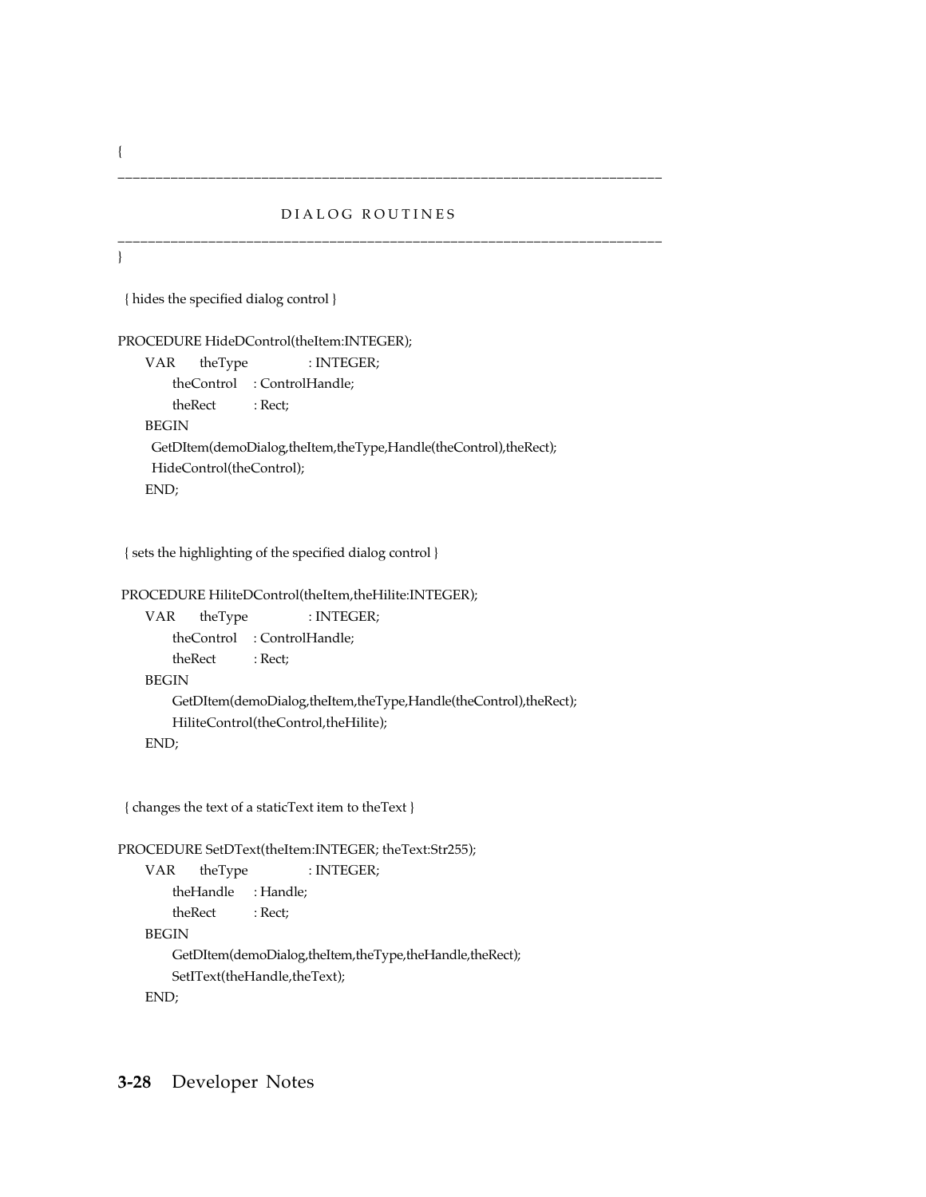```
{
________________________________________________________________________

                              D I A L O G   R O U T I N E S
________________________________________________________________________
}

  { hides the specified dialog control }

PROCEDURE HideDControl(theItem:INTEGER);
    VAR     theType         : INTEGER;
            theControl      : ControlHandle;
            theRect         : Rect;
    BEGIN
      GetDItem(demoDialog,theItem,theType,Handle(theControl),theRect);
      HideControl(theControl);
    END;


  { sets the highlighting of the specified dialog control }

 PROCEDURE HiliteDControl(theItem,theHilite:INTEGER);
    VAR     theType         : INTEGER;
            theControl      : ControlHandle;
            theRect         : Rect;
    BEGIN
            GetDItem(demoDialog,theItem,theType,Handle(theControl),theRect);
            HiliteControl(theControl,theHilite);
    END;


  { changes the text of a staticText item to theText }

PROCEDURE SetDText(theItem:INTEGER; theText:Str255);
    VAR     theType         : INTEGER;
            theHandle       : Handle;
            theRect         : Rect;
    BEGIN
            GetDItem(demoDialog,theItem,theType,theHandle,theRect);
            SetIText(theHandle,theText);
    END;
```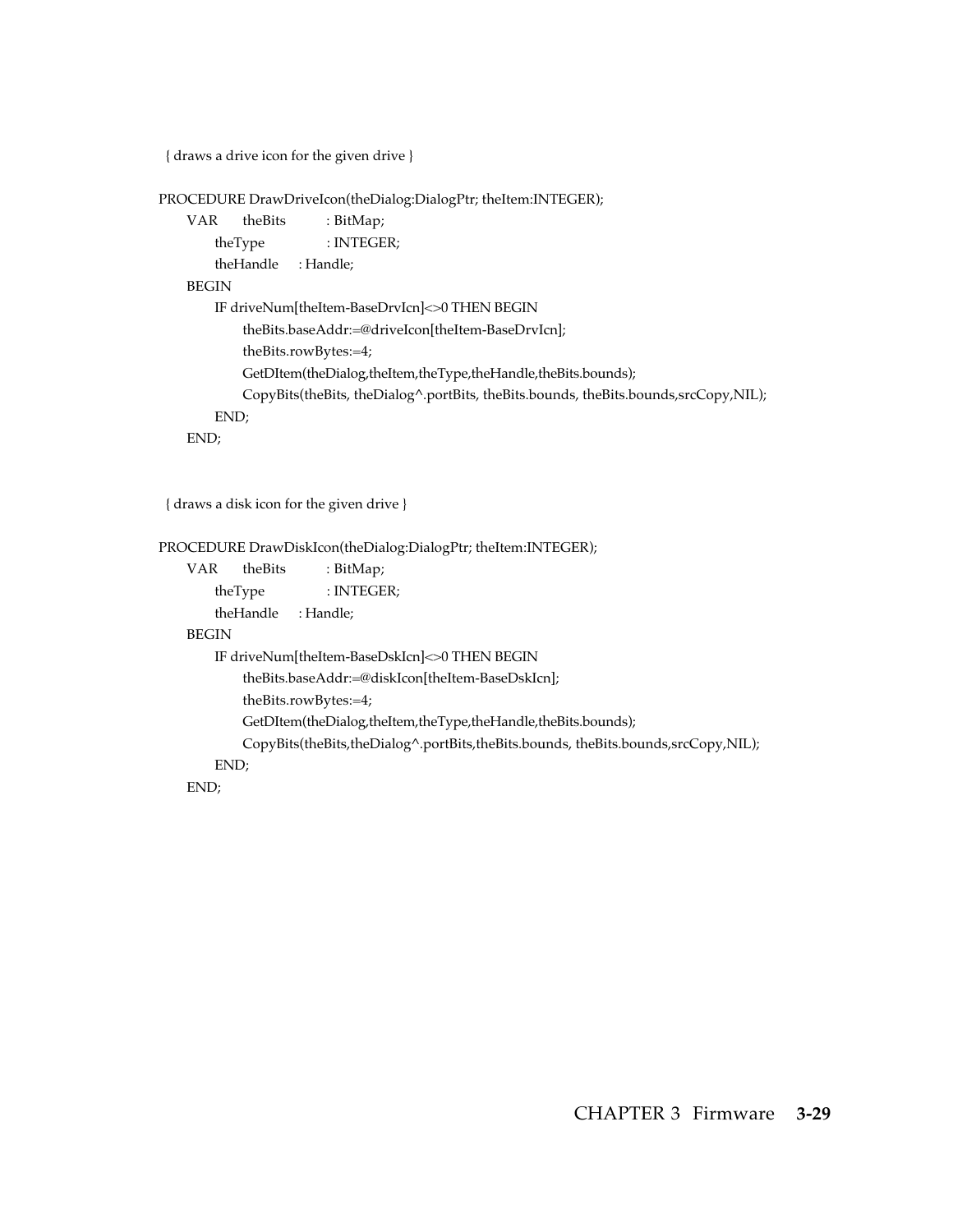```
{ draws a drive icon for the given drive }

PROCEDURE DrawDriveIcon(theDialog:DialogPtr; theItem:INTEGER);
    VAR     theBits         : BitMap;
        theType             : INTEGER;
        theHandle     : Handle;
    BEGIN
        IF driveNum[theItem-BaseDrvIcn]<>0 THEN BEGIN
            theBits.baseAddr:=@driveIcon[theItem-BaseDrvIcn];
            theBits.rowBytes:=4;
            GetDItem(theDialog,theItem,theType,theHandle,theBits.bounds);
            CopyBits(theBits, theDialog^.portBits, theBits.bounds, theBits.bounds,srcCopy,NIL);
        END;
    END;


{ draws a disk icon for the given drive }

PROCEDURE DrawDiskIcon(theDialog:DialogPtr; theItem:INTEGER);
    VAR     theBits         : BitMap;
        theType             : INTEGER;
        theHandle     : Handle;
    BEGIN
        IF driveNum[theItem-BaseDskIcn]<>0 THEN BEGIN
            theBits.baseAddr:=@diskIcon[theItem-BaseDskIcn];
            theBits.rowBytes:=4;
            GetDItem(theDialog,theItem,theType,theHandle,theBits.bounds);
            CopyBits(theBits,theDialog^.portBits,theBits.bounds, theBits.bounds,srcCopy,NIL);
        END;
    END;
```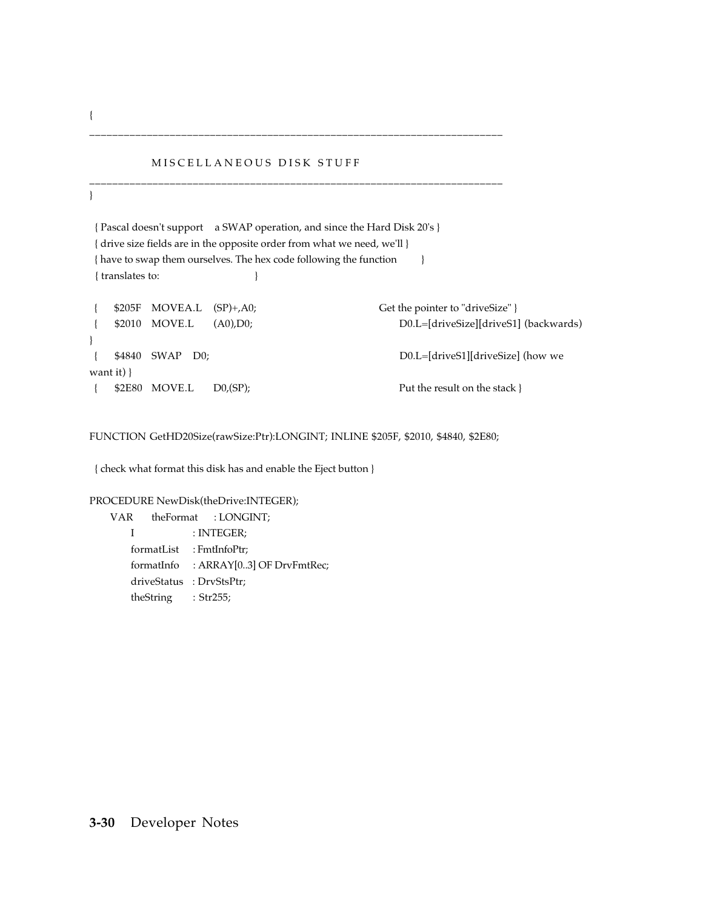```
{
_______________________________________________________________________

              M I S C E L L A N E O U S   D I S K   S T U F F
_______________________________________________________________________
}

  { Pascal doesn't support   a SWAP operation, and since the Hard Disk 20's }
  { drive size fields are in the opposite order from what we need, we'll }
  { have to swap them ourselves. The hex code following the function       }
  { translates to:                                 }

 {    $205F   MOVEA.L    (SP)+,A0;                       Get the pointer to "driveSize" }
 {    $2010   MOVE.L     (A0),D0;                           D0.L=[driveSize][driveS1] (backwards)
}
 {    $4840   SWAP   D0;                                    D0.L=[driveS1][driveSize] (how we
want it) }
 {    $2E80   MOVE.L     D0,(SP);                           Put the result on the stack }


FUNCTION GetHD20Size(rawSize:Ptr):LONGINT; INLINE $205F, $2010, $4840, $2E80;

  { check what format this disk has and enable the Eject button }

PROCEDURE NewDisk(theDrive:INTEGER);
     VAR      theFormat     : LONGINT;
          I                 : INTEGER;
          formatList     : FmtInfoPtr;
          formatInfo     : ARRAY[0..3] OF DrvFmtRec;
          driveStatus   : DrvStsPtr;
          theString       : Str255;
```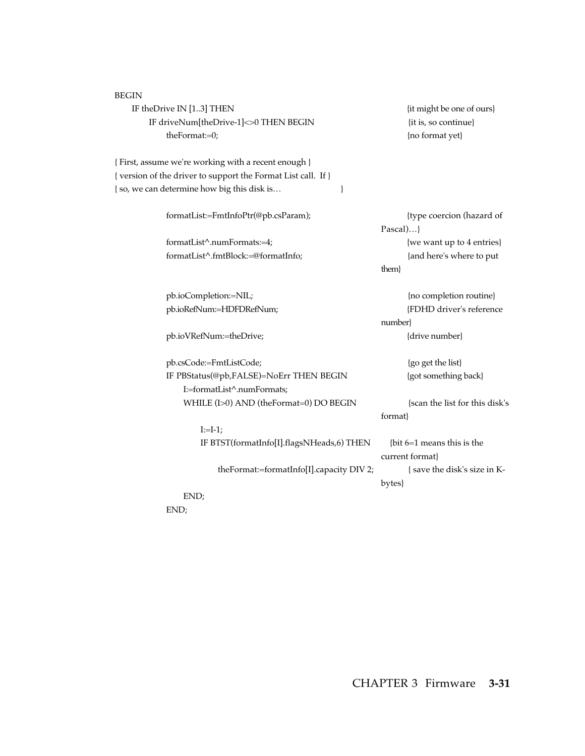```pascal
BEGIN
    IF theDrive IN [1..3] THEN                              {it might be one of ours}
        IF driveNum[theDrive-1]<>0 THEN BEGIN               {it is, so continue}
            theFormat:=0;                                   {no format yet}

{ First, assume we're working with a recent enough }
{ version of the driver to support the Format List call.  If }
{ so, we can determine how big this disk is…                }

            formatList:=FmtInfoPtr(@pb.csParam);            {type coercion (hazard of Pascal)…}

            formatList^.numFormats:=4;                      {we want up to 4 entries}
            formatList^.fmtBlock:=@formatInfo;              {and here's where to put them}

            pb.ioCompletion:=NIL;                           {no completion routine}
            pb.ioRefNum:=HDFDRefNum;                        {FDHD driver's reference number}
            pb.ioVRefNum:=theDrive;                         {drive number}

            pb.csCode:=FmtListCode;                         {go get the list}
            IF PBStatus(@pb,FALSE)=NoErr THEN BEGIN         {got something back}
                I:=formatList^.numFormats;
                WHILE (I>0) AND (theFormat=0) DO BEGIN      {scan the list for this disk's format}

                    I:=I-1;
                    IF BTST(formatInfo[I].flagsNHeads,6) THEN   {bit 6=1 means this is the current format}

                        theFormat:=formatInfo[I].capacity DIV 2;   { save the disk's size in K-bytes}

                END;
            END;
```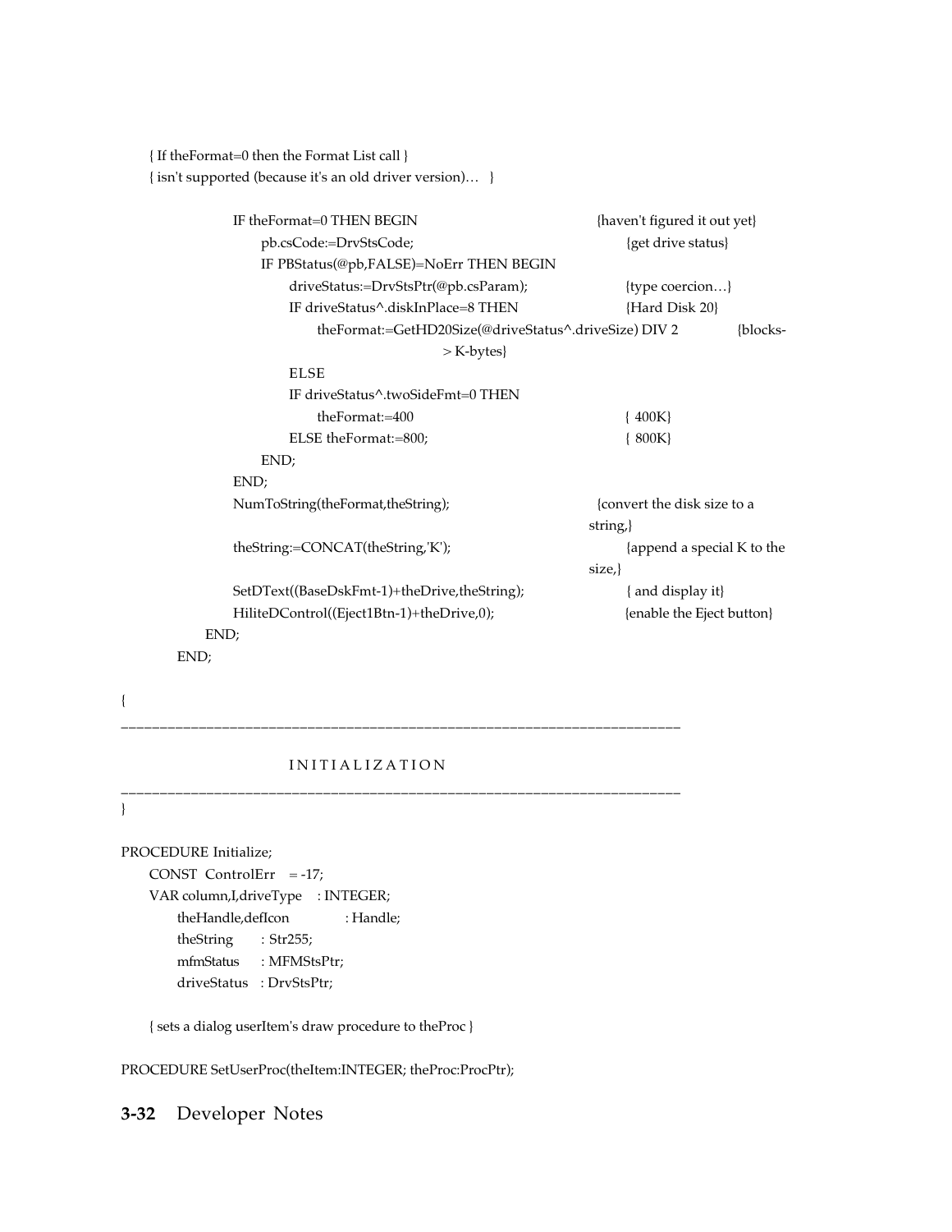```
      { If theFormat=0 then the Format List call }
      { isn't supported (because it's an old driver version)…   }

            IF theFormat=0 THEN BEGIN                         {haven't figured it out yet}
                  pb.csCode:=DrvStsCode;                      {get drive status}
                  IF PBStatus(@pb,FALSE)=NoErr THEN BEGIN
                        driveStatus:=DrvStsPtr(@pb.csParam);   {type coercion…}
                        IF driveStatus^.diskInPlace=8 THEN     {Hard Disk 20}
                              theFormat:=GetHD20Size(@driveStatus^.driveSize) DIV 2     {blocks->K-bytes}
                        ELSE
                        IF driveStatus^.twoSideFmt=0 THEN
                              theFormat:=400                   { 400K}
                        ELSE theFormat:=800;                   { 800K}
                  END;
            END;
            NumToString(theFormat,theString);                  {convert the disk size to a string,}
            theString:=CONCAT(theString,'K');                  {append a special K to the size,}
            SetDText((BaseDskFmt-1)+theDrive,theString);       { and display it}
            HiliteDControl((Eject1Btn-1)+theDrive,0);          {enable the Eject button}
         END;
      END;

{
_______________________________________________________________________

                  I N I T I A L I Z A T I O N
_______________________________________________________________________
}

PROCEDURE Initialize;
      CONST  ControlErr   = -17;
      VAR column,I,driveType    : INTEGER;
            theHandle,defIcon       : Handle;
            theString       : Str255;
            mfmStatus       : MFMStsPtr;
            driveStatus     : DrvStsPtr;

      { sets a dialog userItem's draw procedure to theProc }

PROCEDURE SetUserProc(theItem:INTEGER; theProc:ProcPtr);
```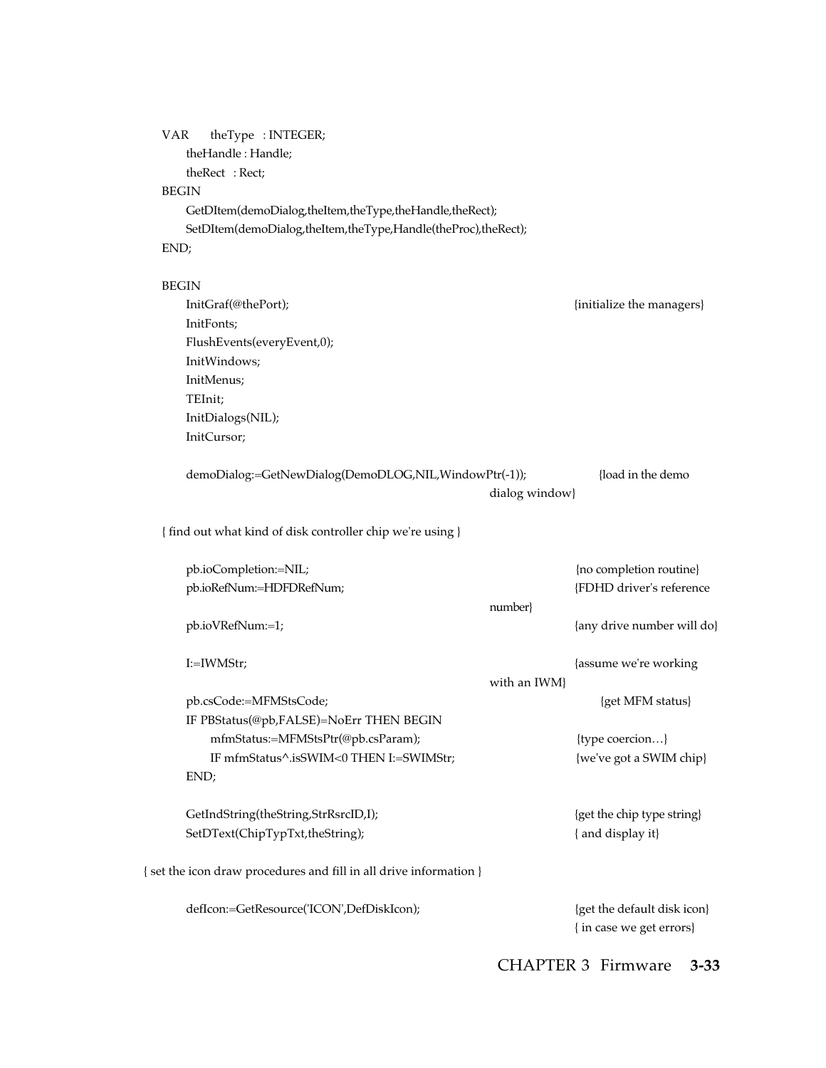```
   VAR     theType   : INTEGER;
        theHandle : Handle;
        theRect   : Rect;
   BEGIN
        GetDItem(demoDialog,theItem,theType,theHandle,theRect);
        SetDItem(demoDialog,theItem,theType,Handle(theProc),theRect);
   END;

   BEGIN
        InitGraf(@thePort);                                          {initialize the managers}
        InitFonts;
        FlushEvents(everyEvent,0);
        InitWindows;
        InitMenus;
        TEInit;
        InitDialogs(NIL);
        InitCursor;

        demoDialog:=GetNewDialog(DemoDLOG,NIL,WindowPtr(-1));        {load in the demo
                                                                       dialog window}

   { find out what kind of disk controller chip we're using }

        pb.ioCompletion:=NIL;                                        {no completion routine}
        pb.ioRefNum:=HDFDRefNum;                                     {FDHD driver's reference
                                                                       number}
        pb.ioVRefNum:=1;                                             {any drive number will do}

        I:=IWMStr;                                                   {assume we're working
                                                                       with an IWM}
        pb.csCode:=MFMStsCode;                                       {get MFM status}
        IF PBStatus(@pb,FALSE)=NoErr THEN BEGIN
             mfmStatus:=MFMStsPtr(@pb.csParam);                      {type coercion…}
             IF mfmStatus^.isSWIM<0 THEN I:=SWIMStr;                 {we've got a SWIM chip}
        END;

        GetIndString(theString,StrRsrcID,I);                         {get the chip type string}
        SetDText(ChipTypTxt,theString);                              { and display it}

{ set the icon draw procedures and fill in all drive information }

        defIcon:=GetResource('ICON',DefDiskIcon);                    {get the default disk icon}
                                                                     { in case we get errors}
```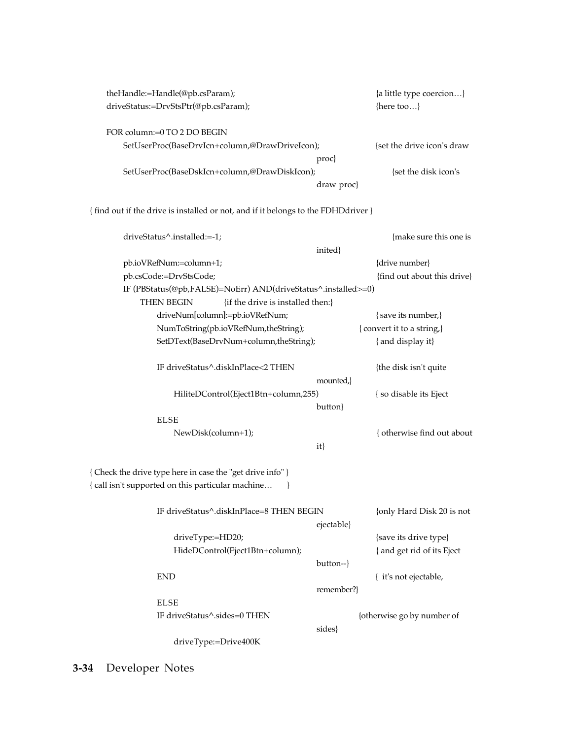```
    theHandle:=Handle(@pb.csParam);                          {a little type coercion…}
    driveStatus:=DrvStsPtr(@pb.csParam);                     {here too…}

    FOR column:=0 TO 2 DO BEGIN
        SetUserProc(BaseDrvIcn+column,@DrawDriveIcon);       {set the drive icon's draw
                                                              proc}
        SetUserProc(BaseDskIcn+column,@DrawDiskIcon);        {set the disk icon's
                                                              draw proc}

{ find out if the drive is installed or not, and if it belongs to the FDHDdriver }

        driveStatus^.installed:=-1;                          {make sure this one is
                                                              inited}
        pb.ioVRefNum:=column+1;                              {drive number}
        pb.csCode:=DrvStsCode;                               {find out about this drive}
        IF (PBStatus(@pb,FALSE)=NoErr) AND(driveStatus^.installed>=0)
            THEN BEGIN          {if the drive is installed then:}
                driveNum[column]:=pb.ioVRefNum;              { save its number,}
                NumToString(pb.ioVRefNum,theString);         { convert it to a string,}
                SetDText(BaseDrvNum+column,theString);       { and display it}

                IF driveStatus^.diskInPlace<2 THEN           {the disk isn't quite
                                                              mounted,}
                    HiliteDControl(Eject1Btn+column,255)     { so disable its Eject
                                                              button}
                ELSE
                    NewDisk(column+1);                       { otherwise find out about
                                                              it}

{ Check the drive type here in case the "get drive info" }
{ call isn't supported on this particular machine…       }

                IF driveStatus^.diskInPlace=8 THEN BEGIN     {only Hard Disk 20 is not
                                                              ejectable}
                    driveType:=HD20;                         {save its drive type}
                    HideDControl(Eject1Btn+column);          { and get rid of its Eject
                                                              button--}
                END                                          {  it's not ejectable,
                                                              remember?}
                ELSE
                IF driveStatus^.sides=0 THEN                 {otherwise go by number of
                                                              sides}
                    driveType:=Drive400K
```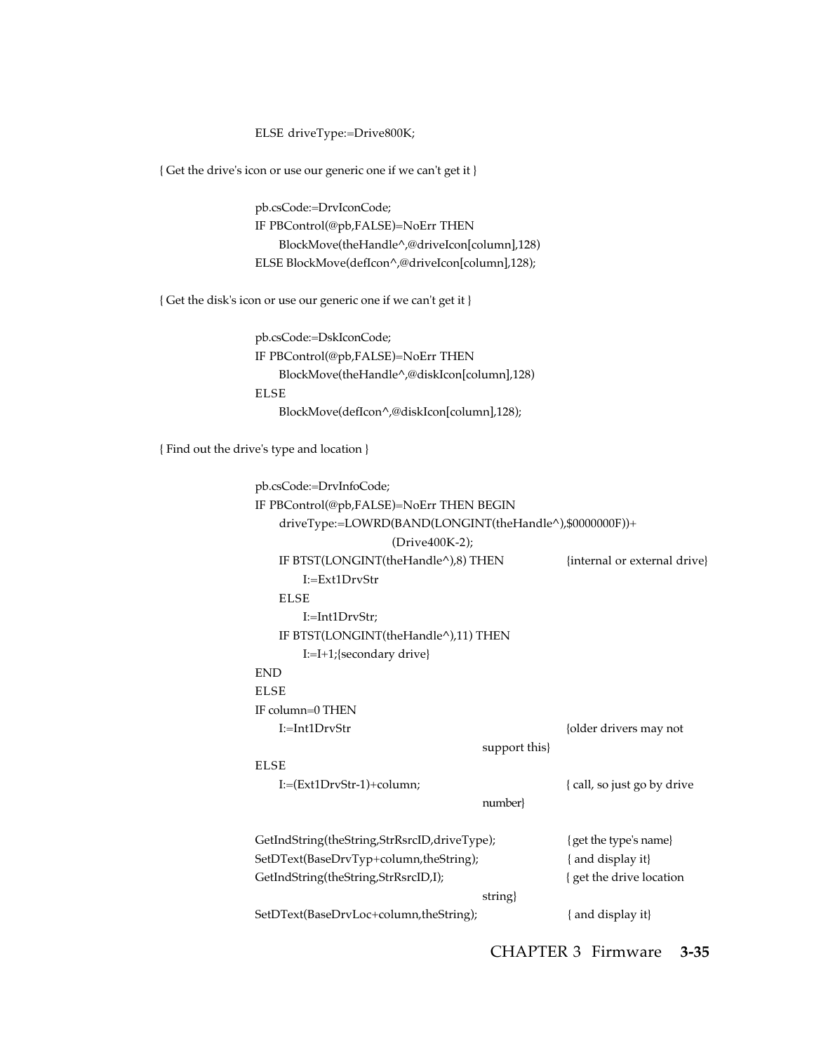```
            ELSE driveType:=Drive800K;

{ Get the drive's icon or use our generic one if we can't get it }

            pb.csCode:=DrvIconCode;
            IF PBControl(@pb,FALSE)=NoErr THEN
               BlockMove(theHandle^,@driveIcon[column],128)
            ELSE BlockMove(defIcon^,@driveIcon[column],128);

{ Get the disk's icon or use our generic one if we can't get it }

            pb.csCode:=DskIconCode;
            IF PBControl(@pb,FALSE)=NoErr THEN
               BlockMove(theHandle^,@diskIcon[column],128)
            ELSE
               BlockMove(defIcon^,@diskIcon[column],128);

{ Find out the drive's type and location }

            pb.csCode:=DrvInfoCode;
            IF PBControl(@pb,FALSE)=NoErr THEN BEGIN
               driveType:=LOWRD(BAND(LONGINT(theHandle^),$0000000F))+
                              (Drive400K-2);
               IF BTST(LONGINT(theHandle^),8) THEN          {internal or external drive}
                  I:=Ext1DrvStr
               ELSE
                  I:=Int1DrvStr;
               IF BTST(LONGINT(theHandle^),11) THEN
                  I:=I+1;{secondary drive}
            END
            ELSE
            IF column=0 THEN
               I:=Int1DrvStr                                {older drivers may not
                                                            support this}
            ELSE
               I:=(Ext1DrvStr-1)+column;                    { call, so just go by drive
                                                            number}

            GetIndString(theString,StrRsrcID,driveType);    {get the type's name}
            SetDText(BaseDrvTyp+column,theString);          { and display it}
            GetIndString(theString,StrRsrcID,I);            { get the drive location
                                                            string}
            SetDText(BaseDrvLoc+column,theString);          { and display it}
```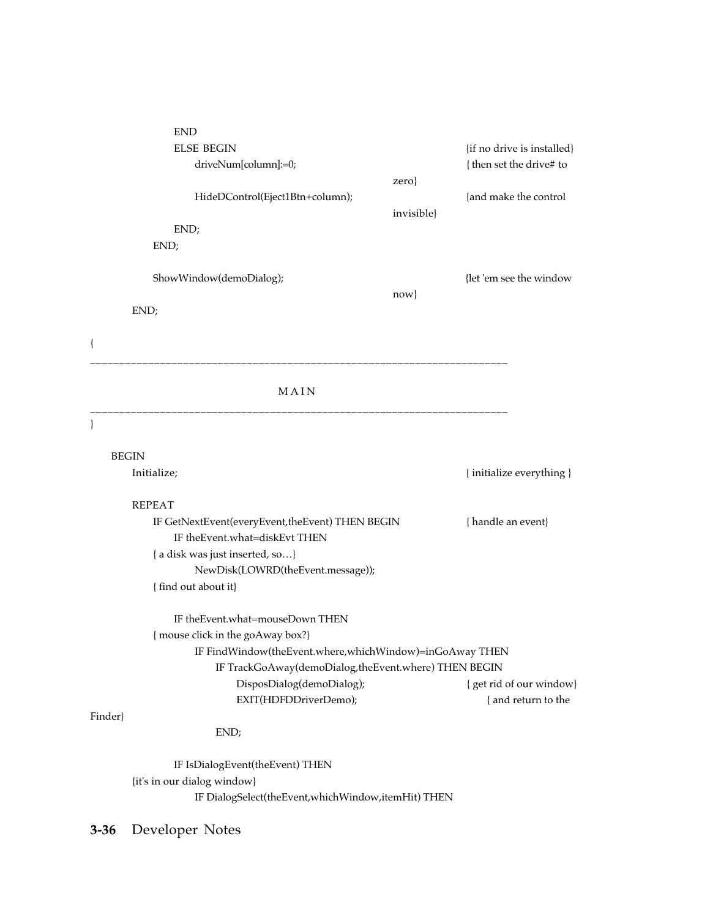```
            END
            ELSE BEGIN                                  {if no drive is installed}
                driveNum[column]:=0;                    { then set the drive# to zero}
                HideDControl(Eject1Btn+column);         {and make the control invisible}
            END;
        END;

        ShowWindow(demoDialog);                         {let 'em see the window now}
    END;

{
_____________________________________________________________________

                                M A I N
_____________________________________________________________________
}

    BEGIN
        Initialize;                                     { initialize everything }

        REPEAT
            IF GetNextEvent(everyEvent,theEvent) THEN BEGIN     { handle an event}
                IF theEvent.what=diskEvt THEN
            { a disk was just inserted, so…}
                    NewDisk(LOWRD(theEvent.message));
            { find out about it}

                IF theEvent.what=mouseDown THEN
            { mouse click in the goAway box?}
                    IF FindWindow(theEvent.where,whichWindow)=inGoAway THEN
                        IF TrackGoAway(demoDialog,theEvent.where) THEN BEGIN
                            DisposDialog(demoDialog);           { get rid of our window}
                            EXIT(HDFDDriverDemo);               { and return to the Finder}
                        END;

                IF IsDialogEvent(theEvent) THEN
        {it's in our dialog window}
                    IF DialogSelect(theEvent,whichWindow,itemHit) THEN
```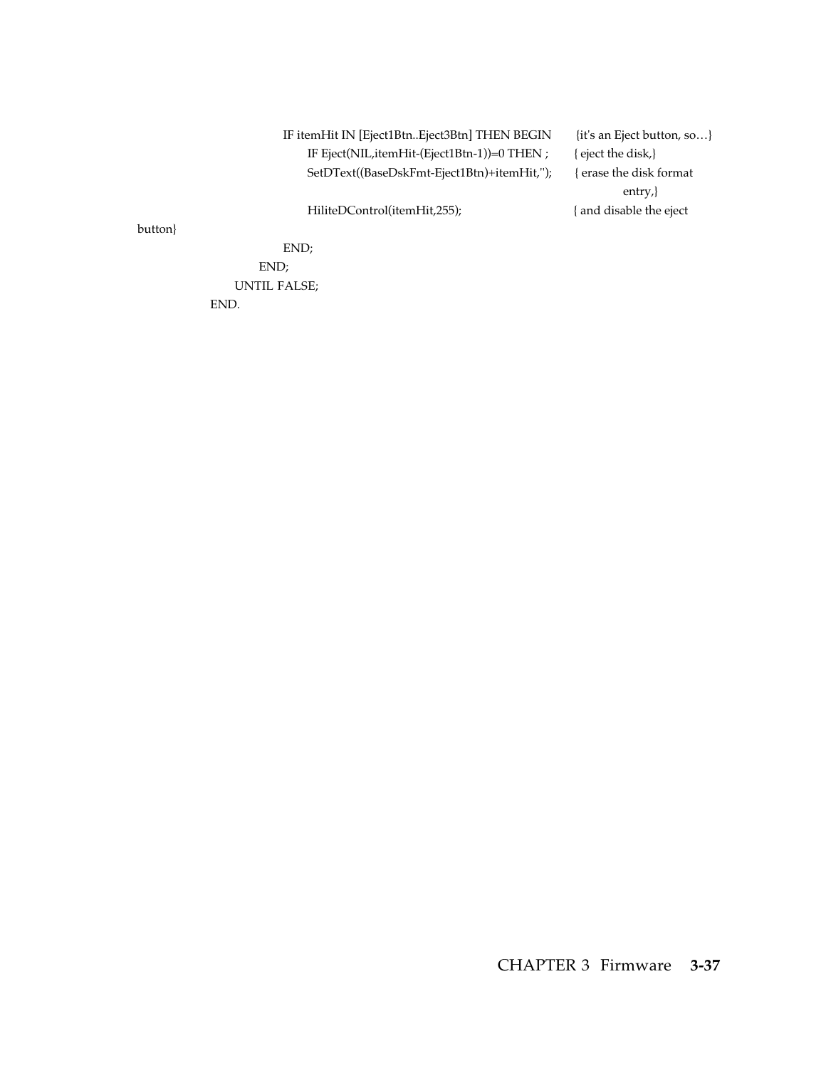```
            IF itemHit IN [Eject1Btn..Eject3Btn] THEN BEGIN        {it's an Eject button, so…}
                IF Eject(NIL,itemHit-(Eject1Btn-1))=0 THEN ;        { eject the disk,}
                SetDText((BaseDskFmt-Eject1Btn)+itemHit,'');        { erase the disk format
                                                                            entry,}
                HiliteDControl(itemHit,255);                        { and disable the eject
button}
            END;
        END;
    UNTIL FALSE;
END.
```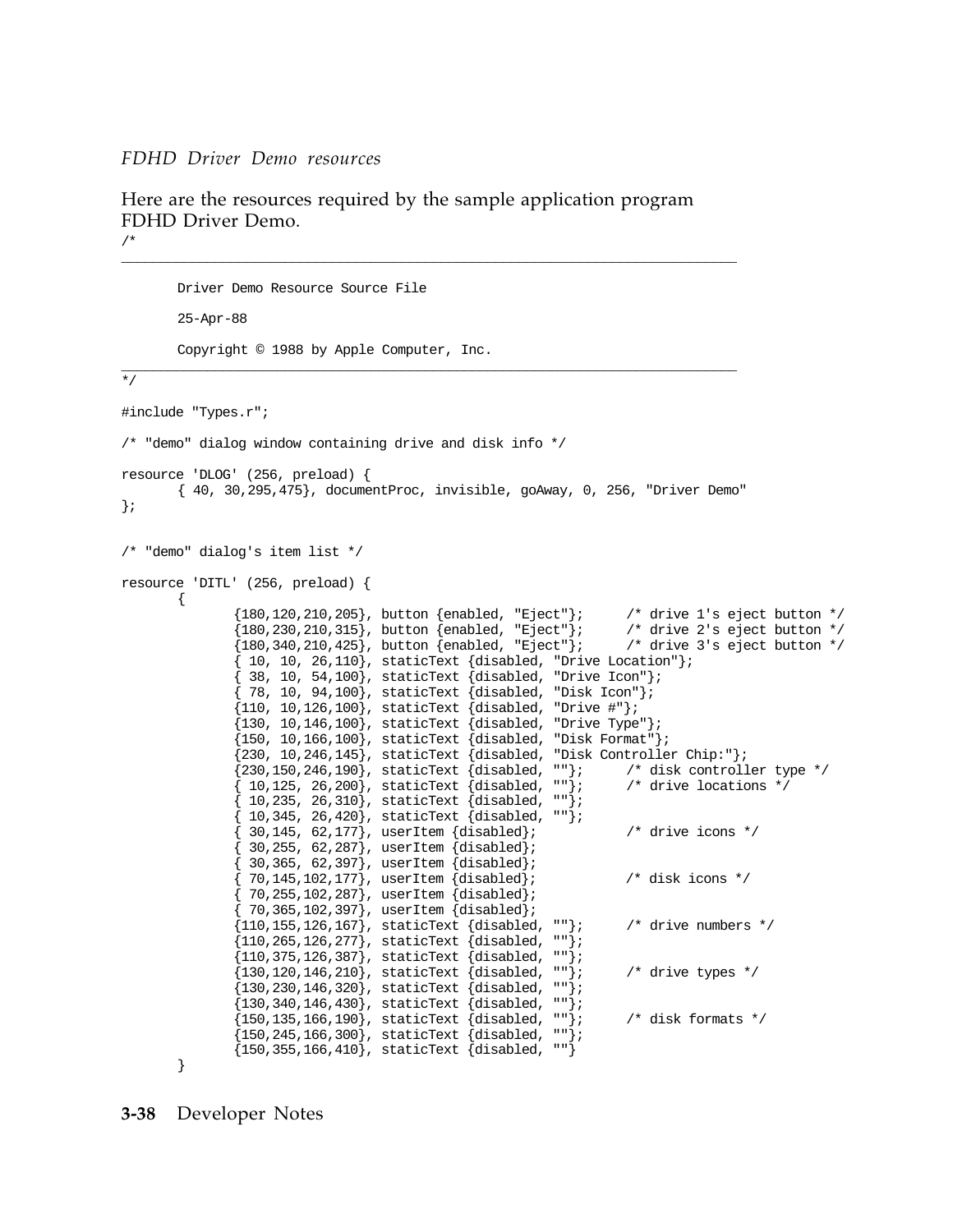*FDHD Driver Demo resources*

Here are the resources required by the sample application program FDHD Driver Demo.

```
/*
________________________________________________________________________

	Driver Demo Resource Source File

	25-Apr-88

	Copyright © 1988 by Apple Computer, Inc.
________________________________________________________________________
*/

#include "Types.r";

/* "demo" dialog window containing drive and disk info */

resource 'DLOG' (256, preload) {
	{ 40, 30,295,475}, documentProc, invisible, goAway, 0, 256, "Driver Demo"
};


/* "demo" dialog's item list */

resource 'DITL' (256, preload) {
	{
		{180,120,210,205}, button {enabled, "Eject"};	/* drive 1's eject button */
		{180,230,210,315}, button {enabled, "Eject"};	/* drive 2's eject button */
		{180,340,210,425}, button {enabled, "Eject"};	/* drive 3's eject button */
		{ 10, 10, 26,110}, staticText {disabled, "Drive Location"};
		{ 38, 10, 54,100}, staticText {disabled, "Drive Icon"};
		{ 78, 10, 94,100}, staticText {disabled, "Disk Icon"};
		{110, 10,126,100}, staticText {disabled, "Drive #"};
		{130, 10,146,100}, staticText {disabled, "Drive Type"};
		{150, 10,166,100}, staticText {disabled, "Disk Format"};
		{230, 10,246,145}, staticText {disabled, "Disk Controller Chip:"};
		{230,150,246,190}, staticText {disabled, ""};	/* disk controller type */
		{ 10,125, 26,200}, staticText {disabled, ""};	/* drive locations */
		{ 10,235, 26,310}, staticText {disabled, ""};
		{ 10,345, 26,420}, staticText {disabled, ""};
		{ 30,145, 62,177}, userItem {disabled};		/* drive icons */
		{ 30,255, 62,287}, userItem {disabled};
		{ 30,365, 62,397}, userItem {disabled};
		{ 70,145,102,177}, userItem {disabled};		/* disk icons */
		{ 70,255,102,287}, userItem {disabled};
		{ 70,365,102,397}, userItem {disabled};
		{110,155,126,167}, staticText {disabled, ""};	/* drive numbers */
		{110,265,126,277}, staticText {disabled, ""};
		{110,375,126,387}, staticText {disabled, ""};
		{130,120,146,210}, staticText {disabled, ""};	/* drive types */
		{130,230,146,320}, staticText {disabled, ""};
		{130,340,146,430}, staticText {disabled, ""};
		{150,135,166,190}, staticText {disabled, ""};	/* disk formats */
		{150,245,166,300}, staticText {disabled, ""};
		{150,355,166,410}, staticText {disabled, ""}
	}
```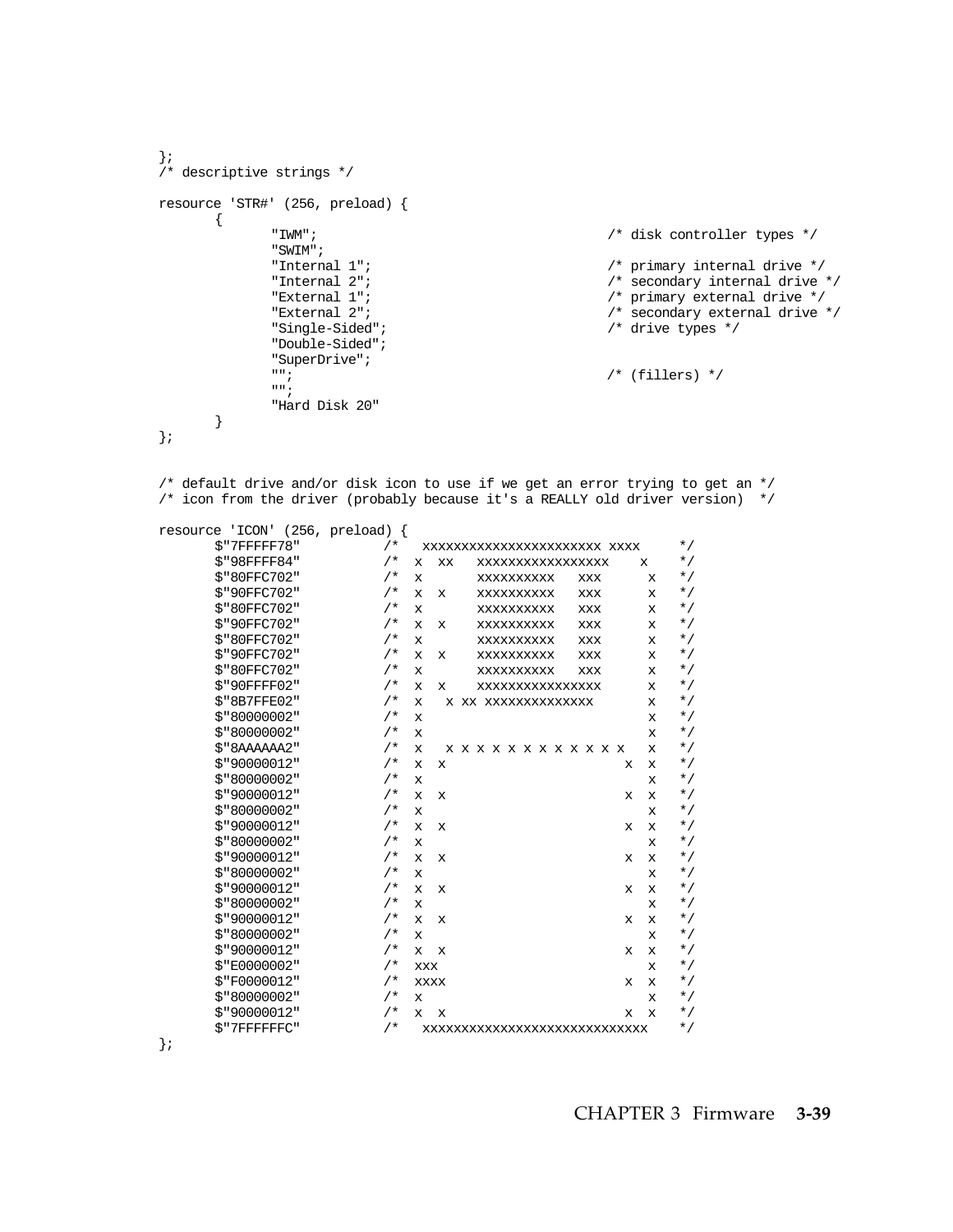```
};
/* descriptive strings */

resource 'STR#' (256, preload) {
	{
		"IWM";					/* disk controller types */
		"SWIM";
		"Internal 1";				/* primary internal drive */
		"Internal 2";				/* secondary internal drive */
		"External 1";				/* primary external drive */
		"External 2";				/* secondary external drive */
		"Single-Sided";				/* drive types */
		"Double-Sided";
		"SuperDrive";
		"";					/* (fillers) */
		"";
		"Hard Disk 20"
	}
};


/* default drive and/or disk icon to use if we get an error trying to get an */
/* icon from the driver (probably because it's a REALLY old driver version)  */

resource 'ICON' (256, preload) {
	$"7FFFFF78"		/*   xxxxxxxxxxxxxxxxxxxxxx xxxx     */
	$"98FFFF84"		/*  x  xx   xxxxxxxxxxxxxxxx    x    */
	$"80FFC702"		/*  x       xxxxxxxxxx   xxx      x  */
	$"90FFC702"		/*  x  x    xxxxxxxxxx   xxx      x  */
	$"80FFC702"		/*  x       xxxxxxxxxx   xxx      x  */
	$"90FFC702"		/*  x  x    xxxxxxxxxx   xxx      x  */
	$"80FFC702"		/*  x       xxxxxxxxxx   xxx      x  */
	$"90FFC702"		/*  x  x    xxxxxxxxxx   xxx      x  */
	$"80FFC702"		/*  x       xxxxxxxxxx   xxx      x  */
	$"90FFFF02"		/*  x  x    xxxxxxxxxxxxxxxx      x  */
	$"8B7FFE02"		/*  x   x xx xxxxxxxxxxxxxx       x  */
	$"80000002"		/*  x                             x  */
	$"80000002"		/*  x                             x  */
	$"8AAAAAA2"		/*  x   x x x x x x x x x x x x   x  */
	$"90000012"		/*  x  x                       x  x  */
	$"80000002"		/*  x                             x  */
	$"90000012"		/*  x  x                       x  x  */
	$"80000002"		/*  x                             x  */
	$"90000012"		/*  x  x                       x  x  */
	$"80000002"		/*  x                             x  */
	$"90000012"		/*  x  x                       x  x  */
	$"80000002"		/*  x                             x  */
	$"90000012"		/*  x  x                       x  x  */
	$"80000002"		/*  x                             x  */
	$"90000012"		/*  x  x                       x  x  */
	$"80000002"		/*  x                             x  */
	$"90000012"		/*  x  x                       x  x  */
	$"E0000002"		/*  xxx                           x  */
	$"F0000012"		/*  xxxx                       x  x  */
	$"80000002"		/*  x                             x  */
	$"90000012"		/*  x  x                       x  x  */
	$"7FFFFFFC"		/*   xxxxxxxxxxxxxxxxxxxxxxxxxxxxx   */
};
```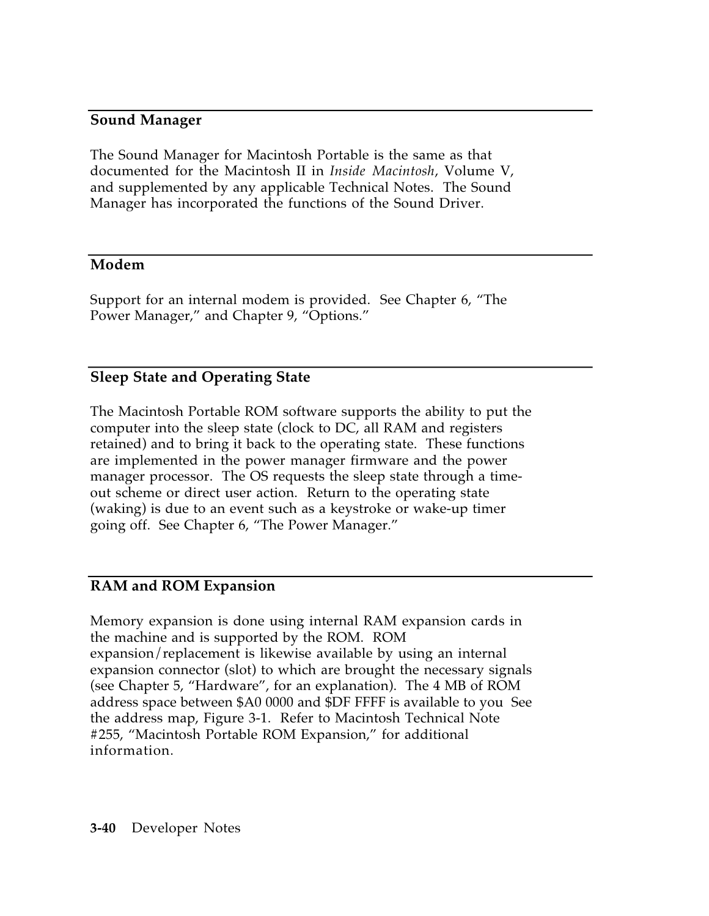## Sound Manager

The Sound Manager for Macintosh Portable is the same as that documented for the Macintosh II in *Inside Macintosh*, Volume V, and supplemented by any applicable Technical Notes. The Sound Manager has incorporated the functions of the Sound Driver.

## Modem

Support for an internal modem is provided. See Chapter 6, "The Power Manager," and Chapter 9, "Options."

## Sleep State and Operating State

The Macintosh Portable ROM software supports the ability to put the computer into the sleep state (clock to DC, all RAM and registers retained) and to bring it back to the operating state. These functions are implemented in the power manager firmware and the power manager processor. The OS requests the sleep state through a time-out scheme or direct user action. Return to the operating state (waking) is due to an event such as a keystroke or wake-up timer going off. See Chapter 6, "The Power Manager."

## RAM and ROM Expansion

Memory expansion is done using internal RAM expansion cards in the machine and is supported by the ROM. ROM expansion/replacement is likewise available by using an internal expansion connector (slot) to which are brought the necessary signals (see Chapter 5, "Hardware", for an explanation). The 4 MB of ROM address space between $A0 0000 and $DF FFFF is available to you See the address map, Figure 3-1. Refer to Macintosh Technical Note #255, "Macintosh Portable ROM Expansion," for additional information.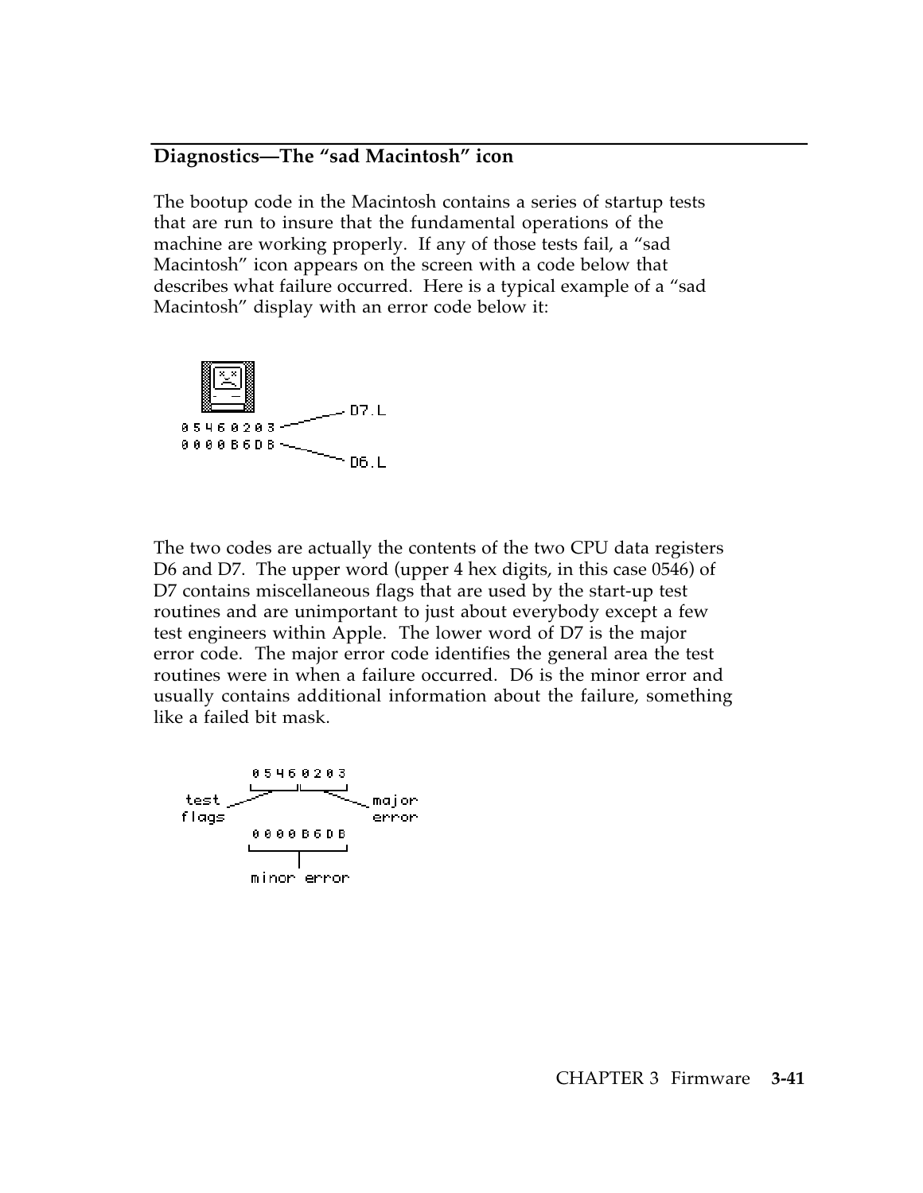## Diagnostics—The "sad Macintosh" icon

The bootup code in the Macintosh contains a series of startup tests that are run to insure that the fundamental operations of the machine are working properly. If any of those tests fail, a "sad Macintosh" icon appears on the screen with a code below that describes what failure occurred. Here is a typical example of a "sad Macintosh" display with an error code below it:

```
05460203  ——— D7.L
0000B6DB  ——— D6.L
```

The two codes are actually the contents of the two CPU data registers D6 and D7. The upper word (upper 4 hex digits, in this case 0546) of D7 contains miscellaneous flags that are used by the start-up test routines and are unimportant to just about everybody except a few test engineers within Apple. The lower word of D7 is the major error code. The major error code identifies the general area the test routines were in when a failure occurred. D6 is the minor error and usually contains additional information about the failure, something like a failed bit mask.

```
        0546 0203
test  __/      \__ major
flags             error
        0000B6DB
           |
      minor error
```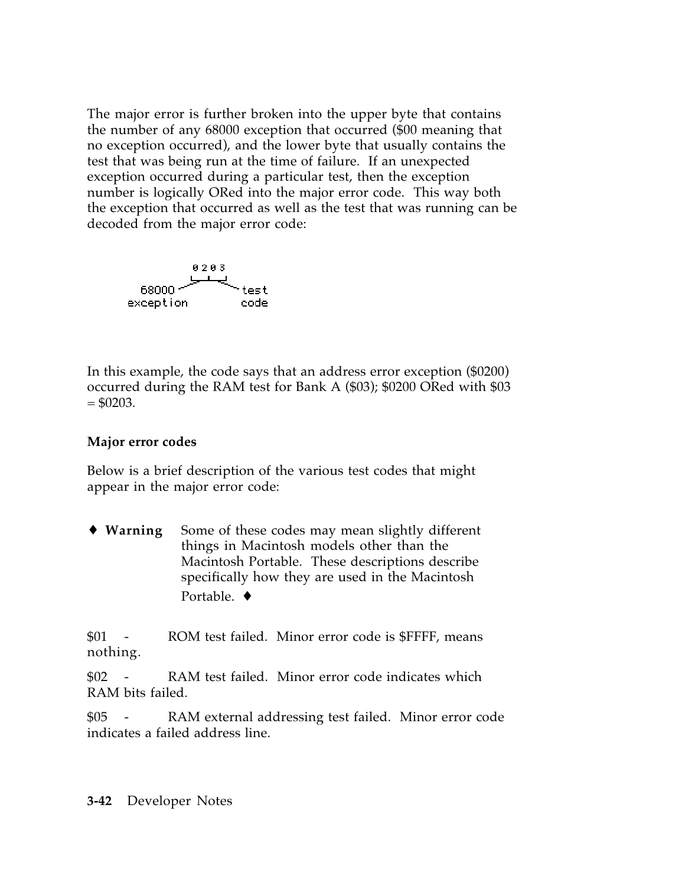The major error is further broken into the upper byte that contains the number of any 68000 exception that occurred ($00 meaning that no exception occurred), and the lower byte that usually contains the test that was being run at the time of failure. If an unexpected exception occurred during a particular test, then the exception number is logically ORed into the major error code. This way both the exception that occurred as well as the test that was running can be decoded from the major error code:

```
          0 2 0 3
          └─┴─┘
  68000 ─        ─ test
exception          code
```

In this example, the code says that an address error exception ($0200) occurred during the RAM test for Bank A ($03); $0200 ORed with $03 = $0203.

**Major error codes**

Below is a brief description of the various test codes that might appear in the major error code:

♦ **Warning** Some of these codes may mean slightly different things in Macintosh models other than the Macintosh Portable. These descriptions describe specifically how they are used in the Macintosh Portable. ♦

$01 - ROM test failed. Minor error code is $FFFF, means nothing.

$02 - RAM test failed. Minor error code indicates which RAM bits failed.

$05 - RAM external addressing test failed. Minor error code indicates a failed address line.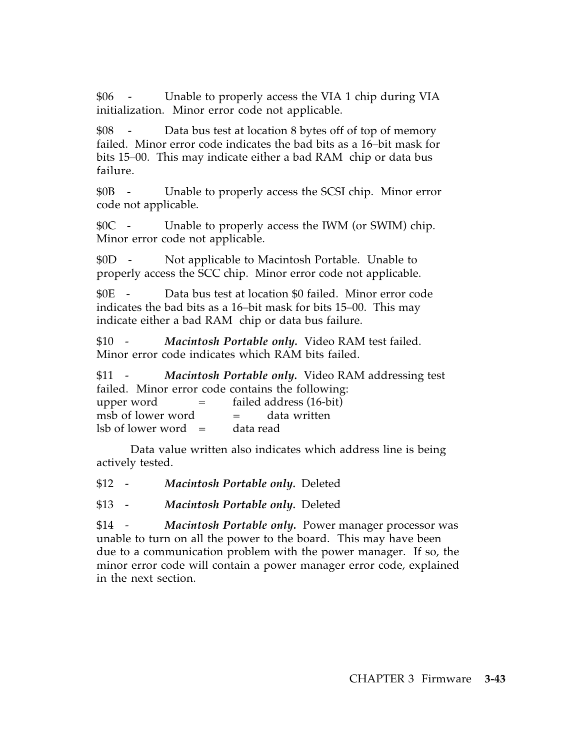$06 - Unable to properly access the VIA 1 chip during VIA initialization. Minor error code not applicable.

$08 - Data bus test at location 8 bytes off of top of memory failed. Minor error code indicates the bad bits as a 16–bit mask for bits 15–00. This may indicate either a bad RAM chip or data bus failure.

$0B - Unable to properly access the SCSI chip. Minor error code not applicable.

$0C - Unable to properly access the IWM (or SWIM) chip. Minor error code not applicable.

$0D - Not applicable to Macintosh Portable. Unable to properly access the SCC chip. Minor error code not applicable.

$0E - Data bus test at location $0 failed. Minor error code indicates the bad bits as a 16–bit mask for bits 15–00. This may indicate either a bad RAM chip or data bus failure.

$10 - ***Macintosh Portable only.*** Video RAM test failed. Minor error code indicates which RAM bits failed.

$11 - ***Macintosh Portable only.*** Video RAM addressing test failed. Minor error code contains the following:
upper word = failed address (16-bit)
msb of lower word = data written
lsb of lower word = data read

Data value written also indicates which address line is being actively tested.

$12 - ***Macintosh Portable only.*** Deleted

$13 - ***Macintosh Portable only.*** Deleted

$14 - ***Macintosh Portable only.*** Power manager processor was unable to turn on all the power to the board. This may have been due to a communication problem with the power manager. If so, the minor error code will contain a power manager error code, explained in the next section.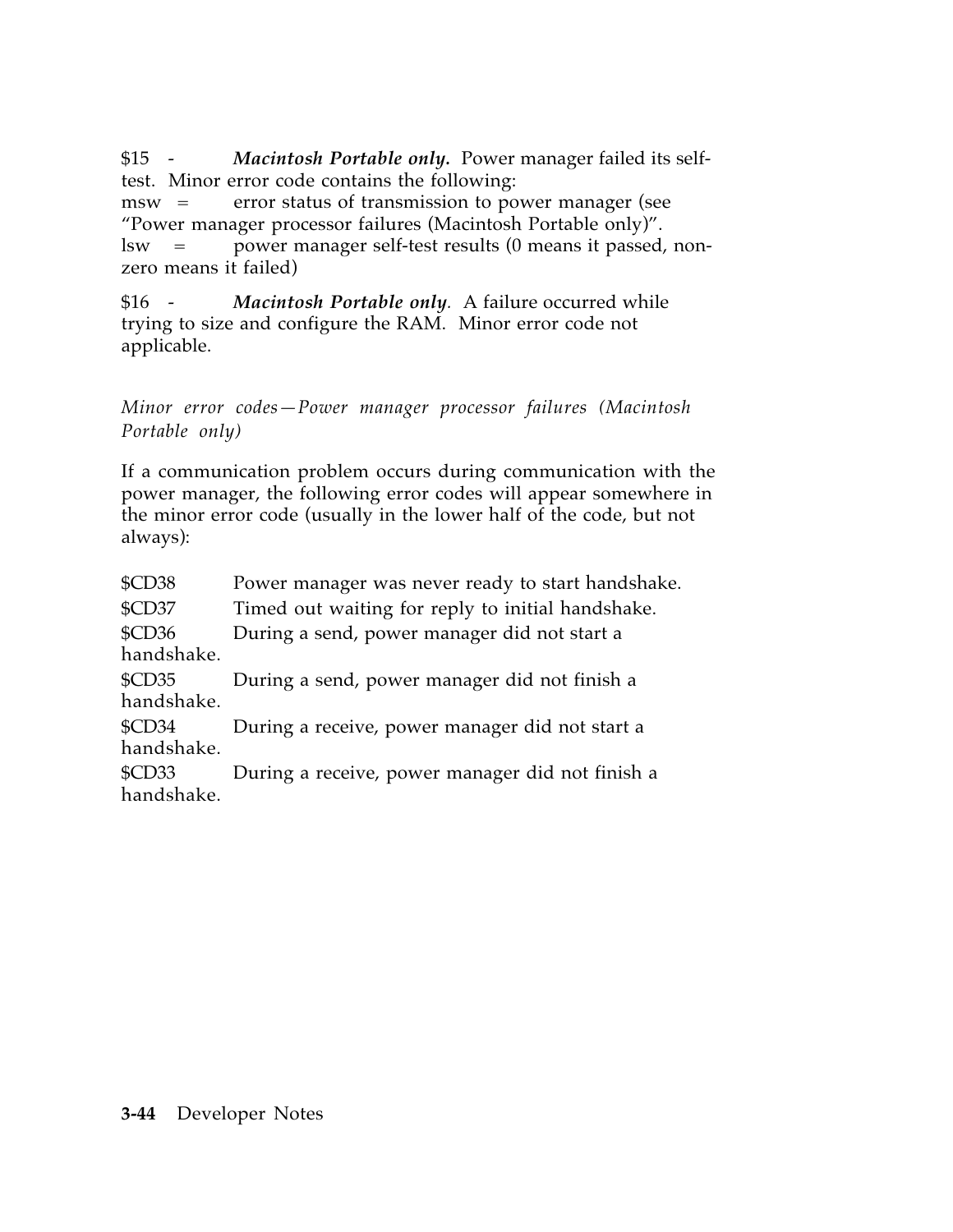$15 - ***Macintosh Portable only.*** Power manager failed its self-test. Minor error code contains the following:
msw = error status of transmission to power manager (see "Power manager processor failures (Macintosh Portable only)".
lsw = power manager self-test results (0 means it passed, non-zero means it failed)

$16 - ***Macintosh Portable only***. A failure occurred while trying to size and configure the RAM. Minor error code not applicable.

*Minor error codes—Power manager processor failures (Macintosh Portable only)*

If a communication problem occurs during communication with the power manager, the following error codes will appear somewhere in the minor error code (usually in the lower half of the code, but not always):

$CD38 Power manager was never ready to start handshake.
$CD37 Timed out waiting for reply to initial handshake.
$CD36 During a send, power manager did not start a handshake.
$CD35 During a send, power manager did not finish a handshake.
$CD34 During a receive, power manager did not start a handshake.
$CD33 During a receive, power manager did not finish a handshake.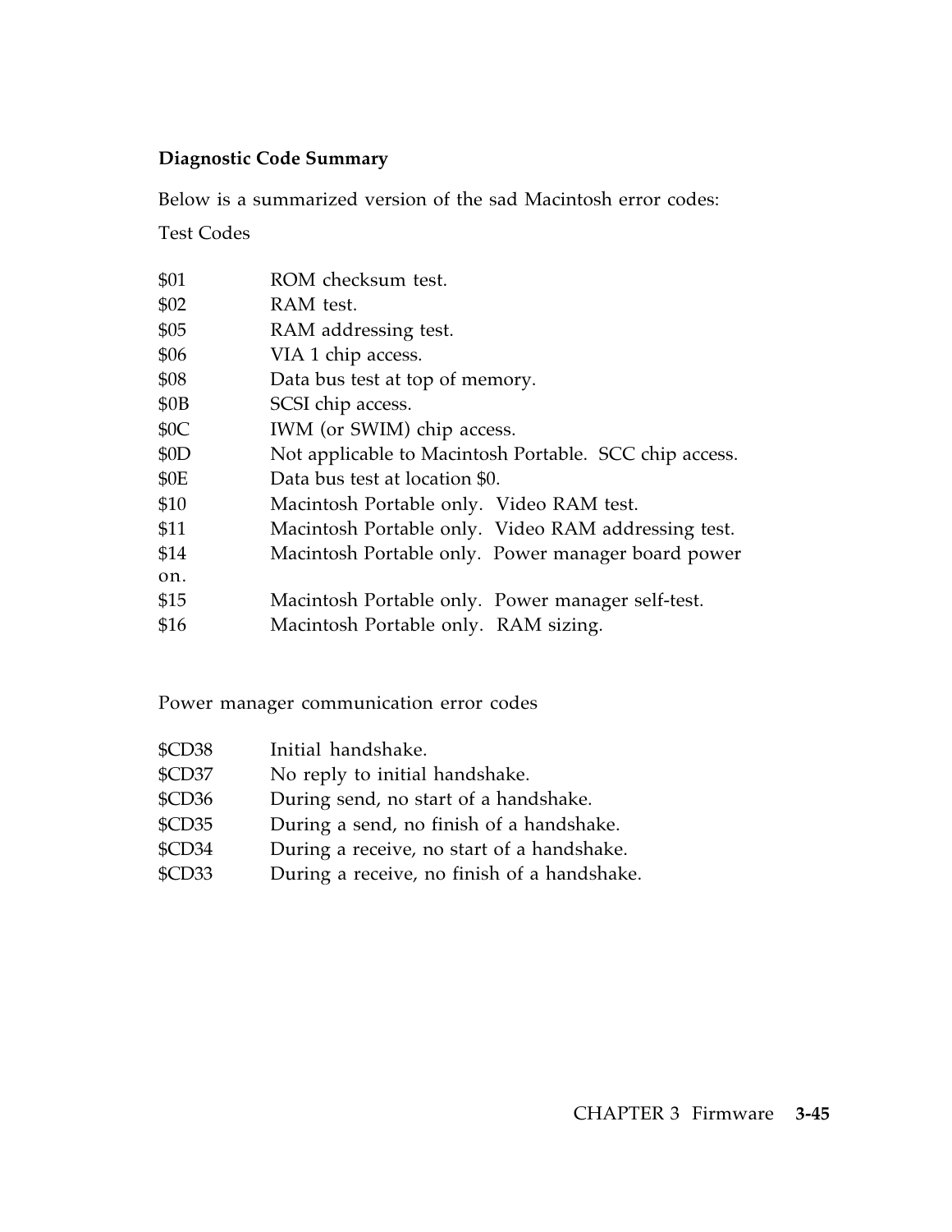**Diagnostic Code Summary**

Below is a summarized version of the sad Macintosh error codes:

Test Codes

| | |
|---|---|
| $01 | ROM checksum test. |
| $02 | RAM test. |
| $05 | RAM addressing test. |
| $06 | VIA 1 chip access. |
| $08 | Data bus test at top of memory. |
| $0B | SCSI chip access. |
| $0C | IWM (or SWIM) chip access. |
| $0D | Not applicable to Macintosh Portable. SCC chip access. |
| $0E | Data bus test at location $0. |
| $10 | Macintosh Portable only. Video RAM test. |
| $11 | Macintosh Portable only. Video RAM addressing test. |
| $14 | Macintosh Portable only. Power manager board power on. |
| $15 | Macintosh Portable only. Power manager self-test. |
| $16 | Macintosh Portable only. RAM sizing. |

Power manager communication error codes

| | |
|---|---|
| $CD38 | Initial handshake. |
| $CD37 | No reply to initial handshake. |
| $CD36 | During send, no start of a handshake. |
| $CD35 | During a send, no finish of a handshake. |
| $CD34 | During a receive, no start of a handshake. |
| $CD33 | During a receive, no finish of a handshake. |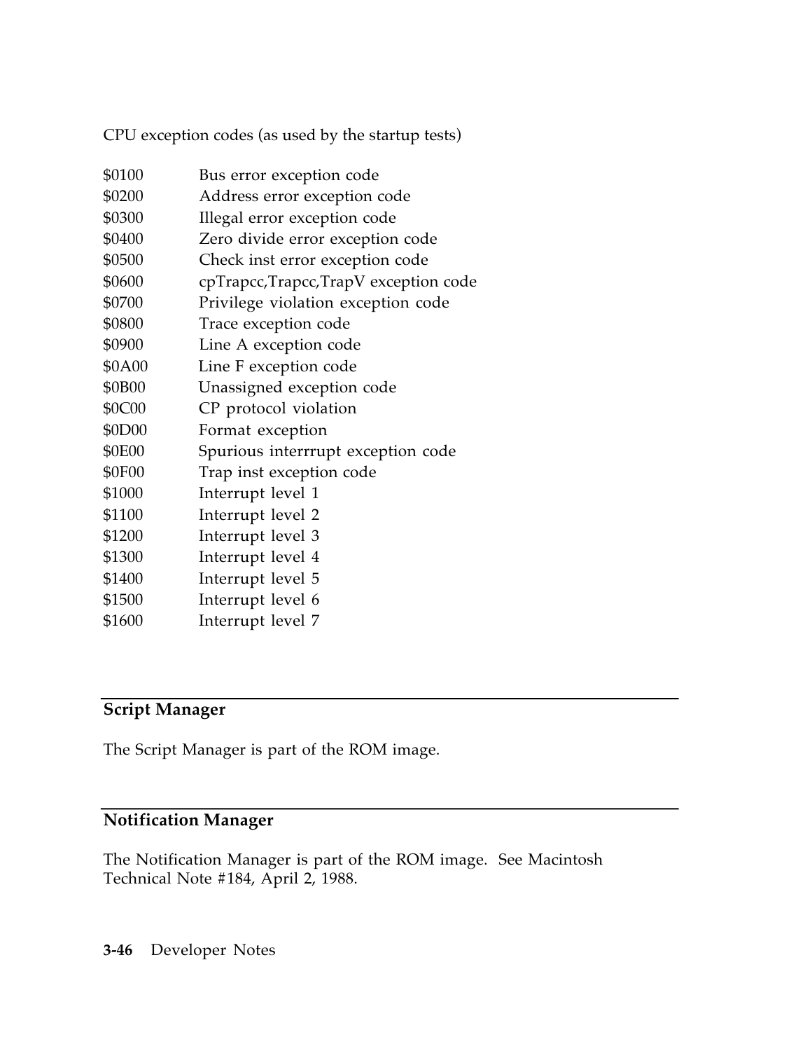CPU exception codes (as used by the startup tests)

| | |
|---|---|
| $0100 | Bus error exception code |
| $0200 | Address error exception code |
| $0300 | Illegal error exception code |
| $0400 | Zero divide error exception code |
| $0500 | Check inst error exception code |
| $0600 | cpTrapcc,Trapcc,TrapV exception code |
| $0700 | Privilege violation exception code |
| $0800 | Trace exception code |
| $0900 | Line A exception code |
| $0A00 | Line F exception code |
| $0B00 | Unassigned exception code |
| $0C00 | CP protocol violation |
| $0D00 | Format exception |
| $0E00 | Spurious interrrupt exception code |
| $0F00 | Trap inst exception code |
| $1000 | Interrupt level 1 |
| $1100 | Interrupt level 2 |
| $1200 | Interrupt level 3 |
| $1300 | Interrupt level 4 |
| $1400 | Interrupt level 5 |
| $1500 | Interrupt level 6 |
| $1600 | Interrupt level 7 |

## Script Manager

The Script Manager is part of the ROM image.

## Notification Manager

The Notification Manager is part of the ROM image. See Macintosh Technical Note #184, April 2, 1988.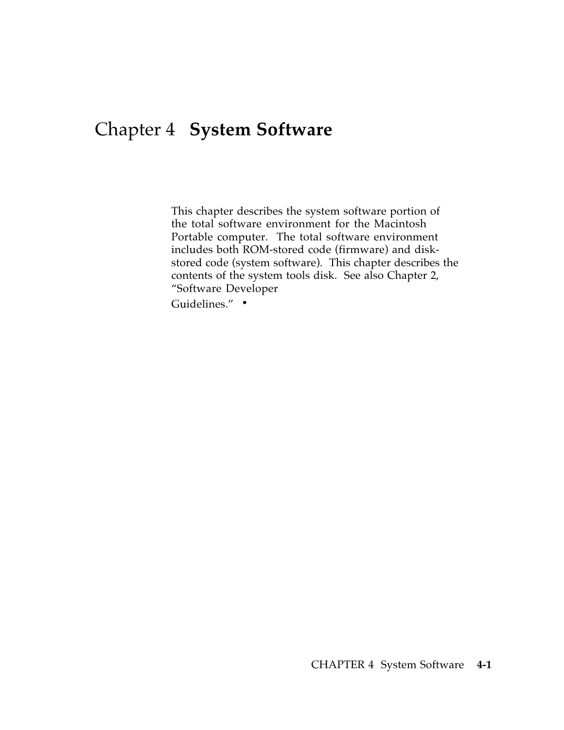# Chapter 4 **System Software**

This chapter describes the system software portion of the total software environment for the Macintosh Portable computer. The total software environment includes both ROM-stored code (firmware) and disk-stored code (system software). This chapter describes the contents of the system tools disk. See also Chapter 2, "Software Developer Guidelines." •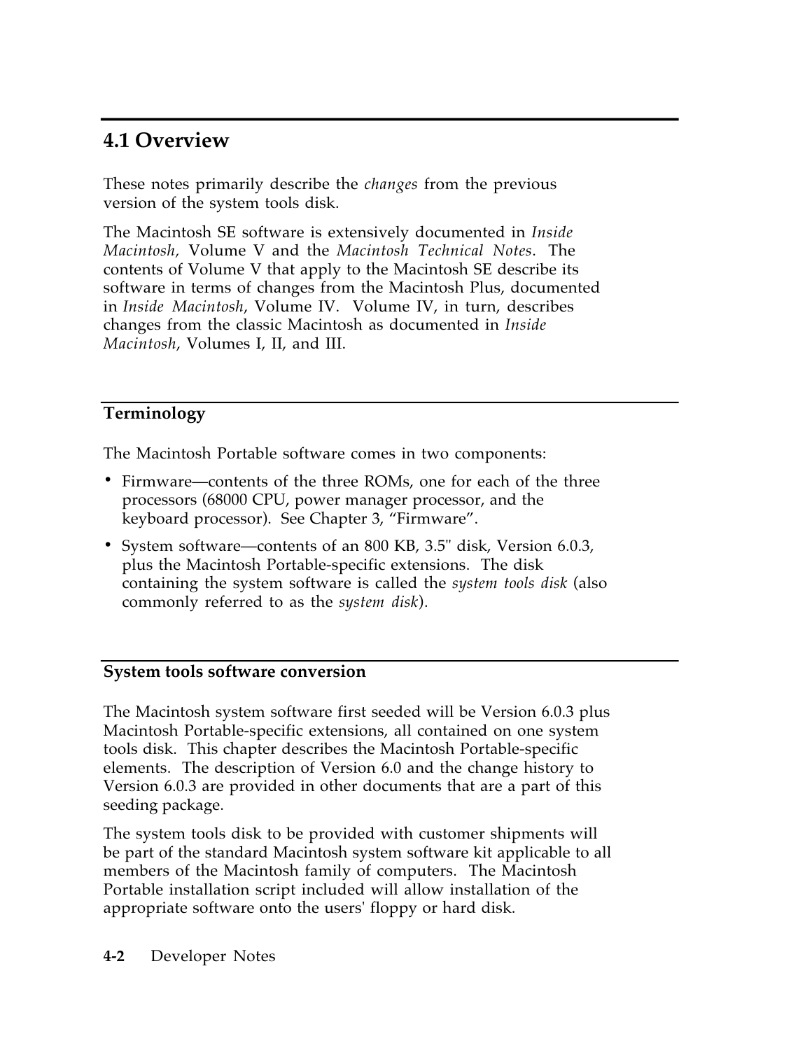## 4.1 Overview

These notes primarily describe the *changes* from the previous version of the system tools disk.

The Macintosh SE software is extensively documented in *Inside Macintosh,* Volume V and the *Macintosh Technical Notes*. The contents of Volume V that apply to the Macintosh SE describe its software in terms of changes from the Macintosh Plus, documented in *Inside Macintosh*, Volume IV. Volume IV, in turn, describes changes from the classic Macintosh as documented in *Inside Macintosh*, Volumes I, II, and III.

### Terminology

The Macintosh Portable software comes in two components:

- Firmware—contents of the three ROMs, one for each of the three processors (68000 CPU, power manager processor, and the keyboard processor). See Chapter 3, “Firmware”.
- System software—contents of an 800 KB, 3.5" disk, Version 6.0.3, plus the Macintosh Portable-specific extensions. The disk containing the system software is called the *system tools disk* (also commonly referred to as the *system disk*).

### System tools software conversion

The Macintosh system software first seeded will be Version 6.0.3 plus Macintosh Portable-specific extensions, all contained on one system tools disk. This chapter describes the Macintosh Portable-specific elements. The description of Version 6.0 and the change history to Version 6.0.3 are provided in other documents that are a part of this seeding package.

The system tools disk to be provided with customer shipments will be part of the standard Macintosh system software kit applicable to all members of the Macintosh family of computers. The Macintosh Portable installation script included will allow installation of the appropriate software onto the users' floppy or hard disk.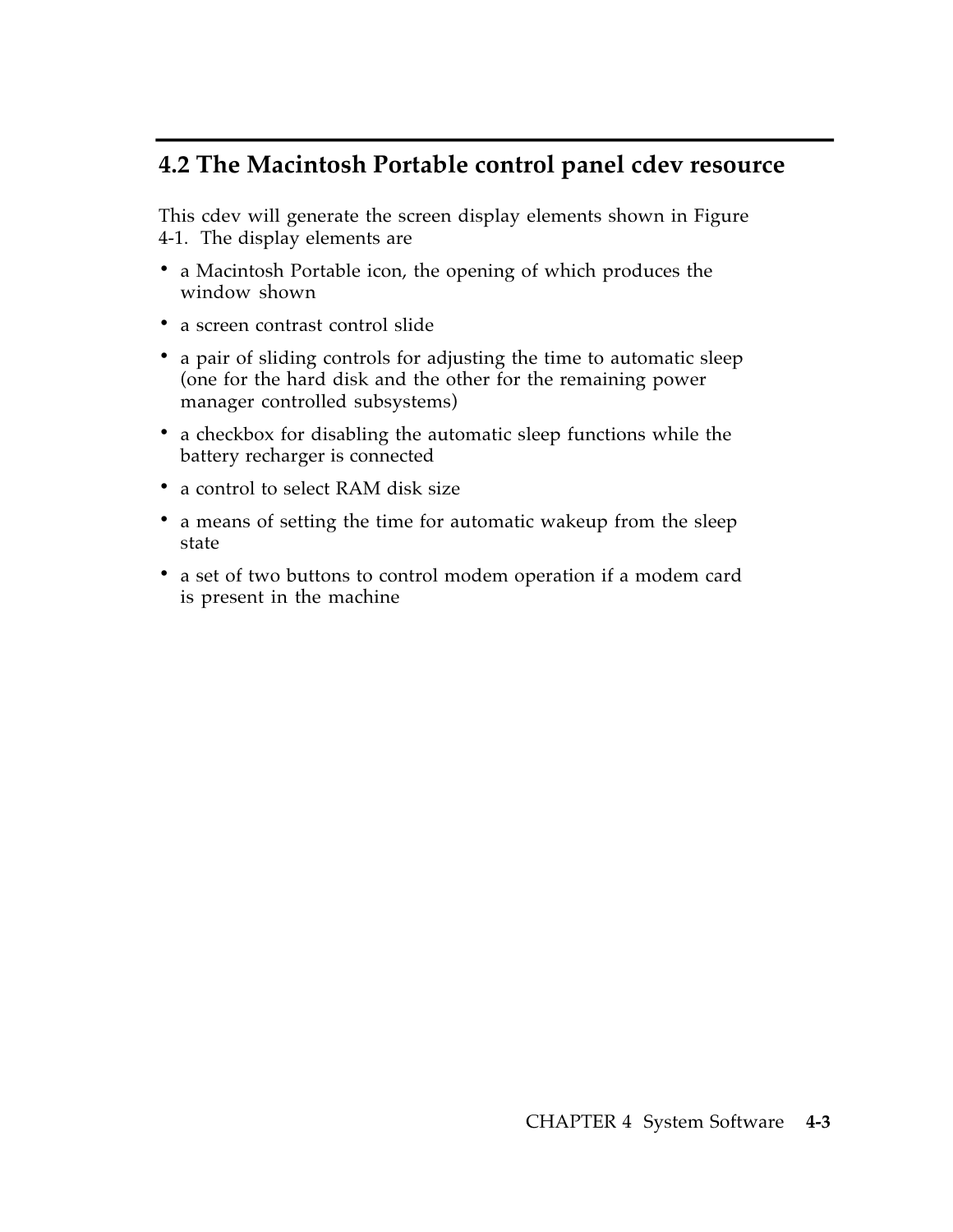## 4.2 The Macintosh Portable control panel cdev resource

This cdev will generate the screen display elements shown in Figure 4-1. The display elements are

- a Macintosh Portable icon, the opening of which produces the window shown
- a screen contrast control slide
- a pair of sliding controls for adjusting the time to automatic sleep (one for the hard disk and the other for the remaining power manager controlled subsystems)
- a checkbox for disabling the automatic sleep functions while the battery recharger is connected
- a control to select RAM disk size
- a means of setting the time for automatic wakeup from the sleep state
- a set of two buttons to control modem operation if a modem card is present in the machine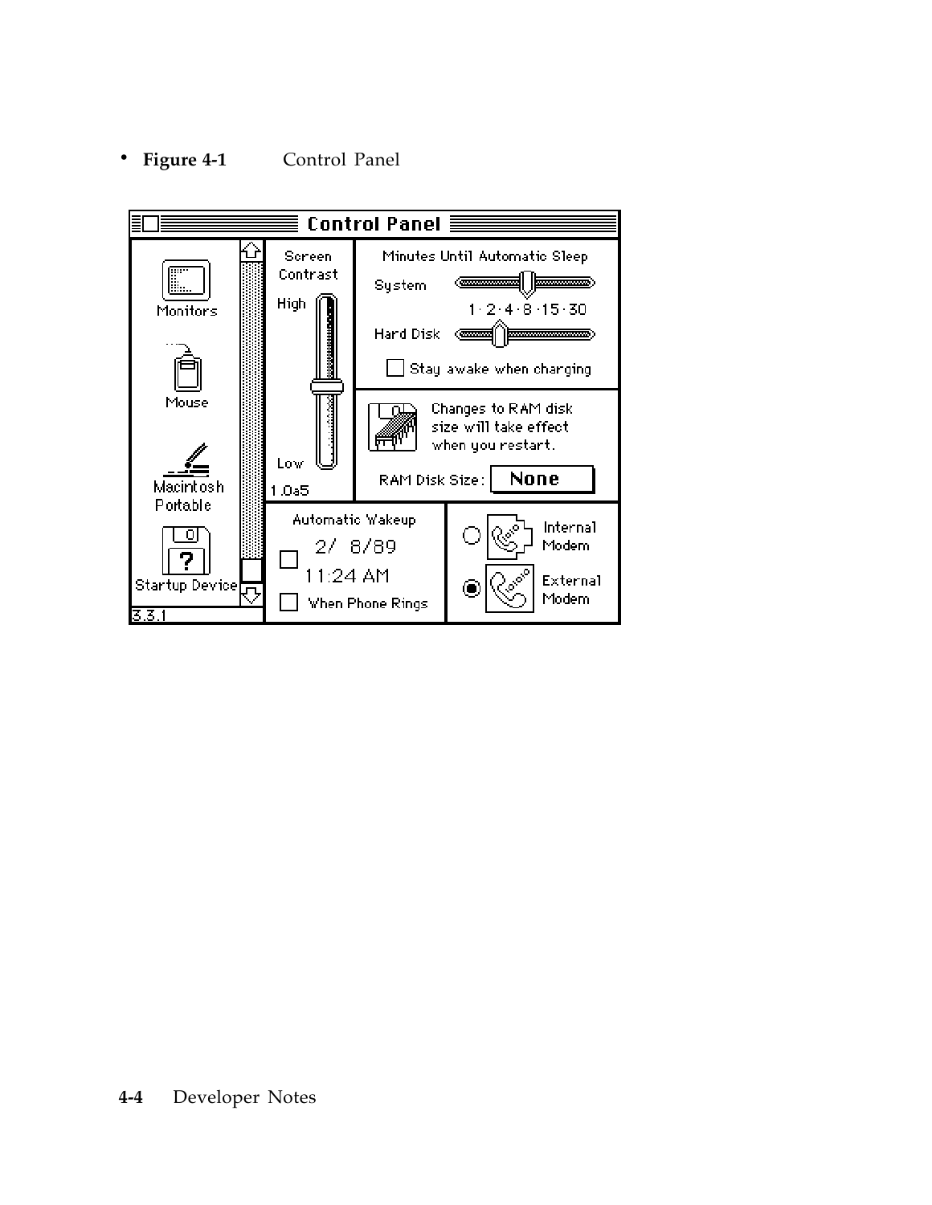• **Figure 4-1** Control Panel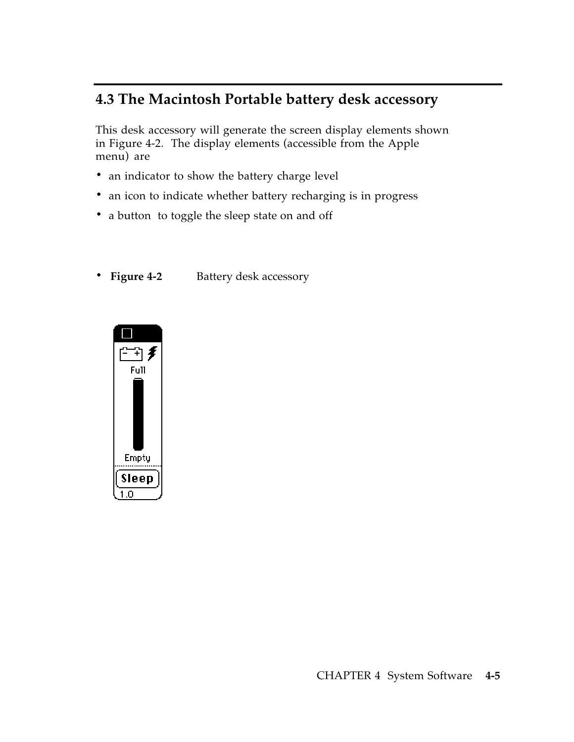## 4.3 The Macintosh Portable battery desk accessory

This desk accessory will generate the screen display elements shown in Figure 4-2. The display elements (accessible from the Apple menu) are

- an indicator to show the battery charge level
- an icon to indicate whether battery recharging is in progress
- a button to toggle the sleep state on and off

- **Figure 4-2** Battery desk accessory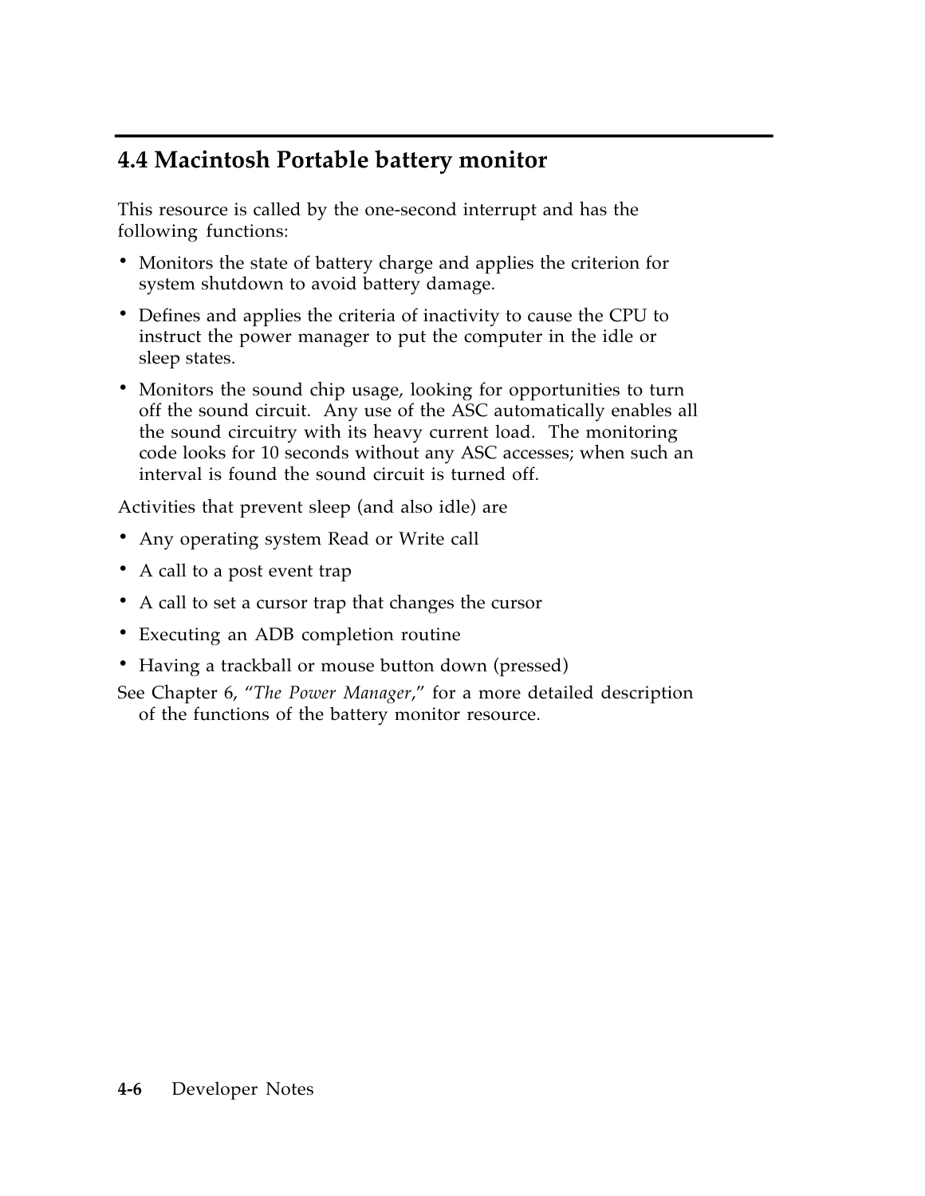## 4.4 Macintosh Portable battery monitor

This resource is called by the one-second interrupt and has the following functions:

- Monitors the state of battery charge and applies the criterion for system shutdown to avoid battery damage.
- Defines and applies the criteria of inactivity to cause the CPU to instruct the power manager to put the computer in the idle or sleep states.
- Monitors the sound chip usage, looking for opportunities to turn off the sound circuit. Any use of the ASC automatically enables all the sound circuitry with its heavy current load. The monitoring code looks for 10 seconds without any ASC accesses; when such an interval is found the sound circuit is turned off.

Activities that prevent sleep (and also idle) are

- Any operating system Read or Write call
- A call to a post event trap
- A call to set a cursor trap that changes the cursor
- Executing an ADB completion routine
- Having a trackball or mouse button down (pressed)

See Chapter 6, "*The Power Manager*," for a more detailed description of the functions of the battery monitor resource.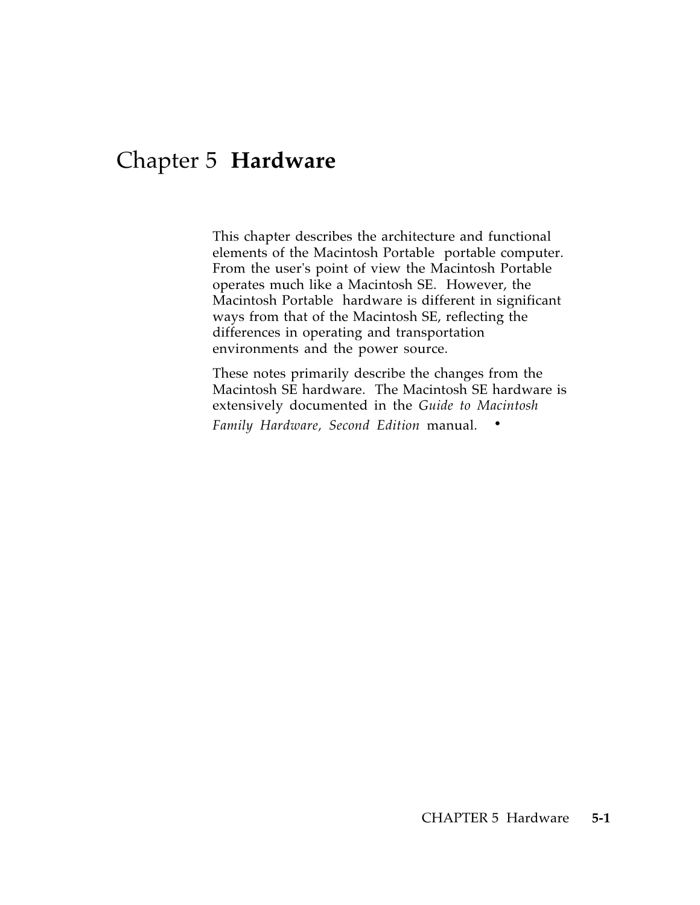# Chapter 5 **Hardware**

This chapter describes the architecture and functional elements of the Macintosh Portable portable computer. From the user's point of view the Macintosh Portable operates much like a Macintosh SE. However, the Macintosh Portable hardware is different in significant ways from that of the Macintosh SE, reflecting the differences in operating and transportation environments and the power source.

These notes primarily describe the changes from the Macintosh SE hardware. The Macintosh SE hardware is extensively documented in the *Guide to Macintosh Family Hardware, Second Edition* manual. •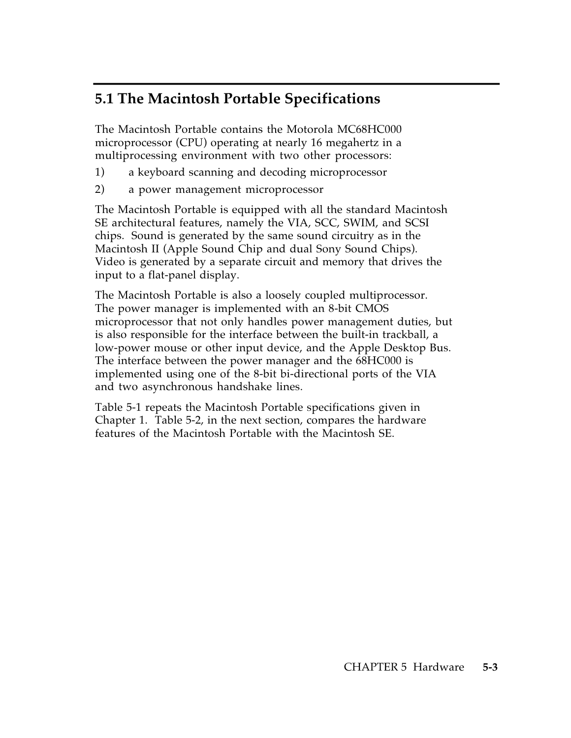## 5.1 The Macintosh Portable Specifications

The Macintosh Portable contains the Motorola MC68HC000 microprocessor (CPU) operating at nearly 16 megahertz in a multiprocessing environment with two other processors:

1) a keyboard scanning and decoding microprocessor

2) a power management microprocessor

The Macintosh Portable is equipped with all the standard Macintosh SE architectural features, namely the VIA, SCC, SWIM, and SCSI chips. Sound is generated by the same sound circuitry as in the Macintosh II (Apple Sound Chip and dual Sony Sound Chips). Video is generated by a separate circuit and memory that drives the input to a flat-panel display.

The Macintosh Portable is also a loosely coupled multiprocessor. The power manager is implemented with an 8-bit CMOS microprocessor that not only handles power management duties, but is also responsible for the interface between the built-in trackball, a low-power mouse or other input device, and the Apple Desktop Bus. The interface between the power manager and the 68HC000 is implemented using one of the 8-bit bi-directional ports of the VIA and two asynchronous handshake lines.

Table 5-1 repeats the Macintosh Portable specifications given in Chapter 1. Table 5-2, in the next section, compares the hardware features of the Macintosh Portable with the Macintosh SE.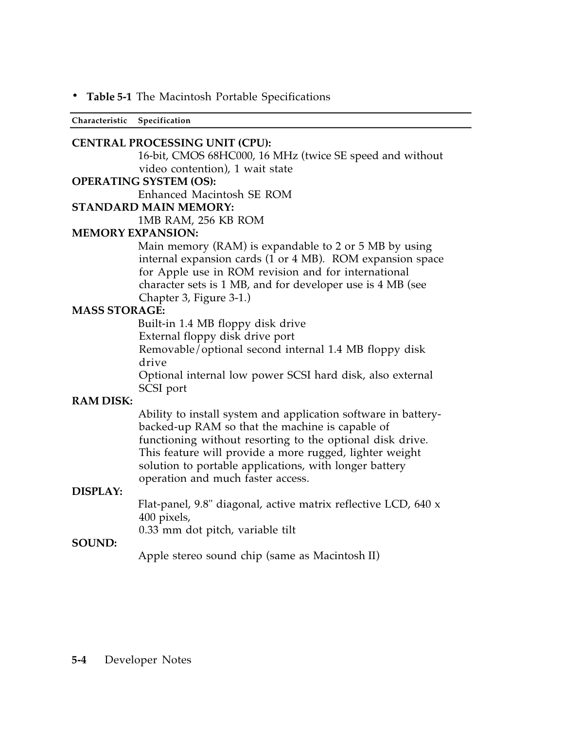**Table 5-1** The Macintosh Portable Specifications

| Characteristic | Specification |
|---|---|
| **CENTRAL PROCESSING UNIT (CPU):** | |
| | 16-bit, CMOS 68HC000, 16 MHz (twice SE speed and without video contention), 1 wait state |
| **OPERATING SYSTEM (OS):** | |
| | Enhanced Macintosh SE ROM |
| **STANDARD MAIN MEMORY:** | |
| | 1MB RAM, 256 KB ROM |
| **MEMORY EXPANSION:** | |
| | Main memory (RAM) is expandable to 2 or 5 MB by using internal expansion cards (1 or 4 MB). ROM expansion space for Apple use in ROM revision and for international character sets is 1 MB, and for developer use is 4 MB (see Chapter 3, Figure 3-1.) |
| **MASS STORAGE:** | |
| | Built-in 1.4 MB floppy disk drive<br>External floppy disk drive port<br>Removable/optional second internal 1.4 MB floppy disk drive<br>Optional internal low power SCSI hard disk, also external SCSI port |
| **RAM DISK:** | |
| | Ability to install system and application software in battery-backed-up RAM so that the machine is capable of functioning without resorting to the optional disk drive. This feature will provide a more rugged, lighter weight solution to portable applications, with longer battery operation and much faster access. |
| **DISPLAY:** | |
| | Flat-panel, 9.8" diagonal, active matrix reflective LCD, 640 x 400 pixels,<br>0.33 mm dot pitch, variable tilt |
| **SOUND:** | |
| | Apple stereo sound chip (same as Macintosh II) |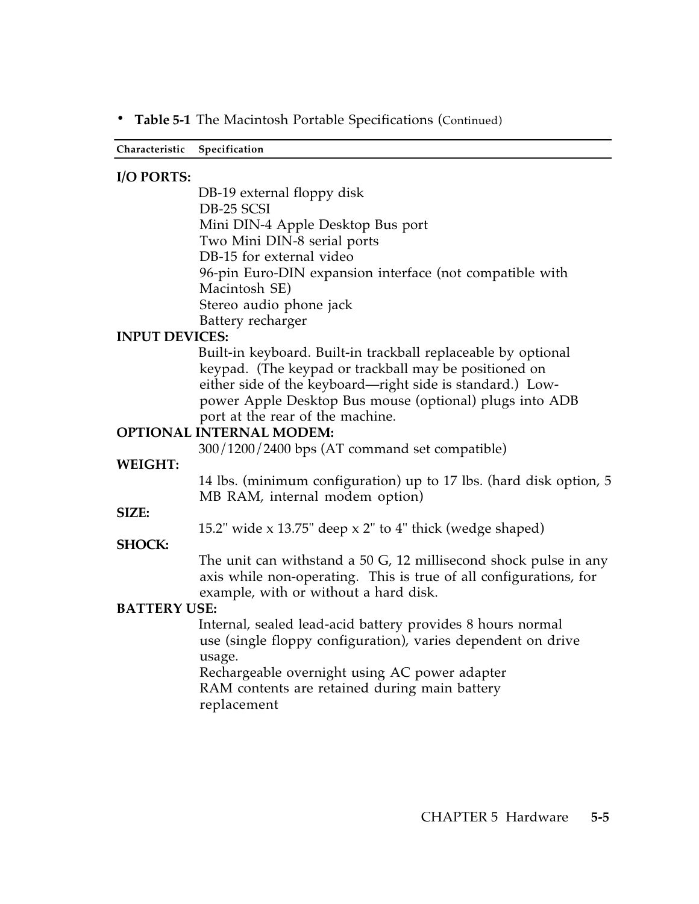• **Table 5-1** The Macintosh Portable Specifications (Continued)

| Characteristic | Specification |
|---|---|
| **I/O PORTS:** | DB-19 external floppy disk<br>DB-25 SCSI<br>Mini DIN-4 Apple Desktop Bus port<br>Two Mini DIN-8 serial ports<br>DB-15 for external video<br>96-pin Euro-DIN expansion interface (not compatible with Macintosh SE)<br>Stereo audio phone jack<br>Battery recharger |
| **INPUT DEVICES:** | Built-in keyboard. Built-in trackball replaceable by optional keypad. (The keypad or trackball may be positioned on either side of the keyboard—right side is standard.) Low-power Apple Desktop Bus mouse (optional) plugs into ADB port at the rear of the machine. |
| **OPTIONAL INTERNAL MODEM:** | 300/1200/2400 bps (AT command set compatible) |
| **WEIGHT:** | 14 lbs. (minimum configuration) up to 17 lbs. (hard disk option, 5 MB RAM, internal modem option) |
| **SIZE:** | 15.2" wide x 13.75" deep x 2" to 4" thick (wedge shaped) |
| **SHOCK:** | The unit can withstand a 50 G, 12 millisecond shock pulse in any axis while non-operating. This is true of all configurations, for example, with or without a hard disk. |
| **BATTERY USE:** | Internal, sealed lead-acid battery provides 8 hours normal use (single floppy configuration), varies dependent on drive usage.<br>Rechargeable overnight using AC power adapter<br>RAM contents are retained during main battery replacement |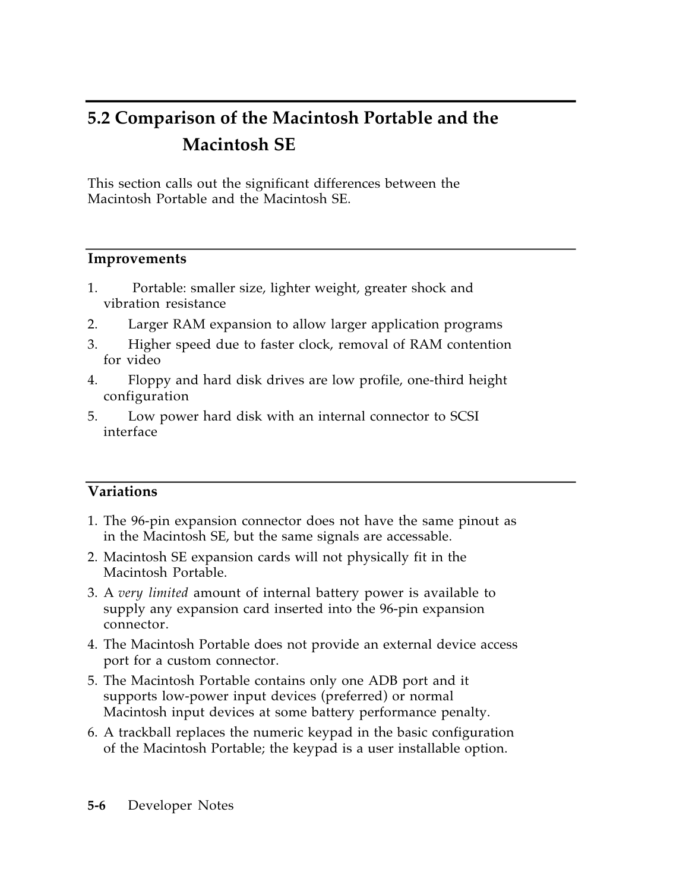## 5.2 Comparison of the Macintosh Portable and the Macintosh SE

This section calls out the significant differences between the Macintosh Portable and the Macintosh SE.

### Improvements

1. Portable: smaller size, lighter weight, greater shock and vibration resistance
2. Larger RAM expansion to allow larger application programs
3. Higher speed due to faster clock, removal of RAM contention for video
4. Floppy and hard disk drives are low profile, one-third height configuration
5. Low power hard disk with an internal connector to SCSI interface

### Variations

1. The 96-pin expansion connector does not have the same pinout as in the Macintosh SE, but the same signals are accessable.
2. Macintosh SE expansion cards will not physically fit in the Macintosh Portable.
3. A *very limited* amount of internal battery power is available to supply any expansion card inserted into the 96-pin expansion connector.
4. The Macintosh Portable does not provide an external device access port for a custom connector.
5. The Macintosh Portable contains only one ADB port and it supports low-power input devices (preferred) or normal Macintosh input devices at some battery performance penalty.
6. A trackball replaces the numeric keypad in the basic configuration of the Macintosh Portable; the keypad is a user installable option.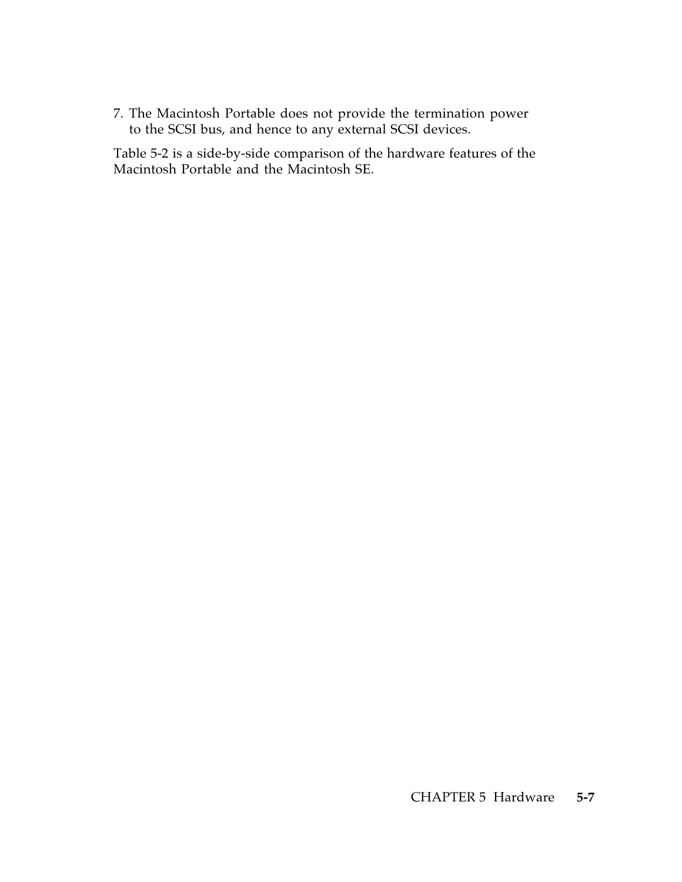7. The Macintosh Portable does not provide the termination power to the SCSI bus, and hence to any external SCSI devices.

Table 5-2 is a side-by-side comparison of the hardware features of the Macintosh Portable and the Macintosh SE.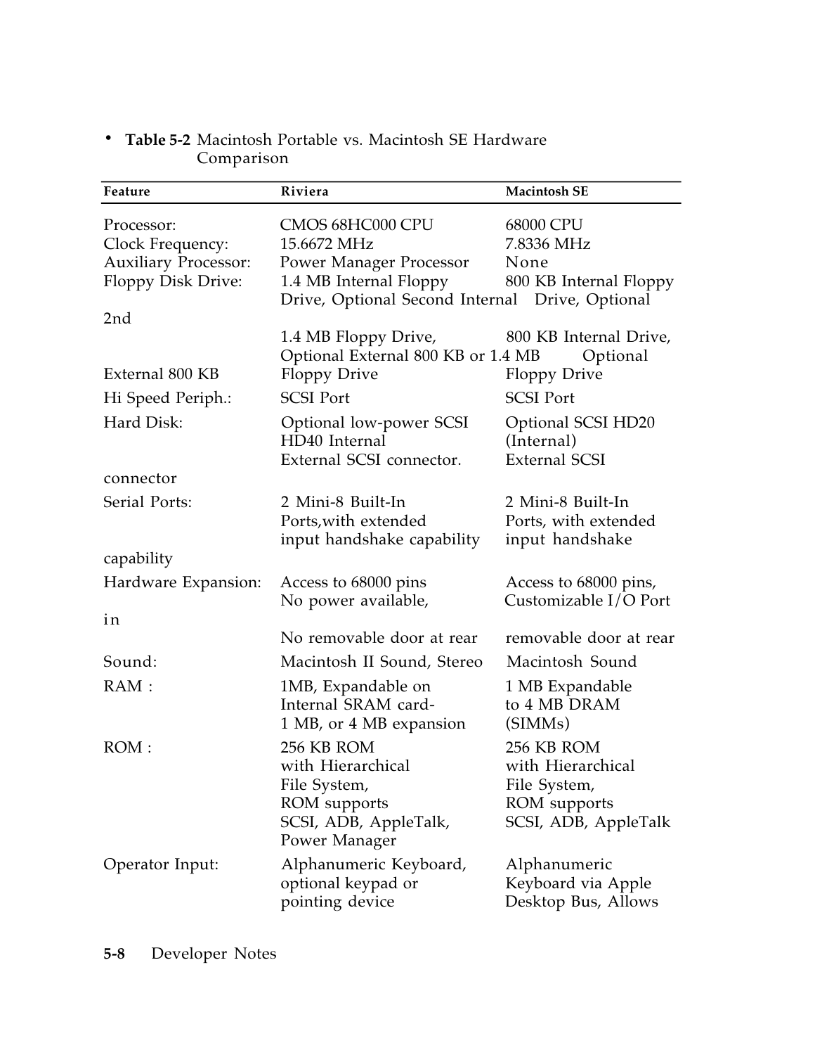• **Table 5-2** Macintosh Portable vs. Macintosh SE Hardware Comparison

| Feature | Riviera | Macintosh SE |
|---|---|---|
| Processor: | CMOS 68HC000 CPU | 68000 CPU |
| Clock Frequency: | 15.6672 MHz | 7.8336 MHz |
| Auxiliary Processor: | Power Manager Processor | None |
| Floppy Disk Drive: | 1.4 MB Internal Floppy Drive, Optional Second Internal 1.4 MB Floppy Drive, Optional External 800 KB or 1.4 MB Floppy Drive | 800 KB Internal Floppy Drive, Optional 2nd 800 KB Internal Drive, Optional External 800 KB Floppy Drive |
| Hi Speed Periph.: | SCSI Port | SCSI Port |
| Hard Disk: | Optional low-power SCSI HD40 Internal External SCSI connector. | Optional SCSI HD20 (Internal) External SCSI connector |
| Serial Ports: | 2 Mini-8 Built-In Ports,with extended input handshake capability | 2 Mini-8 Built-In Ports, with extended input handshake capability |
| Hardware Expansion: | Access to 68000 pins No power available, No removable door at rear | Access to 68000 pins, Customizable I/O Port in removable door at rear |
| Sound: | Macintosh II Sound, Stereo | Macintosh Sound |
| RAM : | 1MB, Expandable on Internal SRAM card- 1 MB, or 4 MB expansion | 1 MB Expandable to 4 MB DRAM (SIMMs) |
| ROM : | 256 KB ROM with Hierarchical File System, ROM supports SCSI, ADB, AppleTalk, Power Manager | 256 KB ROM with Hierarchical File System, ROM supports SCSI, ADB, AppleTalk |
| Operator Input: | Alphanumeric Keyboard, optional keypad or pointing device | Alphanumeric Keyboard via Apple Desktop Bus, Allows |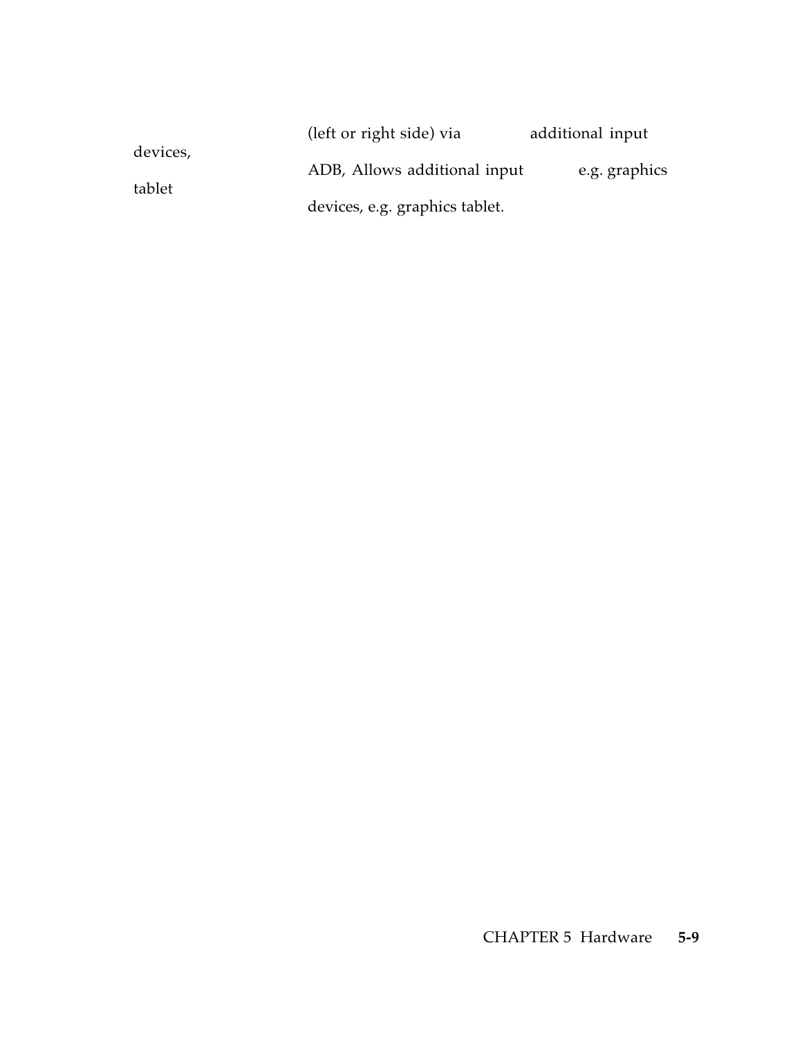| | | |
|---|---|---|
| devices, tablet | (left or right side) via ADB, Allows additional input devices, e.g. graphics tablet. | additional input e.g. graphics |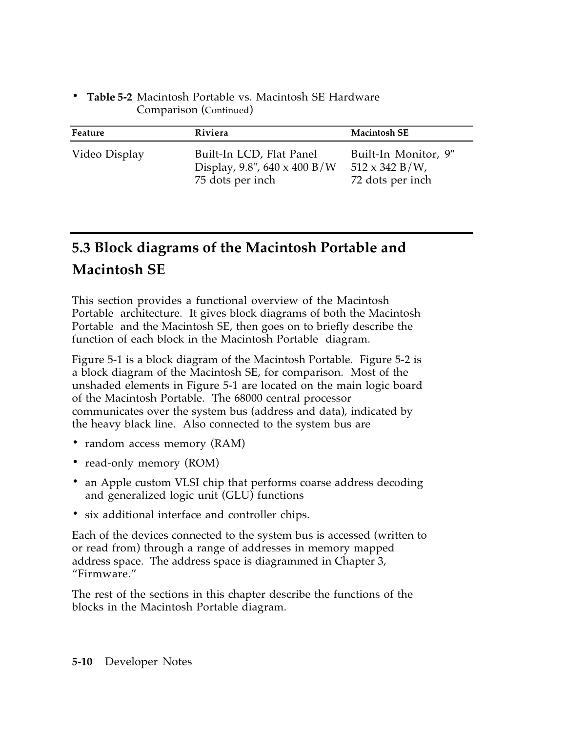**Table 5-2** Macintosh Portable vs. Macintosh SE Hardware Comparison (Continued)

| Feature | Riviera | Macintosh SE |
|---|---|---|
| Video Display | Built-In LCD, Flat Panel Display, 9.8", 640 x 400 B/W 75 dots per inch | Built-In Monitor, 9" 512 x 342 B/W, 72 dots per inch |

## 5.3 Block diagrams of the Macintosh Portable and Macintosh SE

This section provides a functional overview of the Macintosh Portable architecture. It gives block diagrams of both the Macintosh Portable and the Macintosh SE, then goes on to briefly describe the function of each block in the Macintosh Portable diagram.

Figure 5-1 is a block diagram of the Macintosh Portable. Figure 5-2 is a block diagram of the Macintosh SE, for comparison. Most of the unshaded elements in Figure 5-1 are located on the main logic board of the Macintosh Portable. The 68000 central processor communicates over the system bus (address and data), indicated by the heavy black line. Also connected to the system bus are

- random access memory (RAM)
- read-only memory (ROM)
- an Apple custom VLSI chip that performs coarse address decoding and generalized logic unit (GLU) functions
- six additional interface and controller chips.

Each of the devices connected to the system bus is accessed (written to or read from) through a range of addresses in memory mapped address space. The address space is diagrammed in Chapter 3, "Firmware."

The rest of the sections in this chapter describe the functions of the blocks in the Macintosh Portable diagram.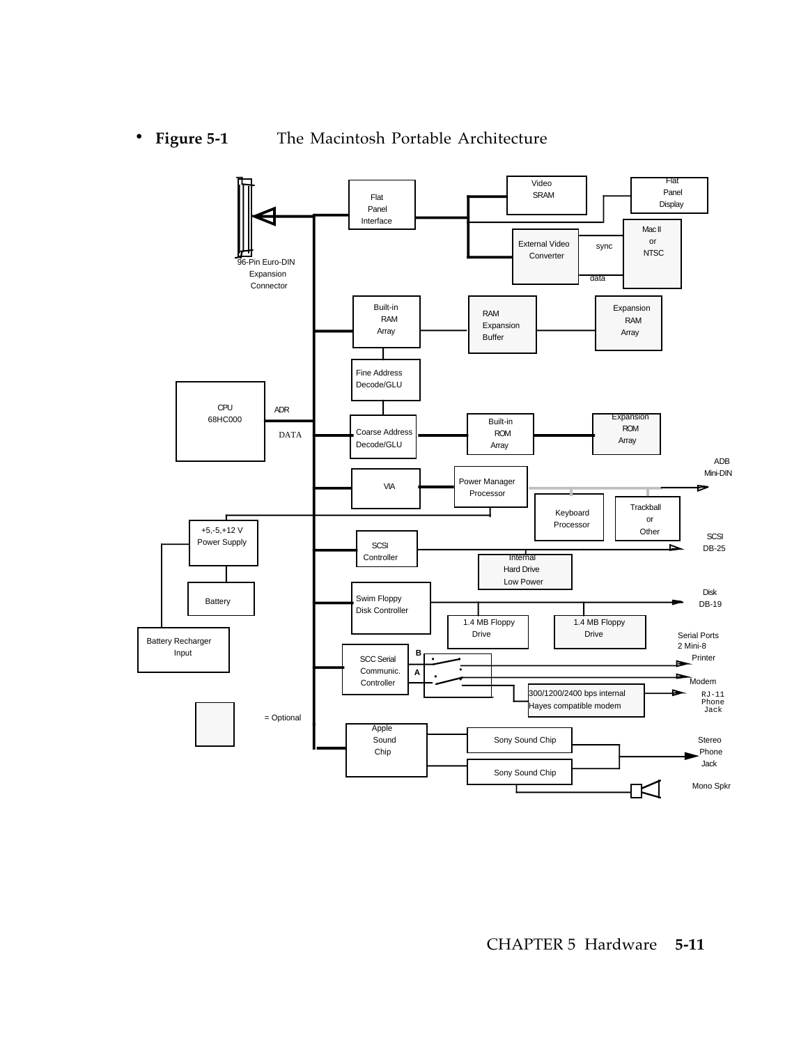**Figure 5-1** The Macintosh Portable Architecture

96-Pin Euro-DIN Expansion Connector

Flat Panel Interface

Video SRAM

Flat Panel Display

External Video Converter

sync

data

Mac II or NTSC

Built-in RAM Array

RAM Expansion Buffer

Expansion RAM Array

Fine Address Decode/GLU

CPU 68HC000

ADR

DATA

Coarse Address Decode/GLU

Built-in ROM Array

Expansion ROM Array

ADB Mini-DIN

VIA

Power Manager Processor

Keyboard Processor

Trackball or Other

+5,-5,+12 V Power Supply

SCSI Controller

SCSI DB-25

Internal Hard Drive Low Power

Battery

Swim Floppy Disk Controller

Disk DB-19

1.4 MB Floppy Drive

1.4 MB Floppy Drive

Battery Recharger Input

Serial Ports 2 Mini-8

SCC Serial Communic. Controller

B

A

Printer

Modem

300/1200/2400 bps internal Hayes compatible modem

RJ-11 Phone Jack

= Optional

Apple Sound Chip

Sony Sound Chip

Sony Sound Chip

Stereo Phone Jack

Mono Spkr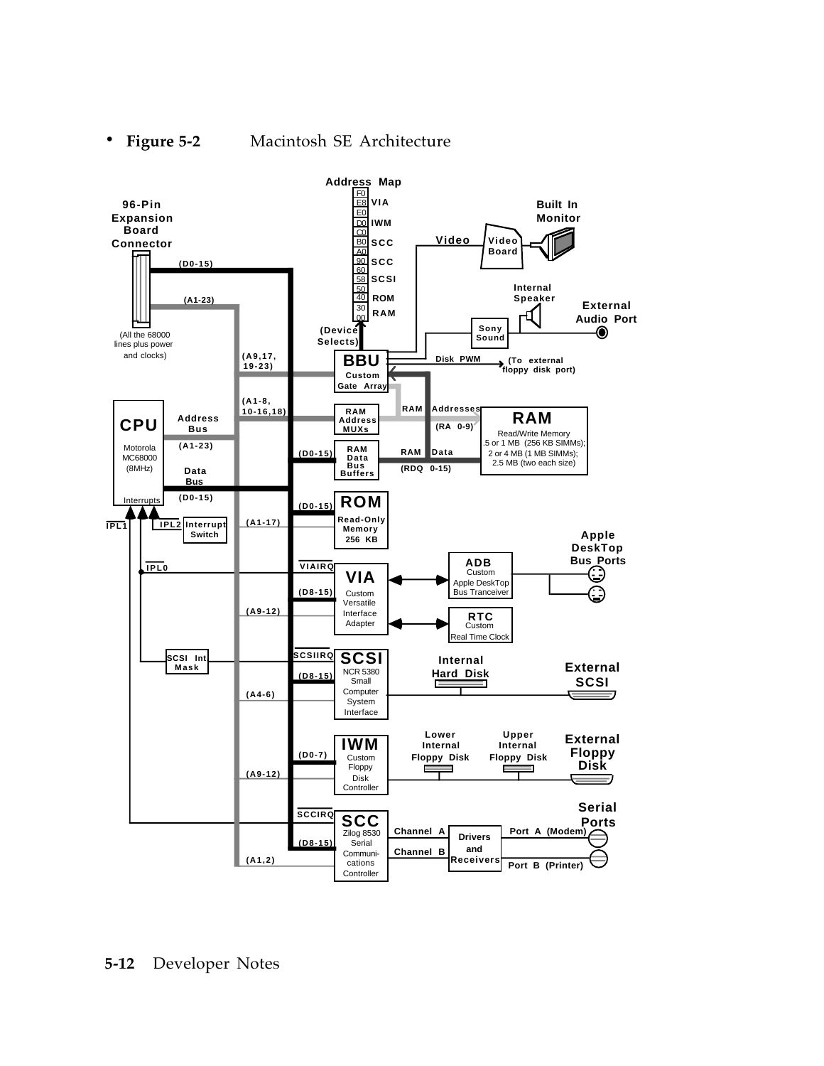- **Figure 5-2** Macintosh SE Architecture

Address Map

| Address | Device |
| --- | --- |
| F0 | |
| E8 | VIA |
| E0 | |
| D0 | IWM |
| C0 | |
| B0 | SCC |
| A0 | |
| 90 | SCC |
| 60 | |
| 58 | SCSI |
| 50 | |
| 40 | ROM |
| 30 | |
| 00 | RAM |

96-Pin Expansion Board Connector (All the 68000 lines plus power and clocks)

(D0-15) (A1-23)

CPU Motorola MC68000 (8MHz) — Address Bus (A1-23), Data Bus (D0-15), Interrupts

IPL1, IPL2, IPL0, Interrupt Switch, SCSI Int Mask

(Device Selects)

BBU Custom Gate Array — (A9,17, 19-23) — Disk PWM (To external floppy disk port)

Video → Video Board → Built In Monitor

Sony Sound → Internal Speaker, External Audio Port

RAM Address MUXs — (A1-8, 10-16,18) — RAM Addresses (RA 0-9)

RAM Data Bus Buffers — (D0-15) — RAM Data (RDQ 0-15)

RAM Read/Write Memory .5 or 1 MB (256 KB SIMMs); 2 or 4 MB (1 MB SIMMs); 2.5 MB (two each size)

ROM Read-Only Memory 256 KB — (D0-15) (A1-17)

VIA Custom Versatile Interface Adapter — VIAIRQ (D8-15) (A9-12)

ADB Custom Apple DeskTop Bus Tranceiver → Apple DeskTop Bus Ports

RTC Custom Real Time Clock

SCSI NCR 5380 Small Computer System Interface — SCSIIRQ (D8-15) (A4-6) — Internal Hard Disk, External SCSI

IWM Custom Floppy Disk Controller — (D0-7) (A9-12) — Lower Internal Floppy Disk, Upper Internal Floppy Disk, External Floppy Disk

SCC Zilog 8530 Serial Communi-cations Controller — SCCIRQ (D8-15) (A1,2) — Channel A, Channel B → Drivers and Receivers → Serial Ports: Port A (Modem), Port B (Printer)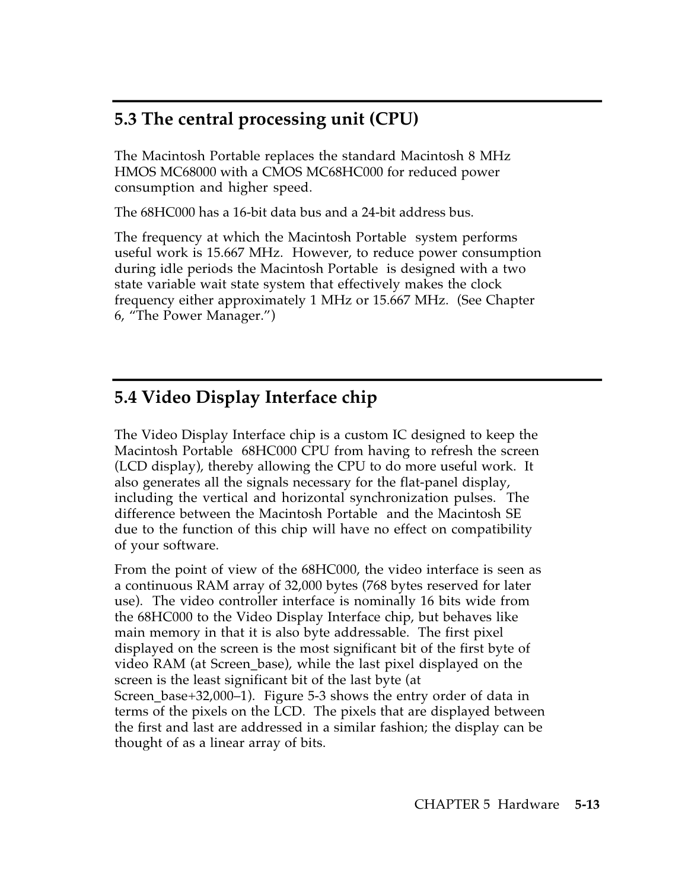## 5.3 The central processing unit (CPU)

The Macintosh Portable replaces the standard Macintosh 8 MHz HMOS MC68000 with a CMOS MC68HC000 for reduced power consumption and higher speed.

The 68HC000 has a 16-bit data bus and a 24-bit address bus.

The frequency at which the Macintosh Portable system performs useful work is 15.667 MHz. However, to reduce power consumption during idle periods the Macintosh Portable is designed with a two state variable wait state system that effectively makes the clock frequency either approximately 1 MHz or 15.667 MHz. (See Chapter 6, "The Power Manager.")

## 5.4 Video Display Interface chip

The Video Display Interface chip is a custom IC designed to keep the Macintosh Portable 68HC000 CPU from having to refresh the screen (LCD display), thereby allowing the CPU to do more useful work. It also generates all the signals necessary for the flat-panel display, including the vertical and horizontal synchronization pulses. The difference between the Macintosh Portable and the Macintosh SE due to the function of this chip will have no effect on compatibility of your software.

From the point of view of the 68HC000, the video interface is seen as a continuous RAM array of 32,000 bytes (768 bytes reserved for later use). The video controller interface is nominally 16 bits wide from the 68HC000 to the Video Display Interface chip, but behaves like main memory in that it is also byte addressable. The first pixel displayed on the screen is the most significant bit of the first byte of video RAM (at Screen_base), while the last pixel displayed on the screen is the least significant bit of the last byte (at Screen_base+32,000–1). Figure 5-3 shows the entry order of data in terms of the pixels on the LCD. The pixels that are displayed between the first and last are addressed in a similar fashion; the display can be thought of as a linear array of bits.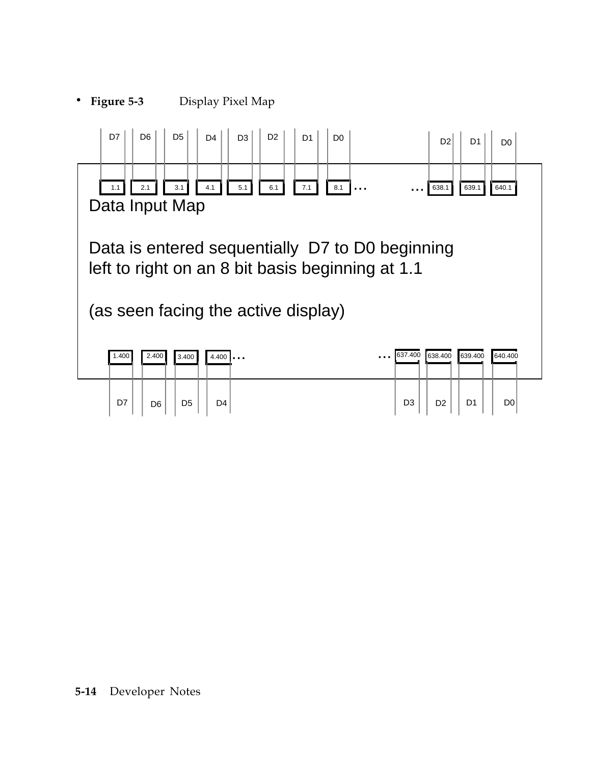- **Figure 5-3** Display Pixel Map

D7 D6 D5 D4 D3 D2 D1 D0 D2 D1 D0

1.1 2.1 3.1 4.1 5.1 6.1 7.1 8.1 ... ... 638.1 639.1 640.1

Data Input Map

Data is entered sequentially D7 to D0 beginning left to right on an 8 bit basis beginning at 1.1

(as seen facing the active display)

1.400 2.400 3.400 4.400 ... ... 637.400 638.400 639.400 640.400

D7 D6 D5 D4 D3 D2 D1 D0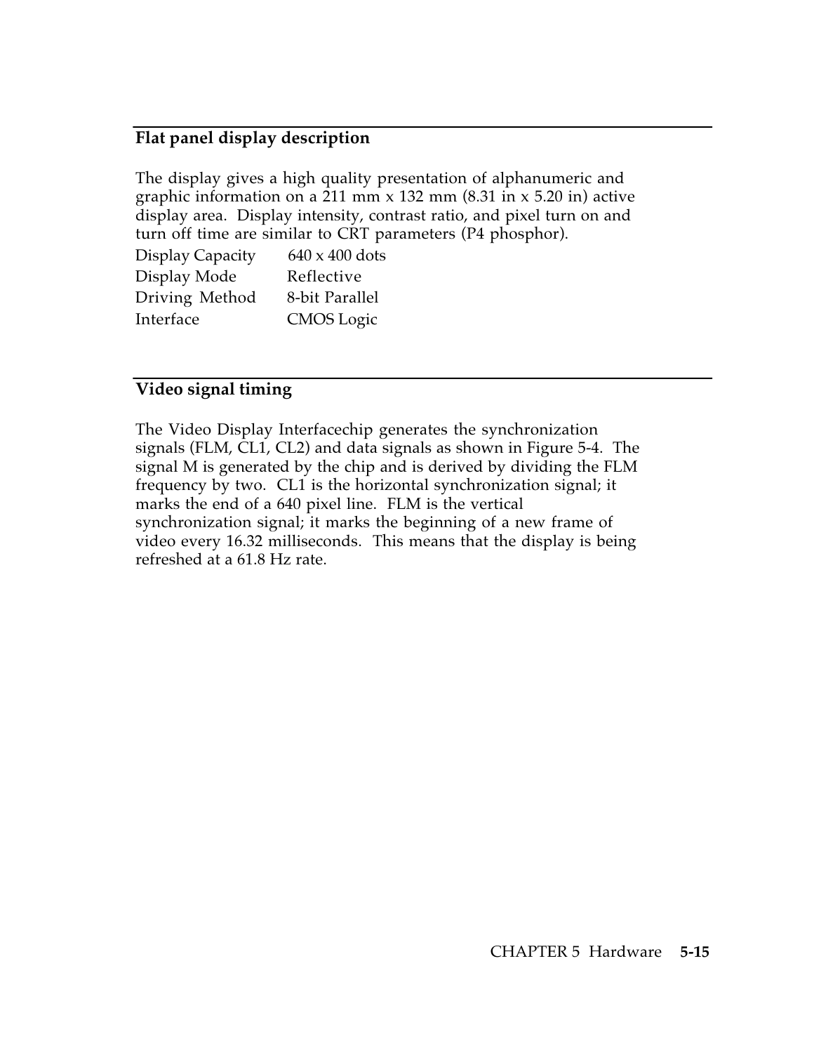## Flat panel display description

The display gives a high quality presentation of alphanumeric and graphic information on a 211 mm x 132 mm (8.31 in x 5.20 in) active display area. Display intensity, contrast ratio, and pixel turn on and turn off time are similar to CRT parameters (P4 phosphor).

| | |
|---|---|
| Display Capacity | 640 x 400 dots |
| Display Mode | Reflective |
| Driving Method | 8-bit Parallel |
| Interface | CMOS Logic |

## Video signal timing

The Video Display Interfacechip generates the synchronization signals (FLM, CL1, CL2) and data signals as shown in Figure 5-4. The signal M is generated by the chip and is derived by dividing the FLM frequency by two. CL1 is the horizontal synchronization signal; it marks the end of a 640 pixel line. FLM is the vertical synchronization signal; it marks the beginning of a new frame of video every 16.32 milliseconds. This means that the display is being refreshed at a 61.8 Hz rate.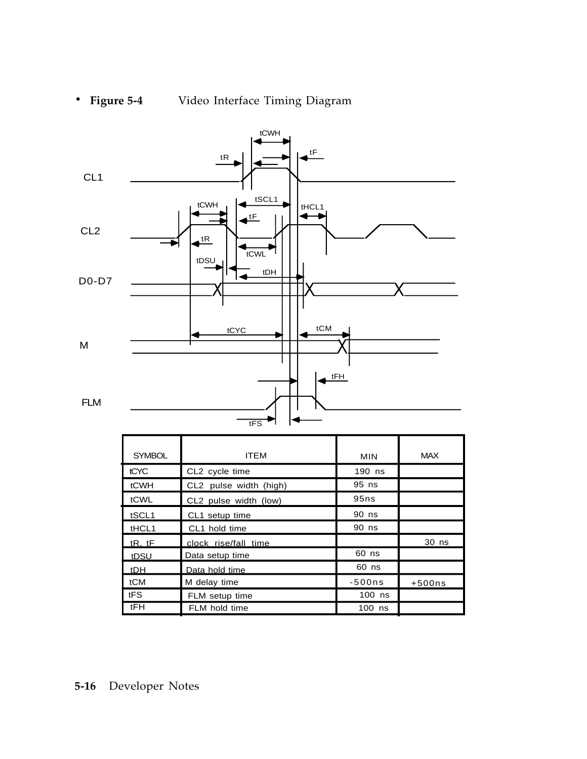**Figure 5-4** Video Interface Timing Diagram

| SYMBOL | ITEM | MIN | MAX |
|---|---|---|---|
| tCYC | CL2 cycle time | 190 ns | |
| tCWH | CL2 pulse width (high) | 95 ns | |
| tCWL | CL2 pulse width (low) | 95ns | |
| tSCL1 | CL1 setup time | 90 ns | |
| tHCL1 | CL1 hold time | 90 ns | |
| tR, tF | clock rise/fall time | | 30 ns |
| tDSU | Data setup time | 60 ns | |
| tDH | Data hold time | 60 ns | |
| tCM | M delay time | -500ns | +500ns |
| tFS | FLM setup time | 100 ns | |
| tFH | FLM hold time | 100 ns | |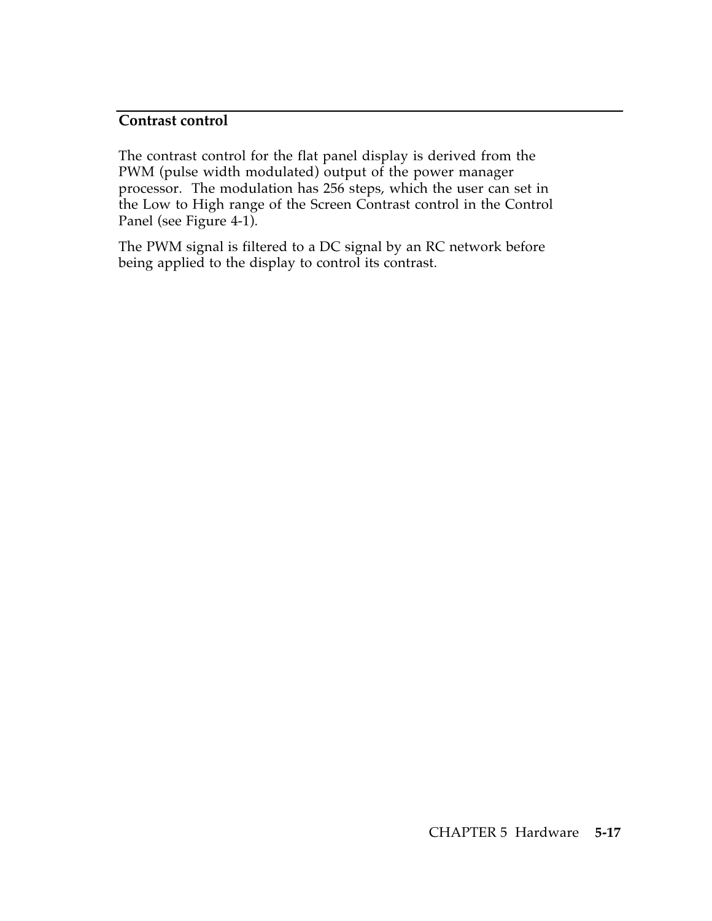## Contrast control

The contrast control for the flat panel display is derived from the PWM (pulse width modulated) output of the power manager processor. The modulation has 256 steps, which the user can set in the Low to High range of the Screen Contrast control in the Control Panel (see Figure 4-1).

The PWM signal is filtered to a DC signal by an RC network before being applied to the display to control its contrast.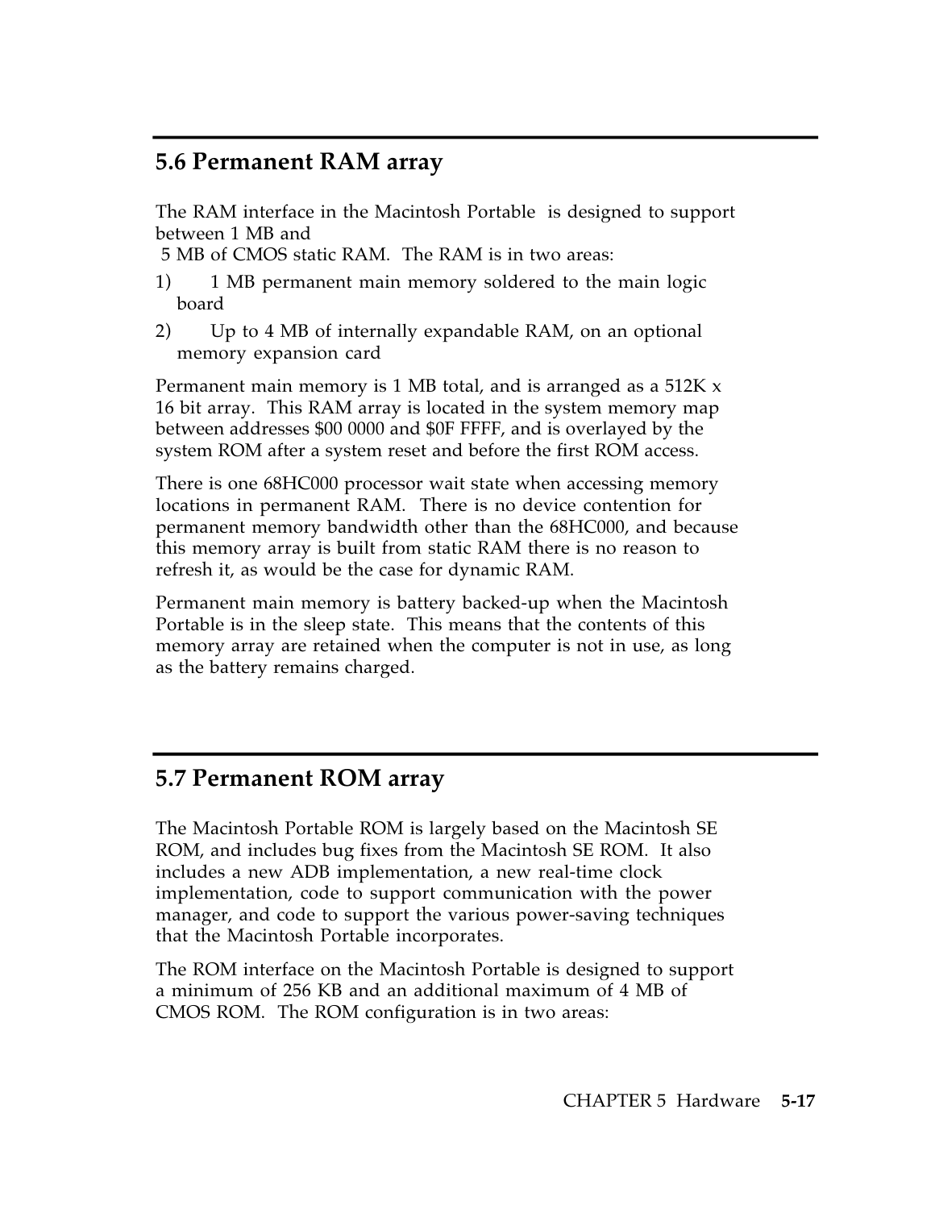## 5.6 Permanent RAM array

The RAM interface in the Macintosh Portable is designed to support between 1 MB and 5 MB of CMOS static RAM. The RAM is in two areas:

1) 1 MB permanent main memory soldered to the main logic board
2) Up to 4 MB of internally expandable RAM, on an optional memory expansion card

Permanent main memory is 1 MB total, and is arranged as a 512K x 16 bit array. This RAM array is located in the system memory map between addresses $00 0000 and $0F FFFF, and is overlayed by the system ROM after a system reset and before the first ROM access.

There is one 68HC000 processor wait state when accessing memory locations in permanent RAM. There is no device contention for permanent memory bandwidth other than the 68HC000, and because this memory array is built from static RAM there is no reason to refresh it, as would be the case for dynamic RAM.

Permanent main memory is battery backed-up when the Macintosh Portable is in the sleep state. This means that the contents of this memory array are retained when the computer is not in use, as long as the battery remains charged.

## 5.7 Permanent ROM array

The Macintosh Portable ROM is largely based on the Macintosh SE ROM, and includes bug fixes from the Macintosh SE ROM. It also includes a new ADB implementation, a new real-time clock implementation, code to support communication with the power manager, and code to support the various power-saving techniques that the Macintosh Portable incorporates.

The ROM interface on the Macintosh Portable is designed to support a minimum of 256 KB and an additional maximum of 4 MB of CMOS ROM. The ROM configuration is in two areas: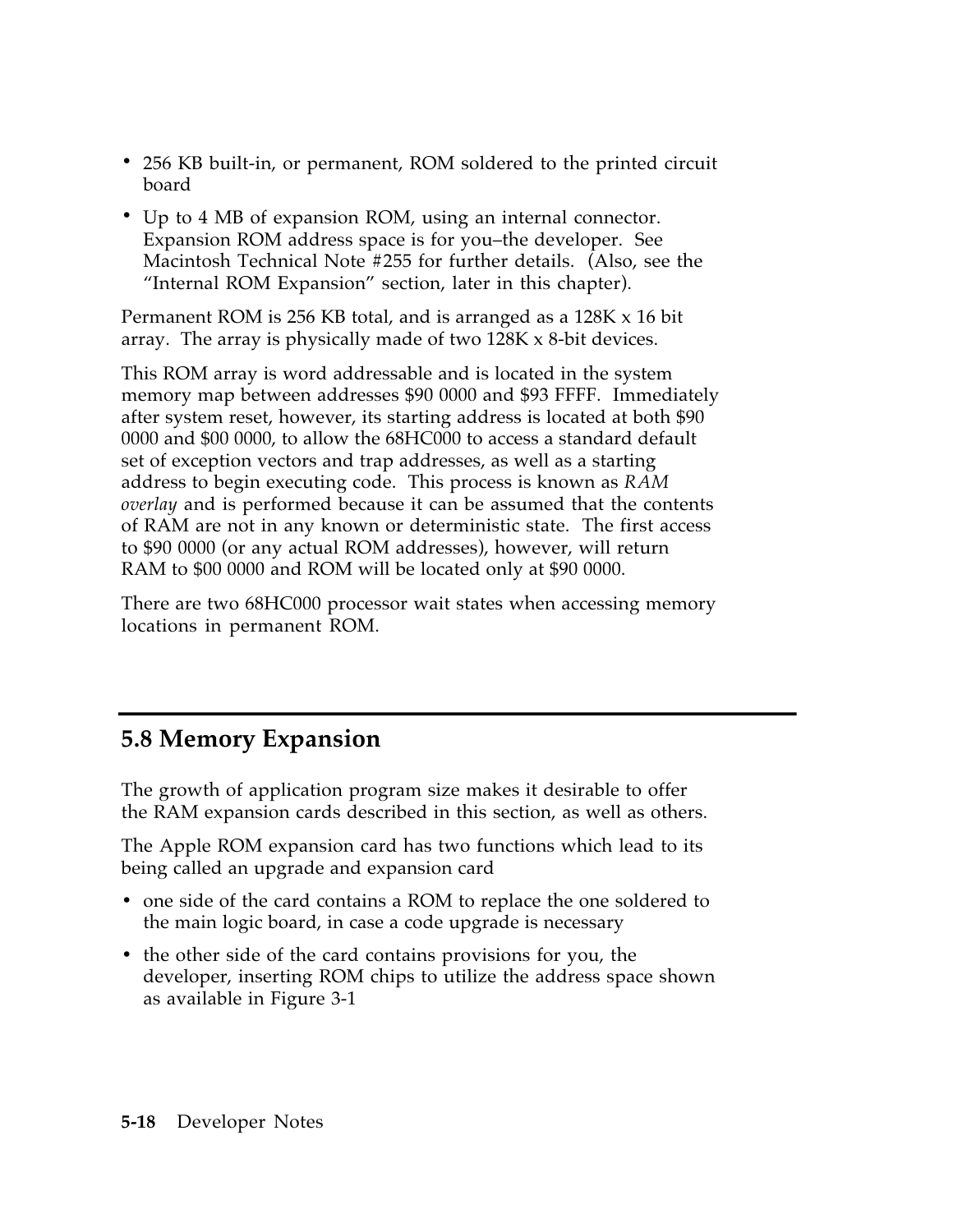- 256 KB built-in, or permanent, ROM soldered to the printed circuit board
- Up to 4 MB of expansion ROM, using an internal connector. Expansion ROM address space is for you–the developer. See Macintosh Technical Note #255 for further details. (Also, see the "Internal ROM Expansion" section, later in this chapter).

Permanent ROM is 256 KB total, and is arranged as a 128K x 16 bit array. The array is physically made of two 128K x 8-bit devices.

This ROM array is word addressable and is located in the system memory map between addresses $90 0000 and $93 FFFF. Immediately after system reset, however, its starting address is located at both $90 0000 and $00 0000, to allow the 68HC000 to access a standard default set of exception vectors and trap addresses, as well as a starting address to begin executing code. This process is known as *RAM overlay* and is performed because it can be assumed that the contents of RAM are not in any known or deterministic state. The first access to $90 0000 (or any actual ROM addresses), however, will return RAM to $00 0000 and ROM will be located only at $90 0000.

There are two 68HC000 processor wait states when accessing memory locations in permanent ROM.

## 5.8 Memory Expansion

The growth of application program size makes it desirable to offer the RAM expansion cards described in this section, as well as others.

The Apple ROM expansion card has two functions which lead to its being called an upgrade and expansion card

- one side of the card contains a ROM to replace the one soldered to the main logic board, in case a code upgrade is necessary
- the other side of the card contains provisions for you, the developer, inserting ROM chips to utilize the address space shown as available in Figure 3-1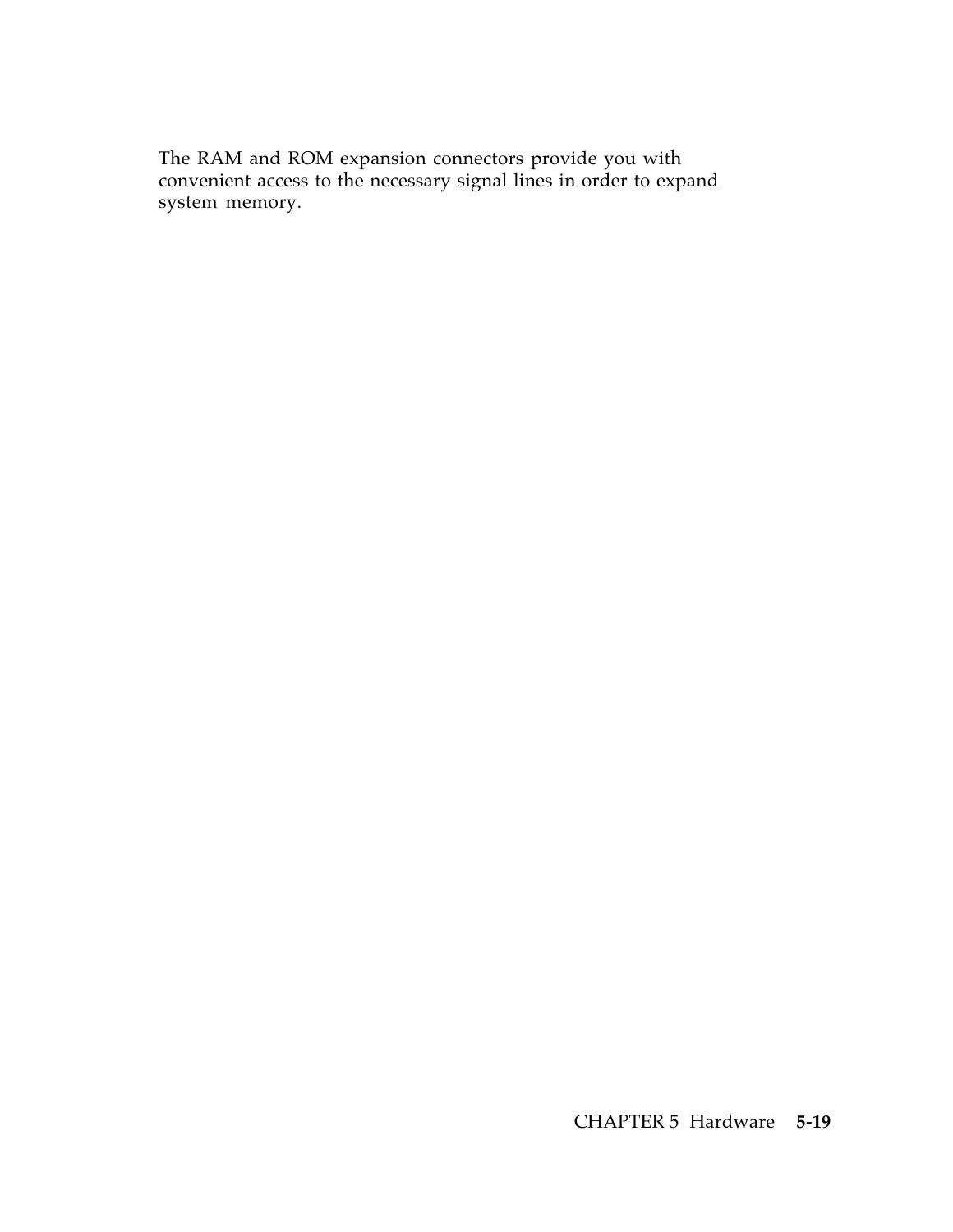The RAM and ROM expansion connectors provide you with convenient access to the necessary signal lines in order to expand system memory.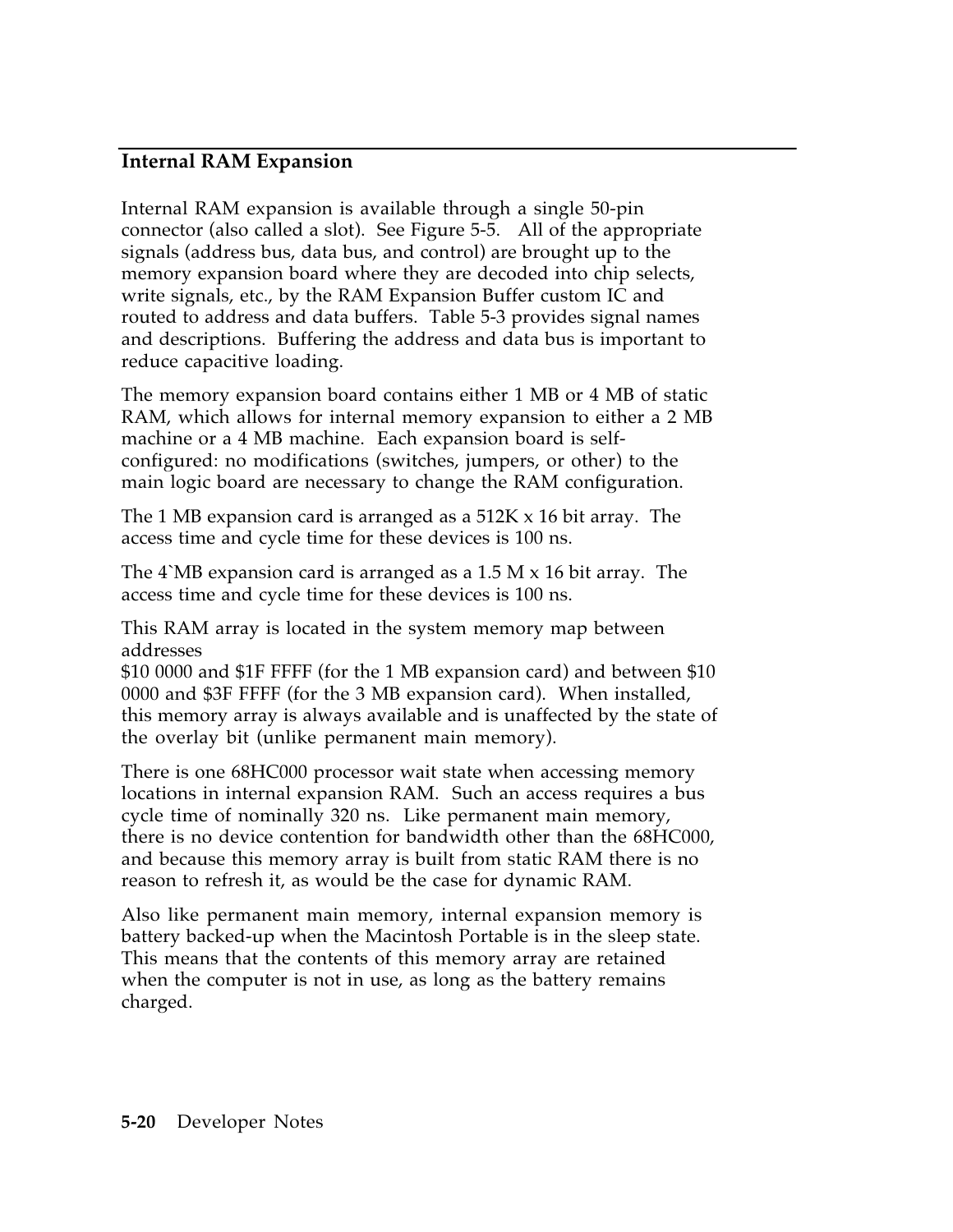## Internal RAM Expansion

Internal RAM expansion is available through a single 50-pin connector (also called a slot). See Figure 5-5. All of the appropriate signals (address bus, data bus, and control) are brought up to the memory expansion board where they are decoded into chip selects, write signals, etc., by the RAM Expansion Buffer custom IC and routed to address and data buffers. Table 5-3 provides signal names and descriptions. Buffering the address and data bus is important to reduce capacitive loading.

The memory expansion board contains either 1 MB or 4 MB of static RAM, which allows for internal memory expansion to either a 2 MB machine or a 4 MB machine. Each expansion board is self-configured: no modifications (switches, jumpers, or other) to the main logic board are necessary to change the RAM configuration.

The 1 MB expansion card is arranged as a 512K x 16 bit array. The access time and cycle time for these devices is 100 ns.

The 4`MB expansion card is arranged as a 1.5 M x 16 bit array. The access time and cycle time for these devices is 100 ns.

This RAM array is located in the system memory map between addresses
$10 0000 and $1F FFFF (for the 1 MB expansion card) and between $10 0000 and $3F FFFF (for the 3 MB expansion card). When installed, this memory array is always available and is unaffected by the state of the overlay bit (unlike permanent main memory).

There is one 68HC000 processor wait state when accessing memory locations in internal expansion RAM. Such an access requires a bus cycle time of nominally 320 ns. Like permanent main memory, there is no device contention for bandwidth other than the 68HC000, and because this memory array is built from static RAM there is no reason to refresh it, as would be the case for dynamic RAM.

Also like permanent main memory, internal expansion memory is battery backed-up when the Macintosh Portable is in the sleep state. This means that the contents of this memory array are retained when the computer is not in use, as long as the battery remains charged.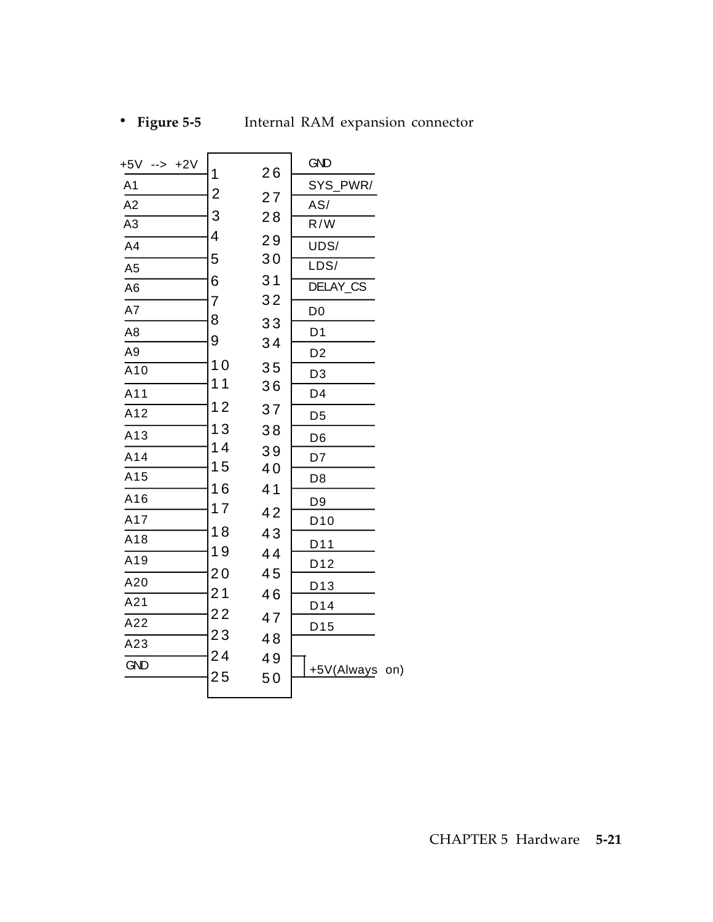- **Figure 5-5** Internal RAM expansion connector

| Signal | Pin | Pin | Signal |
|---|---|---|---|
| +5V --> +2V | 1 | 26 | GND |
| A1 | 2 | 27 | SYS_PWR/ |
| A2 | 3 | 28 | AS/ |
| A3 | 4 | 29 | R/W |
| A4 | 5 | 30 | UDS/ |
| A5 | 6 | 31 | LDS/ |
| A6 | 7 | 32 | DELAY_CS |
| A7 | 8 | 33 | D0 |
| A8 | 9 | 34 | D1 |
| A9 | 10 | 35 | D2 |
| A10 | 11 | 36 | D3 |
| A11 | 12 | 37 | D4 |
| A12 | 13 | 38 | D5 |
| A13 | 14 | 39 | D6 |
| A14 | 15 | 40 | D7 |
| A15 | 16 | 41 | D8 |
| A16 | 17 | 42 | D9 |
| A17 | 18 | 43 | D10 |
| A18 | 19 | 44 | D11 |
| A19 | 20 | 45 | D12 |
| A20 | 21 | 46 | D13 |
| A21 | 22 | 47 | D14 |
| A22 | 23 | 48 | D15 |
| A23 | 24 | 49 | +5V(Always on) |
| GND | 25 | 50 | +5V(Always on) |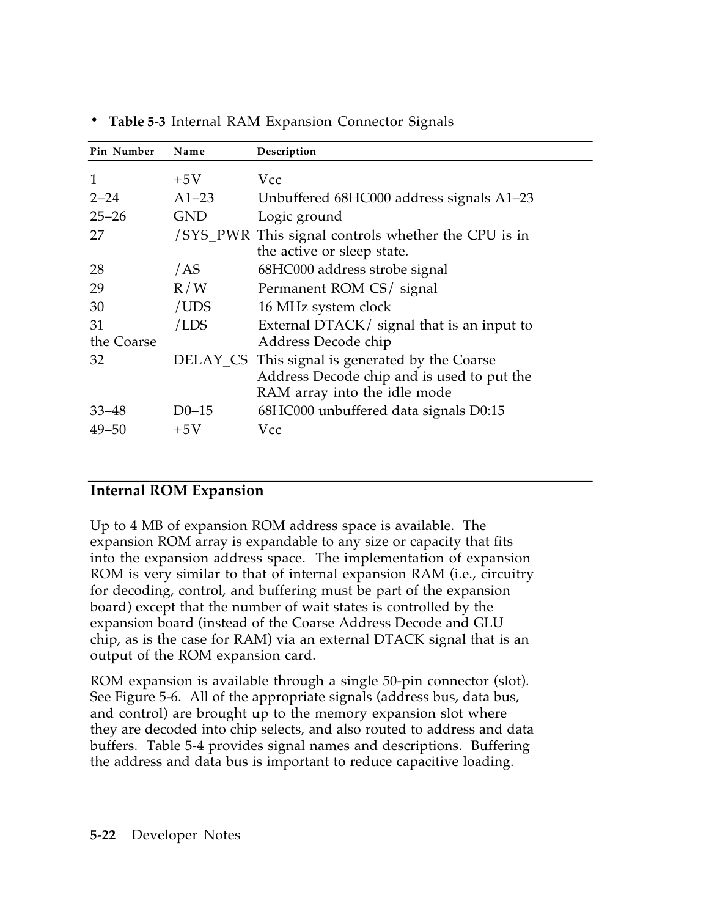**Table 5-3** Internal RAM Expansion Connector Signals

| Pin Number | Name | Description |
|---|---|---|
| 1 | +5V | Vcc |
| 2–24 | A1–23 | Unbuffered 68HC000 address signals A1–23 |
| 25–26 | GND | Logic ground |
| 27 | /SYS_PWR | This signal controls whether the CPU is in the active or sleep state. |
| 28 | /AS | 68HC000 address strobe signal |
| 29 | R/W | Permanent ROM CS/ signal |
| 30 | /UDS | 16 MHz system clock |
| 31 the Coarse | /LDS | External DTACK/ signal that is an input to Address Decode chip |
| 32 | DELAY_CS | This signal is generated by the Coarse Address Decode chip and is used to put the RAM array into the idle mode |
| 33–48 | D0–15 | 68HC000 unbuffered data signals D0:15 |
| 49–50 | +5V | Vcc |

## Internal ROM Expansion

Up to 4 MB of expansion ROM address space is available. The expansion ROM array is expandable to any size or capacity that fits into the expansion address space. The implementation of expansion ROM is very similar to that of internal expansion RAM (i.e., circuitry for decoding, control, and buffering must be part of the expansion board) except that the number of wait states is controlled by the expansion board (instead of the Coarse Address Decode and GLU chip, as is the case for RAM) via an external DTACK signal that is an output of the ROM expansion card.

ROM expansion is available through a single 50-pin connector (slot). See Figure 5-6. All of the appropriate signals (address bus, data bus, and control) are brought up to the memory expansion slot where they are decoded into chip selects, and also routed to address and data buffers. Table 5-4 provides signal names and descriptions. Buffering the address and data bus is important to reduce capacitive loading.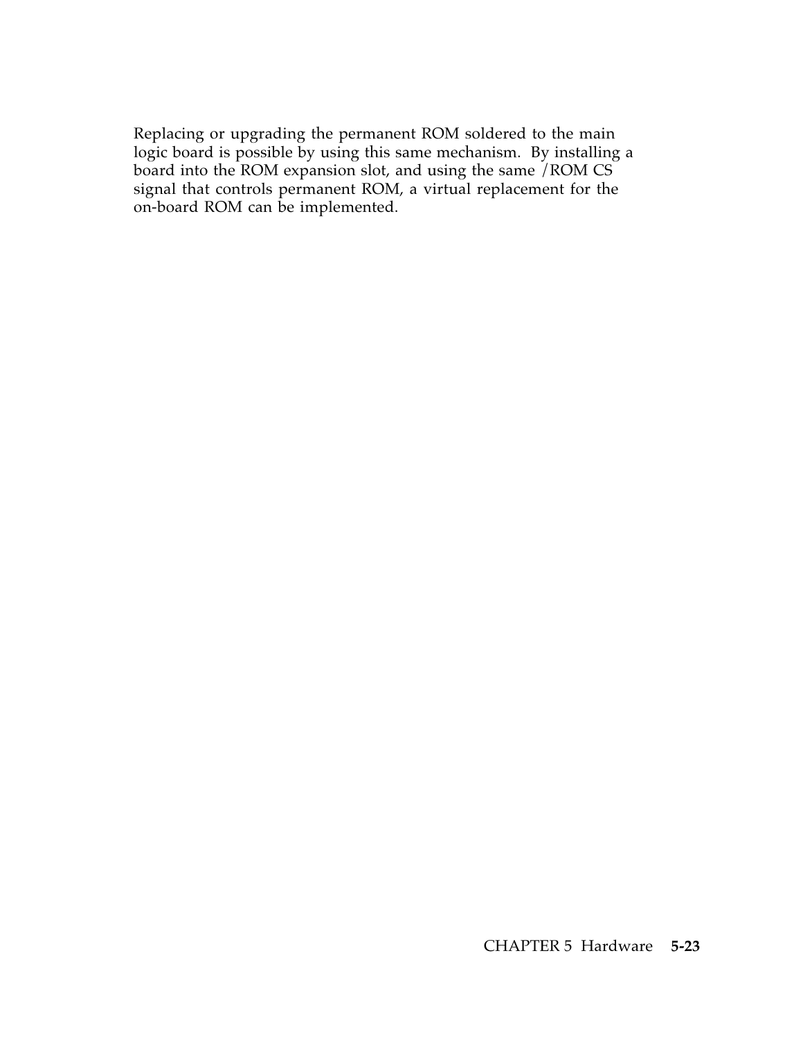Replacing or upgrading the permanent ROM soldered to the main logic board is possible by using this same mechanism. By installing a board into the ROM expansion slot, and using the same /ROM CS signal that controls permanent ROM, a virtual replacement for the on-board ROM can be implemented.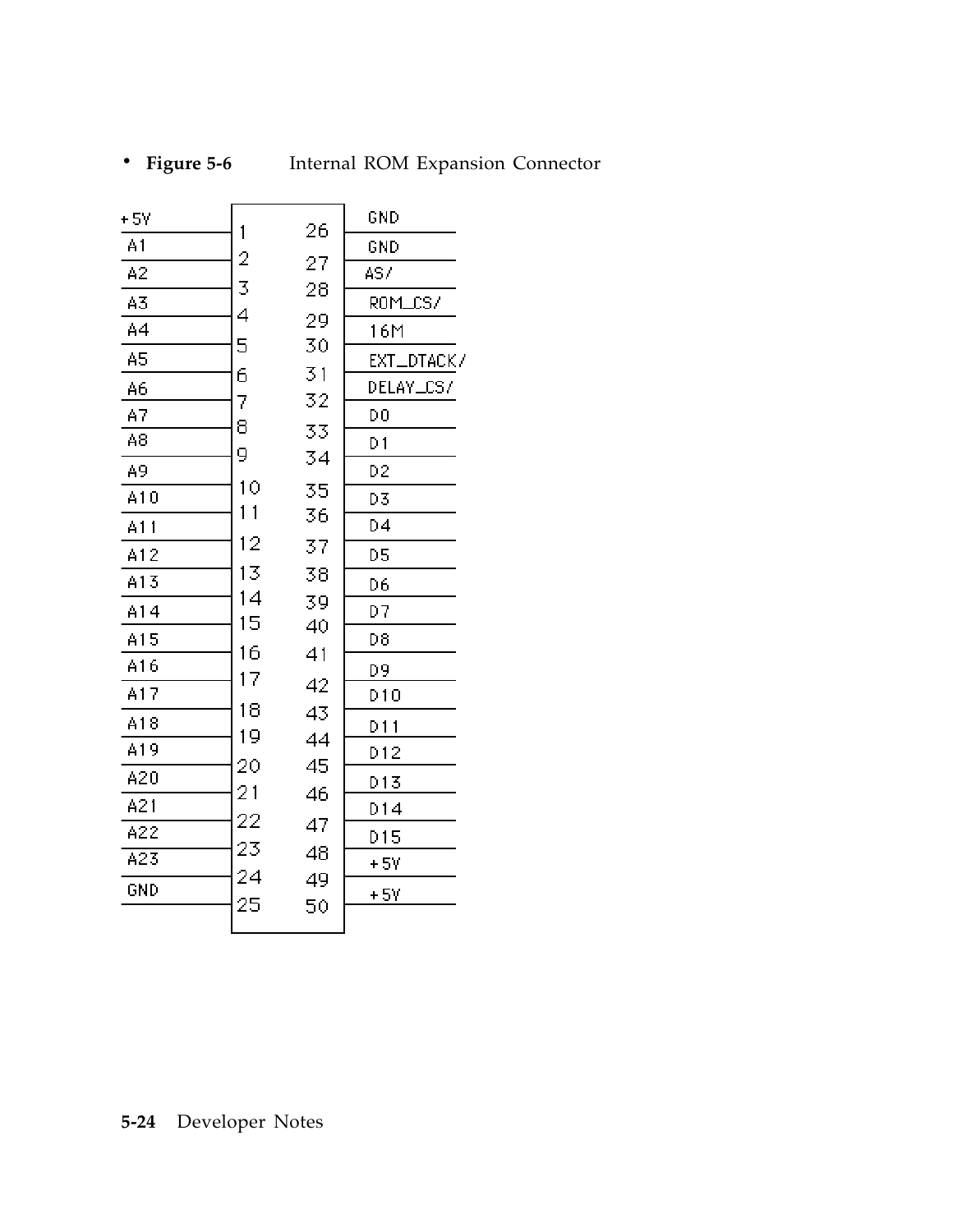**Figure 5-6** Internal ROM Expansion Connector

| Signal | Pin | Pin | Signal |
|---|---|---|---|
| +5V | 1 | 26 | GND |
| A1 | 2 | 27 | GND |
| A2 | 3 | 28 | AS/ |
| A3 | 4 | 29 | ROM_CS/ |
| A4 | 5 | 30 | 16M |
| A5 | 6 | 31 | EXT_DTACK/ |
| A6 | 7 | 32 | DELAY_CS/ |
| A7 | 8 | 33 | D0 |
| A8 | 9 | 34 | D1 |
| A9 | 10 | 35 | D2 |
| A10 | 11 | 36 | D3 |
| A11 | 12 | 37 | D4 |
| A12 | 13 | 38 | D5 |
| A13 | 14 | 39 | D6 |
| A14 | 15 | 40 | D7 |
| A15 | 16 | 41 | D8 |
| A16 | 17 | 42 | D9 |
| A17 | 18 | 43 | D10 |
| A18 | 19 | 44 | D11 |
| A19 | 20 | 45 | D12 |
| A20 | 21 | 46 | D13 |
| A21 | 22 | 47 | D14 |
| A22 | 23 | 48 | D15 |
| A23 | 24 | 49 | +5V |
| GND | 25 | 50 | +5V |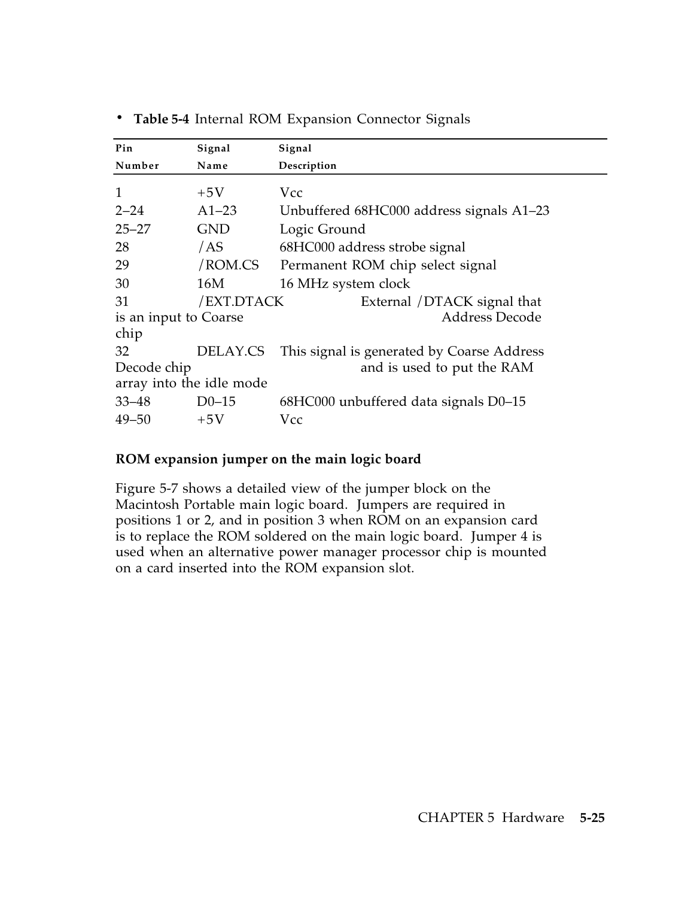**Table 5-4** Internal ROM Expansion Connector Signals

| Pin Number | Signal Name | Signal Description |
|---|---|---|
| 1 | +5V | Vcc |
| 2–24 | A1–23 | Unbuffered 68HC000 address signals A1–23 |
| 25–27 | GND | Logic Ground |
| 28 | /AS | 68HC000 address strobe signal |
| 29 | /ROM.CS | Permanent ROM chip select signal |
| 30 | 16M | 16 MHz system clock |
| 31 | /EXT.DTACK | External /DTACK signal that is an input to Coarse Address Decode chip |
| 32 | DELAY.CS | This signal is generated by Coarse Address Decode chip and is used to put the RAM array into the idle mode |
| 33–48 | D0–15 | 68HC000 unbuffered data signals D0–15 |
| 49–50 | +5V | Vcc |

### ROM expansion jumper on the main logic board

Figure 5-7 shows a detailed view of the jumper block on the Macintosh Portable main logic board. Jumpers are required in positions 1 or 2, and in position 3 when ROM on an expansion card is to replace the ROM soldered on the main logic board. Jumper 4 is used when an alternative power manager processor chip is mounted on a card inserted into the ROM expansion slot.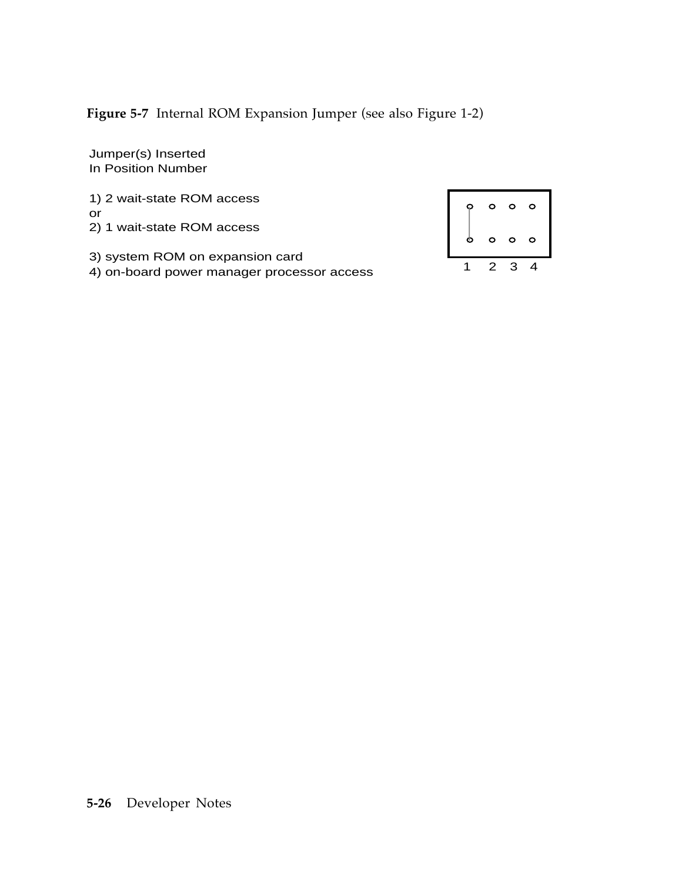**Figure 5-7** Internal ROM Expansion Jumper (see also Figure 1-2)

Jumper(s) Inserted
In Position Number

1) 2 wait-state ROM access
or
2) 1 wait-state ROM access

3) system ROM on expansion card
4) on-board power manager processor access

1 2 3 4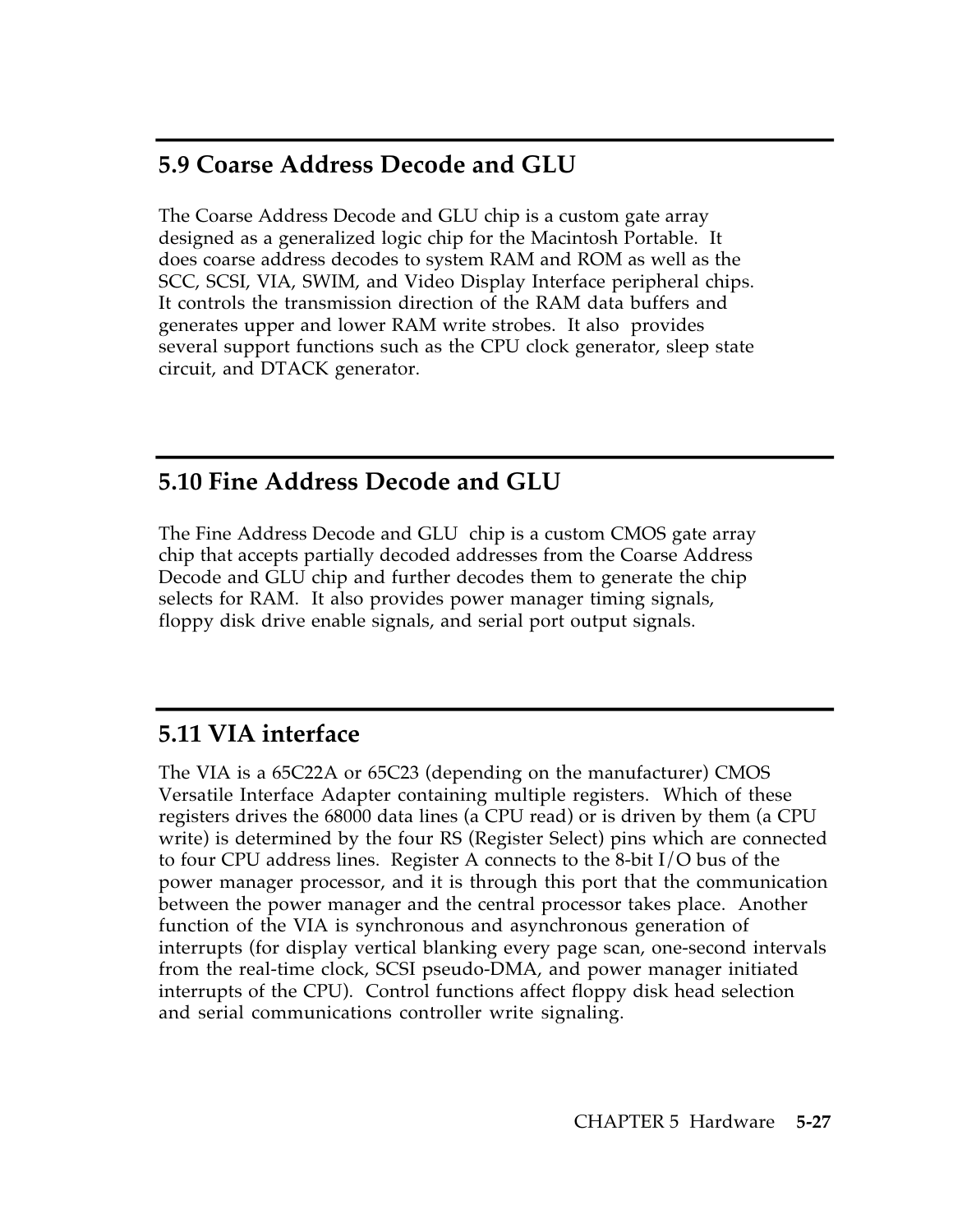## 5.9 Coarse Address Decode and GLU

The Coarse Address Decode and GLU chip is a custom gate array designed as a generalized logic chip for the Macintosh Portable. It does coarse address decodes to system RAM and ROM as well as the SCC, SCSI, VIA, SWIM, and Video Display Interface peripheral chips. It controls the transmission direction of the RAM data buffers and generates upper and lower RAM write strobes. It also provides several support functions such as the CPU clock generator, sleep state circuit, and DTACK generator.

## 5.10 Fine Address Decode and GLU

The Fine Address Decode and GLU chip is a custom CMOS gate array chip that accepts partially decoded addresses from the Coarse Address Decode and GLU chip and further decodes them to generate the chip selects for RAM. It also provides power manager timing signals, floppy disk drive enable signals, and serial port output signals.

## 5.11 VIA interface

The VIA is a 65C22A or 65C23 (depending on the manufacturer) CMOS Versatile Interface Adapter containing multiple registers. Which of these registers drives the 68000 data lines (a CPU read) or is driven by them (a CPU write) is determined by the four RS (Register Select) pins which are connected to four CPU address lines. Register A connects to the 8-bit I/O bus of the power manager processor, and it is through this port that the communication between the power manager and the central processor takes place. Another function of the VIA is synchronous and asynchronous generation of interrupts (for display vertical blanking every page scan, one-second intervals from the real-time clock, SCSI pseudo-DMA, and power manager initiated interrupts of the CPU). Control functions affect floppy disk head selection and serial communications controller write signaling.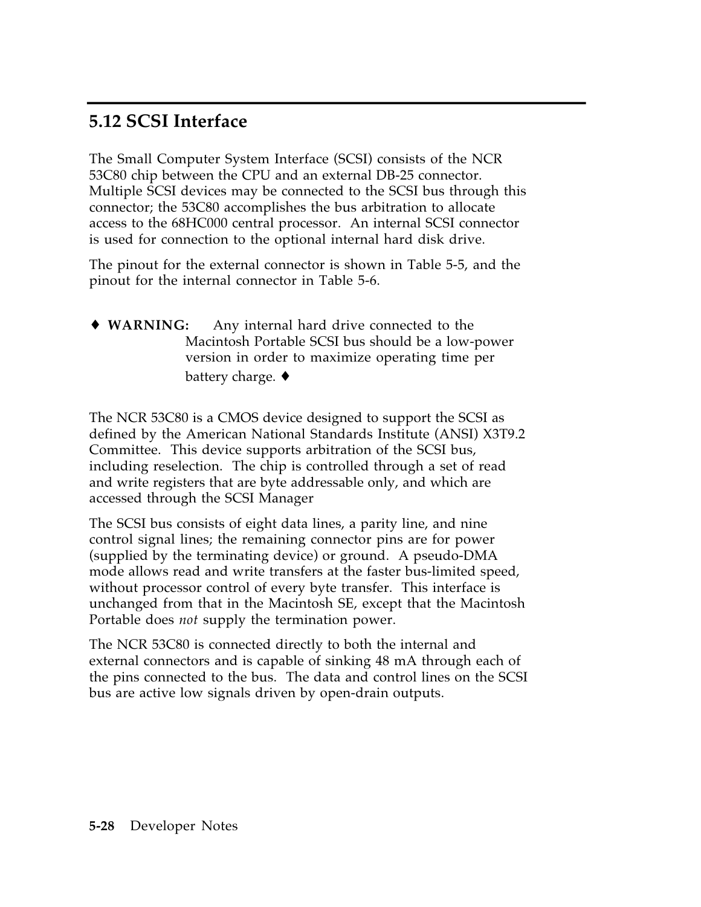## 5.12 SCSI Interface

The Small Computer System Interface (SCSI) consists of the NCR 53C80 chip between the CPU and an external DB-25 connector. Multiple SCSI devices may be connected to the SCSI bus through this connector; the 53C80 accomplishes the bus arbitration to allocate access to the 68HC000 central processor. An internal SCSI connector is used for connection to the optional internal hard disk drive.

The pinout for the external connector is shown in Table 5-5, and the pinout for the internal connector in Table 5-6.

♦ **WARNING:** Any internal hard drive connected to the Macintosh Portable SCSI bus should be a low-power version in order to maximize operating time per battery charge. ♦

The NCR 53C80 is a CMOS device designed to support the SCSI as defined by the American National Standards Institute (ANSI) X3T9.2 Committee. This device supports arbitration of the SCSI bus, including reselection. The chip is controlled through a set of read and write registers that are byte addressable only, and which are accessed through the SCSI Manager

The SCSI bus consists of eight data lines, a parity line, and nine control signal lines; the remaining connector pins are for power (supplied by the terminating device) or ground. A pseudo-DMA mode allows read and write transfers at the faster bus-limited speed, without processor control of every byte transfer. This interface is unchanged from that in the Macintosh SE, except that the Macintosh Portable does *not* supply the termination power.

The NCR 53C80 is connected directly to both the internal and external connectors and is capable of sinking 48 mA through each of the pins connected to the bus. The data and control lines on the SCSI bus are active low signals driven by open-drain outputs.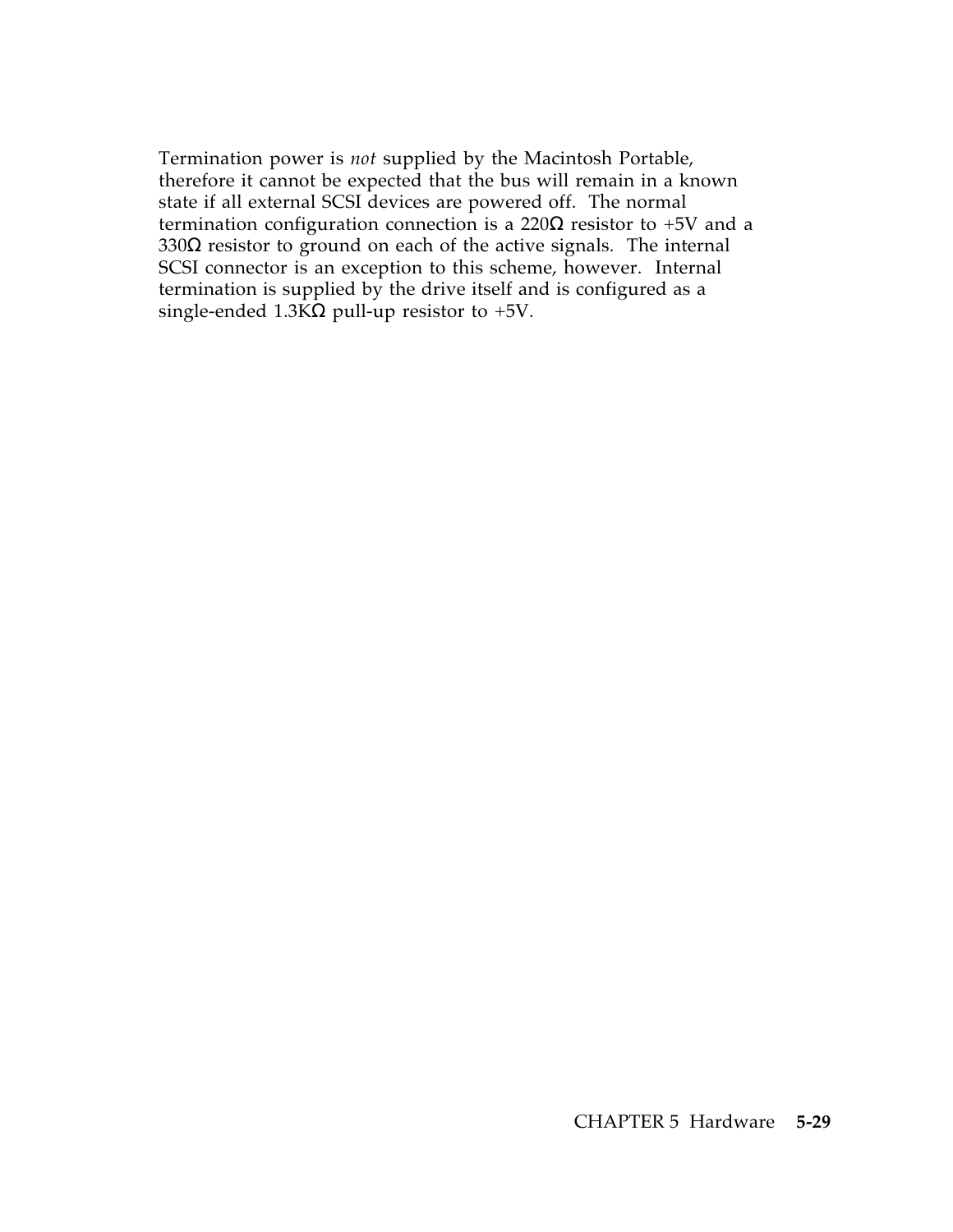Termination power is *not* supplied by the Macintosh Portable, therefore it cannot be expected that the bus will remain in a known state if all external SCSI devices are powered off. The normal termination configuration connection is a 220Ω resistor to +5V and a 330Ω resistor to ground on each of the active signals. The internal SCSI connector is an exception to this scheme, however. Internal termination is supplied by the drive itself and is configured as a single-ended 1.3KΩ pull-up resistor to +5V.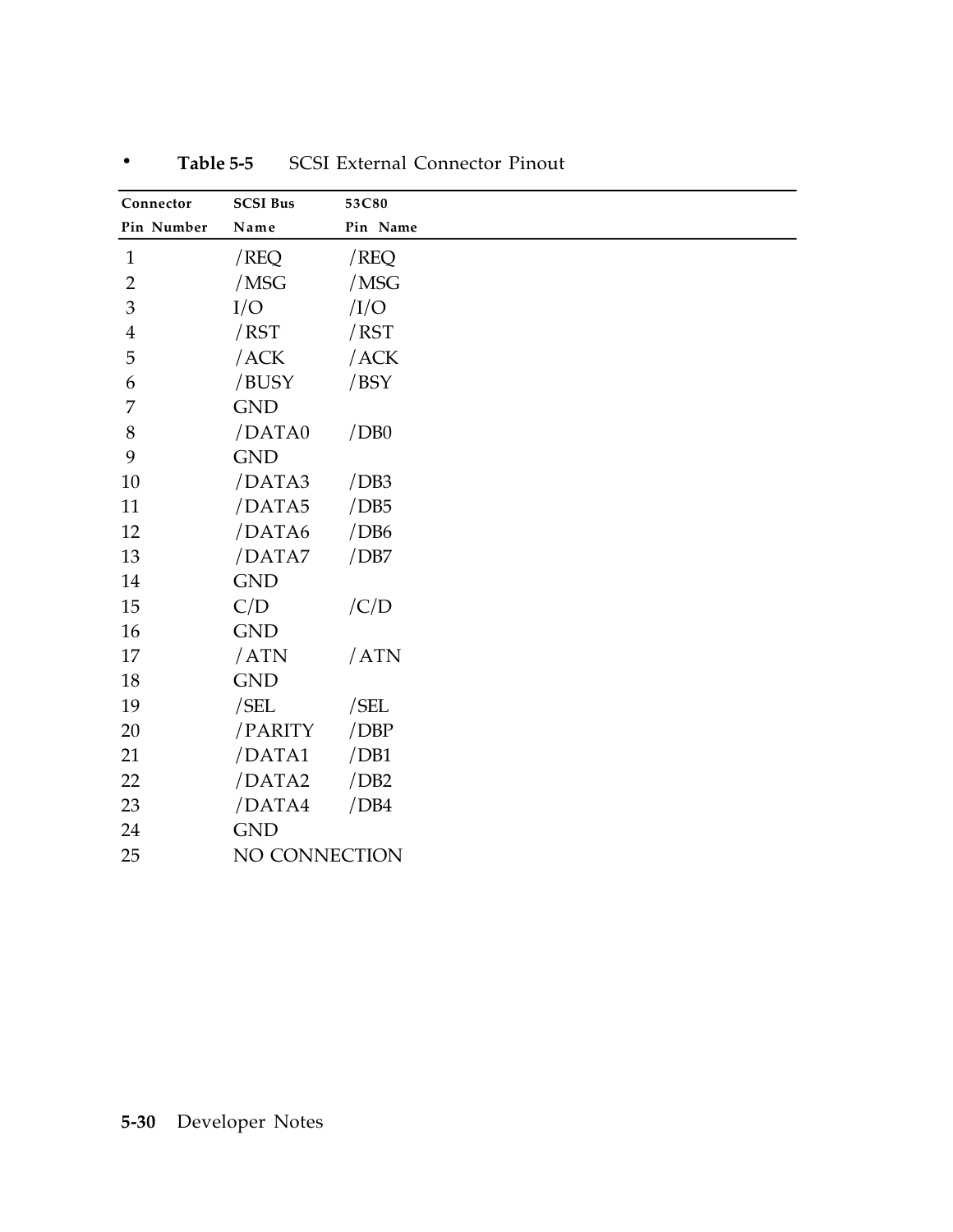**Table 5-5** SCSI External Connector Pinout

| Connector Pin Number | SCSI Bus Name | 53C80 Pin Name |
|---|---|---|
| 1 | /REQ | /REQ |
| 2 | /MSG | /MSG |
| 3 | I/O | /I/O |
| 4 | /RST | /RST |
| 5 | /ACK | /ACK |
| 6 | /BUSY | /BSY |
| 7 | GND | |
| 8 | /DATA0 | /DB0 |
| 9 | GND | |
| 10 | /DATA3 | /DB3 |
| 11 | /DATA5 | /DB5 |
| 12 | /DATA6 | /DB6 |
| 13 | /DATA7 | /DB7 |
| 14 | GND | |
| 15 | C/D | /C/D |
| 16 | GND | |
| 17 | /ATN | /ATN |
| 18 | GND | |
| 19 | /SEL | /SEL |
| 20 | /PARITY | /DBP |
| 21 | /DATA1 | /DB1 |
| 22 | /DATA2 | /DB2 |
| 23 | /DATA4 | /DB4 |
| 24 | GND | |
| 25 | NO CONNECTION | |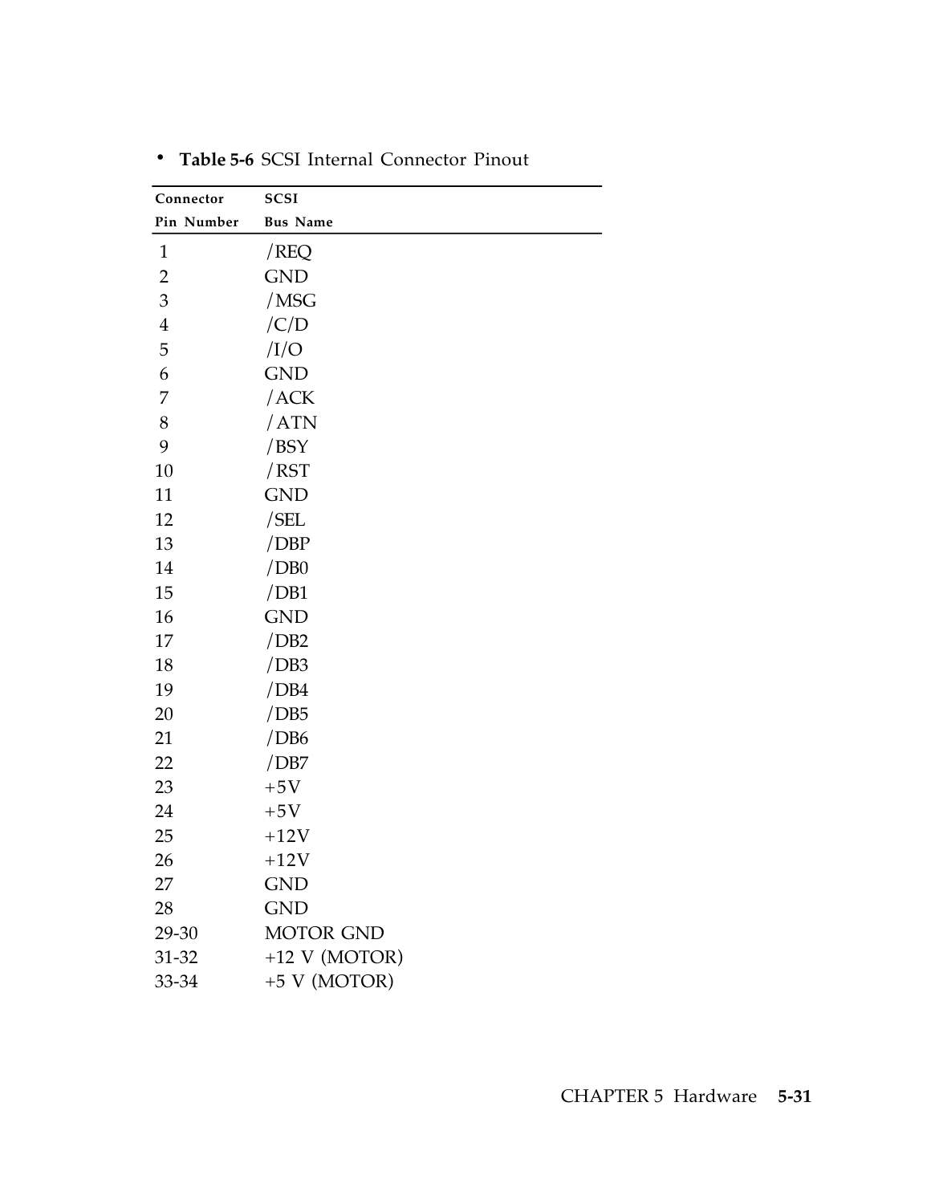• **Table 5-6** SCSI Internal Connector Pinout

| Connector Pin Number | SCSI Bus Name |
|---|---|
| 1 | /REQ |
| 2 | GND |
| 3 | /MSG |
| 4 | /C/D |
| 5 | /I/O |
| 6 | GND |
| 7 | /ACK |
| 8 | /ATN |
| 9 | /BSY |
| 10 | /RST |
| 11 | GND |
| 12 | /SEL |
| 13 | /DBP |
| 14 | /DB0 |
| 15 | /DB1 |
| 16 | GND |
| 17 | /DB2 |
| 18 | /DB3 |
| 19 | /DB4 |
| 20 | /DB5 |
| 21 | /DB6 |
| 22 | /DB7 |
| 23 | +5V |
| 24 | +5V |
| 25 | +12V |
| 26 | +12V |
| 27 | GND |
| 28 | GND |
| 29-30 | MOTOR GND |
| 31-32 | +12 V (MOTOR) |
| 33-34 | +5 V (MOTOR) |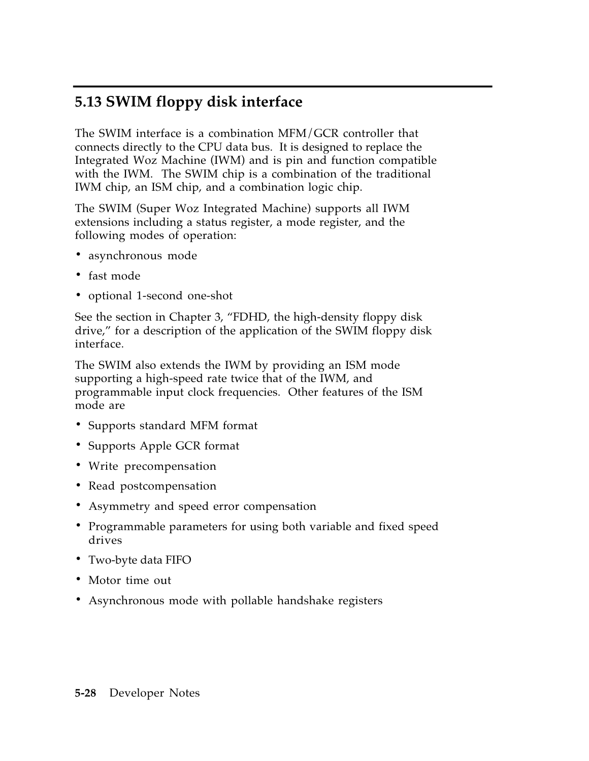## 5.13 SWIM floppy disk interface

The SWIM interface is a combination MFM/GCR controller that connects directly to the CPU data bus. It is designed to replace the Integrated Woz Machine (IWM) and is pin and function compatible with the IWM. The SWIM chip is a combination of the traditional IWM chip, an ISM chip, and a combination logic chip.

The SWIM (Super Woz Integrated Machine) supports all IWM extensions including a status register, a mode register, and the following modes of operation:

- asynchronous mode
- fast mode
- optional 1-second one-shot

See the section in Chapter 3, "FDHD, the high-density floppy disk drive," for a description of the application of the SWIM floppy disk interface.

The SWIM also extends the IWM by providing an ISM mode supporting a high-speed rate twice that of the IWM, and programmable input clock frequencies. Other features of the ISM mode are

- Supports standard MFM format
- Supports Apple GCR format
- Write precompensation
- Read postcompensation
- Asymmetry and speed error compensation
- Programmable parameters for using both variable and fixed speed drives
- Two-byte data FIFO
- Motor time out
- Asynchronous mode with pollable handshake registers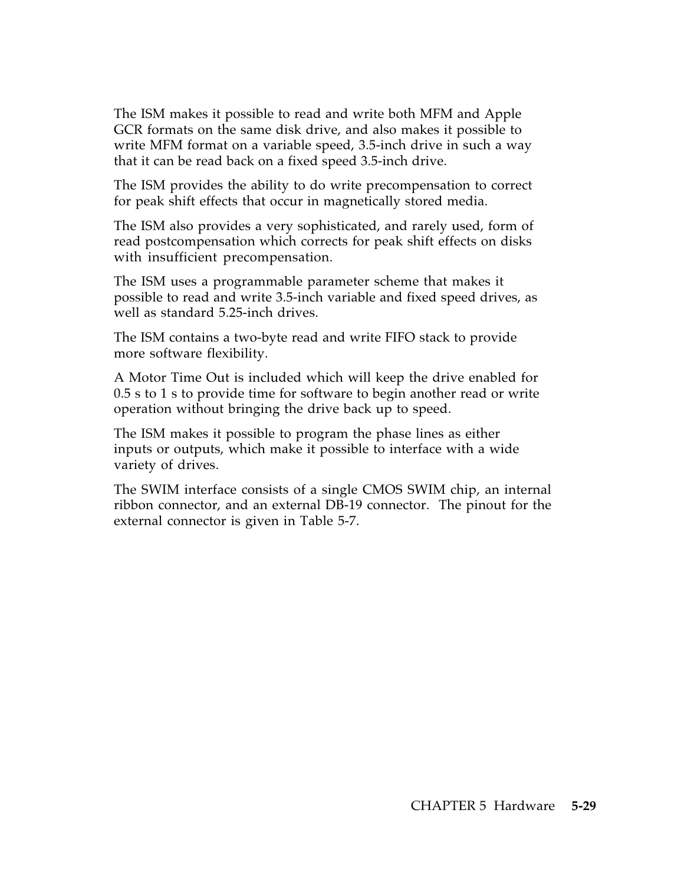The ISM makes it possible to read and write both MFM and Apple GCR formats on the same disk drive, and also makes it possible to write MFM format on a variable speed, 3.5-inch drive in such a way that it can be read back on a fixed speed 3.5-inch drive.

The ISM provides the ability to do write precompensation to correct for peak shift effects that occur in magnetically stored media.

The ISM also provides a very sophisticated, and rarely used, form of read postcompensation which corrects for peak shift effects on disks with insufficient precompensation.

The ISM uses a programmable parameter scheme that makes it possible to read and write 3.5-inch variable and fixed speed drives, as well as standard 5.25-inch drives.

The ISM contains a two-byte read and write FIFO stack to provide more software flexibility.

A Motor Time Out is included which will keep the drive enabled for 0.5 s to 1 s to provide time for software to begin another read or write operation without bringing the drive back up to speed.

The ISM makes it possible to program the phase lines as either inputs or outputs, which make it possible to interface with a wide variety of drives.

The SWIM interface consists of a single CMOS SWIM chip, an internal ribbon connector, and an external DB-19 connector. The pinout for the external connector is given in Table 5-7.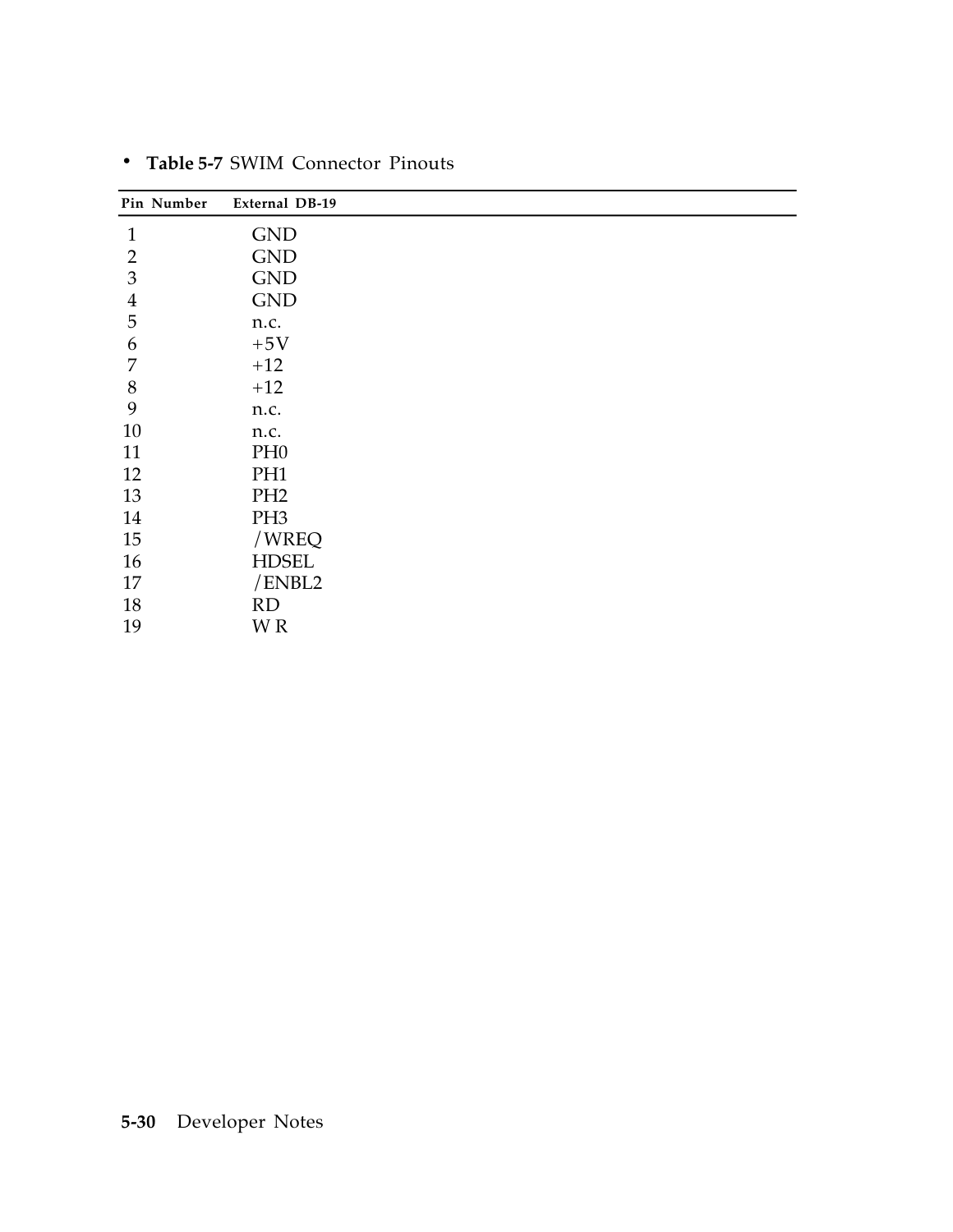• **Table 5-7** SWIM Connector Pinouts

| Pin Number | External DB-19 |
|---|---|
| 1 | GND |
| 2 | GND |
| 3 | GND |
| 4 | GND |
| 5 | n.c. |
| 6 | +5V |
| 7 | +12 |
| 8 | +12 |
| 9 | n.c. |
| 10 | n.c. |
| 11 | PH0 |
| 12 | PH1 |
| 13 | PH2 |
| 14 | PH3 |
| 15 | /WREQ |
| 16 | HDSEL |
| 17 | /ENBL2 |
| 18 | RD |
| 19 | W R |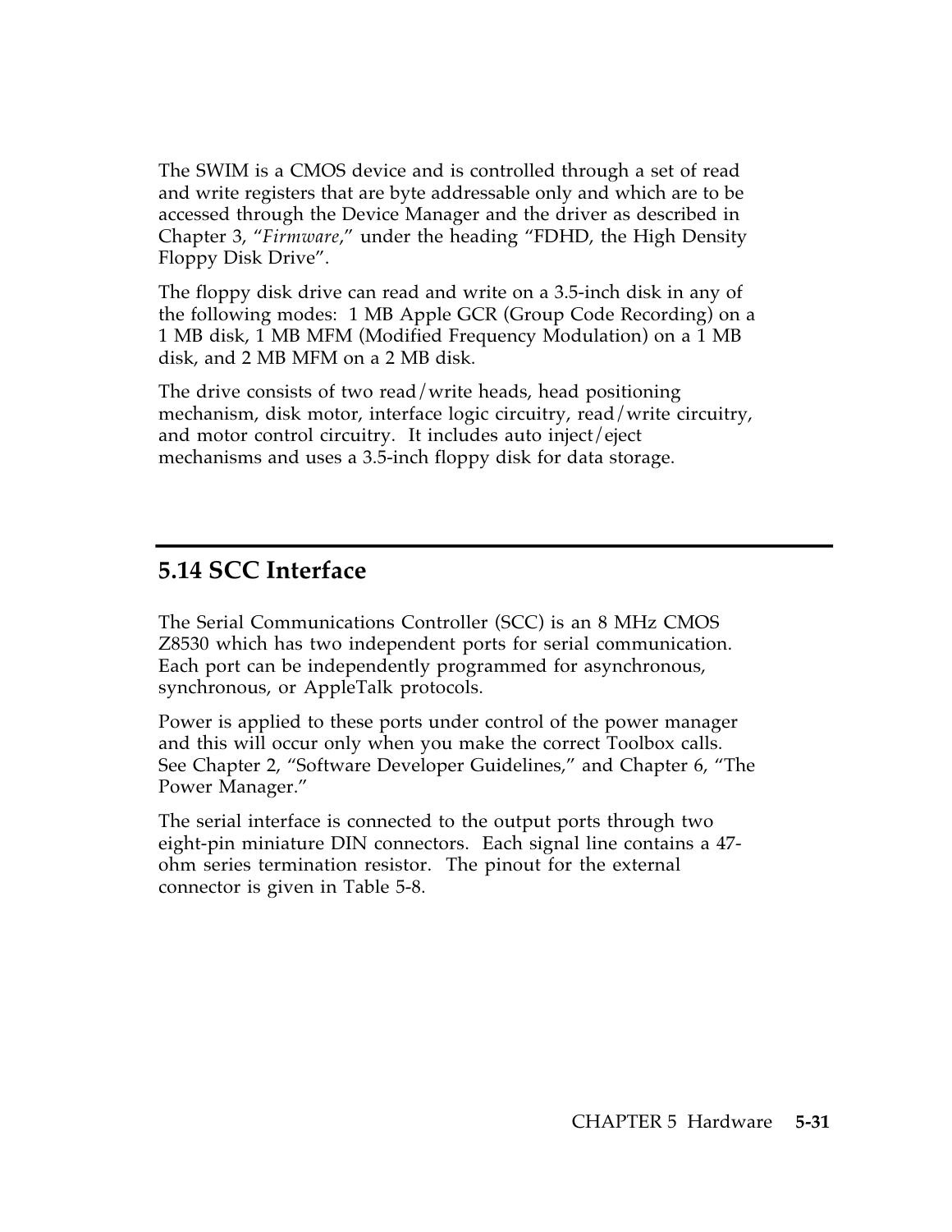The SWIM is a CMOS device and is controlled through a set of read and write registers that are byte addressable only and which are to be accessed through the Device Manager and the driver as described in Chapter 3, "*Firmware*," under the heading "FDHD, the High Density Floppy Disk Drive".

The floppy disk drive can read and write on a 3.5-inch disk in any of the following modes: 1 MB Apple GCR (Group Code Recording) on a 1 MB disk, 1 MB MFM (Modified Frequency Modulation) on a 1 MB disk, and 2 MB MFM on a 2 MB disk.

The drive consists of two read/write heads, head positioning mechanism, disk motor, interface logic circuitry, read/write circuitry, and motor control circuitry. It includes auto inject/eject mechanisms and uses a 3.5-inch floppy disk for data storage.

## 5.14 SCC Interface

The Serial Communications Controller (SCC) is an 8 MHz CMOS Z8530 which has two independent ports for serial communication. Each port can be independently programmed for asynchronous, synchronous, or AppleTalk protocols.

Power is applied to these ports under control of the power manager and this will occur only when you make the correct Toolbox calls. See Chapter 2, "Software Developer Guidelines," and Chapter 6, "The Power Manager."

The serial interface is connected to the output ports through two eight-pin miniature DIN connectors. Each signal line contains a 47-ohm series termination resistor. The pinout for the external connector is given in Table 5-8.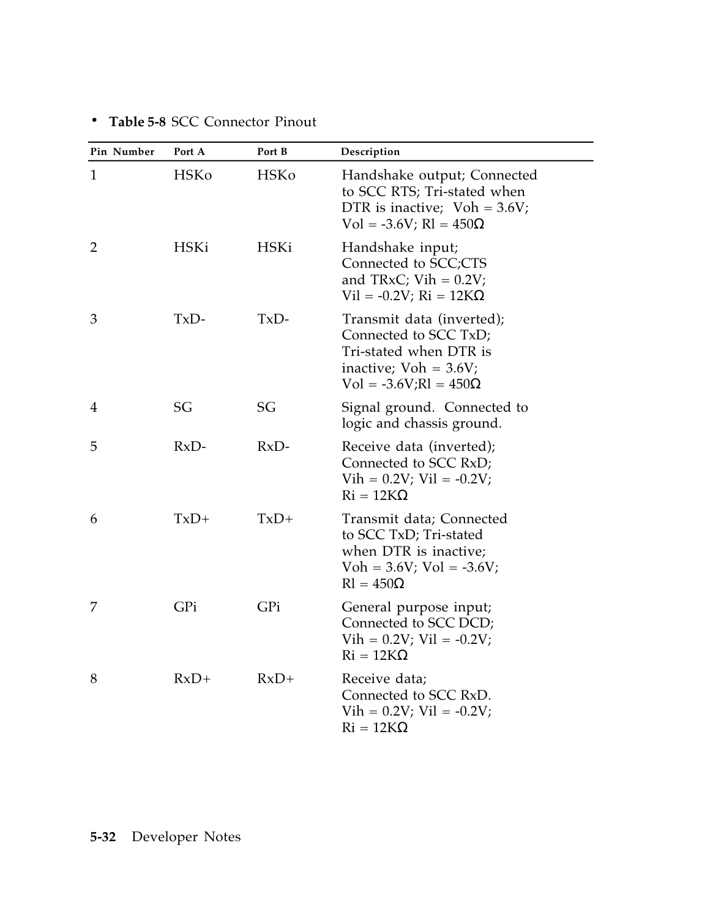**Table 5-8** SCC Connector Pinout

| Pin Number | Port A | Port B | Description |
|---|---|---|---|
| 1 | HSKo | HSKo | Handshake output; Connected to SCC RTS; Tri-stated when DTR is inactive; Voh = 3.6V; Vol = -3.6V; Rl = 450Ω |
| 2 | HSKi | HSKi | Handshake input; Connected to SCC;CTS and TRxC; Vih = 0.2V; Vil = -0.2V; Ri = 12KΩ |
| 3 | TxD- | TxD- | Transmit data (inverted); Connected to SCC TxD; Tri-stated when DTR is inactive; Voh = 3.6V; Vol = -3.6V;Rl = 450Ω |
| 4 | SG | SG | Signal ground. Connected to logic and chassis ground. |
| 5 | RxD- | RxD- | Receive data (inverted); Connected to SCC RxD; Vih = 0.2V; Vil = -0.2V; Ri = 12KΩ |
| 6 | TxD+ | TxD+ | Transmit data; Connected to SCC TxD; Tri-stated when DTR is inactive; Voh = 3.6V; Vol = -3.6V; Rl = 450Ω |
| 7 | GPi | GPi | General purpose input; Connected to SCC DCD; Vih = 0.2V; Vil = -0.2V; Ri = 12KΩ |
| 8 | RxD+ | RxD+ | Receive data; Connected to SCC RxD. Vih = 0.2V; Vil = -0.2V; Ri = 12KΩ |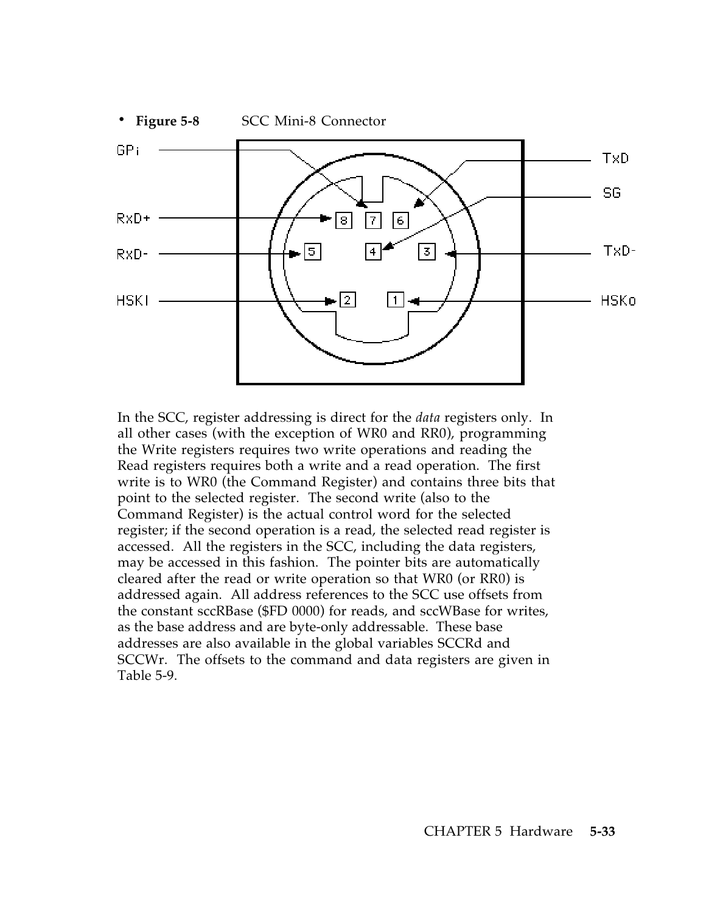- **Figure 5-8** SCC Mini-8 Connector

In the SCC, register addressing is direct for the *data* registers only. In all other cases (with the exception of WR0 and RR0), programming the Write registers requires two write operations and reading the Read registers requires both a write and a read operation. The first write is to WR0 (the Command Register) and contains three bits that point to the selected register. The second write (also to the Command Register) is the actual control word for the selected register; if the second operation is a read, the selected read register is accessed. All the registers in the SCC, including the data registers, may be accessed in this fashion. The pointer bits are automatically cleared after the read or write operation so that WR0 (or RR0) is addressed again. All address references to the SCC use offsets from the constant sccRBase ($FD 0000) for reads, and sccWBase for writes, as the base address and are byte-only addressable. These base addresses are also available in the global variables SCCRd and SCCWr. The offsets to the command and data registers are given in Table 5-9.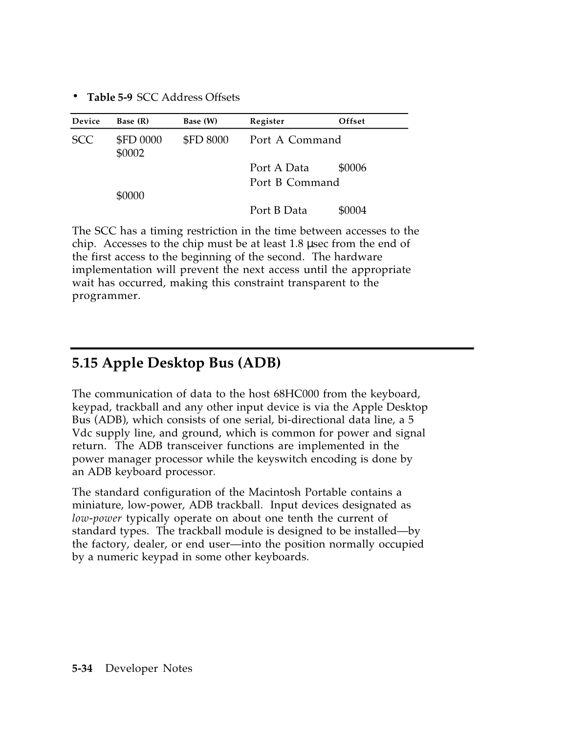**Table 5-9** SCC Address Offsets

| Device | Base (R) | Base (W) | Register | Offset |
|---|---|---|---|---|
| SCC | $FD 0000 | $FD 8000 | Port A Command | $0002 |
| | | | Port A Data | $0006 |
| | | | Port B Command | $0000 |
| | | | Port B Data | $0004 |

The SCC has a timing restriction in the time between accesses to the chip. Accesses to the chip must be at least 1.8 µsec from the end of the first access to the beginning of the second. The hardware implementation will prevent the next access until the appropriate wait has occurred, making this constraint transparent to the programmer.

## 5.15 Apple Desktop Bus (ADB)

The communication of data to the host 68HC000 from the keyboard, keypad, trackball and any other input device is via the Apple Desktop Bus (ADB), which consists of one serial, bi-directional data line, a 5 Vdc supply line, and ground, which is common for power and signal return. The ADB transceiver functions are implemented in the power manager processor while the keyswitch encoding is done by an ADB keyboard processor.

The standard configuration of the Macintosh Portable contains a miniature, low-power, ADB trackball. Input devices designated as *low-power* typically operate on about one tenth the current of standard types. The trackball module is designed to be installed—by the factory, dealer, or end user—into the position normally occupied by a numeric keypad in some other keyboards.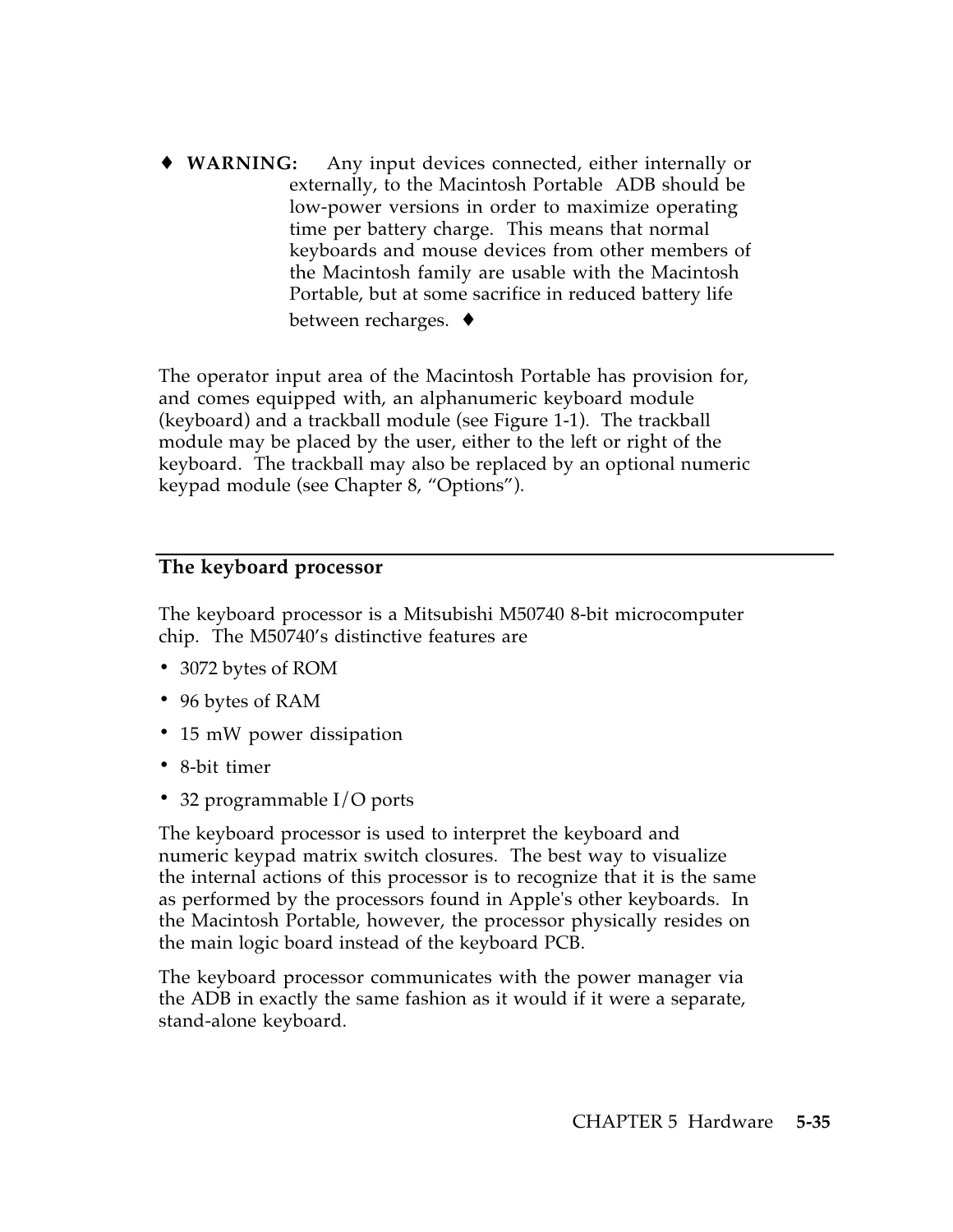♦ **WARNING:** Any input devices connected, either internally or externally, to the Macintosh Portable ADB should be low-power versions in order to maximize operating time per battery charge. This means that normal keyboards and mouse devices from other members of the Macintosh family are usable with the Macintosh Portable, but at some sacrifice in reduced battery life between recharges. ♦

The operator input area of the Macintosh Portable has provision for, and comes equipped with, an alphanumeric keyboard module (keyboard) and a trackball module (see Figure 1-1). The trackball module may be placed by the user, either to the left or right of the keyboard. The trackball may also be replaced by an optional numeric keypad module (see Chapter 8, "Options").

## The keyboard processor

The keyboard processor is a Mitsubishi M50740 8-bit microcomputer chip. The M50740's distinctive features are

- 3072 bytes of ROM
- 96 bytes of RAM
- 15 mW power dissipation
- 8-bit timer
- 32 programmable I/O ports

The keyboard processor is used to interpret the keyboard and numeric keypad matrix switch closures. The best way to visualize the internal actions of this processor is to recognize that it is the same as performed by the processors found in Apple's other keyboards. In the Macintosh Portable, however, the processor physically resides on the main logic board instead of the keyboard PCB.

The keyboard processor communicates with the power manager via the ADB in exactly the same fashion as it would if it were a separate, stand-alone keyboard.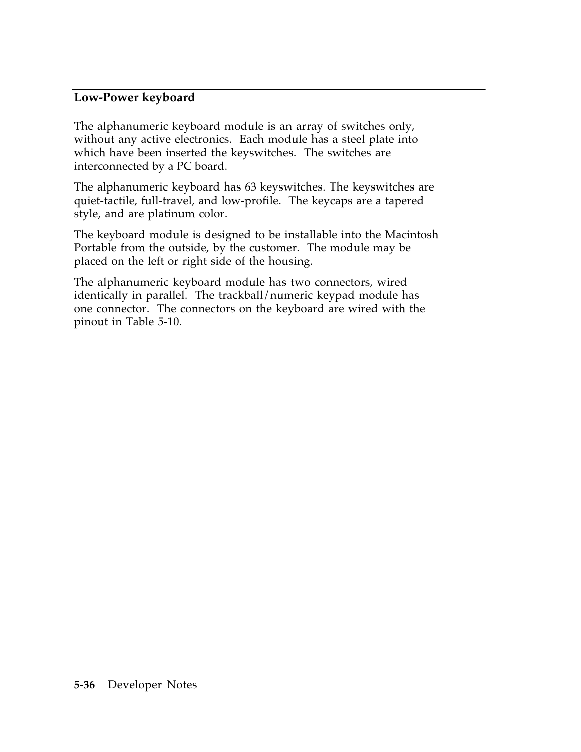## Low-Power keyboard

The alphanumeric keyboard module is an array of switches only, without any active electronics. Each module has a steel plate into which have been inserted the keyswitches. The switches are interconnected by a PC board.

The alphanumeric keyboard has 63 keyswitches. The keyswitches are quiet-tactile, full-travel, and low-profile. The keycaps are a tapered style, and are platinum color.

The keyboard module is designed to be installable into the Macintosh Portable from the outside, by the customer. The module may be placed on the left or right side of the housing.

The alphanumeric keyboard module has two connectors, wired identically in parallel. The trackball/numeric keypad module has one connector. The connectors on the keyboard are wired with the pinout in Table 5-10.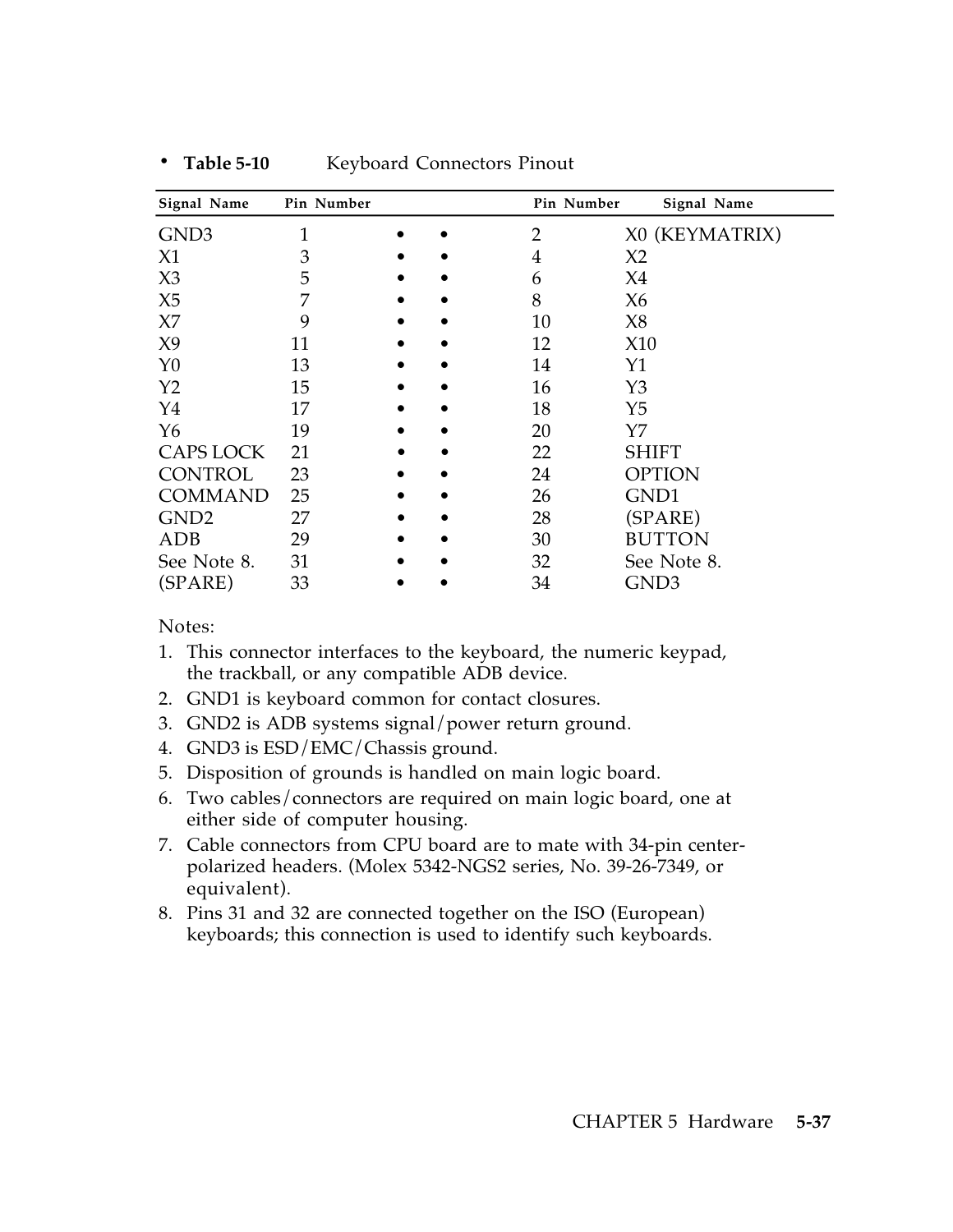**Table 5-10** Keyboard Connectors Pinout

| Signal Name | Pin Number | | | Pin Number | Signal Name |
|---|---|---|---|---|---|
| GND3 | 1 | • | • | 2 | X0 (KEYMATRIX) |
| X1 | 3 | • | • | 4 | X2 |
| X3 | 5 | • | • | 6 | X4 |
| X5 | 7 | • | • | 8 | X6 |
| X7 | 9 | • | • | 10 | X8 |
| X9 | 11 | • | • | 12 | X10 |
| Y0 | 13 | • | • | 14 | Y1 |
| Y2 | 15 | • | • | 16 | Y3 |
| Y4 | 17 | • | • | 18 | Y5 |
| Y6 | 19 | • | • | 20 | Y7 |
| CAPS LOCK | 21 | • | • | 22 | SHIFT |
| CONTROL | 23 | • | • | 24 | OPTION |
| COMMAND | 25 | • | • | 26 | GND1 |
| GND2 | 27 | • | • | 28 | (SPARE) |
| ADB | 29 | • | • | 30 | BUTTON |
| See Note 8. | 31 | • | • | 32 | See Note 8. |
| (SPARE) | 33 | • | • | 34 | GND3 |

Notes:

1. This connector interfaces to the keyboard, the numeric keypad, the trackball, or any compatible ADB device.
2. GND1 is keyboard common for contact closures.
3. GND2 is ADB systems signal/power return ground.
4. GND3 is ESD/EMC/Chassis ground.
5. Disposition of grounds is handled on main logic board.
6. Two cables/connectors are required on main logic board, one at either side of computer housing.
7. Cable connectors from CPU board are to mate with 34-pin center-polarized headers. (Molex 5342-NGS2 series, No. 39-26-7349, or equivalent).
8. Pins 31 and 32 are connected together on the ISO (European) keyboards; this connection is used to identify such keyboards.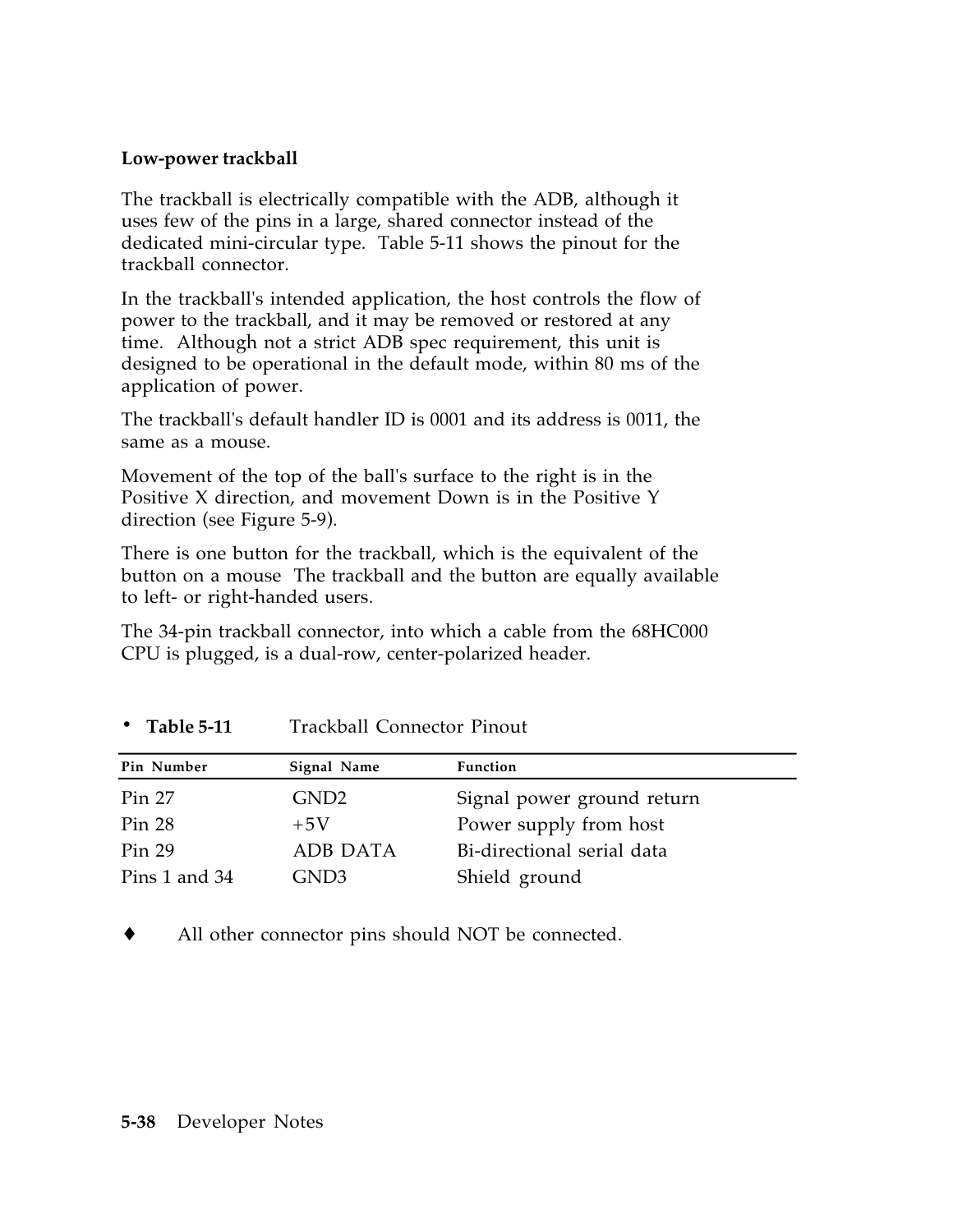### Low-power trackball

The trackball is electrically compatible with the ADB, although it uses few of the pins in a large, shared connector instead of the dedicated mini-circular type. Table 5-11 shows the pinout for the trackball connector.

In the trackball's intended application, the host controls the flow of power to the trackball, and it may be removed or restored at any time. Although not a strict ADB spec requirement, this unit is designed to be operational in the default mode, within 80 ms of the application of power.

The trackball's default handler ID is 0001 and its address is 0011, the same as a mouse.

Movement of the top of the ball's surface to the right is in the Positive X direction, and movement Down is in the Positive Y direction (see Figure 5-9).

There is one button for the trackball, which is the equivalent of the button on a mouse The trackball and the button are equally available to left- or right-handed users.

The 34-pin trackball connector, into which a cable from the 68HC000 CPU is plugged, is a dual-row, center-polarized header.

- **Table 5-11** Trackball Connector Pinout

| Pin Number | Signal Name | Function |
|---|---|---|
| Pin 27 | GND2 | Signal power ground return |
| Pin 28 | +5V | Power supply from host |
| Pin 29 | ADB DATA | Bi-directional serial data |
| Pins 1 and 34 | GND3 | Shield ground |

♦ All other connector pins should NOT be connected.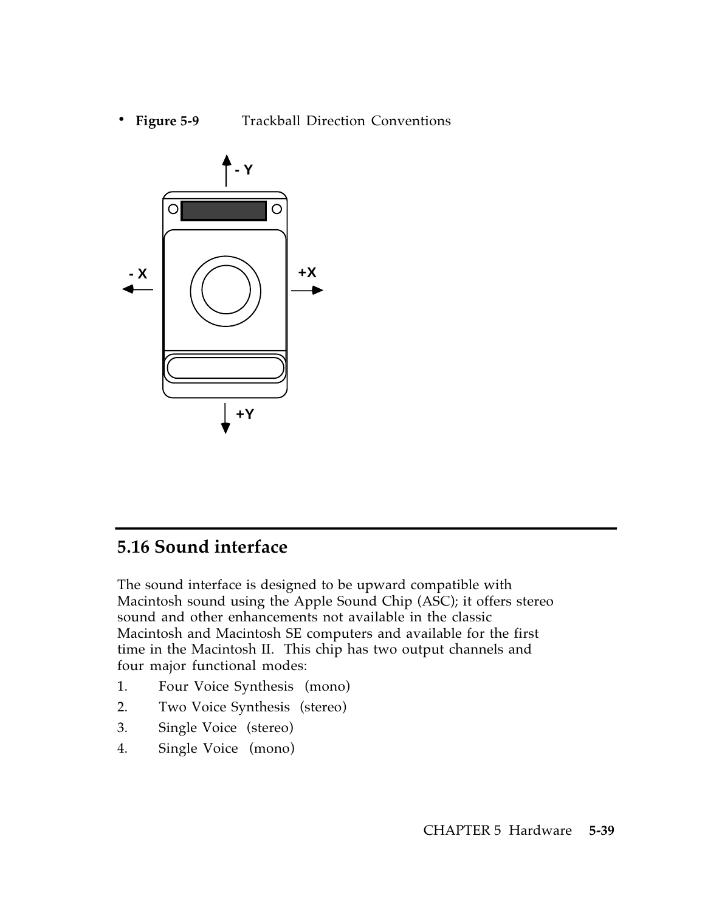• **Figure 5-9** Trackball Direction Conventions

## 5.16 Sound interface

The sound interface is designed to be upward compatible with Macintosh sound using the Apple Sound Chip (ASC); it offers stereo sound and other enhancements not available in the classic Macintosh and Macintosh SE computers and available for the first time in the Macintosh II. This chip has two output channels and four major functional modes:

1. Four Voice Synthesis (mono)
2. Two Voice Synthesis (stereo)
3. Single Voice (stereo)
4. Single Voice (mono)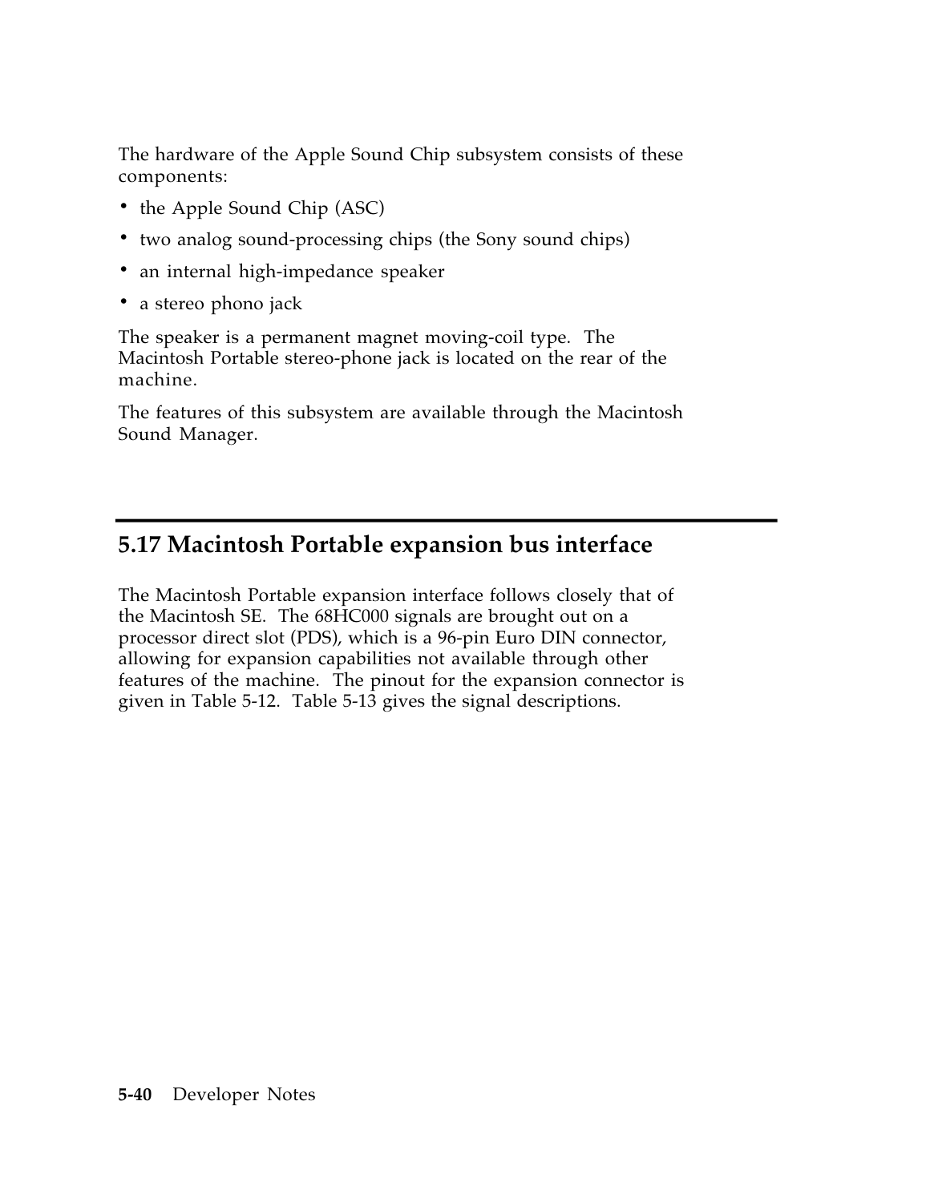The hardware of the Apple Sound Chip subsystem consists of these components:

- the Apple Sound Chip (ASC)
- two analog sound-processing chips (the Sony sound chips)
- an internal high-impedance speaker
- a stereo phono jack

The speaker is a permanent magnet moving-coil type. The Macintosh Portable stereo-phone jack is located on the rear of the machine.

The features of this subsystem are available through the Macintosh Sound Manager.

## 5.17 Macintosh Portable expansion bus interface

The Macintosh Portable expansion interface follows closely that of the Macintosh SE. The 68HC000 signals are brought out on a processor direct slot (PDS), which is a 96-pin Euro DIN connector, allowing for expansion capabilities not available through other features of the machine. The pinout for the expansion connector is given in Table 5-12. Table 5-13 gives the signal descriptions.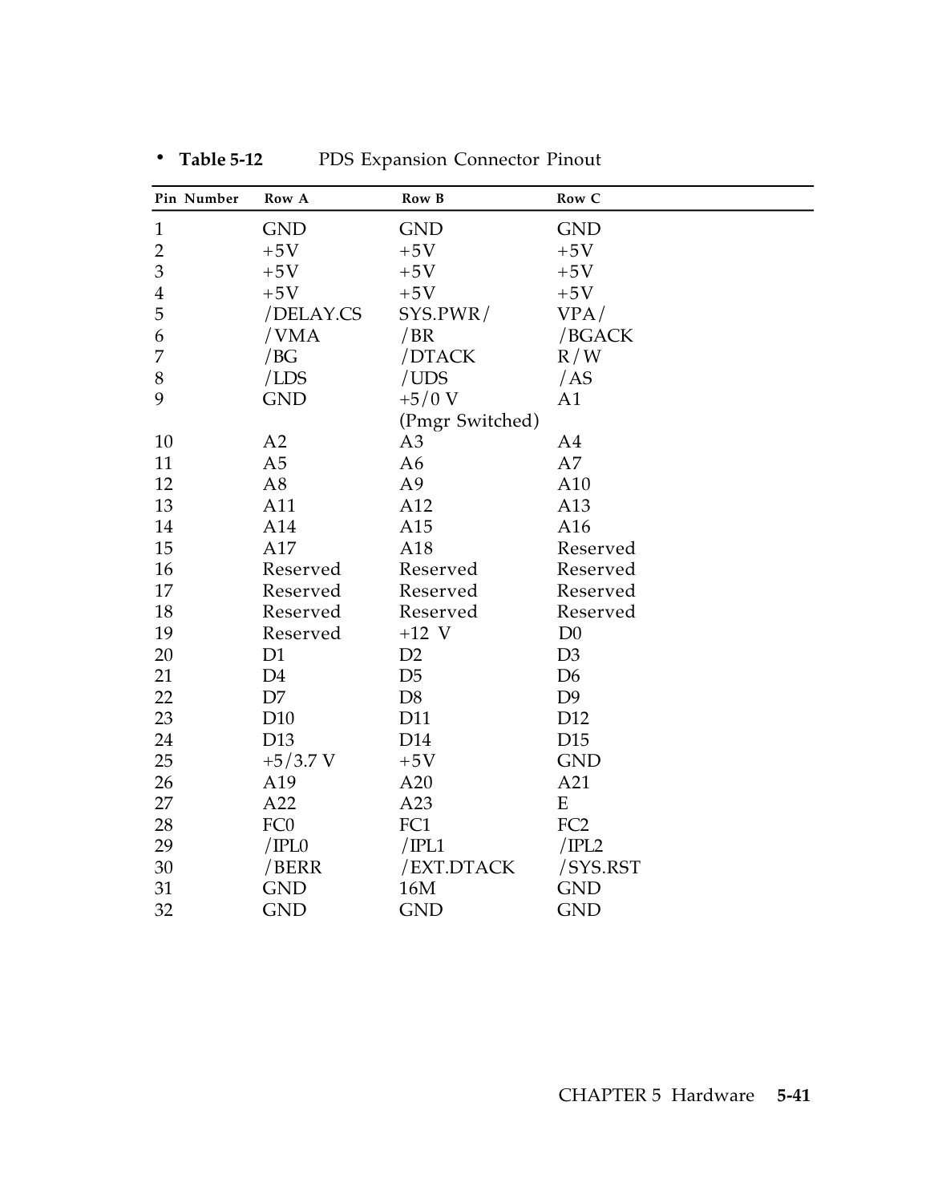**Table 5-12** PDS Expansion Connector Pinout

| Pin Number | Row A | Row B | Row C |
|---|---|---|---|
| 1 | GND | GND | GND |
| 2 | +5V | +5V | +5V |
| 3 | +5V | +5V | +5V |
| 4 | +5V | +5V | +5V |
| 5 | /DELAY.CS | SYS.PWR/ | VPA/ |
| 6 | /VMA | /BR | /BGACK |
| 7 | /BG | /DTACK | R/W |
| 8 | /LDS | /UDS | /AS |
| 9 | GND | +5/0 V (Pmgr Switched) | A1 |
| 10 | A2 | A3 | A4 |
| 11 | A5 | A6 | A7 |
| 12 | A8 | A9 | A10 |
| 13 | A11 | A12 | A13 |
| 14 | A14 | A15 | A16 |
| 15 | A17 | A18 | Reserved |
| 16 | Reserved | Reserved | Reserved |
| 17 | Reserved | Reserved | Reserved |
| 18 | Reserved | Reserved | Reserved |
| 19 | Reserved | +12 V | D0 |
| 20 | D1 | D2 | D3 |
| 21 | D4 | D5 | D6 |
| 22 | D7 | D8 | D9 |
| 23 | D10 | D11 | D12 |
| 24 | D13 | D14 | D15 |
| 25 | +5/3.7 V | +5V | GND |
| 26 | A19 | A20 | A21 |
| 27 | A22 | A23 | E |
| 28 | FC0 | FC1 | FC2 |
| 29 | /IPL0 | /IPL1 | /IPL2 |
| 30 | /BERR | /EXT.DTACK | /SYS.RST |
| 31 | GND | 16M | GND |
| 32 | GND | GND | GND |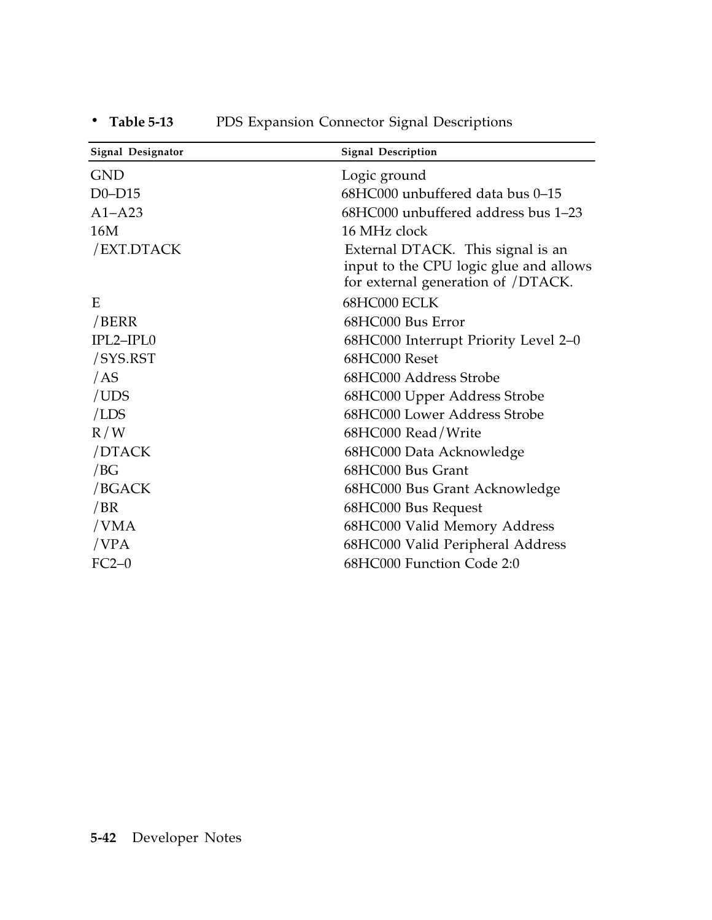- **Table 5-13** PDS Expansion Connector Signal Descriptions

| Signal Designator | Signal Description |
|---|---|
| GND | Logic ground |
| D0–D15 | 68HC000 unbuffered data bus 0–15 |
| A1–A23 | 68HC000 unbuffered address bus 1–23 |
| 16M | 16 MHz clock |
| /EXT.DTACK | External DTACK. This signal is an input to the CPU logic glue and allows for external generation of /DTACK. |
| E | 68HC000 ECLK |
| /BERR | 68HC000 Bus Error |
| IPL2–IPL0 | 68HC000 Interrupt Priority Level 2–0 |
| /SYS.RST | 68HC000 Reset |
| /AS | 68HC000 Address Strobe |
| /UDS | 68HC000 Upper Address Strobe |
| /LDS | 68HC000 Lower Address Strobe |
| R/W | 68HC000 Read/Write |
| /DTACK | 68HC000 Data Acknowledge |
| /BG | 68HC000 Bus Grant |
| /BGACK | 68HC000 Bus Grant Acknowledge |
| /BR | 68HC000 Bus Request |
| /VMA | 68HC000 Valid Memory Address |
| /VPA | 68HC000 Valid Peripheral Address |
| FC2–0 | 68HC000 Function Code 2:0 |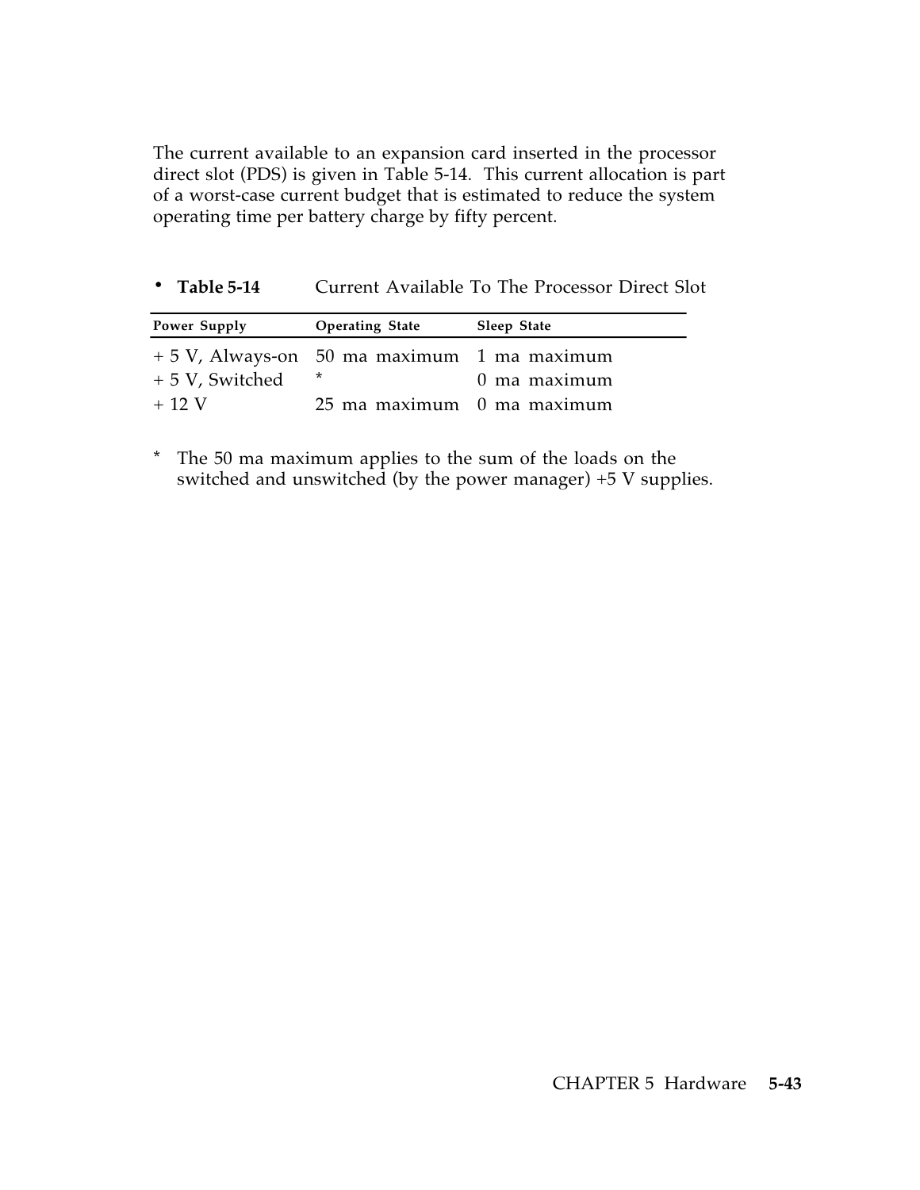The current available to an expansion card inserted in the processor direct slot (PDS) is given in Table 5-14. This current allocation is part of a worst-case current budget that is estimated to reduce the system operating time per battery charge by fifty percent.

- **Table 5-14** Current Available To The Processor Direct Slot

| Power Supply | Operating State | Sleep State |
|---|---|---|
| + 5 V, Always-on | 50 ma maximum | 1 ma maximum |
| + 5 V, Switched | * | 0 ma maximum |
| + 12 V | 25 ma maximum | 0 ma maximum |

\* The 50 ma maximum applies to the sum of the loads on the switched and unswitched (by the power manager) +5 V supplies.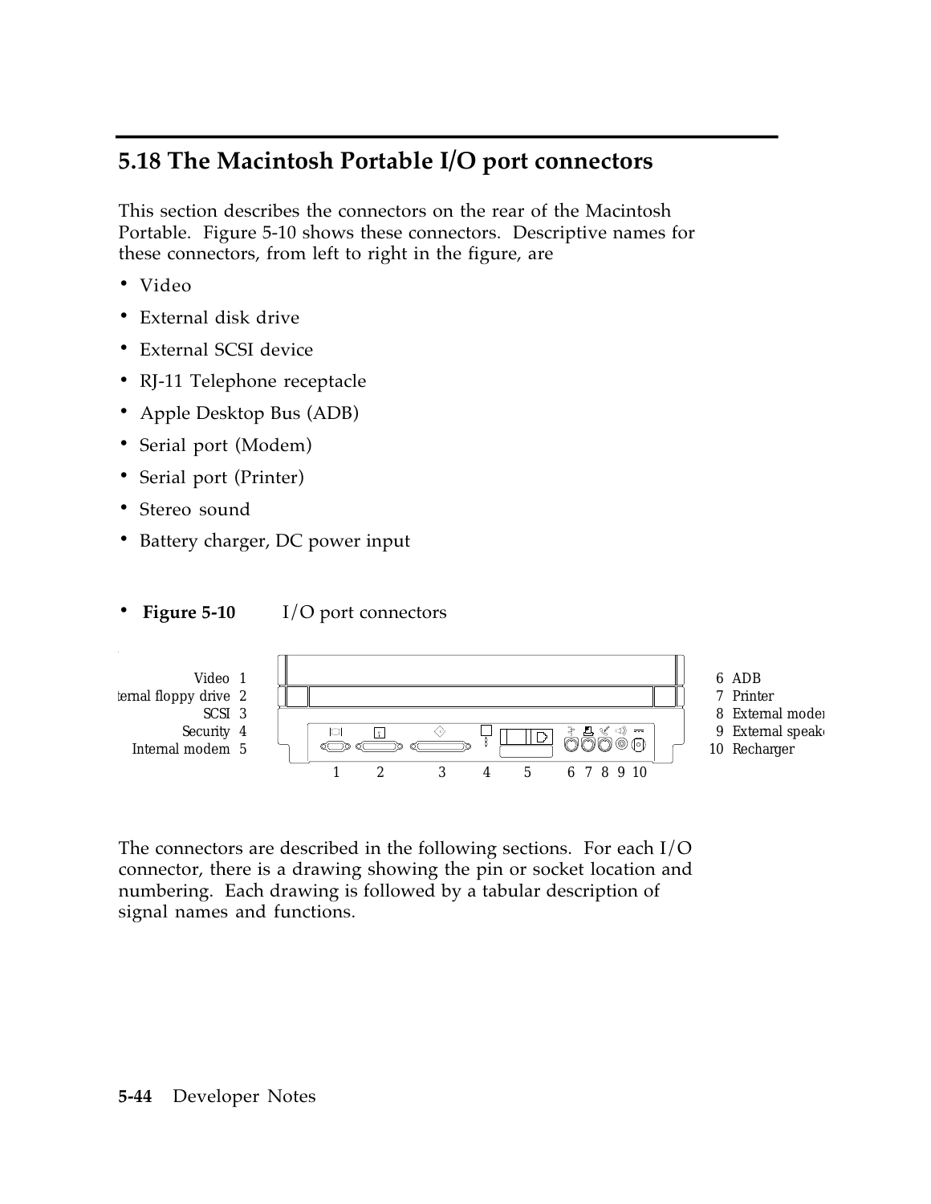## 5.18 The Macintosh Portable I/O port connectors

This section describes the connectors on the rear of the Macintosh Portable. Figure 5-10 shows these connectors. Descriptive names for these connectors, from left to right in the figure, are

- Video
- External disk drive
- External SCSI device
- RJ-11 Telephone receptacle
- Apple Desktop Bus (ADB)
- Serial port (Modem)
- Serial port (Printer)
- Stereo sound
- Battery charger, DC power input

- **Figure 5-10** I/O port connectors

Video 1
External floppy drive 2
SCSI 3
Security 4
Internal modem 5

6 ADB
7 Printer
8 External modem
9 External speaker
10 Recharger

The connectors are described in the following sections. For each I/O connector, there is a drawing showing the pin or socket location and numbering. Each drawing is followed by a tabular description of signal names and functions.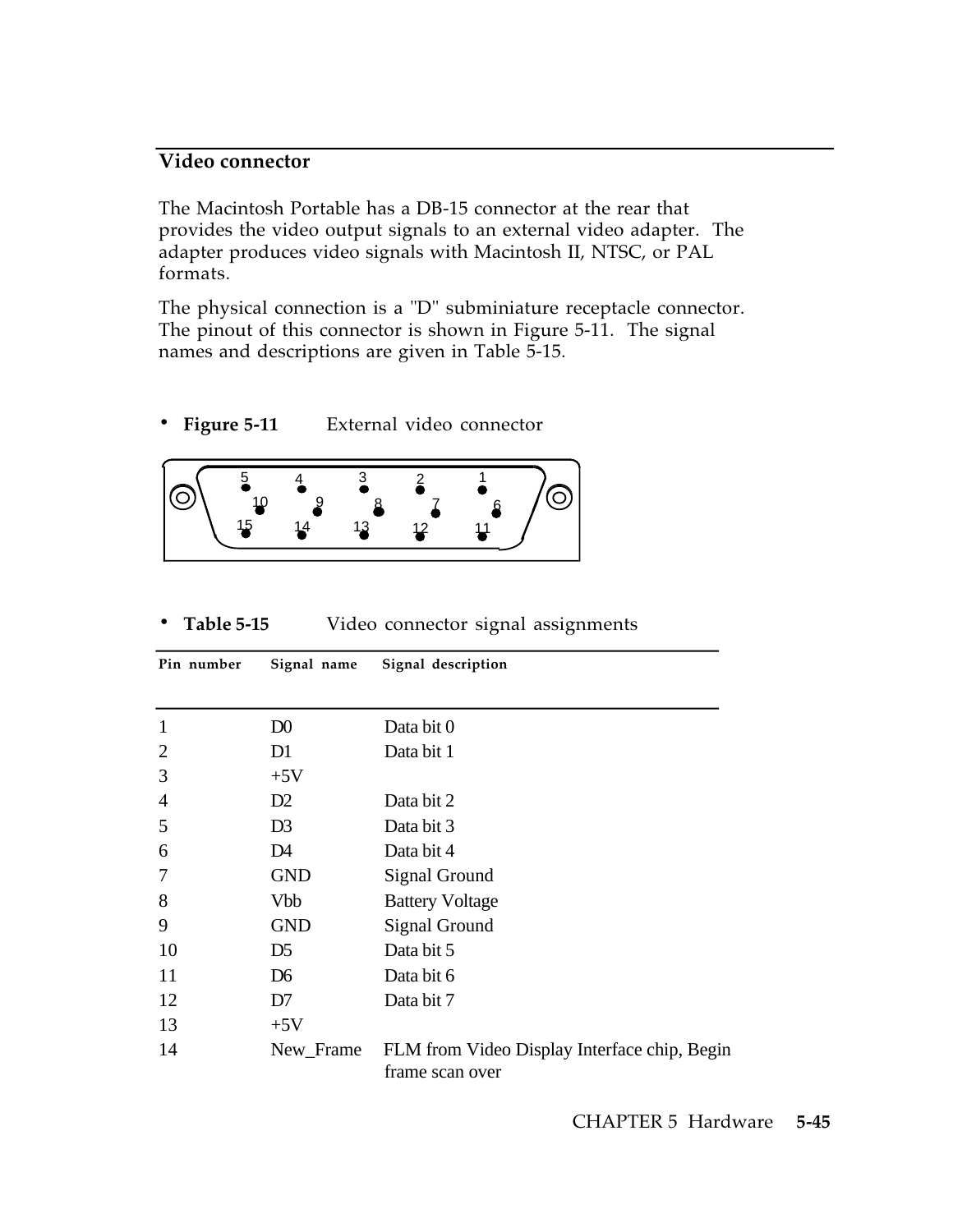## Video connector

The Macintosh Portable has a DB-15 connector at the rear that provides the video output signals to an external video adapter. The adapter produces video signals with Macintosh II, NTSC, or PAL formats.

The physical connection is a "D" subminiature receptacle connector. The pinout of this connector is shown in Figure 5-11. The signal names and descriptions are given in Table 5-15.

- **Figure 5-11** External video connector

- **Table 5-15** Video connector signal assignments

| Pin number | Signal name | Signal description |
|---|---|---|
| 1 | D0 | Data bit 0 |
| 2 | D1 | Data bit 1 |
| 3 | +5V | |
| 4 | D2 | Data bit 2 |
| 5 | D3 | Data bit 3 |
| 6 | D4 | Data bit 4 |
| 7 | GND | Signal Ground |
| 8 | Vbb | Battery Voltage |
| 9 | GND | Signal Ground |
| 10 | D5 | Data bit 5 |
| 11 | D6 | Data bit 6 |
| 12 | D7 | Data bit 7 |
| 13 | +5V | |
| 14 | New_Frame | FLM from Video Display Interface chip, Begin frame scan over |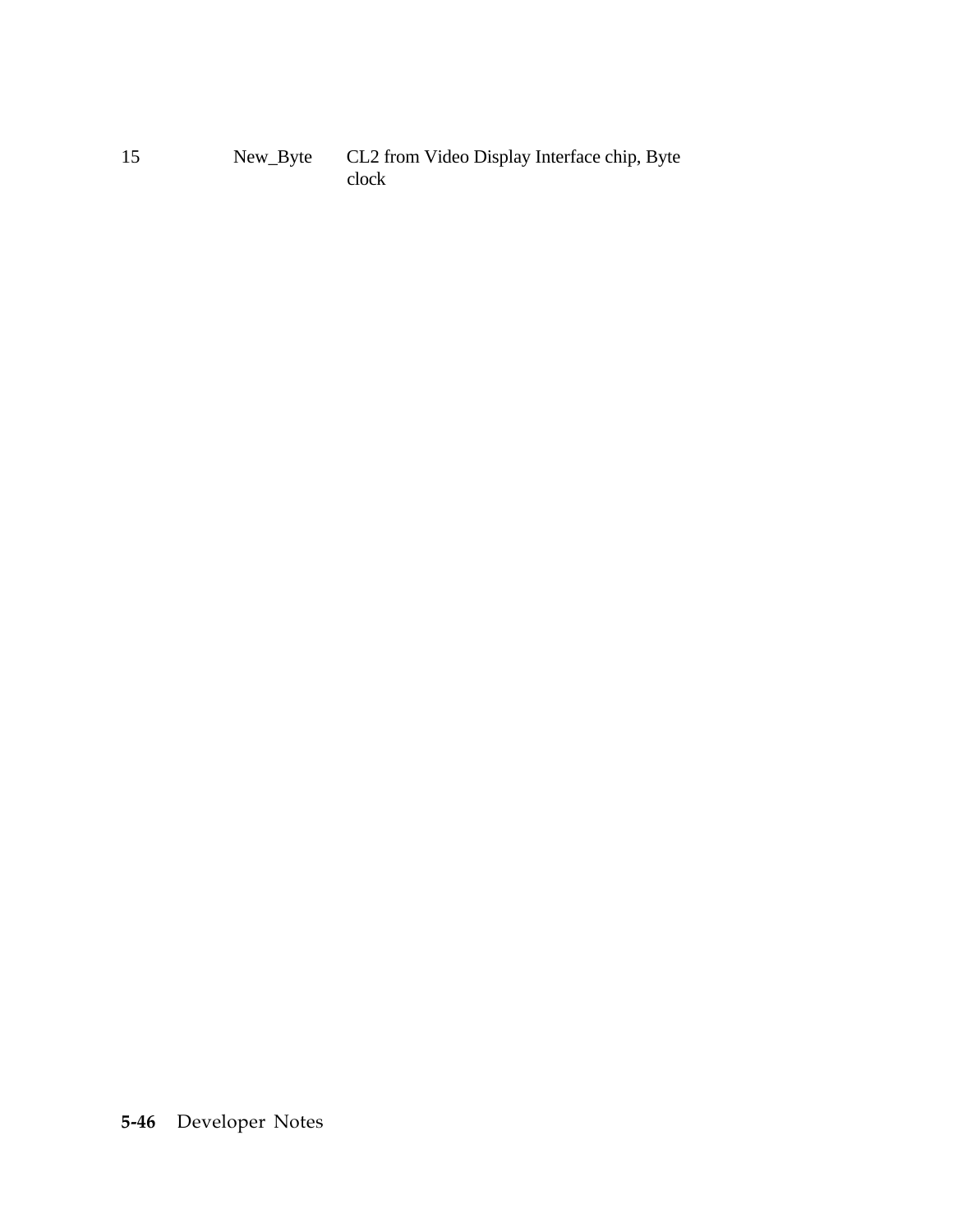| | | |
|---|---|---|
| 15 | New_Byte | CL2 from Video Display Interface chip, Byte clock |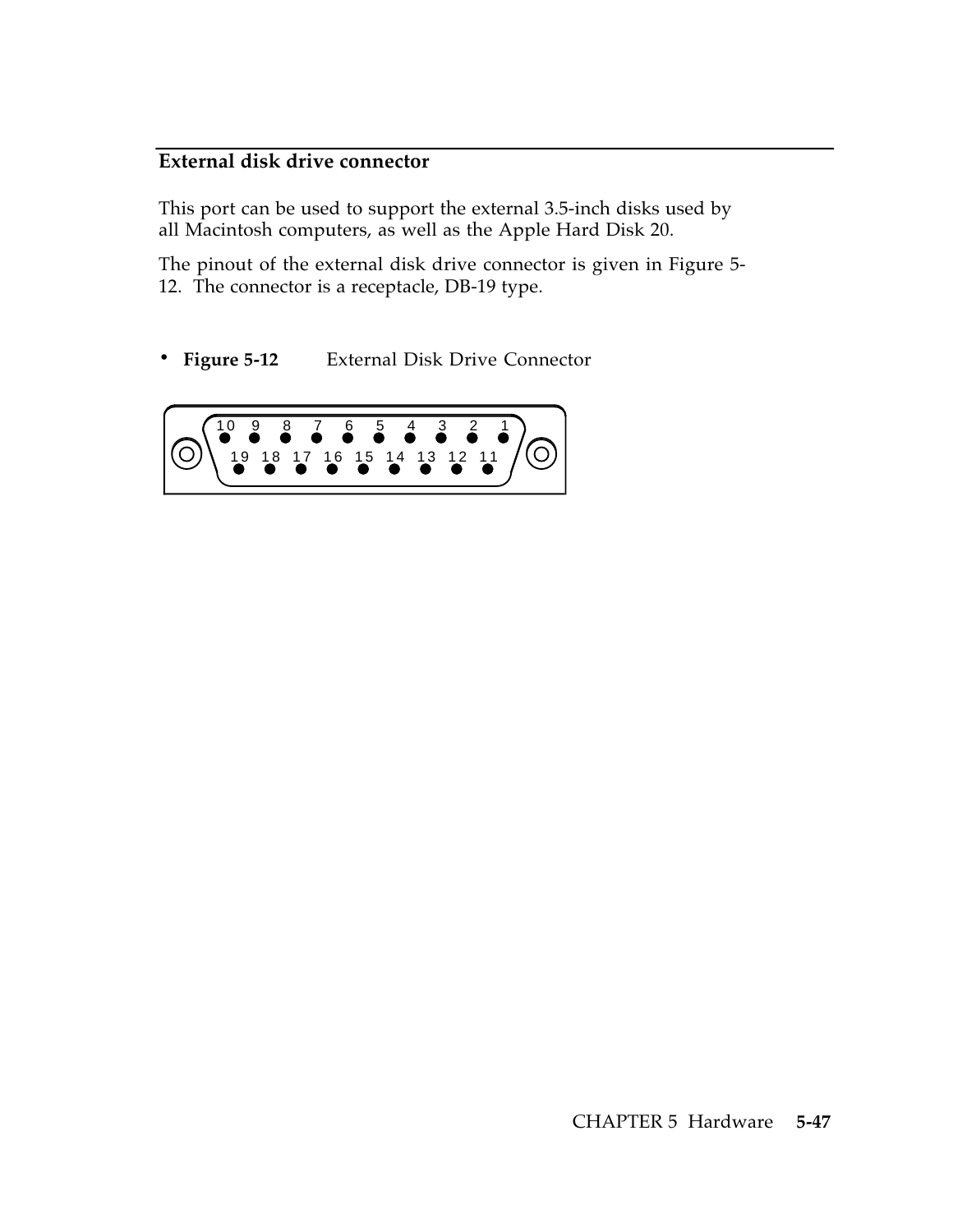## External disk drive connector

This port can be used to support the external 3.5-inch disks used by all Macintosh computers, as well as the Apple Hard Disk 20.

The pinout of the external disk drive connector is given in Figure 5-12. The connector is a receptacle, DB-19 type.

• **Figure 5-12** External Disk Drive Connector

10 9 8 7 6 5 4 3 2 1

19 18 17 16 15 14 13 12 11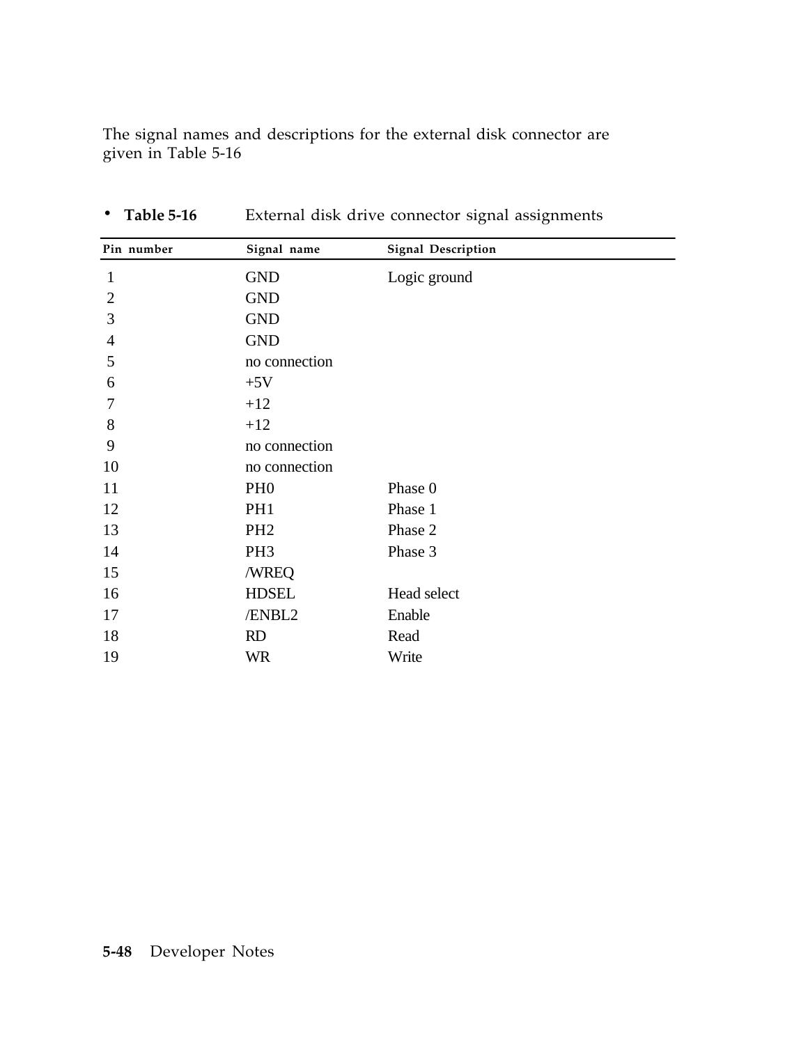The signal names and descriptions for the external disk connector are given in Table 5-16

- **Table 5-16** External disk drive connector signal assignments

| Pin number | Signal name | Signal Description |
|---|---|---|
| 1 | GND | Logic ground |
| 2 | GND | |
| 3 | GND | |
| 4 | GND | |
| 5 | no connection | |
| 6 | +5V | |
| 7 | +12 | |
| 8 | +12 | |
| 9 | no connection | |
| 10 | no connection | |
| 11 | PH0 | Phase 0 |
| 12 | PH1 | Phase 1 |
| 13 | PH2 | Phase 2 |
| 14 | PH3 | Phase 3 |
| 15 | /WREQ | |
| 16 | HDSEL | Head select |
| 17 | /ENBL2 | Enable |
| 18 | RD | Read |
| 19 | WR | Write |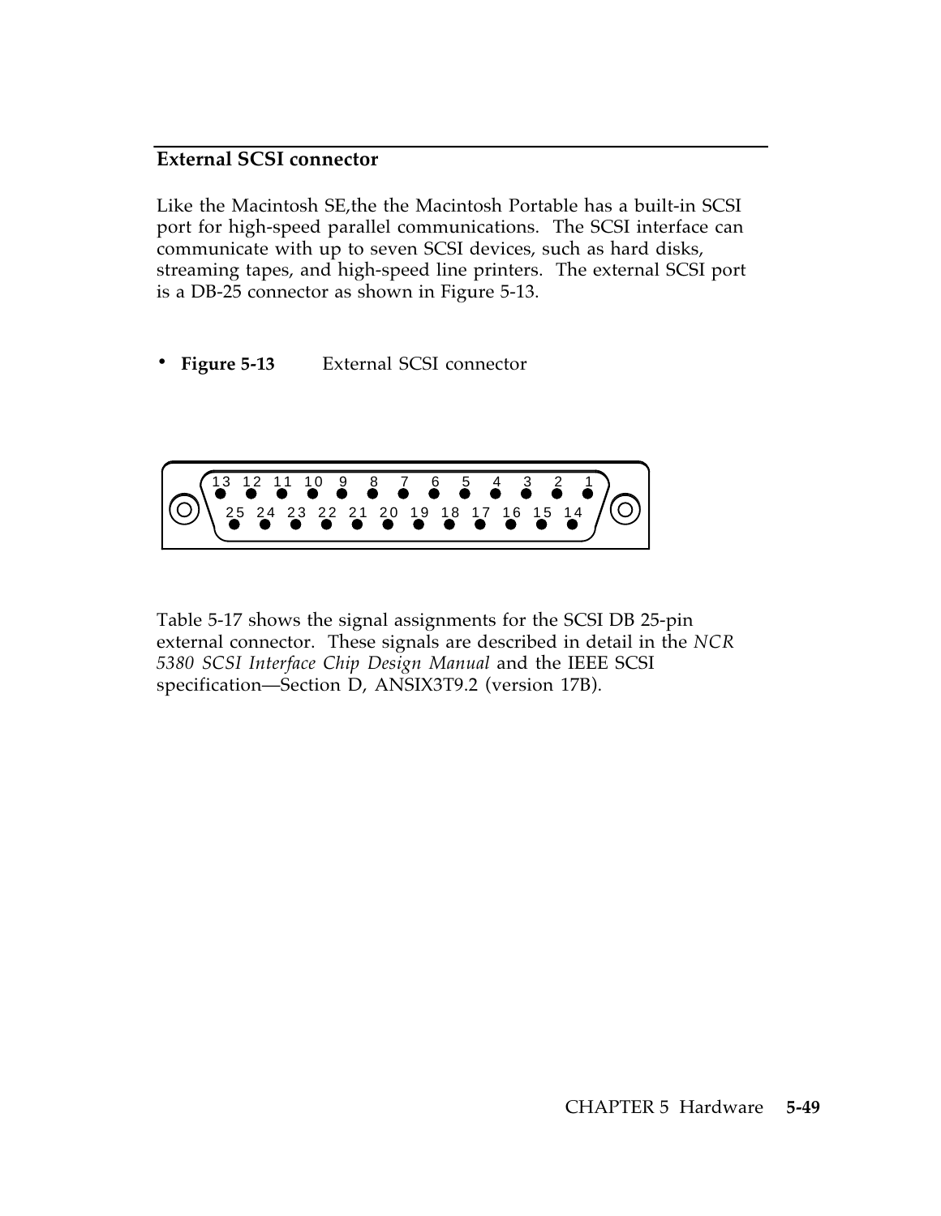## External SCSI connector

Like the Macintosh SE,the the Macintosh Portable has a built-in SCSI port for high-speed parallel communications. The SCSI interface can communicate with up to seven SCSI devices, such as hard disks, streaming tapes, and high-speed line printers. The external SCSI port is a DB-25 connector as shown in Figure 5-13.

- **Figure 5-13** External SCSI connector

Table 5-17 shows the signal assignments for the SCSI DB 25-pin external connector. These signals are described in detail in the *NCR 5380 SCSI Interface Chip Design Manual* and the IEEE SCSI specification—Section D, ANSIX3T9.2 (version 17B).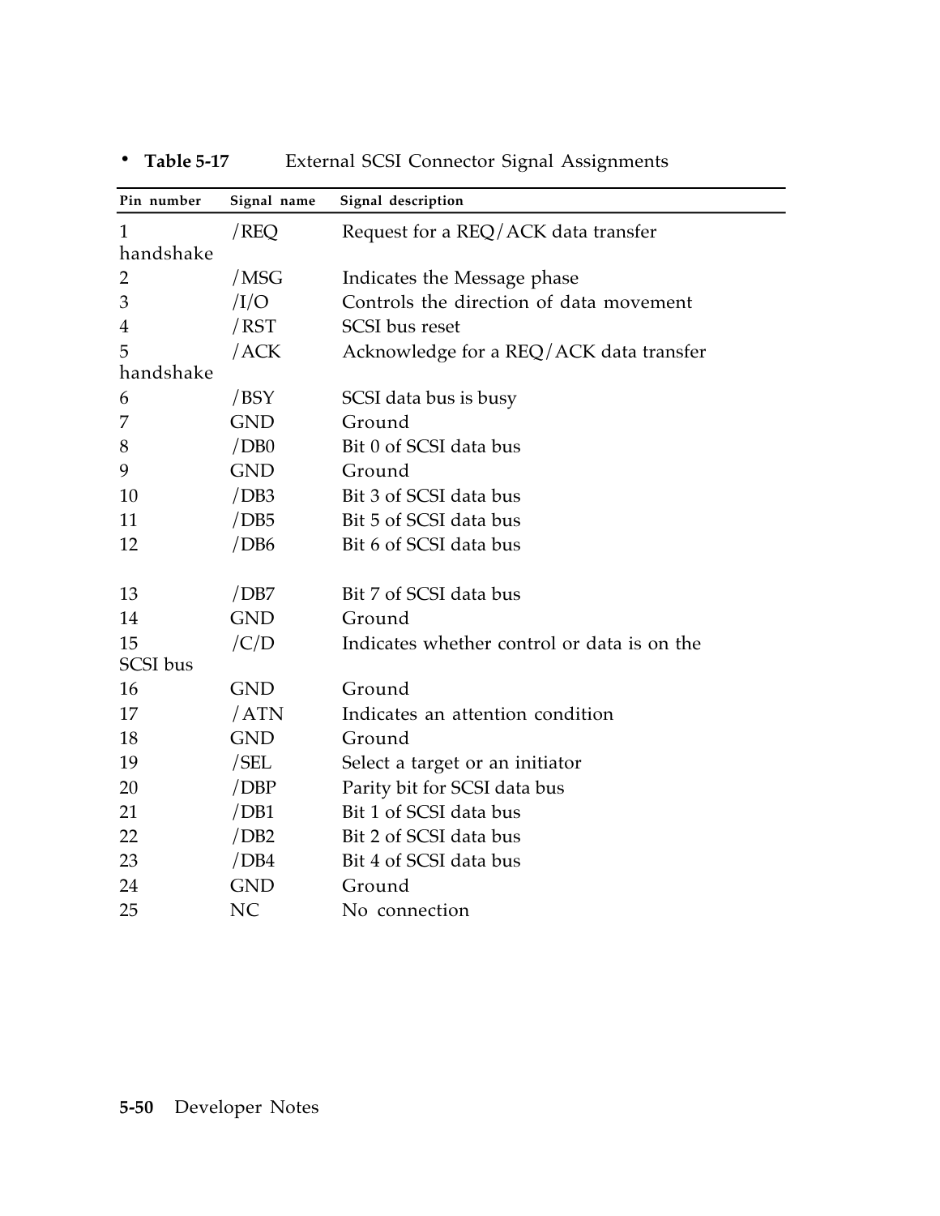**Table 5-17** External SCSI Connector Signal Assignments

| Pin number | Signal name | Signal description |
|---|---|---|
| 1 | /REQ | Request for a REQ/ACK data transfer handshake |
| 2 | /MSG | Indicates the Message phase |
| 3 | /I/O | Controls the direction of data movement |
| 4 | /RST | SCSI bus reset |
| 5 | /ACK | Acknowledge for a REQ/ACK data transfer handshake |
| 6 | /BSY | SCSI data bus is busy |
| 7 | GND | Ground |
| 8 | /DB0 | Bit 0 of SCSI data bus |
| 9 | GND | Ground |
| 10 | /DB3 | Bit 3 of SCSI data bus |
| 11 | /DB5 | Bit 5 of SCSI data bus |
| 12 | /DB6 | Bit 6 of SCSI data bus |
| 13 | /DB7 | Bit 7 of SCSI data bus |
| 14 | GND | Ground |
| 15 | /C/D | Indicates whether control or data is on the SCSI bus |
| 16 | GND | Ground |
| 17 | /ATN | Indicates an attention condition |
| 18 | GND | Ground |
| 19 | /SEL | Select a target or an initiator |
| 20 | /DBP | Parity bit for SCSI data bus |
| 21 | /DB1 | Bit 1 of SCSI data bus |
| 22 | /DB2 | Bit 2 of SCSI data bus |
| 23 | /DB4 | Bit 4 of SCSI data bus |
| 24 | GND | Ground |
| 25 | NC | No connection |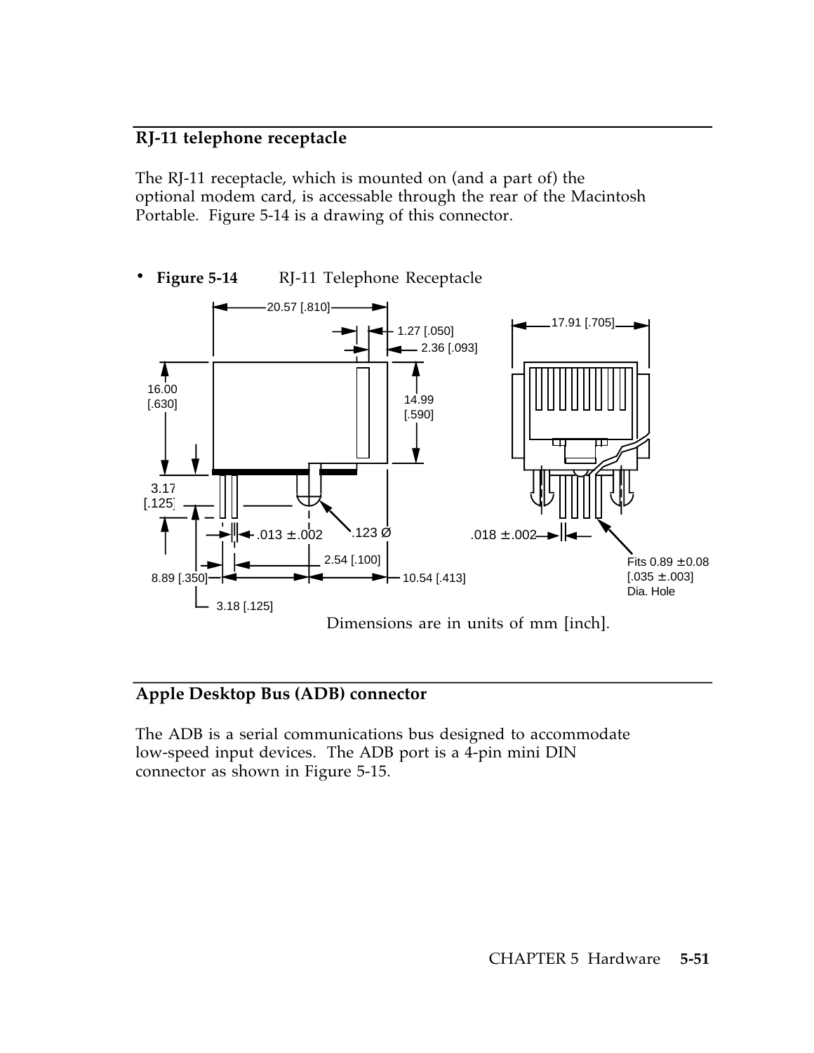## RJ-11 telephone receptacle

The RJ-11 receptacle, which is mounted on (and a part of) the optional modem card, is accessable through the rear of the Macintosh Portable. Figure 5-14 is a drawing of this connector.

- **Figure 5-14** RJ-11 Telephone Receptacle

Dimensions are in units of mm [inch].

## Apple Desktop Bus (ADB) connector

The ADB is a serial communications bus designed to accommodate low-speed input devices. The ADB port is a 4-pin mini DIN connector as shown in Figure 5-15.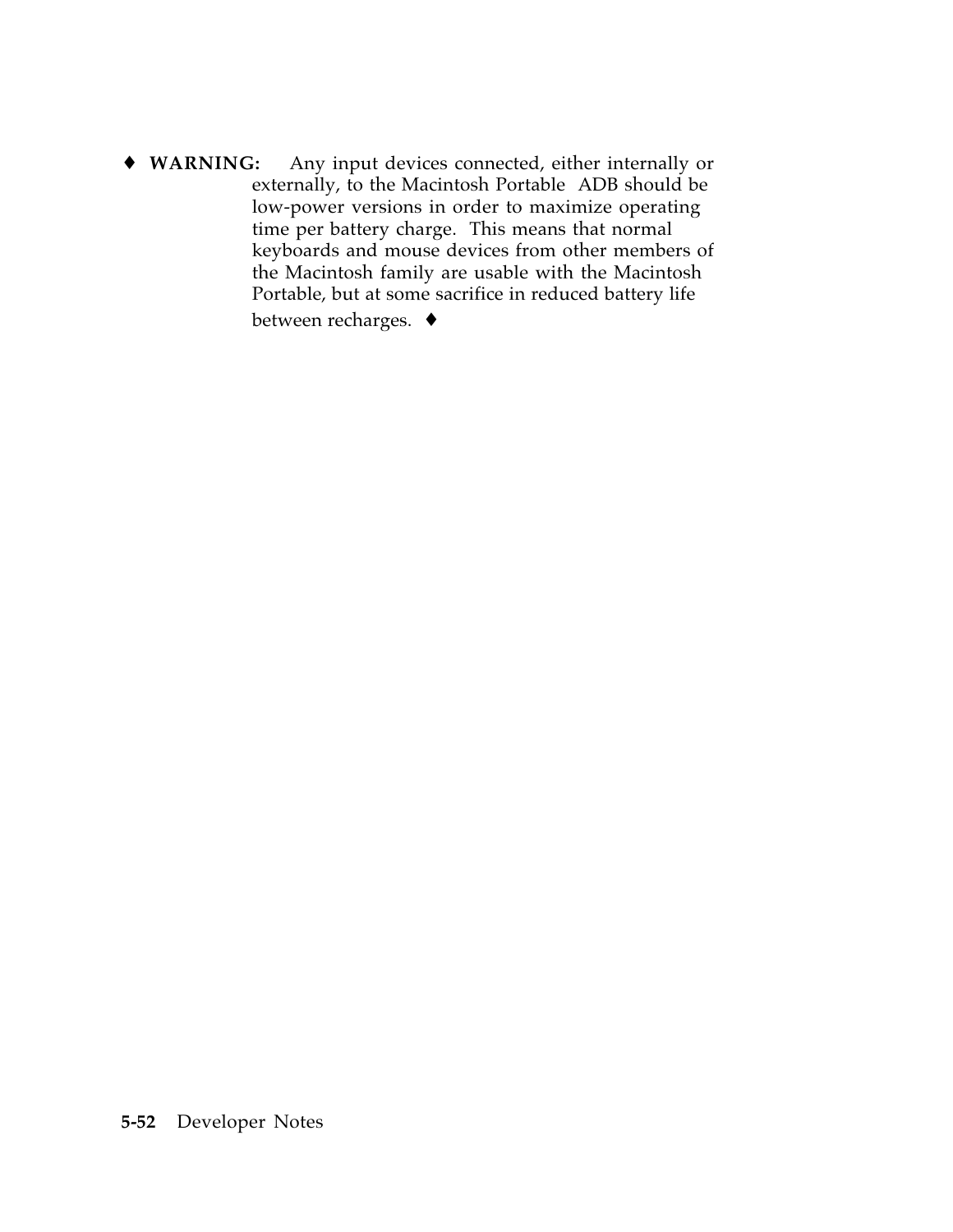♦ **WARNING:** Any input devices connected, either internally or externally, to the Macintosh Portable ADB should be low-power versions in order to maximize operating time per battery charge. This means that normal keyboards and mouse devices from other members of the Macintosh family are usable with the Macintosh Portable, but at some sacrifice in reduced battery life between recharges. ♦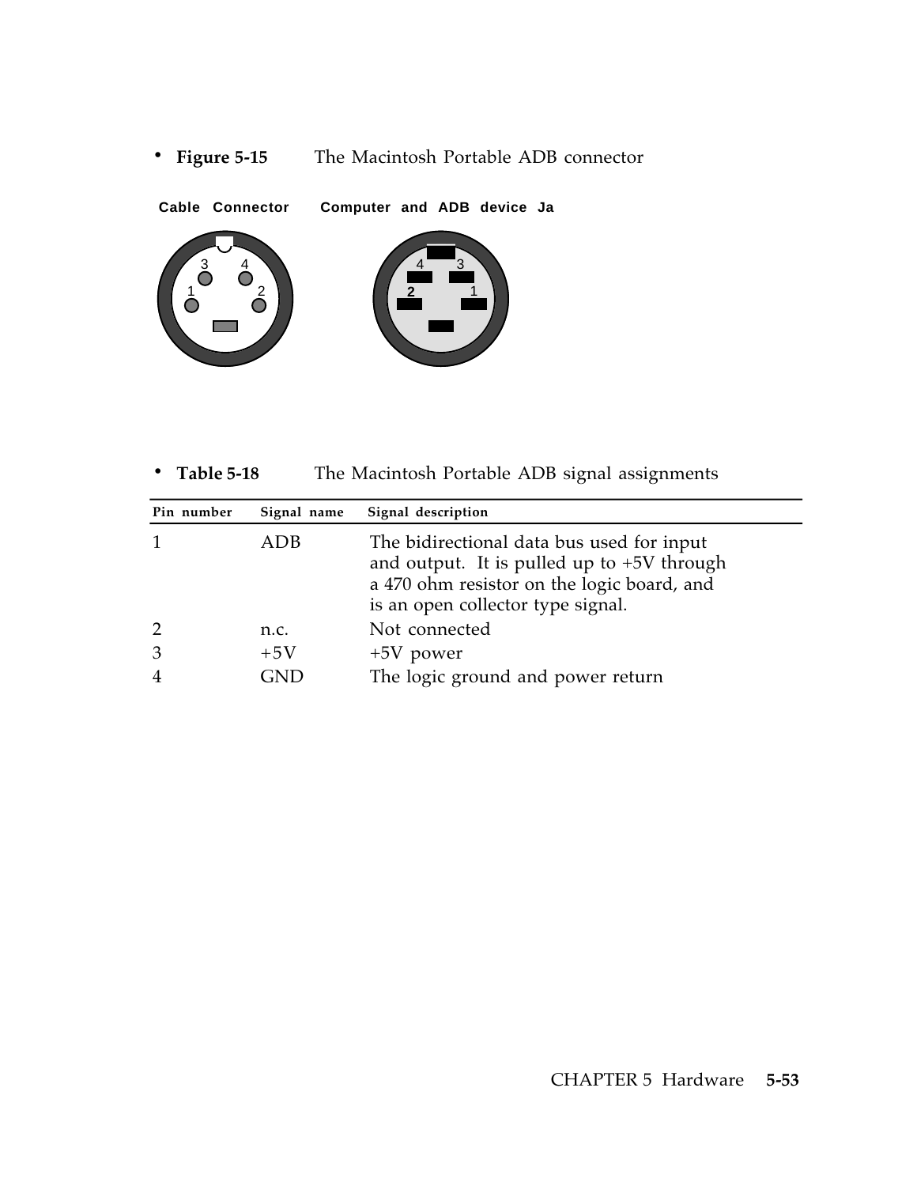- **Figure 5-15** The Macintosh Portable ADB connector

Cable Connector Computer and ADB device Ja

- **Table 5-18** The Macintosh Portable ADB signal assignments

| Pin number | Signal name | Signal description |
|---|---|---|
| 1 | ADB | The bidirectional data bus used for input and output. It is pulled up to +5V through a 470 ohm resistor on the logic board, and is an open collector type signal. |
| 2 | n.c. | Not connected |
| 3 | +5V | +5V power |
| 4 | GND | The logic ground and power return |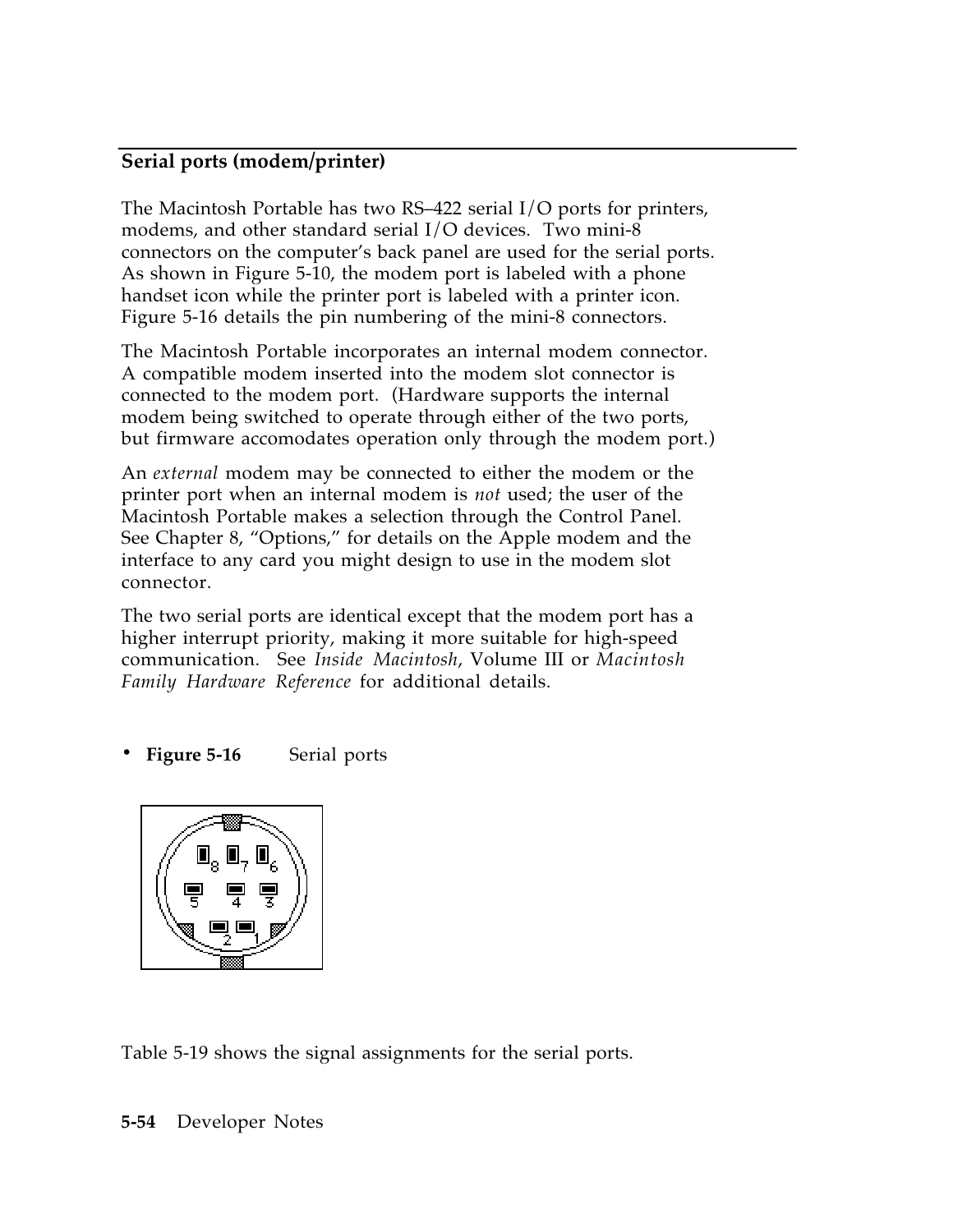## Serial ports (modem/printer)

The Macintosh Portable has two RS–422 serial I/O ports for printers, modems, and other standard serial I/O devices. Two mini-8 connectors on the computer's back panel are used for the serial ports. As shown in Figure 5-10, the modem port is labeled with a phone handset icon while the printer port is labeled with a printer icon. Figure 5-16 details the pin numbering of the mini-8 connectors.

The Macintosh Portable incorporates an internal modem connector. A compatible modem inserted into the modem slot connector is connected to the modem port. (Hardware supports the internal modem being switched to operate through either of the two ports, but firmware accomodates operation only through the modem port.)

An *external* modem may be connected to either the modem or the printer port when an internal modem is *not* used; the user of the Macintosh Portable makes a selection through the Control Panel. See Chapter 8, "Options," for details on the Apple modem and the interface to any card you might design to use in the modem slot connector.

The two serial ports are identical except that the modem port has a higher interrupt priority, making it more suitable for high-speed communication. See *Inside Macintosh*, Volume III or *Macintosh Family Hardware Reference* for additional details.

- **Figure 5-16** Serial ports

Table 5-19 shows the signal assignments for the serial ports.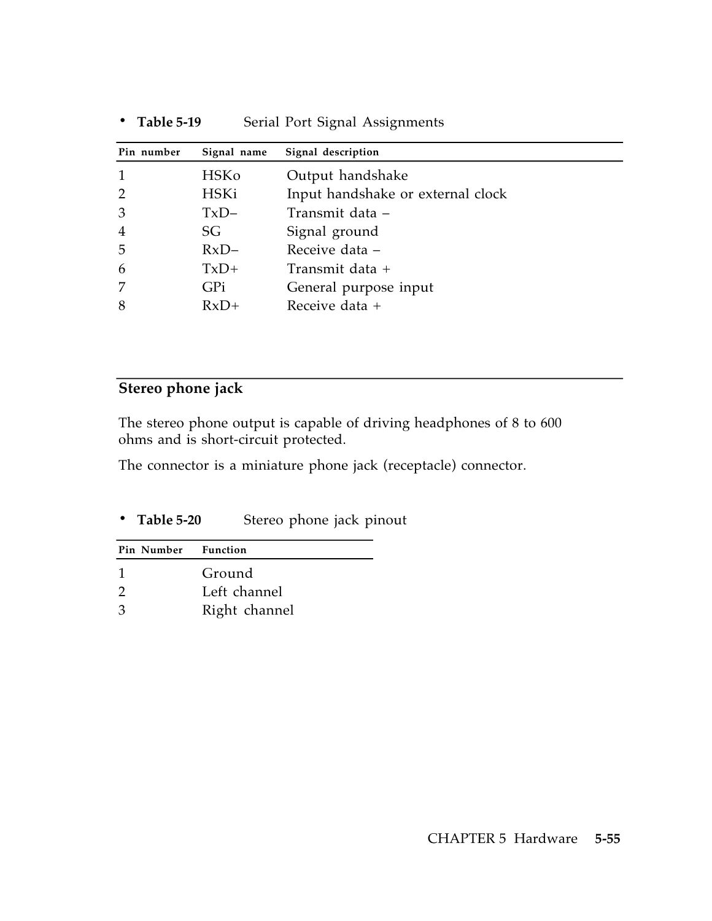- **Table 5-19** Serial Port Signal Assignments

| Pin number | Signal name | Signal description |
|---|---|---|
| 1 | HSKo | Output handshake |
| 2 | HSKi | Input handshake or external clock |
| 3 | TxD– | Transmit data – |
| 4 | SG | Signal ground |
| 5 | RxD– | Receive data – |
| 6 | TxD+ | Transmit data + |
| 7 | GPi | General purpose input |
| 8 | RxD+ | Receive data + |

## Stereo phone jack

The stereo phone output is capable of driving headphones of 8 to 600 ohms and is short-circuit protected.

The connector is a miniature phone jack (receptacle) connector.

- **Table 5-20** Stereo phone jack pinout

| Pin Number | Function |
|---|---|
| 1 | Ground |
| 2 | Left channel |
| 3 | Right channel |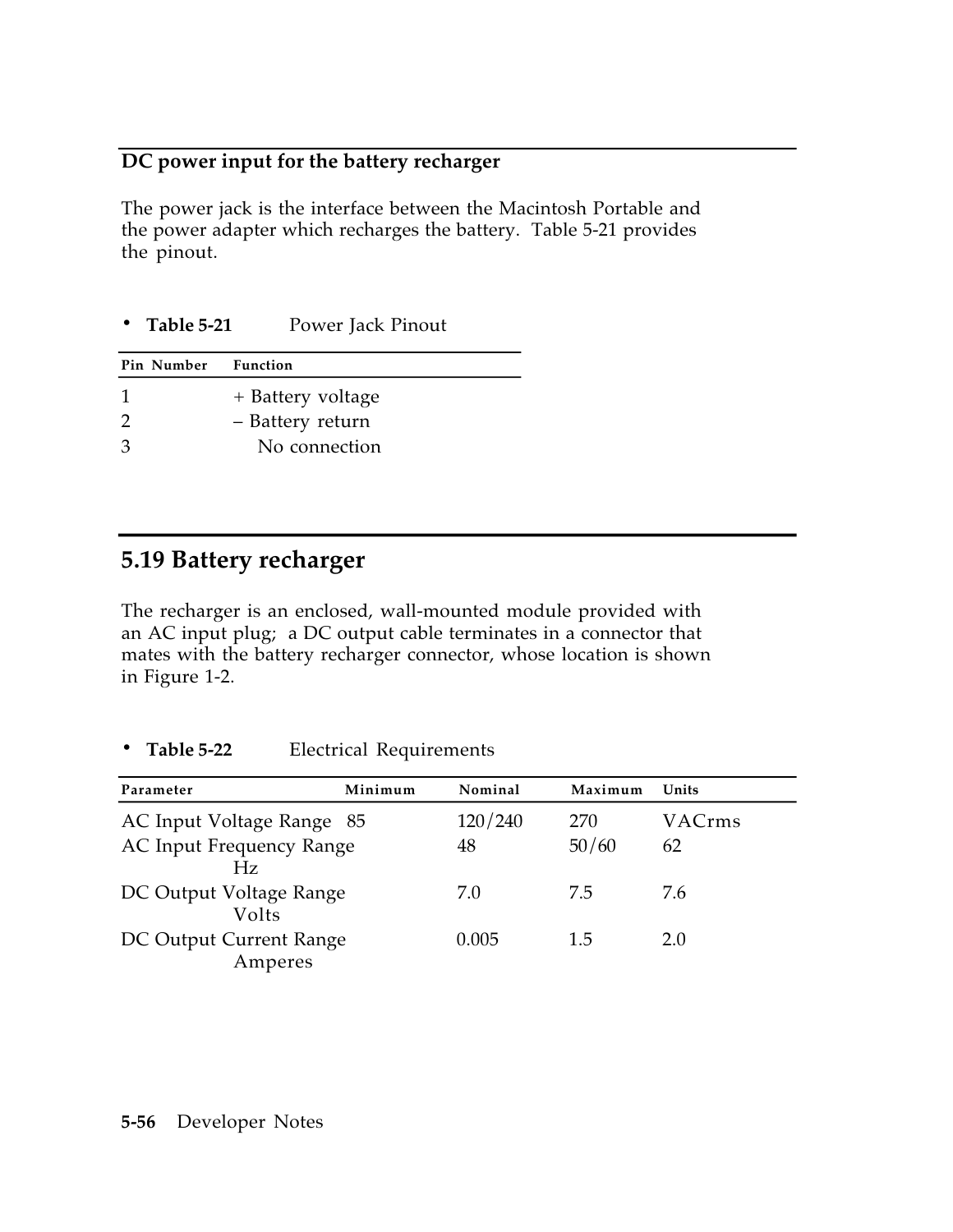## DC power input for the battery recharger

The power jack is the interface between the Macintosh Portable and the power adapter which recharges the battery. Table 5-21 provides the pinout.

- **Table 5-21** Power Jack Pinout

| Pin Number | Function |
|---|---|
| 1 | + Battery voltage |
| 2 | – Battery return |
| 3 | No connection |

## 5.19 Battery recharger

The recharger is an enclosed, wall-mounted module provided with an AC input plug; a DC output cable terminates in a connector that mates with the battery recharger connector, whose location is shown in Figure 1-2.

- **Table 5-22** Electrical Requirements

| Parameter | Minimum | Nominal | Maximum | Units |
|---|---|---|---|---|
| AC Input Voltage Range | 85 | 120/240 | 270 | VACrms |
| AC Input Frequency Range | 48 | 50/60 | 62 | Hz |
| DC Output Voltage Range | 7.0 | 7.5 | 7.6 | Volts |
| DC Output Current Range | 0.005 | 1.5 | 2.0 | Amperes |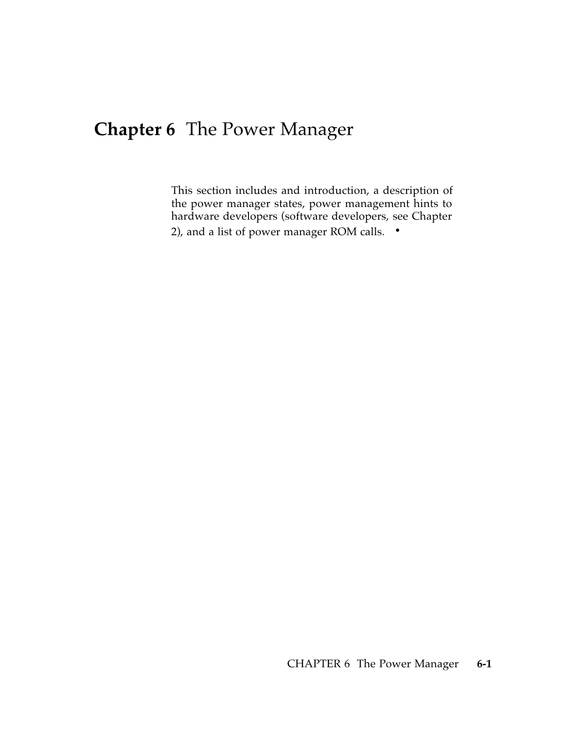# Chapter 6 The Power Manager

This section includes and introduction, a description of the power manager states, power management hints to hardware developers (software developers, see Chapter 2), and a list of power manager ROM calls. •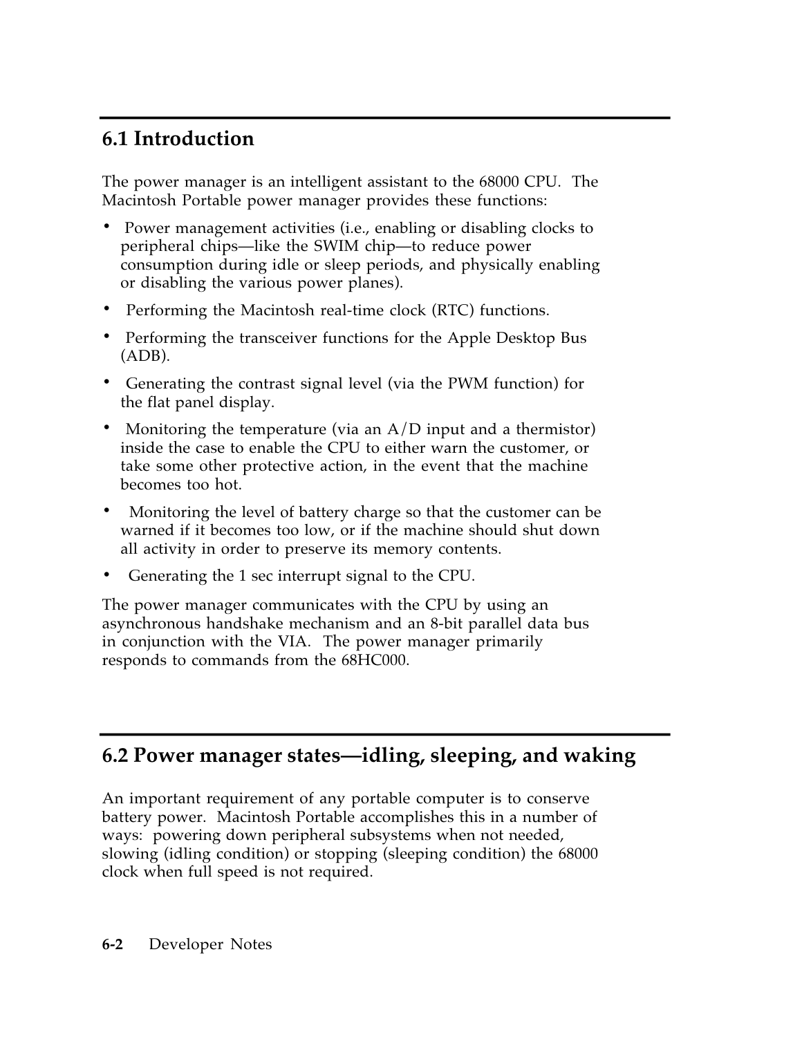## 6.1 Introduction

The power manager is an intelligent assistant to the 68000 CPU. The Macintosh Portable power manager provides these functions:

- Power management activities (i.e., enabling or disabling clocks to peripheral chips—like the SWIM chip—to reduce power consumption during idle or sleep periods, and physically enabling or disabling the various power planes).
- Performing the Macintosh real-time clock (RTC) functions.
- Performing the transceiver functions for the Apple Desktop Bus (ADB).
- Generating the contrast signal level (via the PWM function) for the flat panel display.
- Monitoring the temperature (via an A/D input and a thermistor) inside the case to enable the CPU to either warn the customer, or take some other protective action, in the event that the machine becomes too hot.
- Monitoring the level of battery charge so that the customer can be warned if it becomes too low, or if the machine should shut down all activity in order to preserve its memory contents.
- Generating the 1 sec interrupt signal to the CPU.

The power manager communicates with the CPU by using an asynchronous handshake mechanism and an 8-bit parallel data bus in conjunction with the VIA. The power manager primarily responds to commands from the 68HC000.

## 6.2 Power manager states—idling, sleeping, and waking

An important requirement of any portable computer is to conserve battery power. Macintosh Portable accomplishes this in a number of ways: powering down peripheral subsystems when not needed, slowing (idling condition) or stopping (sleeping condition) the 68000 clock when full speed is not required.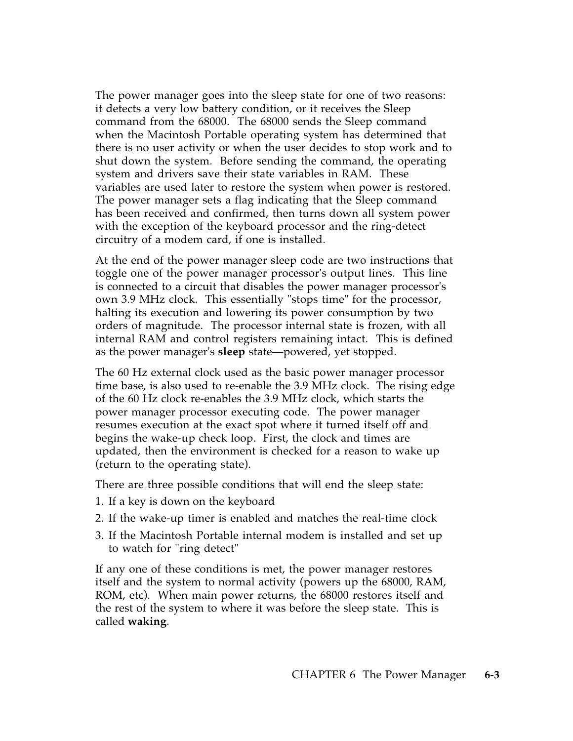The power manager goes into the sleep state for one of two reasons: it detects a very low battery condition, or it receives the Sleep command from the 68000. The 68000 sends the Sleep command when the Macintosh Portable operating system has determined that there is no user activity or when the user decides to stop work and to shut down the system. Before sending the command, the operating system and drivers save their state variables in RAM. These variables are used later to restore the system when power is restored. The power manager sets a flag indicating that the Sleep command has been received and confirmed, then turns down all system power with the exception of the keyboard processor and the ring-detect circuitry of a modem card, if one is installed.

At the end of the power manager sleep code are two instructions that toggle one of the power manager processor's output lines. This line is connected to a circuit that disables the power manager processor's own 3.9 MHz clock. This essentially "stops time" for the processor, halting its execution and lowering its power consumption by two orders of magnitude. The processor internal state is frozen, with all internal RAM and control registers remaining intact. This is defined as the power manager's **sleep** state—powered, yet stopped.

The 60 Hz external clock used as the basic power manager processor time base, is also used to re-enable the 3.9 MHz clock. The rising edge of the 60 Hz clock re-enables the 3.9 MHz clock, which starts the power manager processor executing code. The power manager resumes execution at the exact spot where it turned itself off and begins the wake-up check loop. First, the clock and times are updated, then the environment is checked for a reason to wake up (return to the operating state).

There are three possible conditions that will end the sleep state:

1. If a key is down on the keyboard
2. If the wake-up timer is enabled and matches the real-time clock
3. If the Macintosh Portable internal modem is installed and set up to watch for "ring detect"

If any one of these conditions is met, the power manager restores itself and the system to normal activity (powers up the 68000, RAM, ROM, etc). When main power returns, the 68000 restores itself and the rest of the system to where it was before the sleep state. This is called **waking**.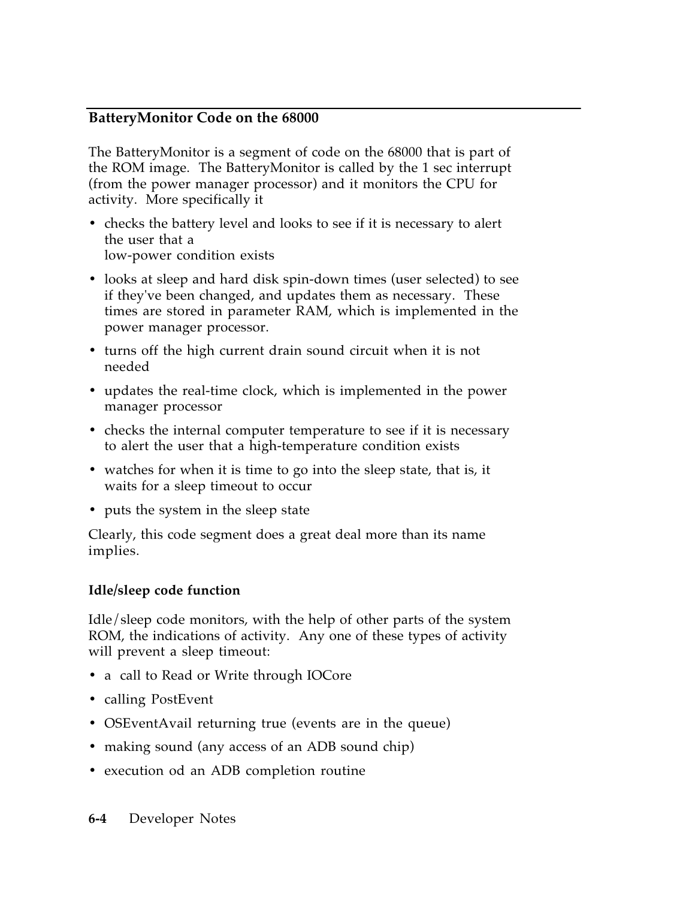## BatteryMonitor Code on the 68000

The BatteryMonitor is a segment of code on the 68000 that is part of the ROM image. The BatteryMonitor is called by the 1 sec interrupt (from the power manager processor) and it monitors the CPU for activity. More specifically it

- checks the battery level and looks to see if it is necessary to alert the user that a low-power condition exists
- looks at sleep and hard disk spin-down times (user selected) to see if they've been changed, and updates them as necessary. These times are stored in parameter RAM, which is implemented in the power manager processor.
- turns off the high current drain sound circuit when it is not needed
- updates the real-time clock, which is implemented in the power manager processor
- checks the internal computer temperature to see if it is necessary to alert the user that a high-temperature condition exists
- watches for when it is time to go into the sleep state, that is, it waits for a sleep timeout to occur
- puts the system in the sleep state

Clearly, this code segment does a great deal more than its name implies.

### Idle/sleep code function

Idle/sleep code monitors, with the help of other parts of the system ROM, the indications of activity. Any one of these types of activity will prevent a sleep timeout:

- a call to Read or Write through IOCore
- calling PostEvent
- OSEventAvail returning true (events are in the queue)
- making sound (any access of an ADB sound chip)
- execution od an ADB completion routine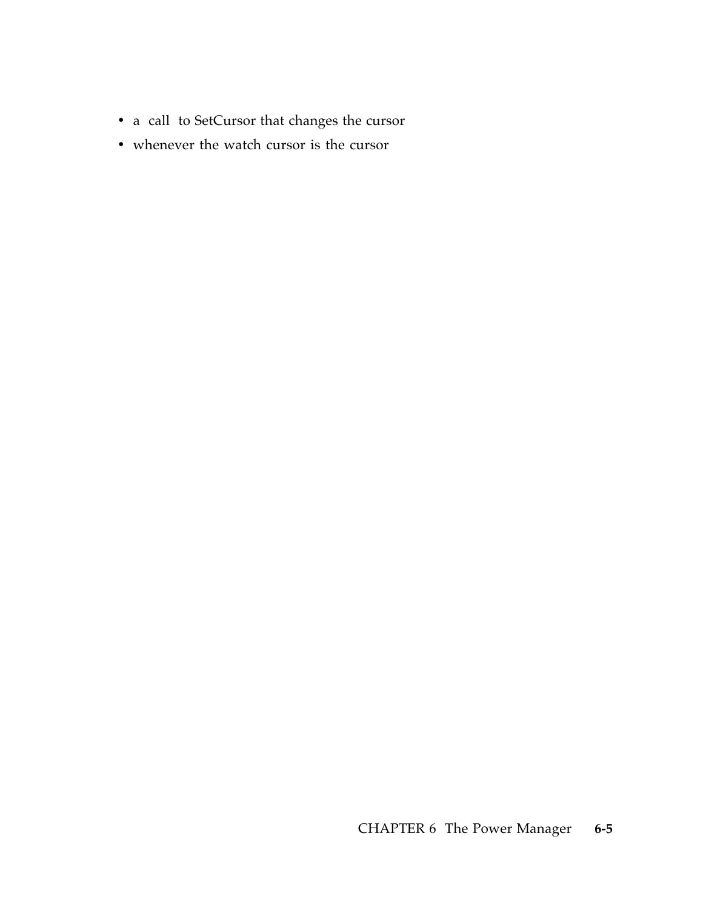- a call to SetCursor that changes the cursor
- whenever the watch cursor is the cursor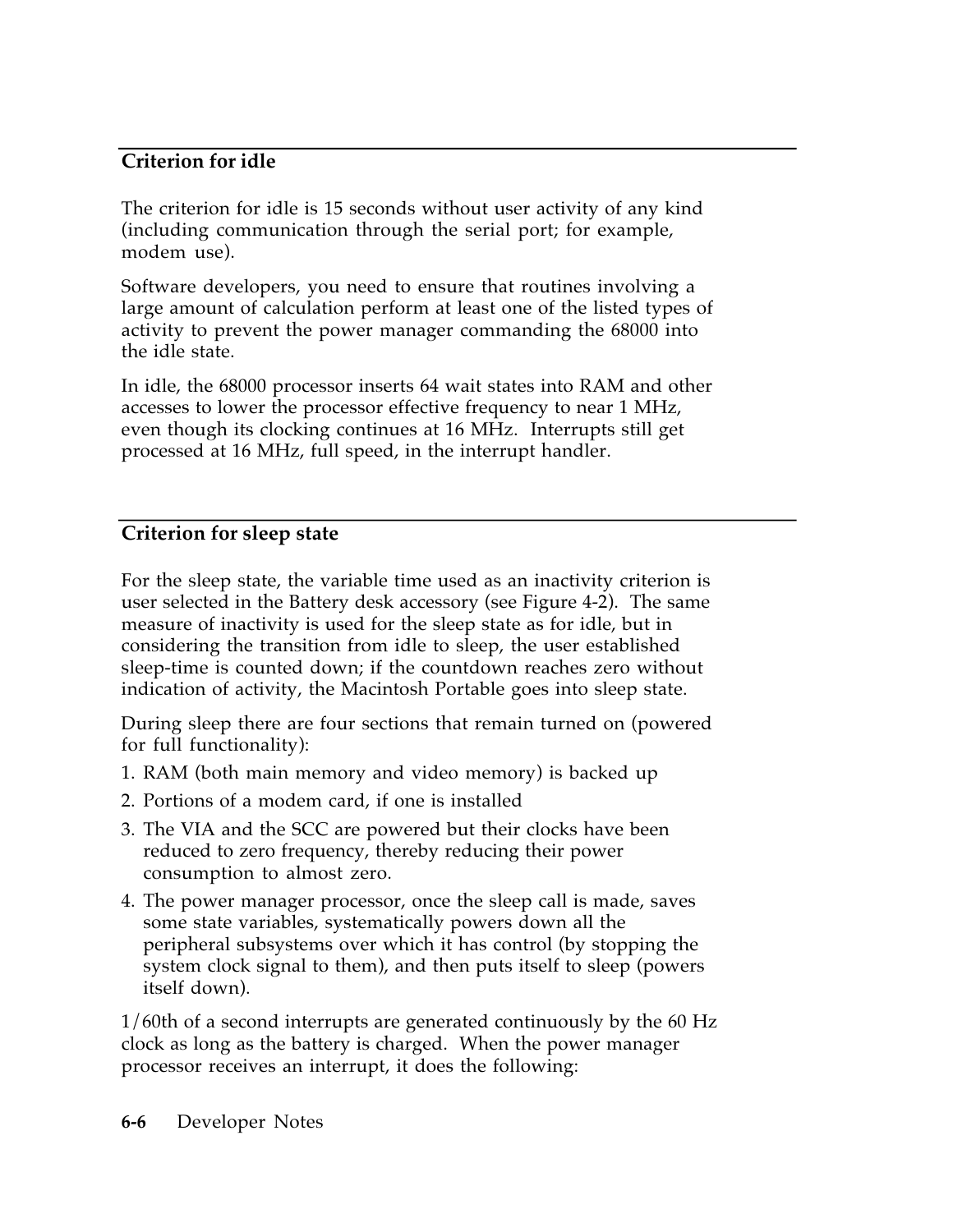## Criterion for idle

The criterion for idle is 15 seconds without user activity of any kind (including communication through the serial port; for example, modem use).

Software developers, you need to ensure that routines involving a large amount of calculation perform at least one of the listed types of activity to prevent the power manager commanding the 68000 into the idle state.

In idle, the 68000 processor inserts 64 wait states into RAM and other accesses to lower the processor effective frequency to near 1 MHz, even though its clocking continues at 16 MHz. Interrupts still get processed at 16 MHz, full speed, in the interrupt handler.

## Criterion for sleep state

For the sleep state, the variable time used as an inactivity criterion is user selected in the Battery desk accessory (see Figure 4-2). The same measure of inactivity is used for the sleep state as for idle, but in considering the transition from idle to sleep, the user established sleep-time is counted down; if the countdown reaches zero without indication of activity, the Macintosh Portable goes into sleep state.

During sleep there are four sections that remain turned on (powered for full functionality):

1. RAM (both main memory and video memory) is backed up
2. Portions of a modem card, if one is installed
3. The VIA and the SCC are powered but their clocks have been reduced to zero frequency, thereby reducing their power consumption to almost zero.
4. The power manager processor, once the sleep call is made, saves some state variables, systematically powers down all the peripheral subsystems over which it has control (by stopping the system clock signal to them), and then puts itself to sleep (powers itself down).

1/60th of a second interrupts are generated continuously by the 60 Hz clock as long as the battery is charged. When the power manager processor receives an interrupt, it does the following: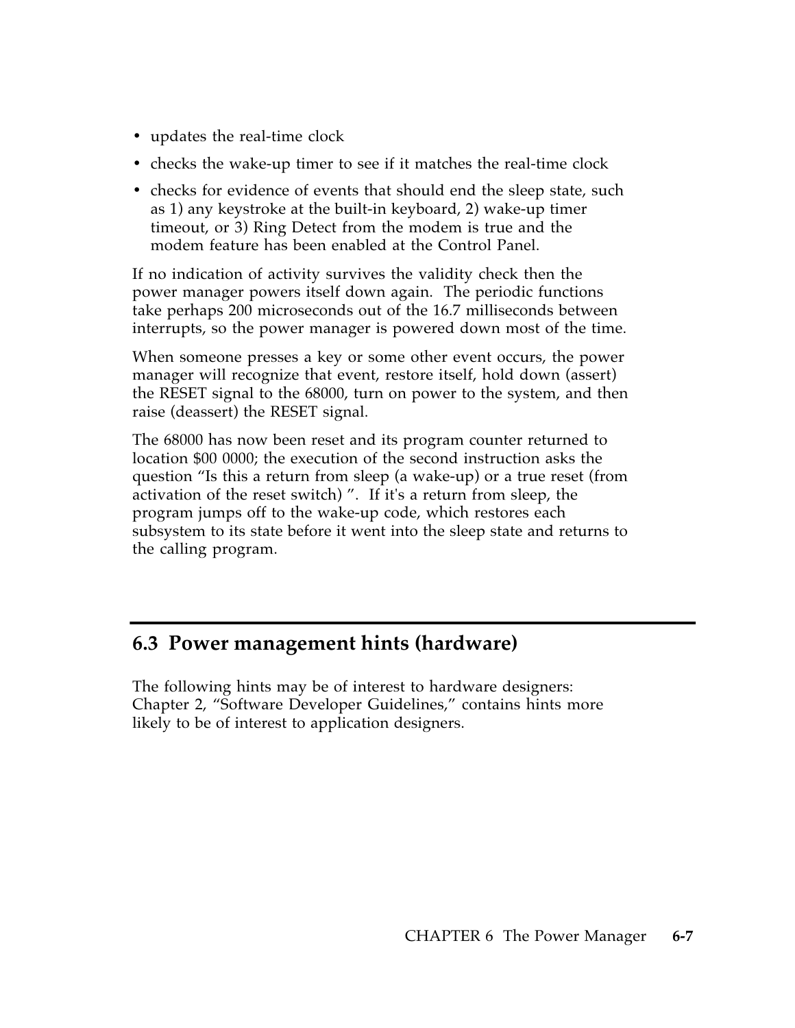- updates the real-time clock
- checks the wake-up timer to see if it matches the real-time clock
- checks for evidence of events that should end the sleep state, such as 1) any keystroke at the built-in keyboard, 2) wake-up timer timeout, or 3) Ring Detect from the modem is true and the modem feature has been enabled at the Control Panel.

If no indication of activity survives the validity check then the power manager powers itself down again. The periodic functions take perhaps 200 microseconds out of the 16.7 milliseconds between interrupts, so the power manager is powered down most of the time.

When someone presses a key or some other event occurs, the power manager will recognize that event, restore itself, hold down (assert) the RESET signal to the 68000, turn on power to the system, and then raise (deassert) the RESET signal.

The 68000 has now been reset and its program counter returned to location $00 0000; the execution of the second instruction asks the question "Is this a return from sleep (a wake-up) or a true reset (from activation of the reset switch) ". If it's a return from sleep, the program jumps off to the wake-up code, which restores each subsystem to its state before it went into the sleep state and returns to the calling program.

## 6.3 Power management hints (hardware)

The following hints may be of interest to hardware designers: Chapter 2, "Software Developer Guidelines," contains hints more likely to be of interest to application designers.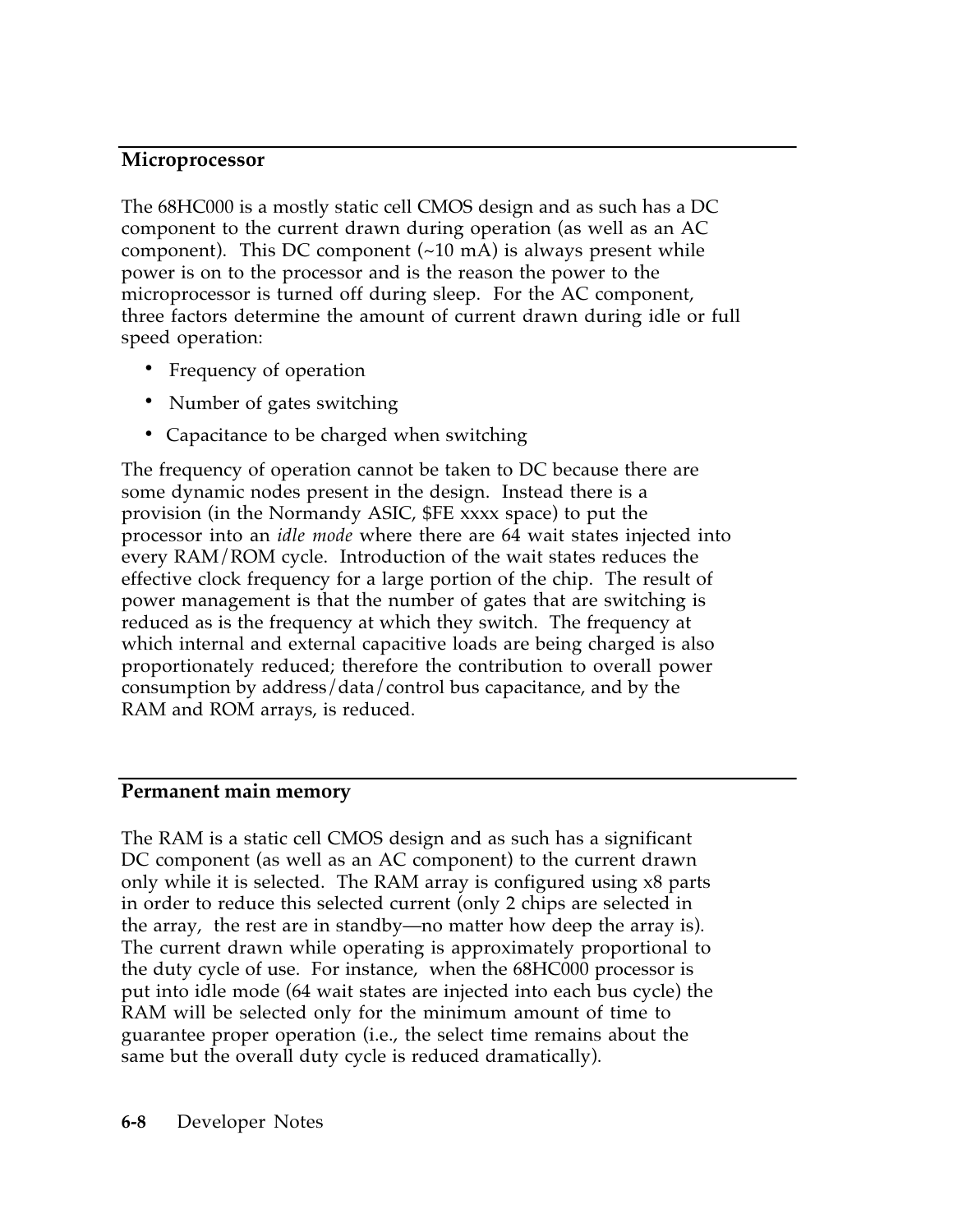## Microprocessor

The 68HC000 is a mostly static cell CMOS design and as such has a DC component to the current drawn during operation (as well as an AC component). This DC component (~10 mA) is always present while power is on to the processor and is the reason the power to the microprocessor is turned off during sleep. For the AC component, three factors determine the amount of current drawn during idle or full speed operation:

- Frequency of operation
- Number of gates switching
- Capacitance to be charged when switching

The frequency of operation cannot be taken to DC because there are some dynamic nodes present in the design. Instead there is a provision (in the Normandy ASIC, $FE xxxx space) to put the processor into an *idle mode* where there are 64 wait states injected into every RAM/ROM cycle. Introduction of the wait states reduces the effective clock frequency for a large portion of the chip. The result of power management is that the number of gates that are switching is reduced as is the frequency at which they switch. The frequency at which internal and external capacitive loads are being charged is also proportionately reduced; therefore the contribution to overall power consumption by address/data/control bus capacitance, and by the RAM and ROM arrays, is reduced.

## Permanent main memory

The RAM is a static cell CMOS design and as such has a significant DC component (as well as an AC component) to the current drawn only while it is selected. The RAM array is configured using x8 parts in order to reduce this selected current (only 2 chips are selected in the array, the rest are in standby—no matter how deep the array is). The current drawn while operating is approximately proportional to the duty cycle of use. For instance, when the 68HC000 processor is put into idle mode (64 wait states are injected into each bus cycle) the RAM will be selected only for the minimum amount of time to guarantee proper operation (i.e., the select time remains about the same but the overall duty cycle is reduced dramatically).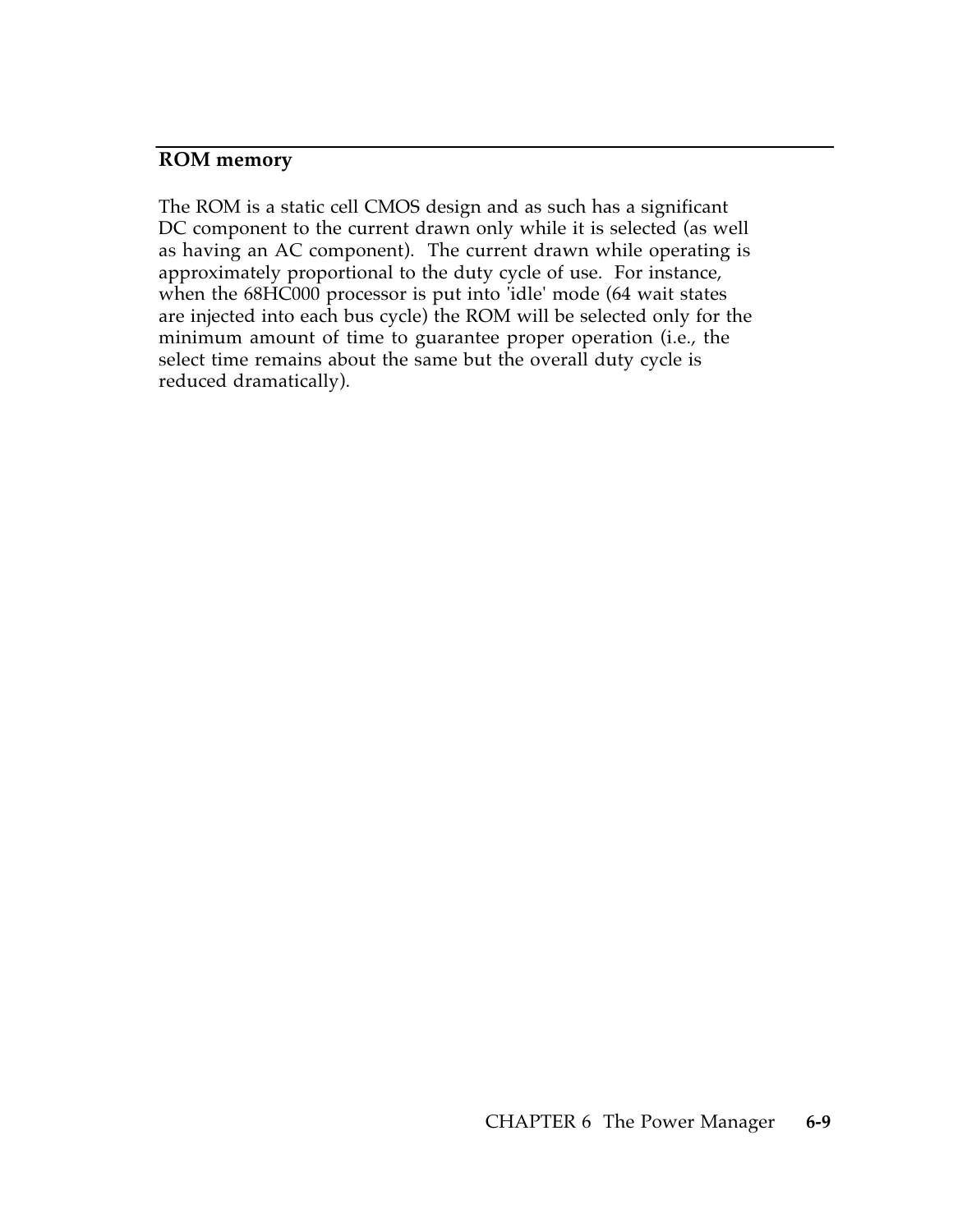## ROM memory

The ROM is a static cell CMOS design and as such has a significant DC component to the current drawn only while it is selected (as well as having an AC component). The current drawn while operating is approximately proportional to the duty cycle of use. For instance, when the 68HC000 processor is put into 'idle' mode (64 wait states are injected into each bus cycle) the ROM will be selected only for the minimum amount of time to guarantee proper operation (i.e., the select time remains about the same but the overall duty cycle is reduced dramatically).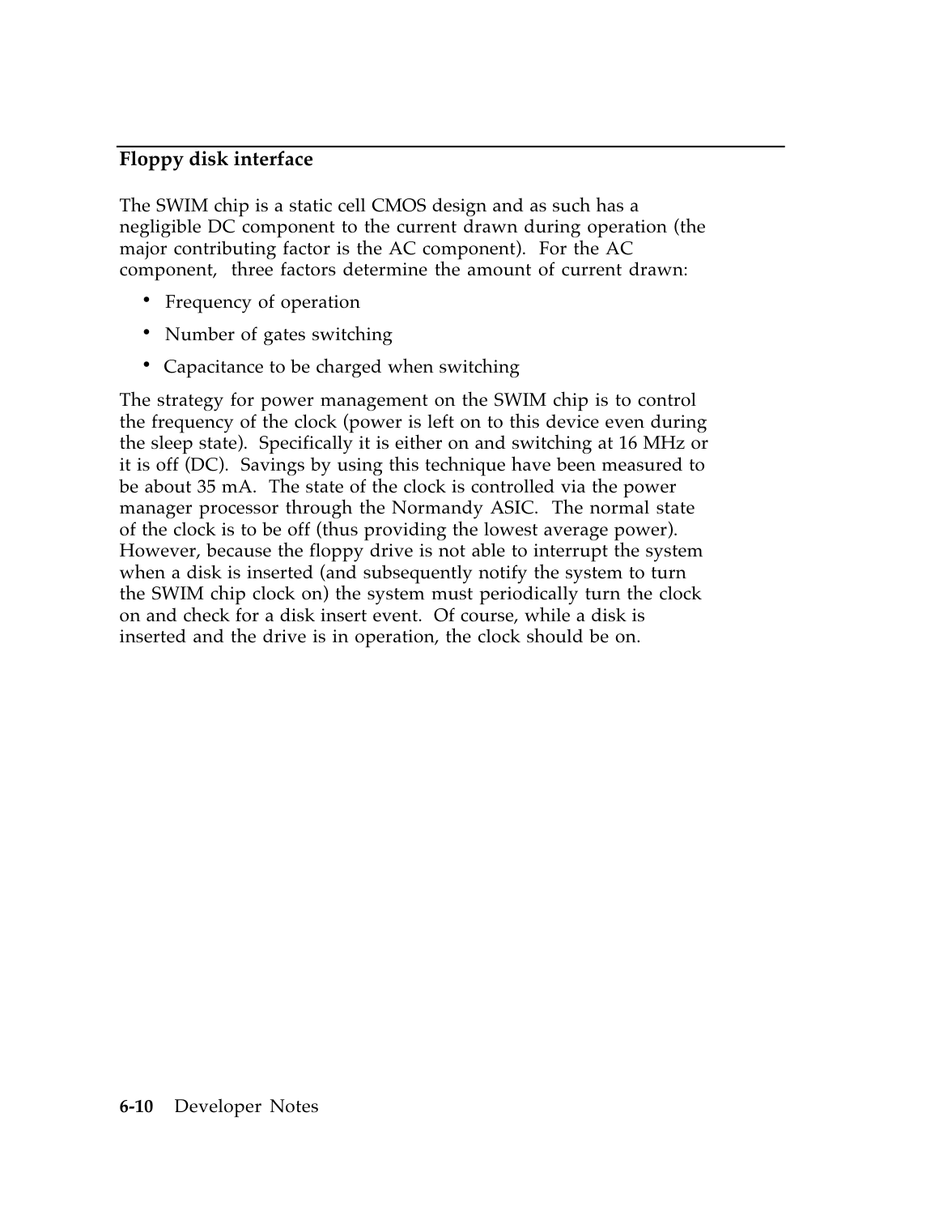## Floppy disk interface

The SWIM chip is a static cell CMOS design and as such has a negligible DC component to the current drawn during operation (the major contributing factor is the AC component). For the AC component, three factors determine the amount of current drawn:

- Frequency of operation
- Number of gates switching
- Capacitance to be charged when switching

The strategy for power management on the SWIM chip is to control the frequency of the clock (power is left on to this device even during the sleep state). Specifically it is either on and switching at 16 MHz or it is off (DC). Savings by using this technique have been measured to be about 35 mA. The state of the clock is controlled via the power manager processor through the Normandy ASIC. The normal state of the clock is to be off (thus providing the lowest average power). However, because the floppy drive is not able to interrupt the system when a disk is inserted (and subsequently notify the system to turn the SWIM chip clock on) the system must periodically turn the clock on and check for a disk insert event. Of course, while a disk is inserted and the drive is in operation, the clock should be on.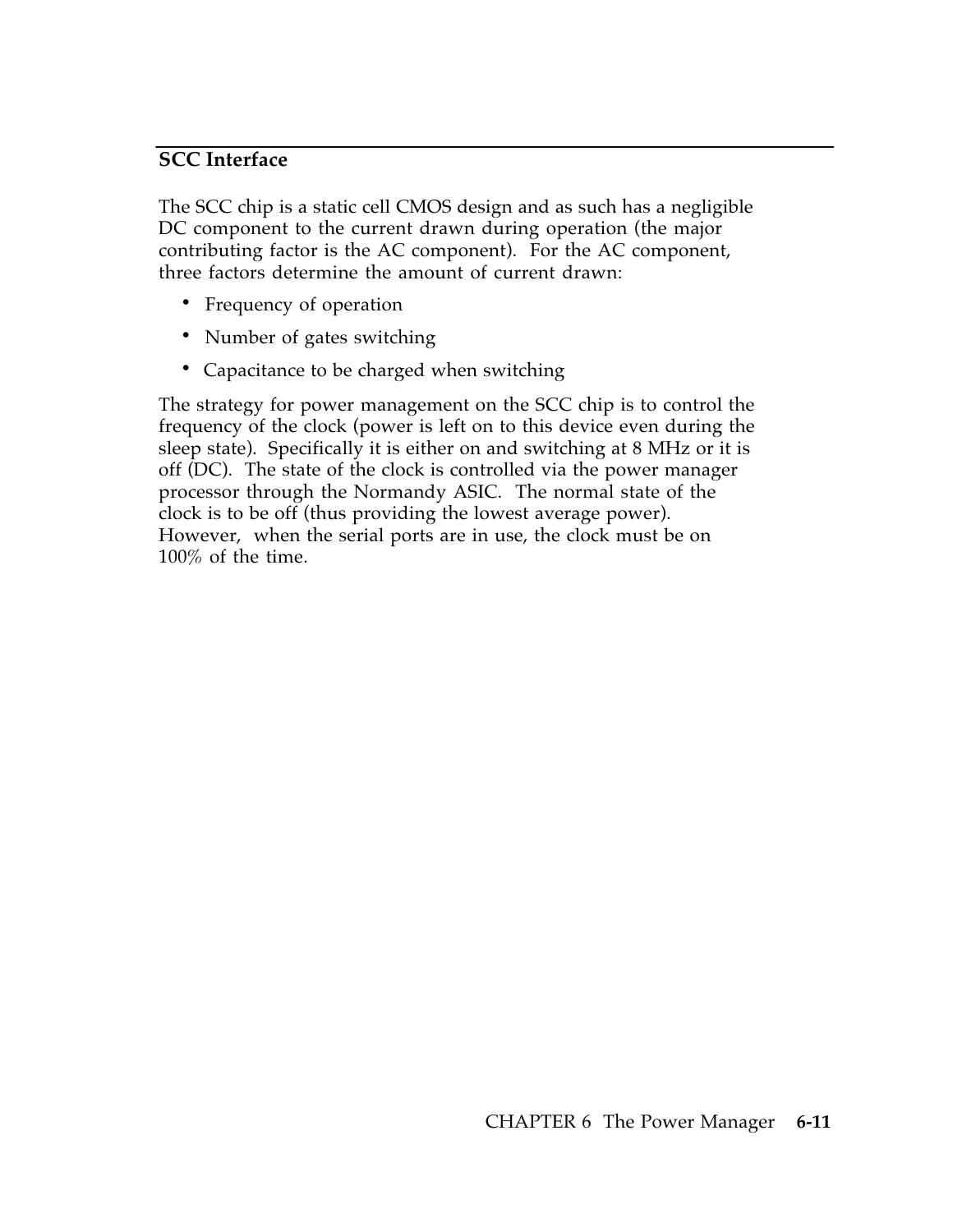## SCC Interface

The SCC chip is a static cell CMOS design and as such has a negligible DC component to the current drawn during operation (the major contributing factor is the AC component). For the AC component, three factors determine the amount of current drawn:

- Frequency of operation
- Number of gates switching
- Capacitance to be charged when switching

The strategy for power management on the SCC chip is to control the frequency of the clock (power is left on to this device even during the sleep state). Specifically it is either on and switching at 8 MHz or it is off (DC). The state of the clock is controlled via the power manager processor through the Normandy ASIC. The normal state of the clock is to be off (thus providing the lowest average power). However, when the serial ports are in use, the clock must be on 100% of the time.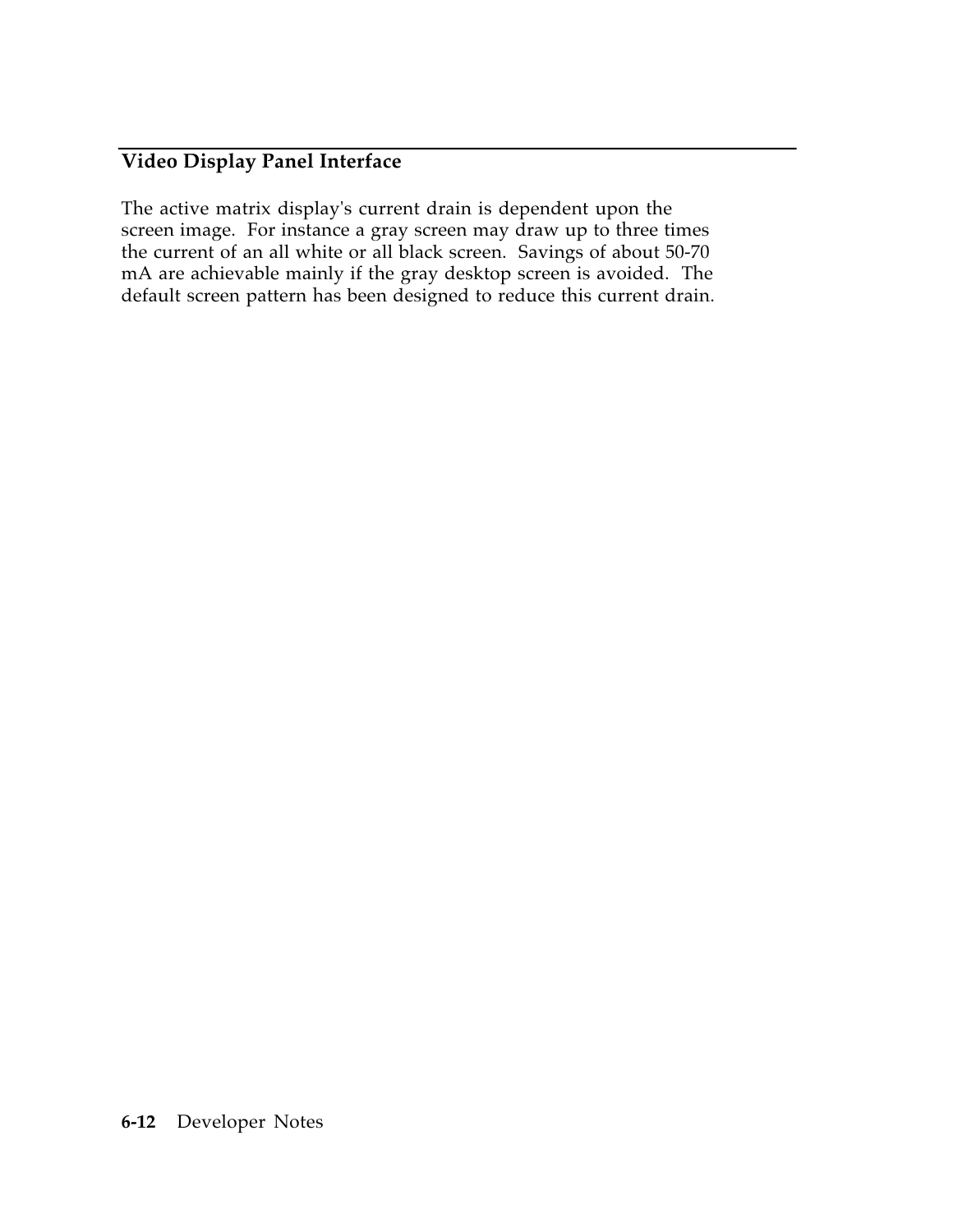## Video Display Panel Interface

The active matrix display's current drain is dependent upon the screen image. For instance a gray screen may draw up to three times the current of an all white or all black screen. Savings of about 50-70 mA are achievable mainly if the gray desktop screen is avoided. The default screen pattern has been designed to reduce this current drain.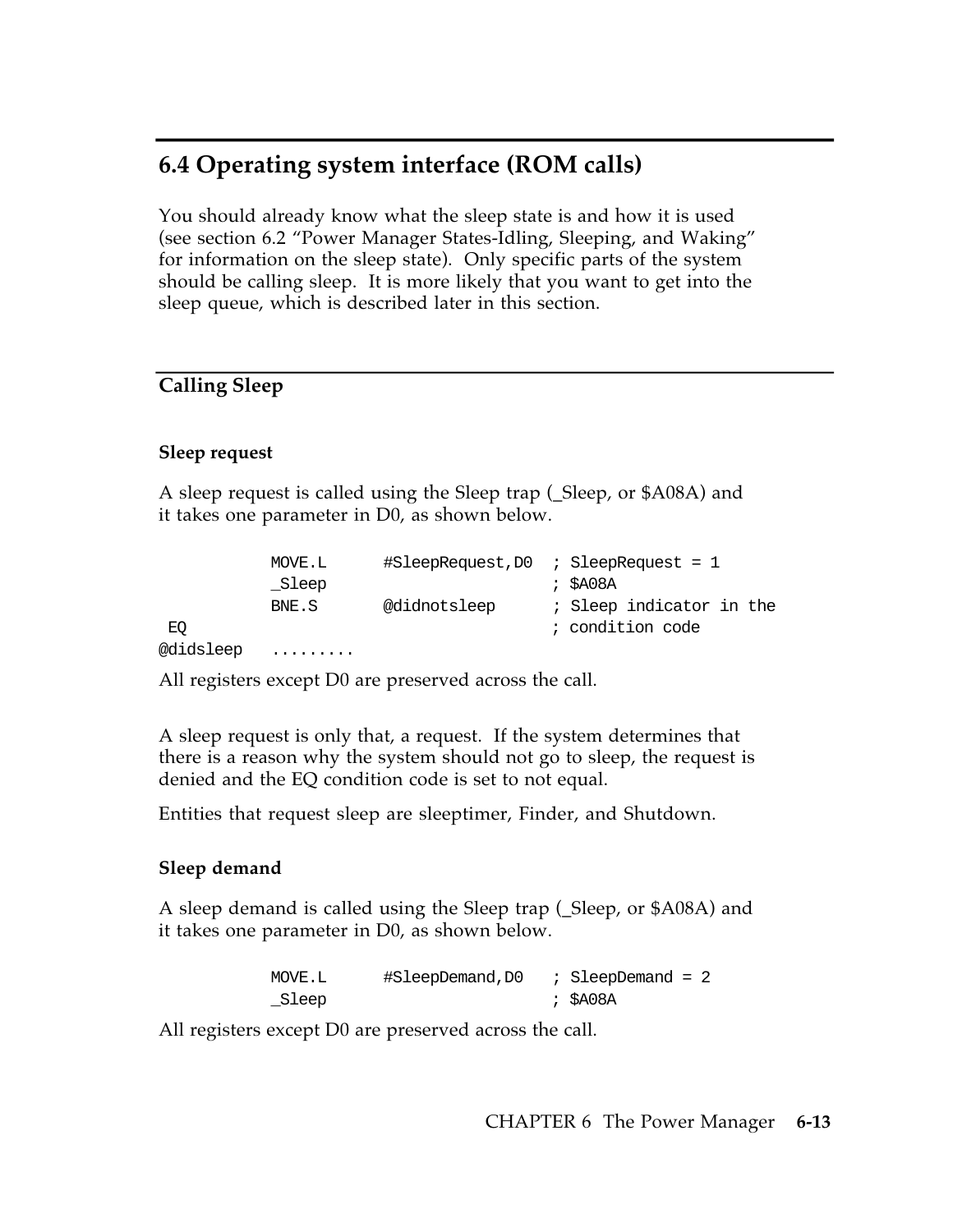## 6.4 Operating system interface (ROM calls)

You should already know what the sleep state is and how it is used (see section 6.2 "Power Manager States-Idling, Sleeping, and Waking" for information on the sleep state). Only specific parts of the system should be calling sleep. It is more likely that you want to get into the sleep queue, which is described later in this section.

### Calling Sleep

#### Sleep request

A sleep request is called using the Sleep trap (_Sleep, or $A08A) and it takes one parameter in D0, as shown below.

```
          MOVE.L      #SleepRequest,D0  ; SleepRequest = 1
          _Sleep                        ; $A08A
          BNE.S       @didnotsleep      ; Sleep indicator in the
 EQ                                     ; condition code
@didsleep   .........
```

All registers except D0 are preserved across the call.

A sleep request is only that, a request. If the system determines that there is a reason why the system should not go to sleep, the request is denied and the EQ condition code is set to not equal.

Entities that request sleep are sleeptimer, Finder, and Shutdown.

#### Sleep demand

A sleep demand is called using the Sleep trap (_Sleep, or $A08A) and it takes one parameter in D0, as shown below.

```
          MOVE.L      #SleepDemand,D0   ; SleepDemand = 2
          _Sleep                        ; $A08A
```

All registers except D0 are preserved across the call.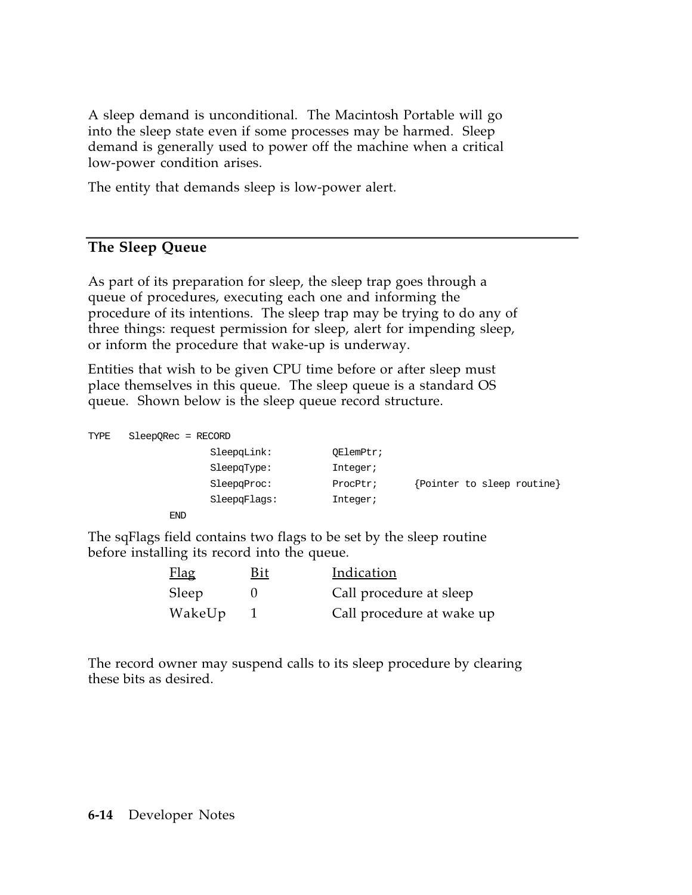A sleep demand is unconditional. The Macintosh Portable will go into the sleep state even if some processes may be harmed. Sleep demand is generally used to power off the machine when a critical low-power condition arises.

The entity that demands sleep is low-power alert.

## The Sleep Queue

As part of its preparation for sleep, the sleep trap goes through a queue of procedures, executing each one and informing the procedure of its intentions. The sleep trap may be trying to do any of three things: request permission for sleep, alert for impending sleep, or inform the procedure that wake-up is underway.

Entities that wish to be given CPU time before or after sleep must place themselves in this queue. The sleep queue is a standard OS queue. Shown below is the sleep queue record structure.

```
TYPE   SleepQRec = RECORD
                 SleepqLink:          QElemPtr;
                 SleepqType:          Integer;
                 SleepqProc:          ProcPtr;      {Pointer to sleep routine}
                 SleepqFlags:         Integer;
           END
```

The sqFlags field contains two flags to be set by the sleep routine before installing its record into the queue.

| Flag | Bit | Indication |
|---|---|---|
| Sleep | 0 | Call procedure at sleep |
| WakeUp | 1 | Call procedure at wake up |

The record owner may suspend calls to its sleep procedure by clearing these bits as desired.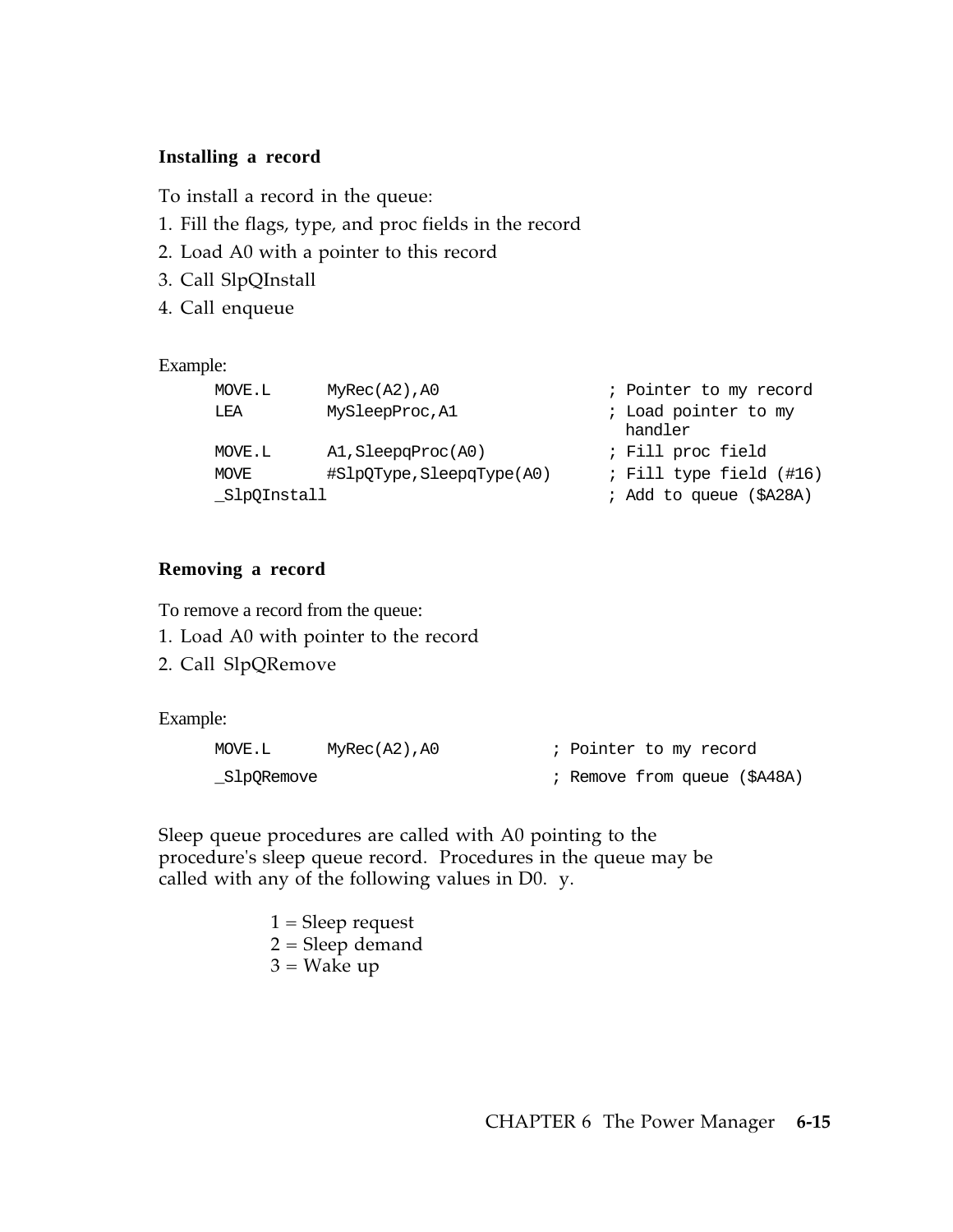### Installing a record

To install a record in the queue:

1. Fill the flags, type, and proc fields in the record
2. Load A0 with a pointer to this record
3. Call SlpQInstall
4. Call enqueue

Example:

```
MOVE.L      MyRec(A2),A0                ; Pointer to my record
LEA         MySleepProc,A1              ; Load pointer to my
                                          handler
MOVE.L      A1,SleepqProc(A0)           ; Fill proc field
MOVE        #SlpQType,SleepqType(A0)    ; Fill type field (#16)
_SlpQInstall                            ; Add to queue ($A28A)
```

### Removing a record

To remove a record from the queue:

1. Load A0 with pointer to the record
2. Call SlpQRemove

Example:

```
MOVE.L      MyRec(A2),A0          ; Pointer to my record
_SlpQRemove                       ; Remove from queue ($A48A)
```

Sleep queue procedures are called with A0 pointing to the procedure's sleep queue record. Procedures in the queue may be called with any of the following values in D0. y.

1 = Sleep request
2 = Sleep demand
3 = Wake up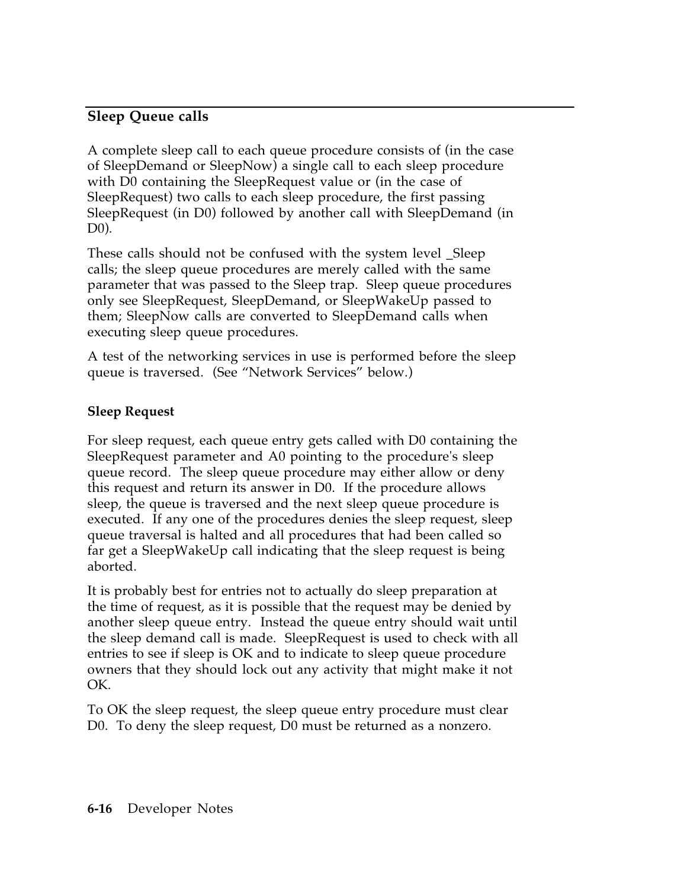## Sleep Queue calls

A complete sleep call to each queue procedure consists of (in the case of SleepDemand or SleepNow) a single call to each sleep procedure with D0 containing the SleepRequest value or (in the case of SleepRequest) two calls to each sleep procedure, the first passing SleepRequest (in D0) followed by another call with SleepDemand (in D0).

These calls should not be confused with the system level _Sleep calls; the sleep queue procedures are merely called with the same parameter that was passed to the Sleep trap. Sleep queue procedures only see SleepRequest, SleepDemand, or SleepWakeUp passed to them; SleepNow calls are converted to SleepDemand calls when executing sleep queue procedures.

A test of the networking services in use is performed before the sleep queue is traversed. (See “Network Services” below.)

### Sleep Request

For sleep request, each queue entry gets called with D0 containing the SleepRequest parameter and A0 pointing to the procedure's sleep queue record. The sleep queue procedure may either allow or deny this request and return its answer in D0. If the procedure allows sleep, the queue is traversed and the next sleep queue procedure is executed. If any one of the procedures denies the sleep request, sleep queue traversal is halted and all procedures that had been called so far get a SleepWakeUp call indicating that the sleep request is being aborted.

It is probably best for entries not to actually do sleep preparation at the time of request, as it is possible that the request may be denied by another sleep queue entry. Instead the queue entry should wait until the sleep demand call is made. SleepRequest is used to check with all entries to see if sleep is OK and to indicate to sleep queue procedure owners that they should lock out any activity that might make it not OK.

To OK the sleep request, the sleep queue entry procedure must clear D0. To deny the sleep request, D0 must be returned as a nonzero.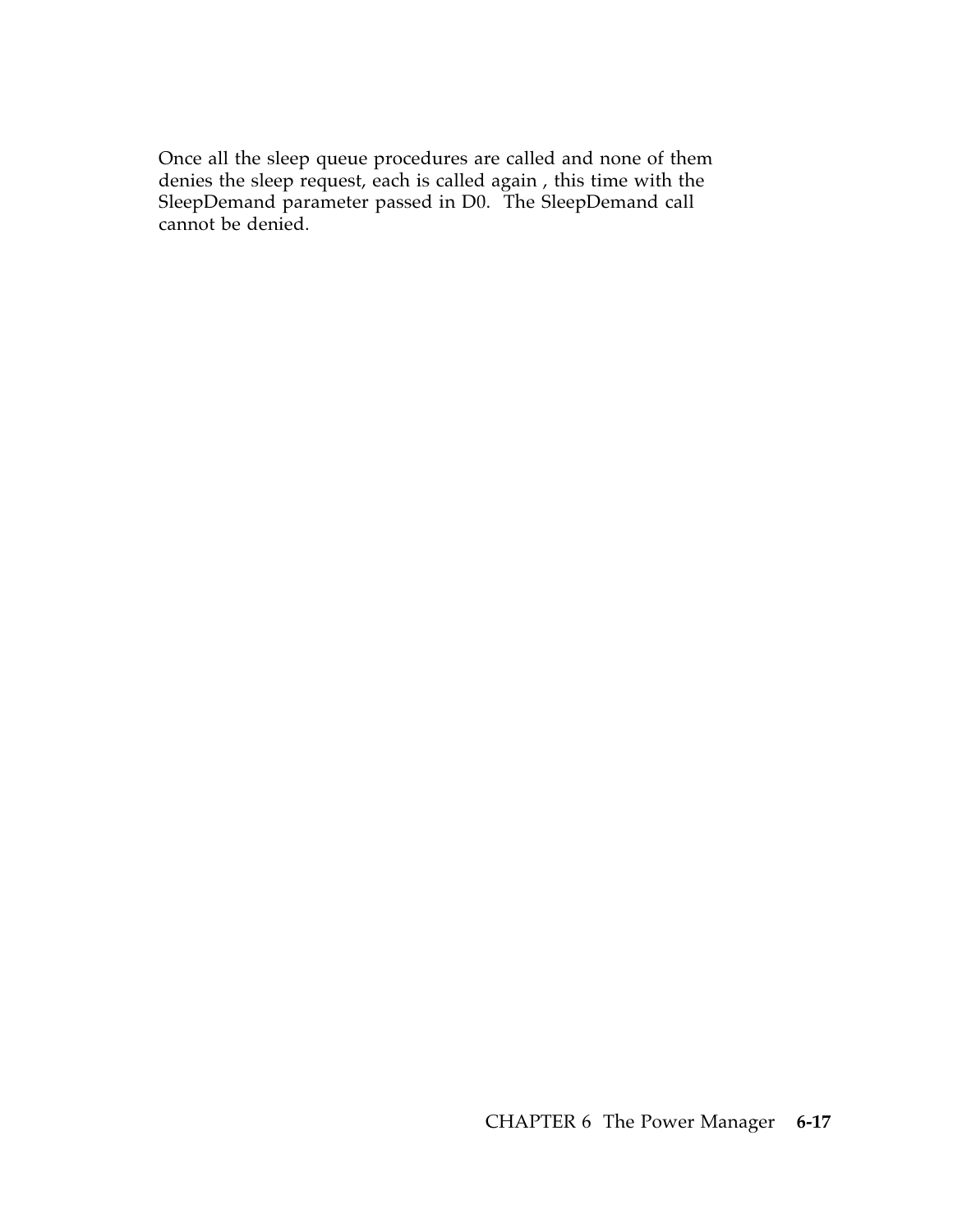Once all the sleep queue procedures are called and none of them denies the sleep request, each is called again , this time with the SleepDemand parameter passed in D0. The SleepDemand call cannot be denied.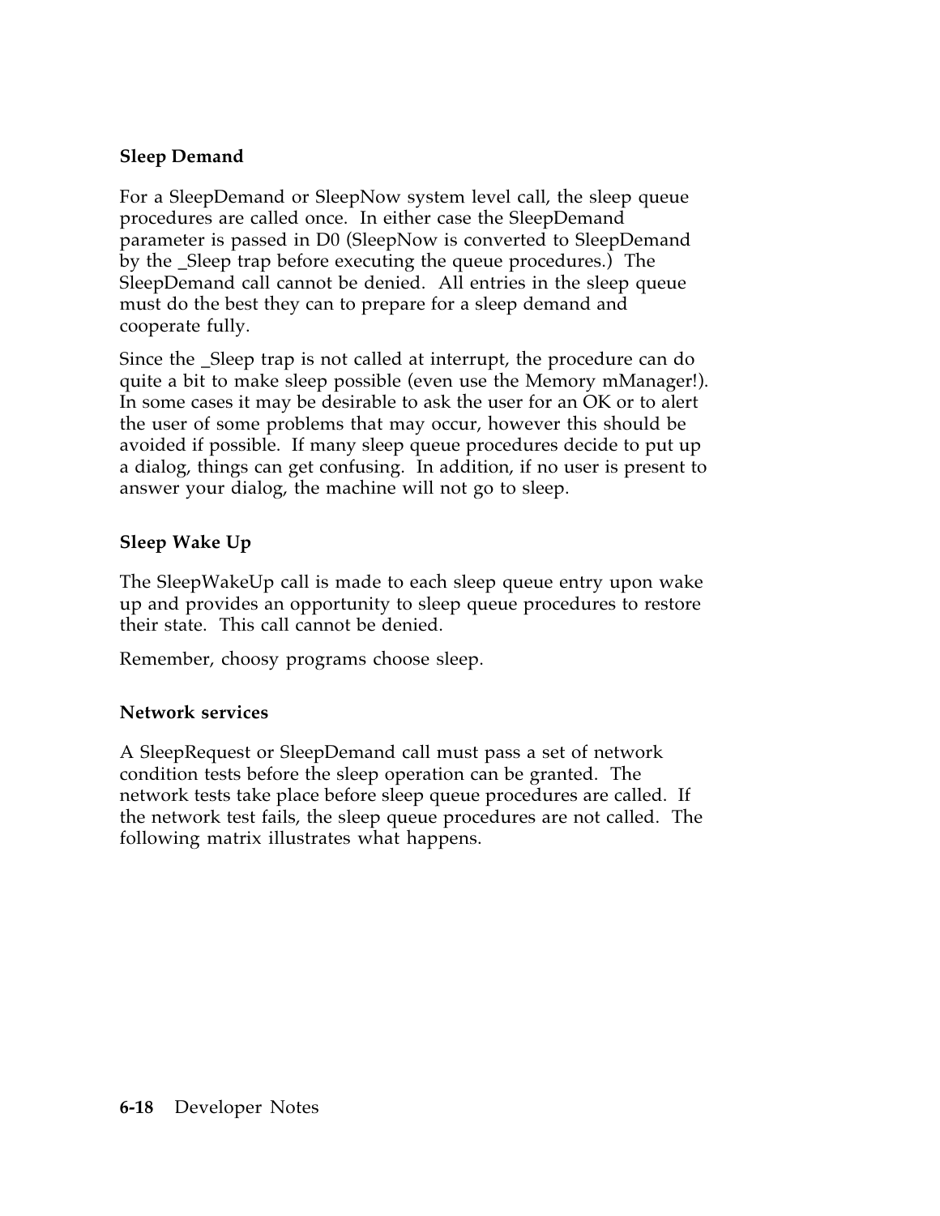### Sleep Demand

For a SleepDemand or SleepNow system level call, the sleep queue procedures are called once. In either case the SleepDemand parameter is passed in D0 (SleepNow is converted to SleepDemand by the _Sleep trap before executing the queue procedures.) The SleepDemand call cannot be denied. All entries in the sleep queue must do the best they can to prepare for a sleep demand and cooperate fully.

Since the _Sleep trap is not called at interrupt, the procedure can do quite a bit to make sleep possible (even use the Memory mManager!). In some cases it may be desirable to ask the user for an OK or to alert the user of some problems that may occur, however this should be avoided if possible. If many sleep queue procedures decide to put up a dialog, things can get confusing. In addition, if no user is present to answer your dialog, the machine will not go to sleep.

### Sleep Wake Up

The SleepWakeUp call is made to each sleep queue entry upon wake up and provides an opportunity to sleep queue procedures to restore their state. This call cannot be denied.

Remember, choosy programs choose sleep.

### Network services

A SleepRequest or SleepDemand call must pass a set of network condition tests before the sleep operation can be granted. The network tests take place before sleep queue procedures are called. If the network test fails, the sleep queue procedures are not called. The following matrix illustrates what happens.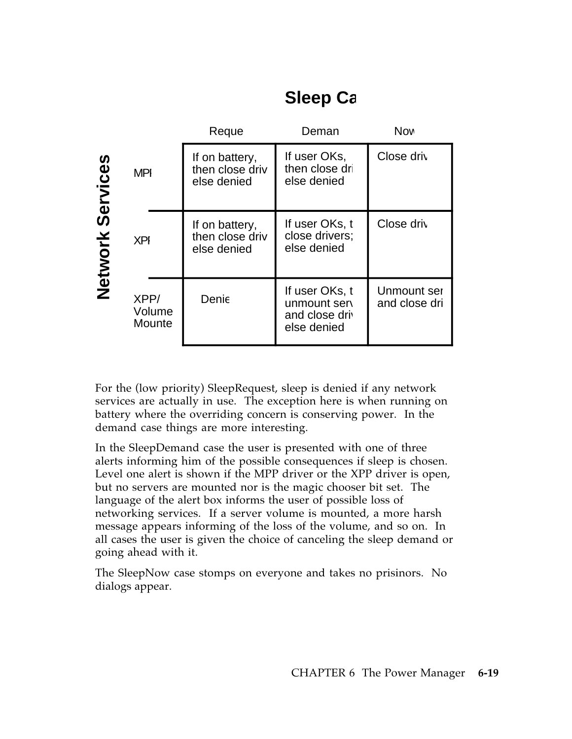## Sleep Ca

**Network Services**

| | Reque | Deman | Now |
|---|---|---|---|
| MPI | If on battery, then close driv else denied | If user OKs, then close dri else denied | Close driv |
| XPI | If on battery, then close driv else denied | If user OKs, t close drivers; else denied | Close driv |
| XPP/ Volume Mounte | Denie | If user OKs, t unmount serv and close driv else denied | Unmount ser and close dri |

For the (low priority) SleepRequest, sleep is denied if any network services are actually in use. The exception here is when running on battery where the overriding concern is conserving power. In the demand case things are more interesting.

In the SleepDemand case the user is presented with one of three alerts informing him of the possible consequences if sleep is chosen. Level one alert is shown if the MPP driver or the XPP driver is open, but no servers are mounted nor is the magic chooser bit set. The language of the alert box informs the user of possible loss of networking services. If a server volume is mounted, a more harsh message appears informing of the loss of the volume, and so on. In all cases the user is given the choice of canceling the sleep demand or going ahead with it.

The SleepNow case stomps on everyone and takes no prisinors. No dialogs appear.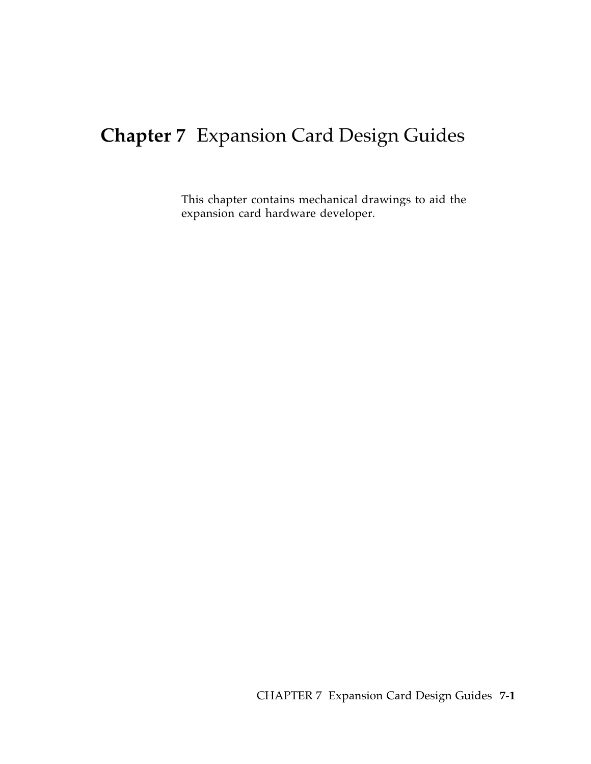# Chapter 7 Expansion Card Design Guides

This chapter contains mechanical drawings to aid the expansion card hardware developer.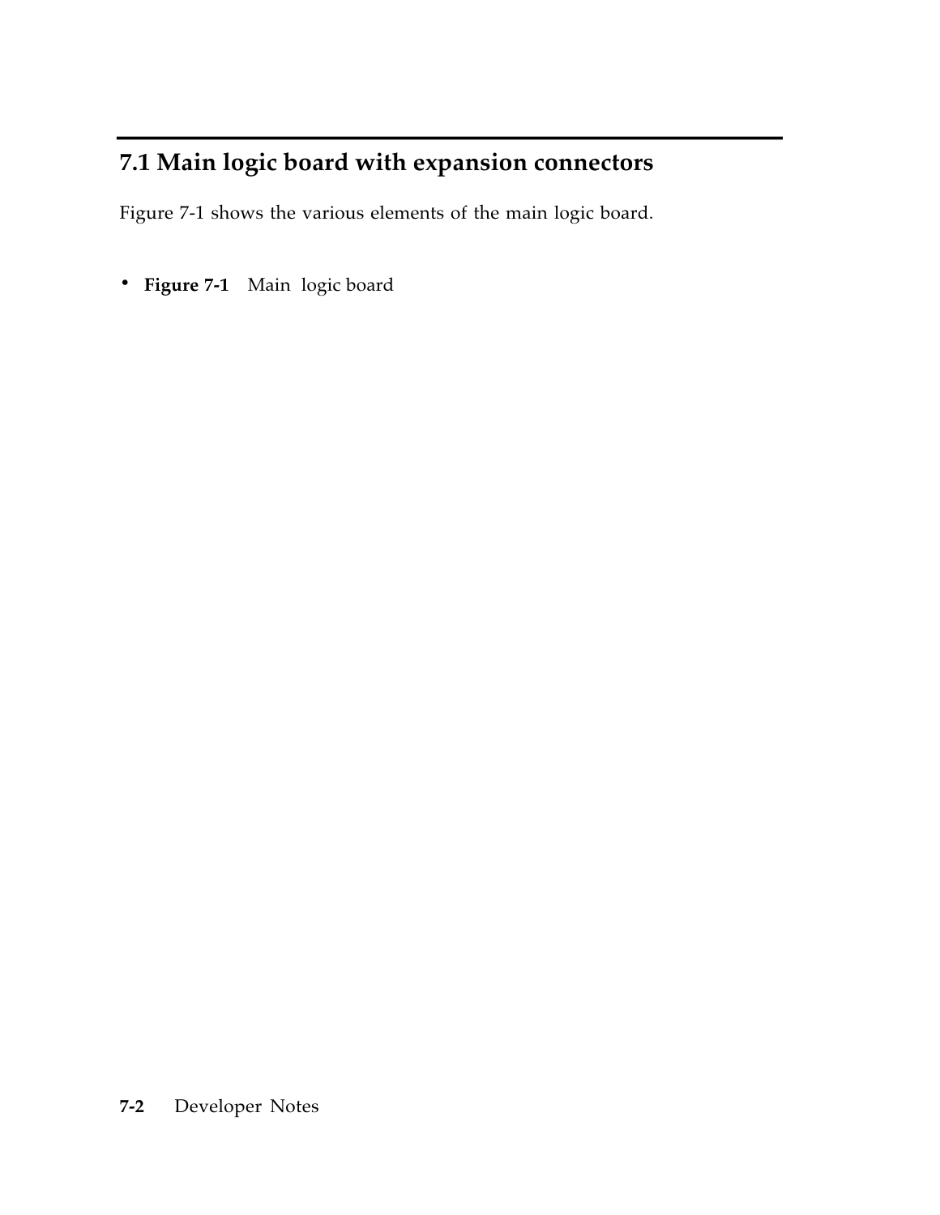## 7.1 Main logic board with expansion connectors

Figure 7-1 shows the various elements of the main logic board.

- **Figure 7-1** Main logic board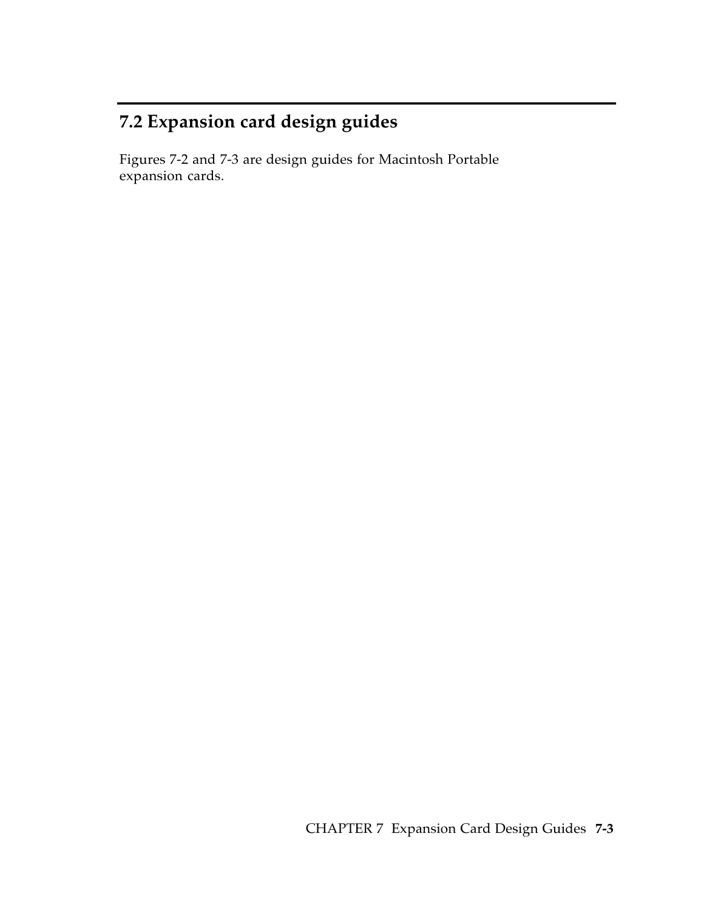## 7.2 Expansion card design guides

Figures 7-2 and 7-3 are design guides for Macintosh Portable expansion cards.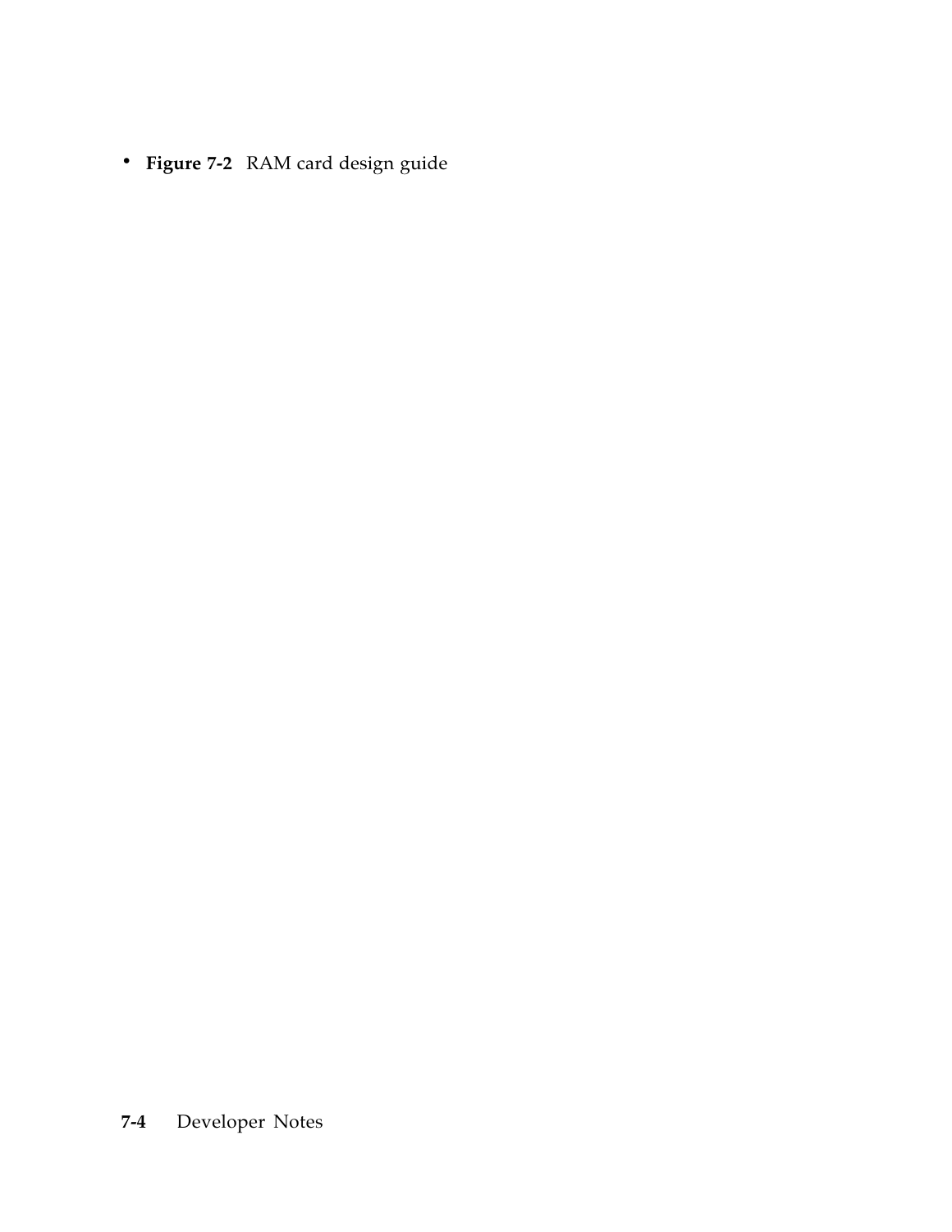- **Figure 7-2** RAM card design guide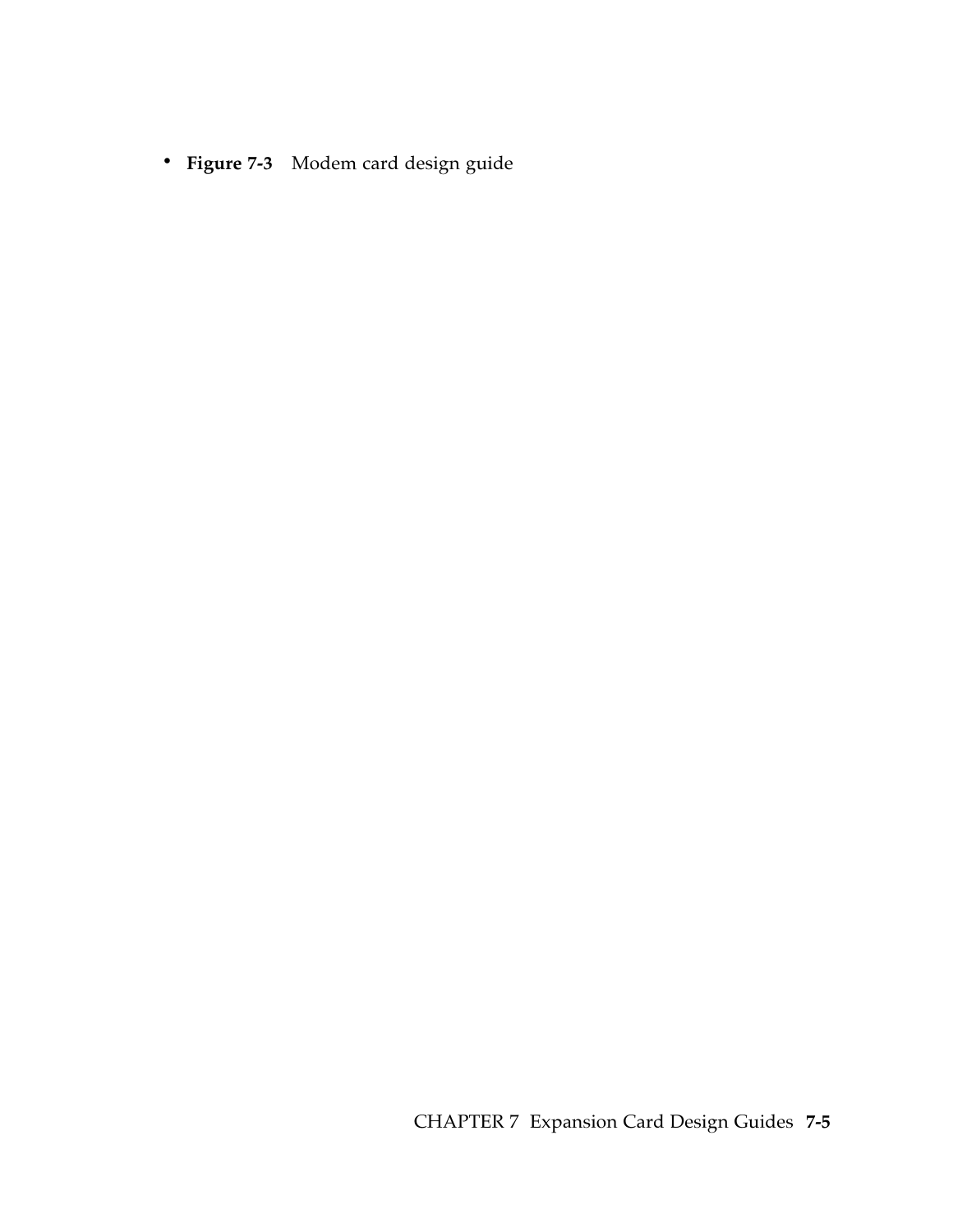- **Figure 7-3** Modem card design guide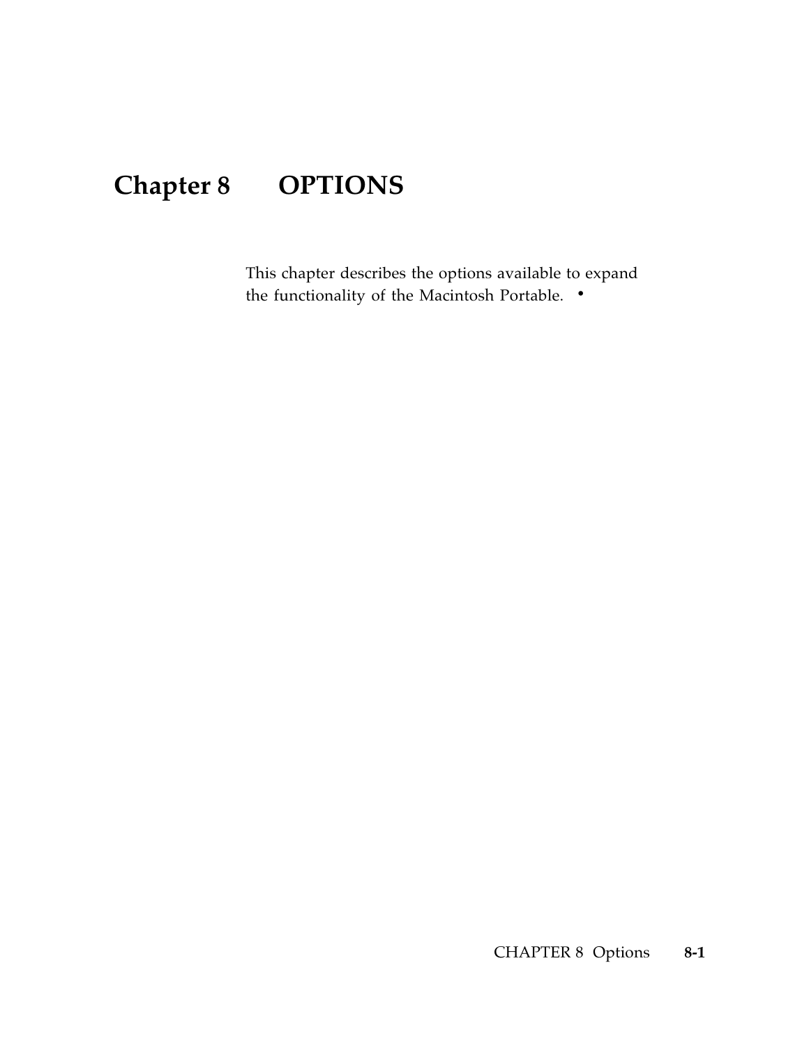# Chapter 8 OPTIONS

This chapter describes the options available to expand the functionality of the Macintosh Portable. •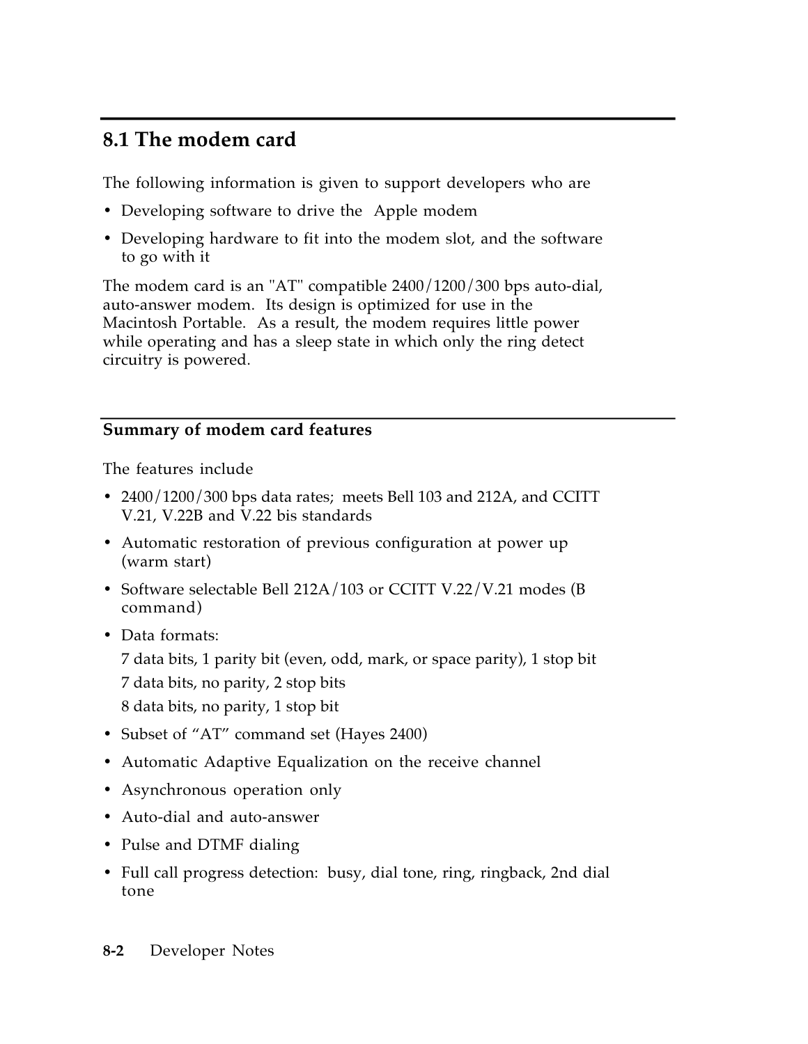## 8.1 The modem card

The following information is given to support developers who are

- Developing software to drive the Apple modem
- Developing hardware to fit into the modem slot, and the software to go with it

The modem card is an "AT" compatible 2400/1200/300 bps auto-dial, auto-answer modem. Its design is optimized for use in the Macintosh Portable. As a result, the modem requires little power while operating and has a sleep state in which only the ring detect circuitry is powered.

### Summary of modem card features

The features include

- 2400/1200/300 bps data rates; meets Bell 103 and 212A, and CCITT V.21, V.22B and V.22 bis standards
- Automatic restoration of previous configuration at power up (warm start)
- Software selectable Bell 212A/103 or CCITT V.22/V.21 modes (B command)
- Data formats:

  7 data bits, 1 parity bit (even, odd, mark, or space parity), 1 stop bit

  7 data bits, no parity, 2 stop bits

  8 data bits, no parity, 1 stop bit
- Subset of "AT" command set (Hayes 2400)
- Automatic Adaptive Equalization on the receive channel
- Asynchronous operation only
- Auto-dial and auto-answer
- Pulse and DTMF dialing
- Full call progress detection: busy, dial tone, ring, ringback, 2nd dial tone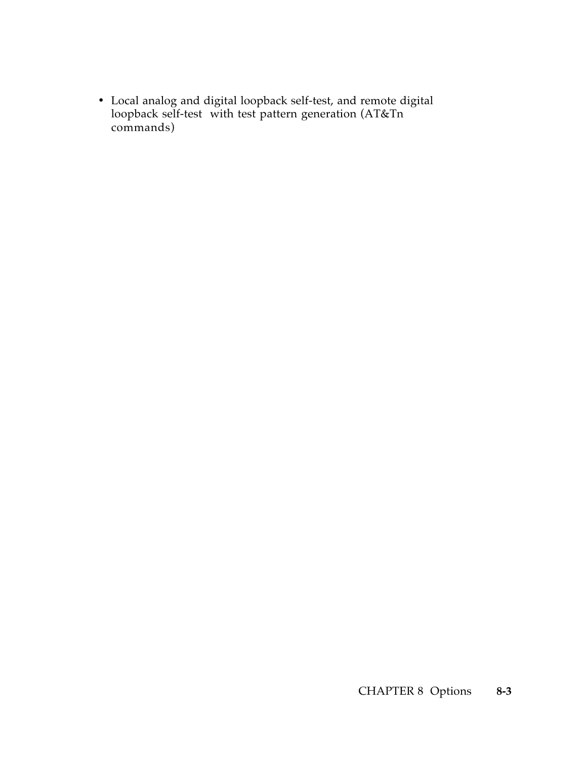- Local analog and digital loopback self-test, and remote digital loopback self-test with test pattern generation (AT&Tn commands)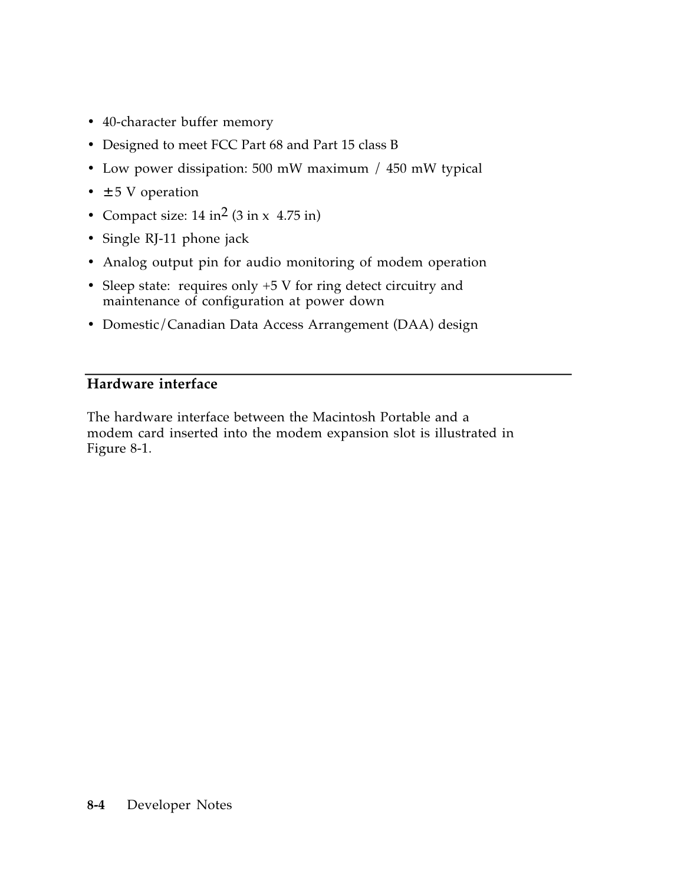- 40-character buffer memory
- Designed to meet FCC Part 68 and Part 15 class B
- Low power dissipation: 500 mW maximum / 450 mW typical
- $\pm$5 V operation
- Compact size: 14 in$^2$ (3 in x 4.75 in)
- Single RJ-11 phone jack
- Analog output pin for audio monitoring of modem operation
- Sleep state: requires only +5 V for ring detect circuitry and maintenance of configuration at power down
- Domestic/Canadian Data Access Arrangement (DAA) design

## Hardware interface

The hardware interface between the Macintosh Portable and a modem card inserted into the modem expansion slot is illustrated in Figure 8-1.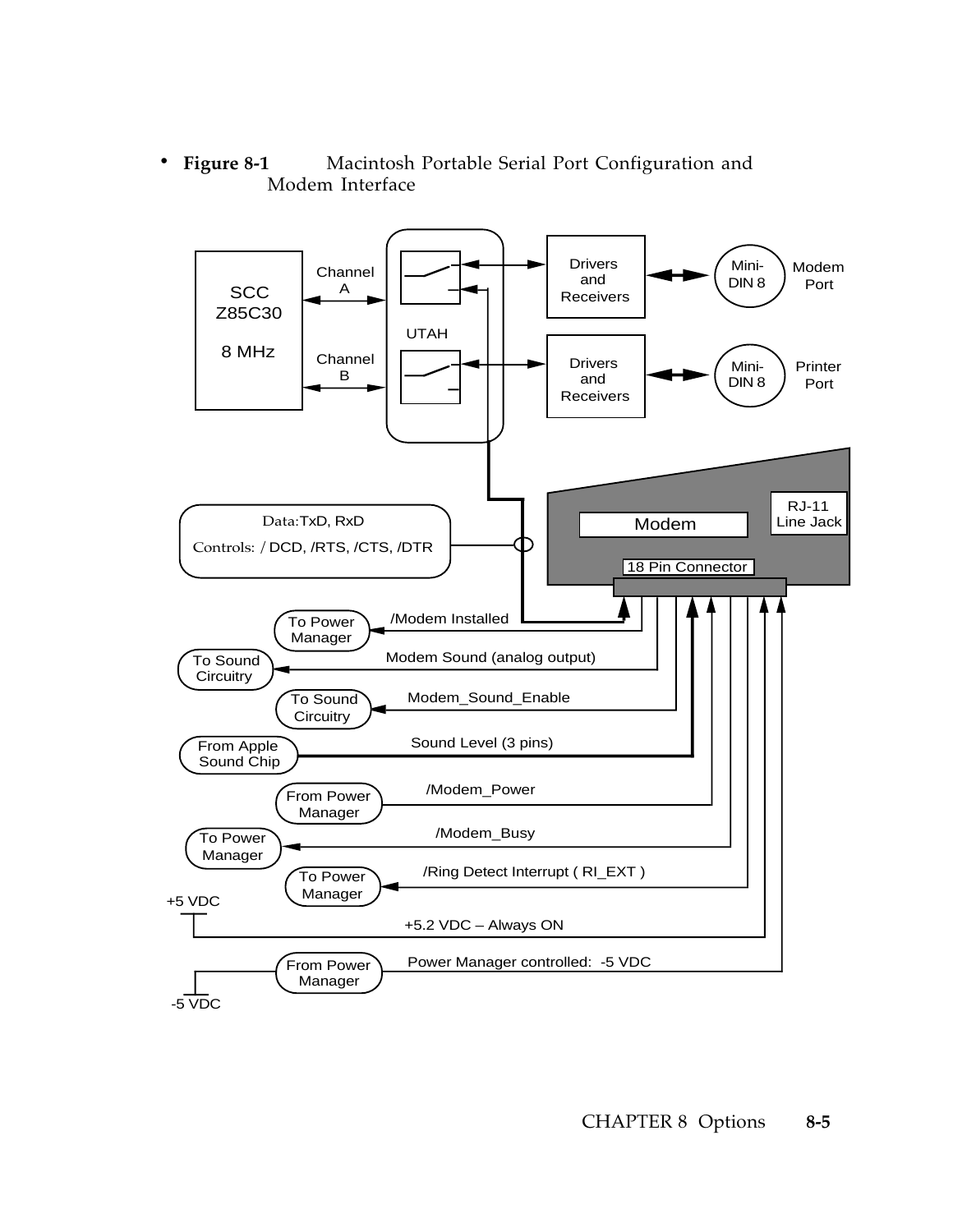• **Figure 8-1** Macintosh Portable Serial Port Configuration and Modem Interface

SCC Z85C30 8 MHz

Channel A

Channel B

UTAH

Drivers and Receivers

Mini-DIN 8

Modem Port

Drivers and Receivers

Mini-DIN 8

Printer Port

Data:TxD, RxD

Controls: / DCD, /RTS, /CTS, /DTR

Modem

RJ-11 Line Jack

18 Pin Connector

To Power Manager — /Modem Installed

To Sound Circuitry — Modem Sound (analog output)

To Sound Circuitry — Modem_Sound_Enable

From Apple Sound Chip — Sound Level (3 pins)

From Power Manager — /Modem_Power

To Power Manager — /Modem_Busy

To Power Manager — /Ring Detect Interrupt ( RI_EXT )

+5 VDC — +5.2 VDC – Always ON

-5 VDC — From Power Manager — Power Manager controlled: -5 VDC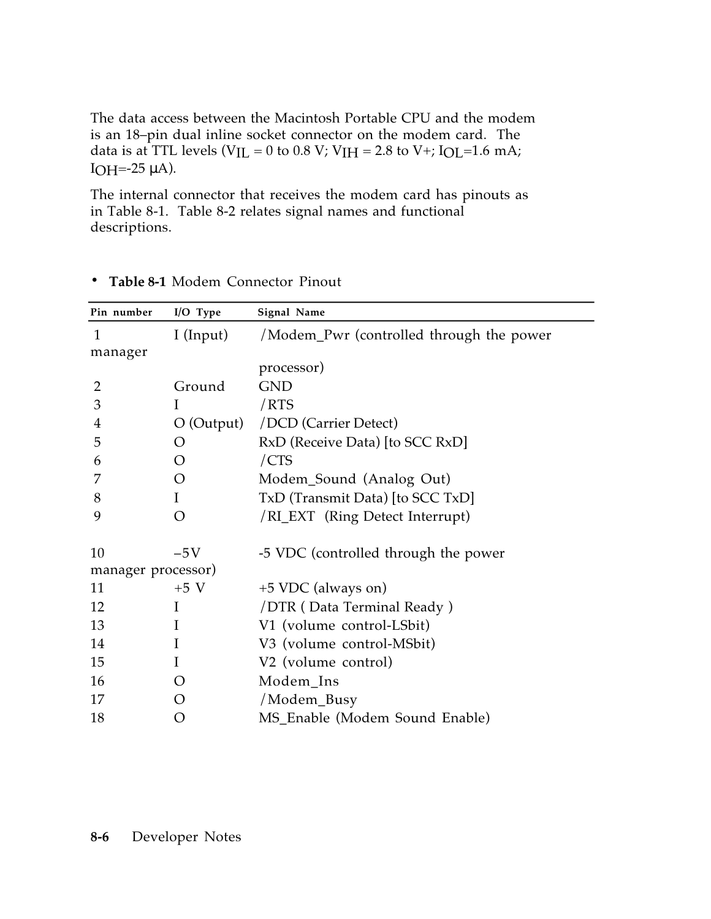The data access between the Macintosh Portable CPU and the modem is an 18–pin dual inline socket connector on the modem card. The data is at TTL levels ($V_{IL}$ = 0 to 0.8 V; $V_{IH}$ = 2.8 to V+; $I_{OL}$=1.6 mA; $I_{OH}$=-25 µA).

The internal connector that receives the modem card has pinouts as in Table 8-1. Table 8-2 relates signal names and functional descriptions.

• **Table 8-1** Modem Connector Pinout

| Pin number | I/O Type | Signal Name |
|---|---|---|
| 1 | I (Input) | /Modem_Pwr (controlled through the power manager processor) |
| 2 | Ground | GND |
| 3 | I | /RTS |
| 4 | O (Output) | /DCD (Carrier Detect) |
| 5 | O | RxD (Receive Data) [to SCC RxD] |
| 6 | O | /CTS |
| 7 | O | Modem_Sound (Analog Out) |
| 8 | I | TxD (Transmit Data) [to SCC TxD] |
| 9 | O | /RI_EXT (Ring Detect Interrupt) |
| 10 | –5V | -5 VDC (controlled through the power manager processor) |
| 11 | +5 V | +5 VDC (always on) |
| 12 | I | /DTR ( Data Terminal Ready ) |
| 13 | I | V1 (volume control-LSbit) |
| 14 | I | V3 (volume control-MSbit) |
| 15 | I | V2 (volume control) |
| 16 | O | Modem_Ins |
| 17 | O | /Modem_Busy |
| 18 | O | MS_Enable (Modem Sound Enable) |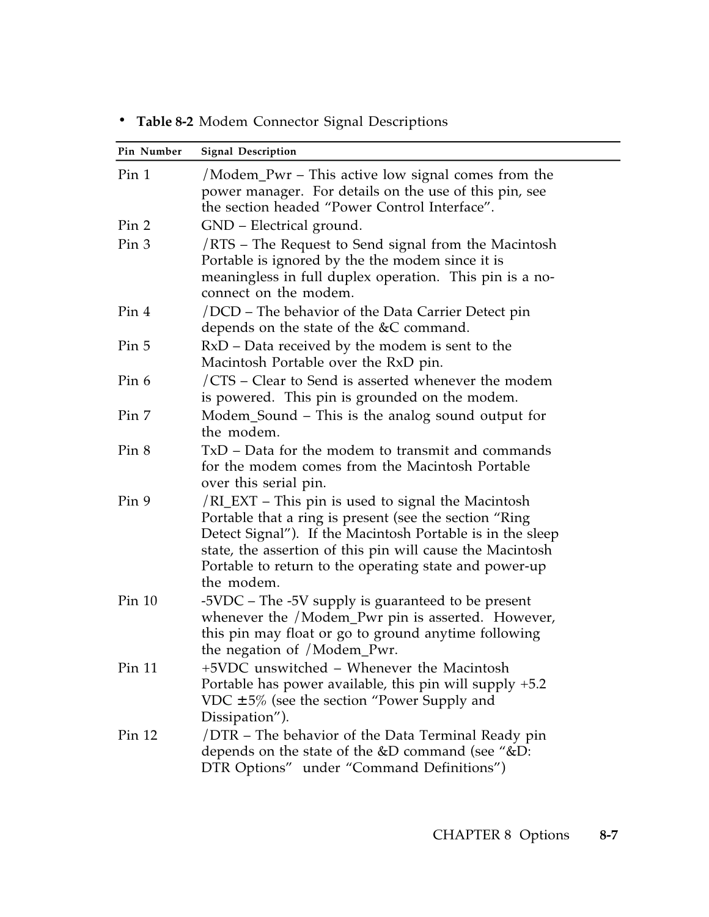• **Table 8-2** Modem Connector Signal Descriptions

| Pin Number | Signal Description |
|---|---|
| Pin 1 | /Modem_Pwr – This active low signal comes from the power manager. For details on the use of this pin, see the section headed "Power Control Interface". |
| Pin 2 | GND – Electrical ground. |
| Pin 3 | /RTS – The Request to Send signal from the Macintosh Portable is ignored by the the modem since it is meaningless in full duplex operation. This pin is a no-connect on the modem. |
| Pin 4 | /DCD – The behavior of the Data Carrier Detect pin depends on the state of the &C command. |
| Pin 5 | RxD – Data received by the modem is sent to the Macintosh Portable over the RxD pin. |
| Pin 6 | /CTS – Clear to Send is asserted whenever the modem is powered. This pin is grounded on the modem. |
| Pin 7 | Modem_Sound – This is the analog sound output for the modem. |
| Pin 8 | TxD – Data for the modem to transmit and commands for the modem comes from the Macintosh Portable over this serial pin. |
| Pin 9 | /RI_EXT – This pin is used to signal the Macintosh Portable that a ring is present (see the section "Ring Detect Signal"). If the Macintosh Portable is in the sleep state, the assertion of this pin will cause the Macintosh Portable to return to the operating state and power-up the modem. |
| Pin 10 | -5VDC – The -5V supply is guaranteed to be present whenever the /Modem_Pwr pin is asserted. However, this pin may float or go to ground anytime following the negation of /Modem_Pwr. |
| Pin 11 | +5VDC unswitched – Whenever the Macintosh Portable has power available, this pin will supply +5.2 VDC ±5% (see the section "Power Supply and Dissipation"). |
| Pin 12 | /DTR – The behavior of the Data Terminal Ready pin depends on the state of the &D command (see "&D: DTR Options" under "Command Definitions") |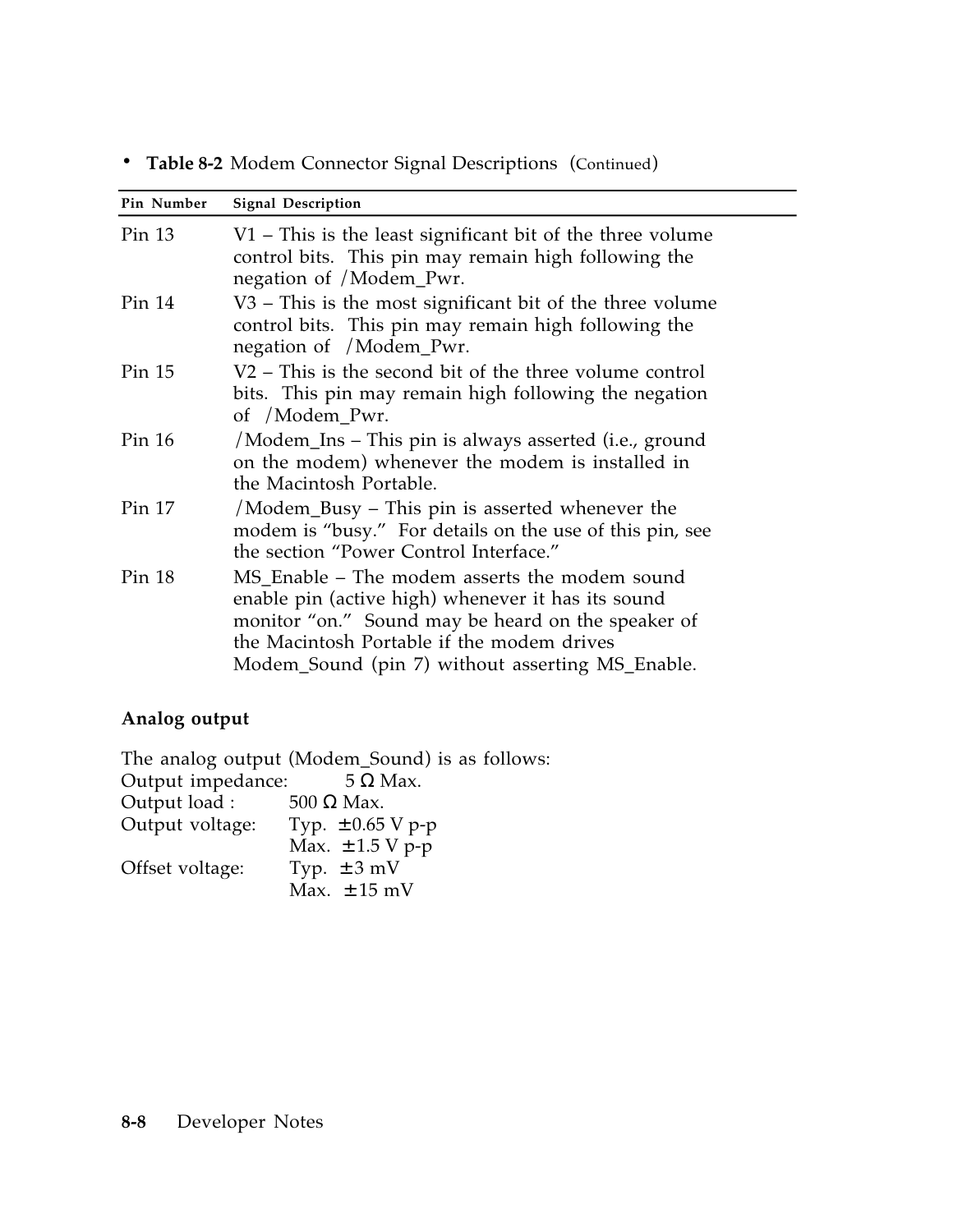**Table 8-2** Modem Connector Signal Descriptions (Continued)

| Pin Number | Signal Description |
|---|---|
| Pin 13 | V1 – This is the least significant bit of the three volume control bits. This pin may remain high following the negation of /Modem_Pwr. |
| Pin 14 | V3 – This is the most significant bit of the three volume control bits. This pin may remain high following the negation of /Modem_Pwr. |
| Pin 15 | V2 – This is the second bit of the three volume control bits. This pin may remain high following the negation of /Modem_Pwr. |
| Pin 16 | /Modem_Ins – This pin is always asserted (i.e., ground on the modem) whenever the modem is installed in the Macintosh Portable. |
| Pin 17 | /Modem_Busy – This pin is asserted whenever the modem is "busy." For details on the use of this pin, see the section "Power Control Interface." |
| Pin 18 | MS_Enable – The modem asserts the modem sound enable pin (active high) whenever it has its sound monitor "on." Sound may be heard on the speaker of the Macintosh Portable if the modem drives Modem_Sound (pin 7) without asserting MS_Enable. |

### Analog output

The analog output (Modem_Sound) is as follows:

Output impedance: 5 Ω Max.
Output load : 500 Ω Max.
Output voltage: Typ. ±0.65 V p-p
Max. ±1.5 V p-p
Offset voltage: Typ. ±3 mV
Max. ±15 mV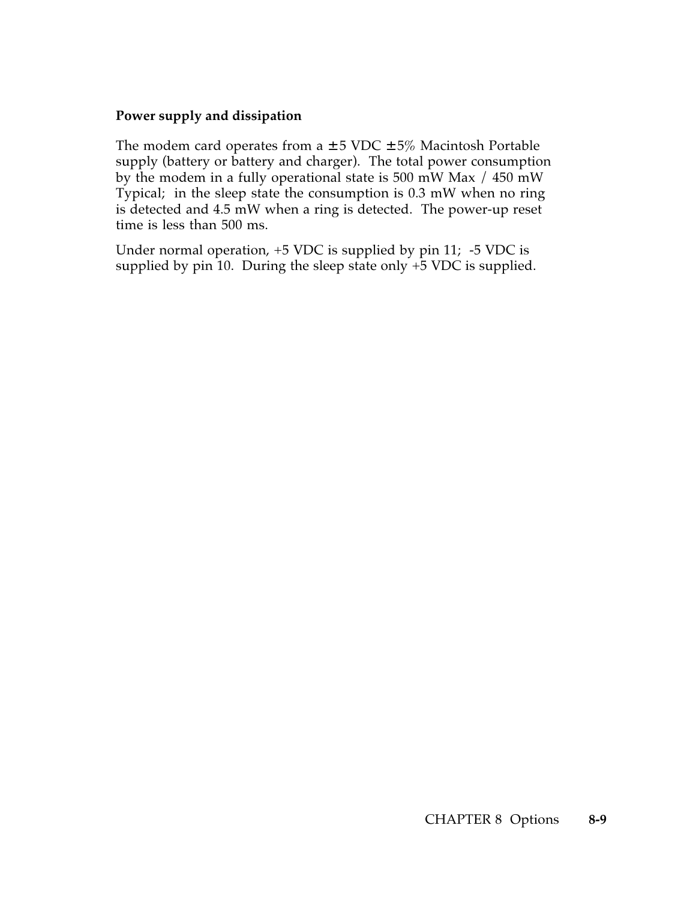### Power supply and dissipation

The modem card operates from a ±5 VDC ±5% Macintosh Portable supply (battery or battery and charger). The total power consumption by the modem in a fully operational state is 500 mW Max / 450 mW Typical; in the sleep state the consumption is 0.3 mW when no ring is detected and 4.5 mW when a ring is detected. The power-up reset time is less than 500 ms.

Under normal operation, +5 VDC is supplied by pin 11; -5 VDC is supplied by pin 10. During the sleep state only +5 VDC is supplied.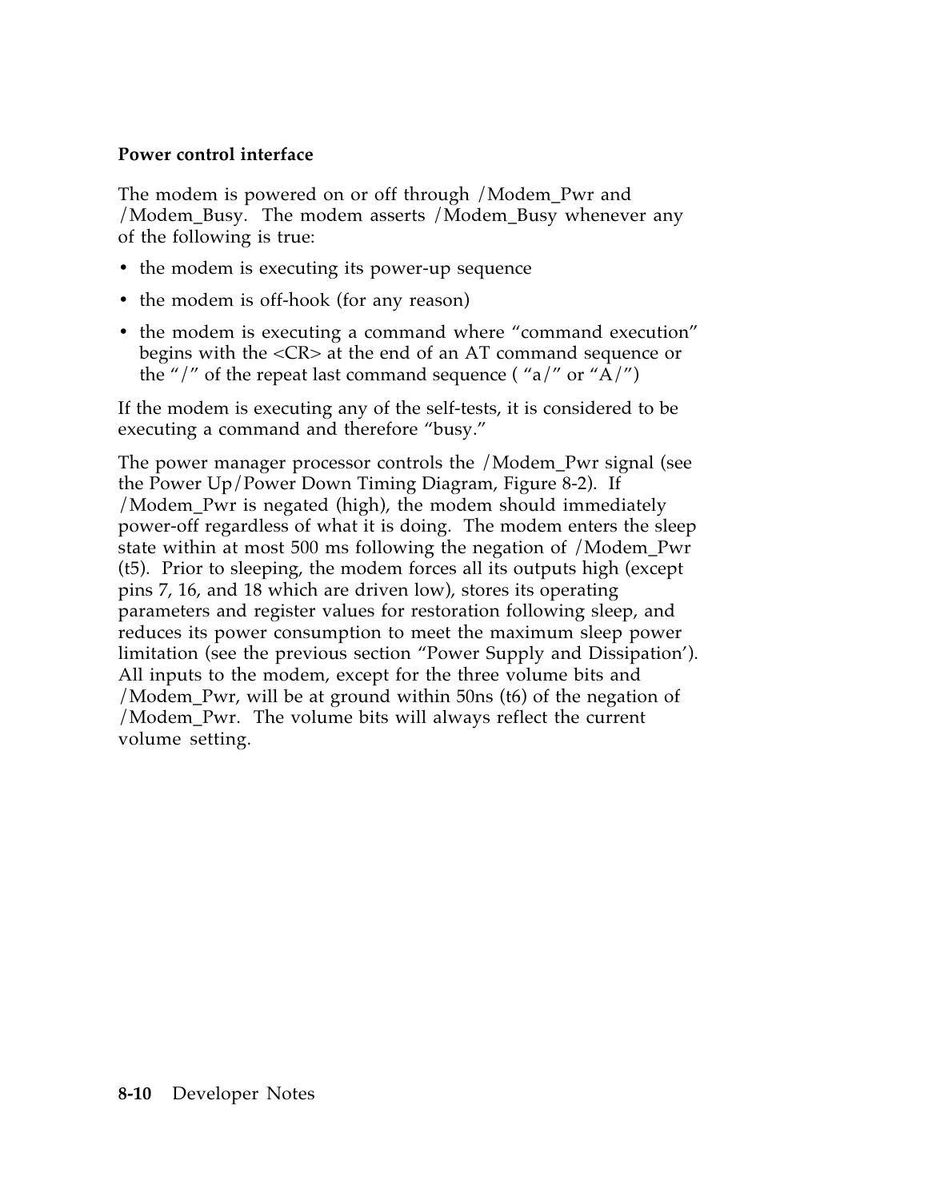**Power control interface**

The modem is powered on or off through /Modem_Pwr and /Modem_Busy. The modem asserts /Modem_Busy whenever any of the following is true:

- the modem is executing its power-up sequence
- the modem is off-hook (for any reason)
- the modem is executing a command where "command execution" begins with the <CR> at the end of an AT command sequence or the "/" of the repeat last command sequence ( "a/" or "A/")

If the modem is executing any of the self-tests, it is considered to be executing a command and therefore "busy."

The power manager processor controls the /Modem_Pwr signal (see the Power Up/Power Down Timing Diagram, Figure 8-2). If /Modem_Pwr is negated (high), the modem should immediately power-off regardless of what it is doing. The modem enters the sleep state within at most 500 ms following the negation of /Modem_Pwr (t5). Prior to sleeping, the modem forces all its outputs high (except pins 7, 16, and 18 which are driven low), stores its operating parameters and register values for restoration following sleep, and reduces its power consumption to meet the maximum sleep power limitation (see the previous section "Power Supply and Dissipation'). All inputs to the modem, except for the three volume bits and /Modem_Pwr, will be at ground within 50ns (t6) of the negation of /Modem_Pwr. The volume bits will always reflect the current volume setting.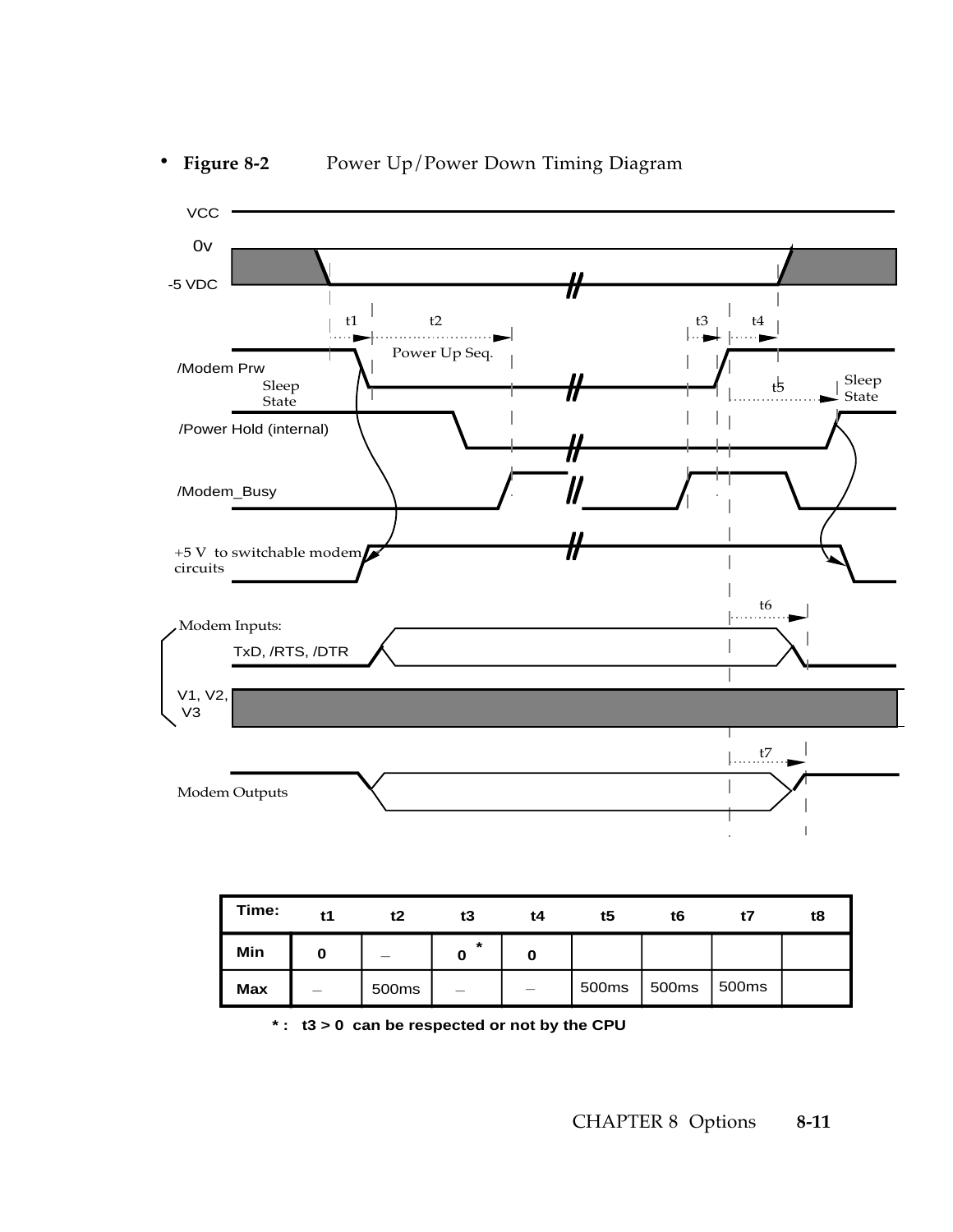- **Figure 8-2** Power Up/Power Down Timing Diagram

| Time: | t1 | t2 | t3 | t4 | t5 | t6 | t7 | t8 |
|---|---|---|---|---|---|---|---|---|
| Min | 0 | – | 0 * | 0 | | | | |
| Max | – | 500ms | – | – | 500ms | 500ms | 500ms | |

**\* : t3 > 0 can be respected or not by the CPU**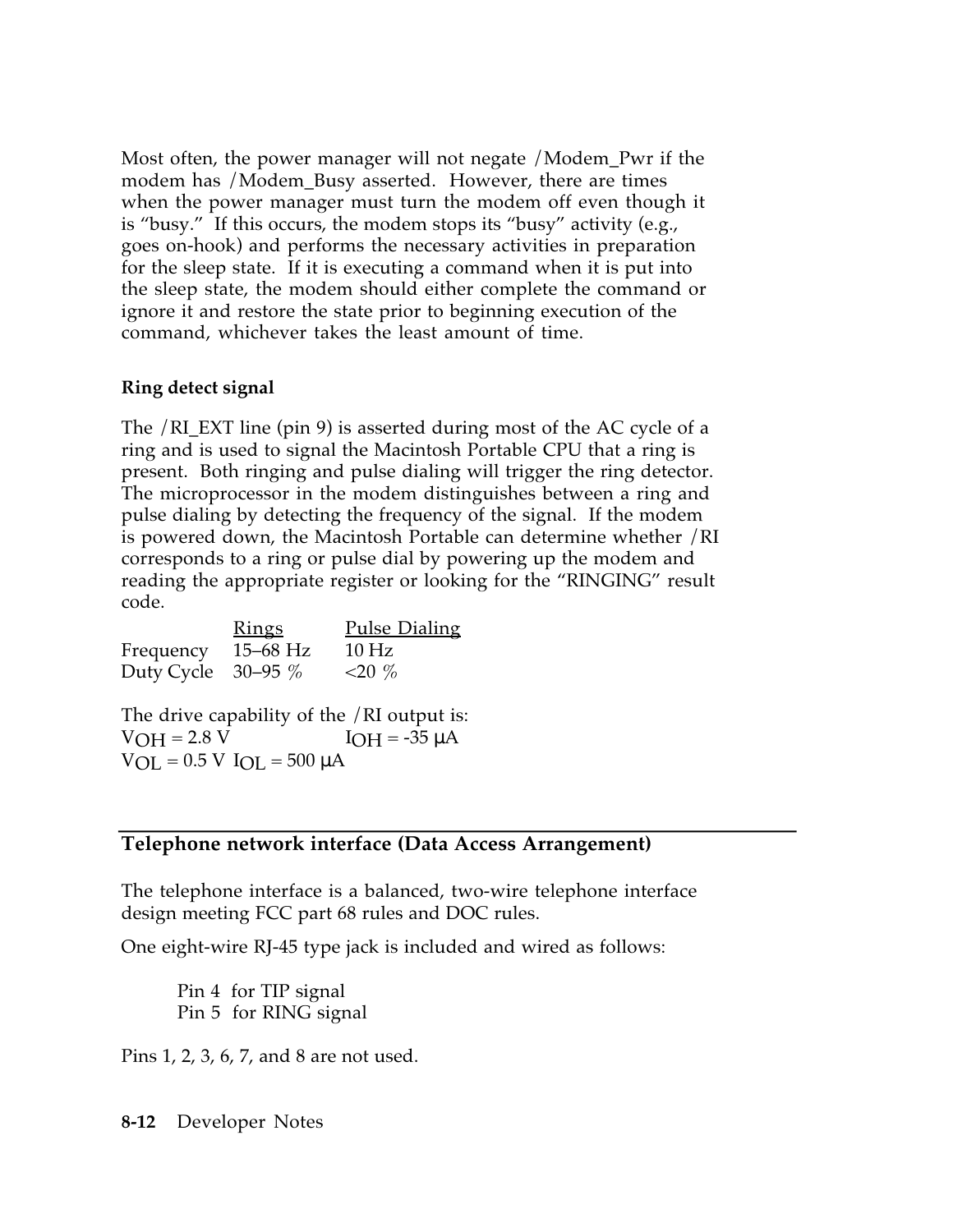Most often, the power manager will not negate /Modem_Pwr if the modem has /Modem_Busy asserted. However, there are times when the power manager must turn the modem off even though it is "busy." If this occurs, the modem stops its "busy" activity (e.g., goes on-hook) and performs the necessary activities in preparation for the sleep state. If it is executing a command when it is put into the sleep state, the modem should either complete the command or ignore it and restore the state prior to beginning execution of the command, whichever takes the least amount of time.

### Ring detect signal

The /RI_EXT line (pin 9) is asserted during most of the AC cycle of a ring and is used to signal the Macintosh Portable CPU that a ring is present. Both ringing and pulse dialing will trigger the ring detector. The microprocessor in the modem distinguishes between a ring and pulse dialing by detecting the frequency of the signal. If the modem is powered down, the Macintosh Portable can determine whether /RI corresponds to a ring or pulse dial by powering up the modem and reading the appropriate register or looking for the "RINGING" result code.

| | Rings | Pulse Dialing |
|---|---|---|
| Frequency | 15–68 Hz | 10 Hz |
| Duty Cycle | 30–95 % | <20 % |

The drive capability of the /RI output is:
$V_{OH}$ = 2.8 V $I_{OH}$ = -35 µA
$V_{OL}$ = 0.5 V $I_{OL}$ = 500 µA

## Telephone network interface (Data Access Arrangement)

The telephone interface is a balanced, two-wire telephone interface design meeting FCC part 68 rules and DOC rules.

One eight-wire RJ-45 type jack is included and wired as follows:

Pin 4 for TIP signal
Pin 5 for RING signal

Pins 1, 2, 3, 6, 7, and 8 are not used.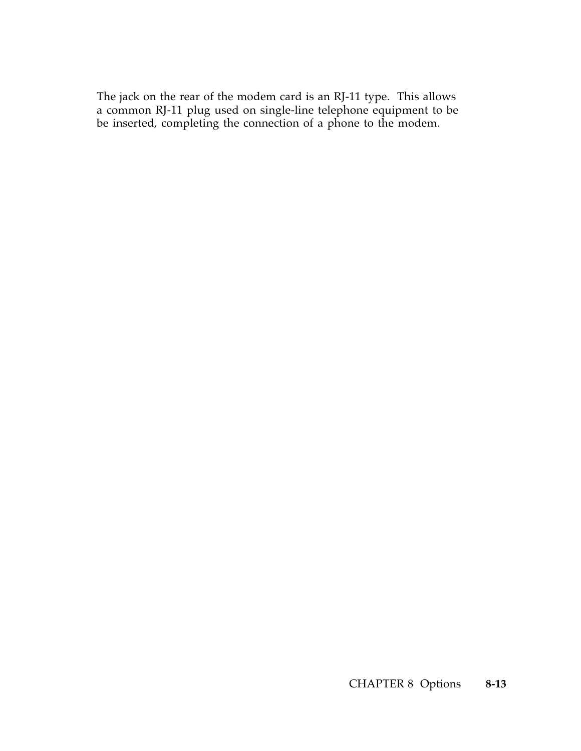The jack on the rear of the modem card is an RJ-11 type. This allows a common RJ-11 plug used on single-line telephone equipment to be be inserted, completing the connection of a phone to the modem.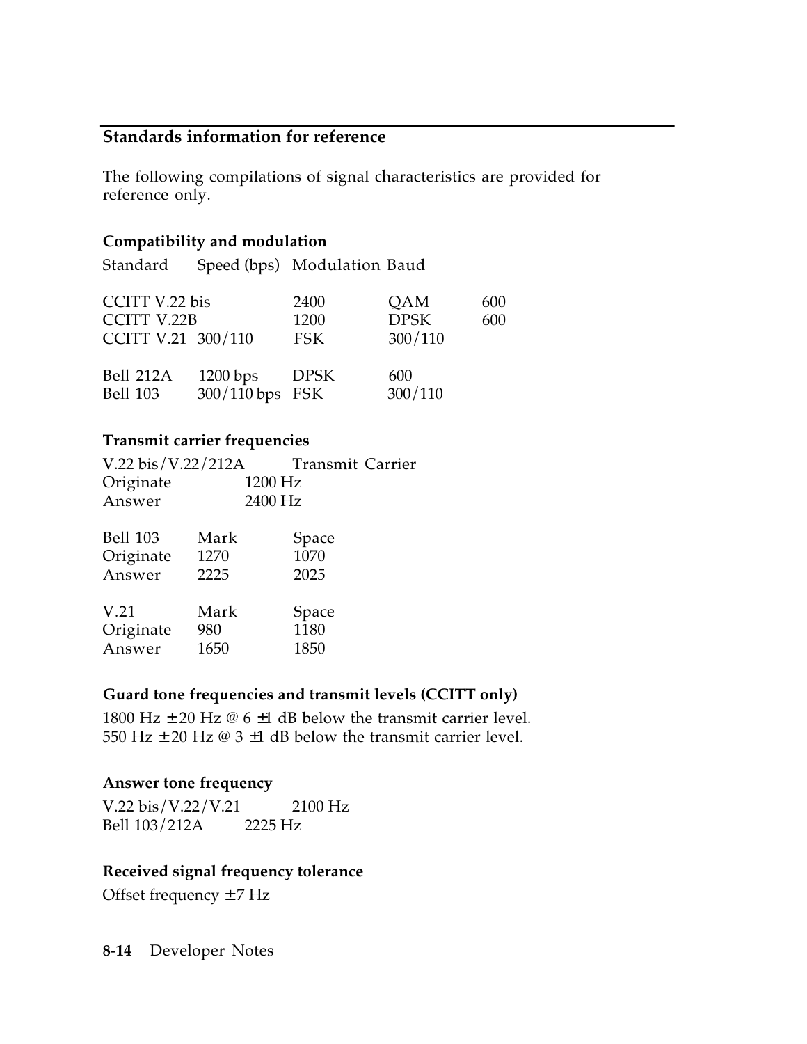## Standards information for reference

The following compilations of signal characteristics are provided for reference only.

### Compatibility and modulation

| Standard | Speed (bps) | Modulation | Baud |
|---|---|---|---|
| CCITT V.22 bis | 2400 | QAM | 600 |
| CCITT V.22B | 1200 | DPSK | 600 |
| CCITT V.21 | 300/110 | FSK | 300/110 |
| Bell 212A | 1200 bps | DPSK | 600 |
| Bell 103 | 300/110 bps | FSK | 300/110 |

### Transmit carrier frequencies

| V.22 bis/V.22/212A | Transmit Carrier |
|---|---|
| Originate | 1200 Hz |
| Answer | 2400 Hz |

| Bell 103 | Mark | Space |
|---|---|---|
| Originate | 1270 | 1070 |
| Answer | 2225 | 2025 |

| V.21 | Mark | Space |
|---|---|---|
| Originate | 980 | 1180 |
| Answer | 1650 | 1850 |

### Guard tone frequencies and transmit levels (CCITT only)

1800 Hz ± 20 Hz @ 6 ±1 dB below the transmit carrier level.
550 Hz ± 20 Hz @ 3 ±1 dB below the transmit carrier level.

### Answer tone frequency

| | |
|---|---|
| V.22 bis/V.22/V.21 | 2100 Hz |
| Bell 103/212A | 2225 Hz |

### Received signal frequency tolerance

Offset frequency ± 7 Hz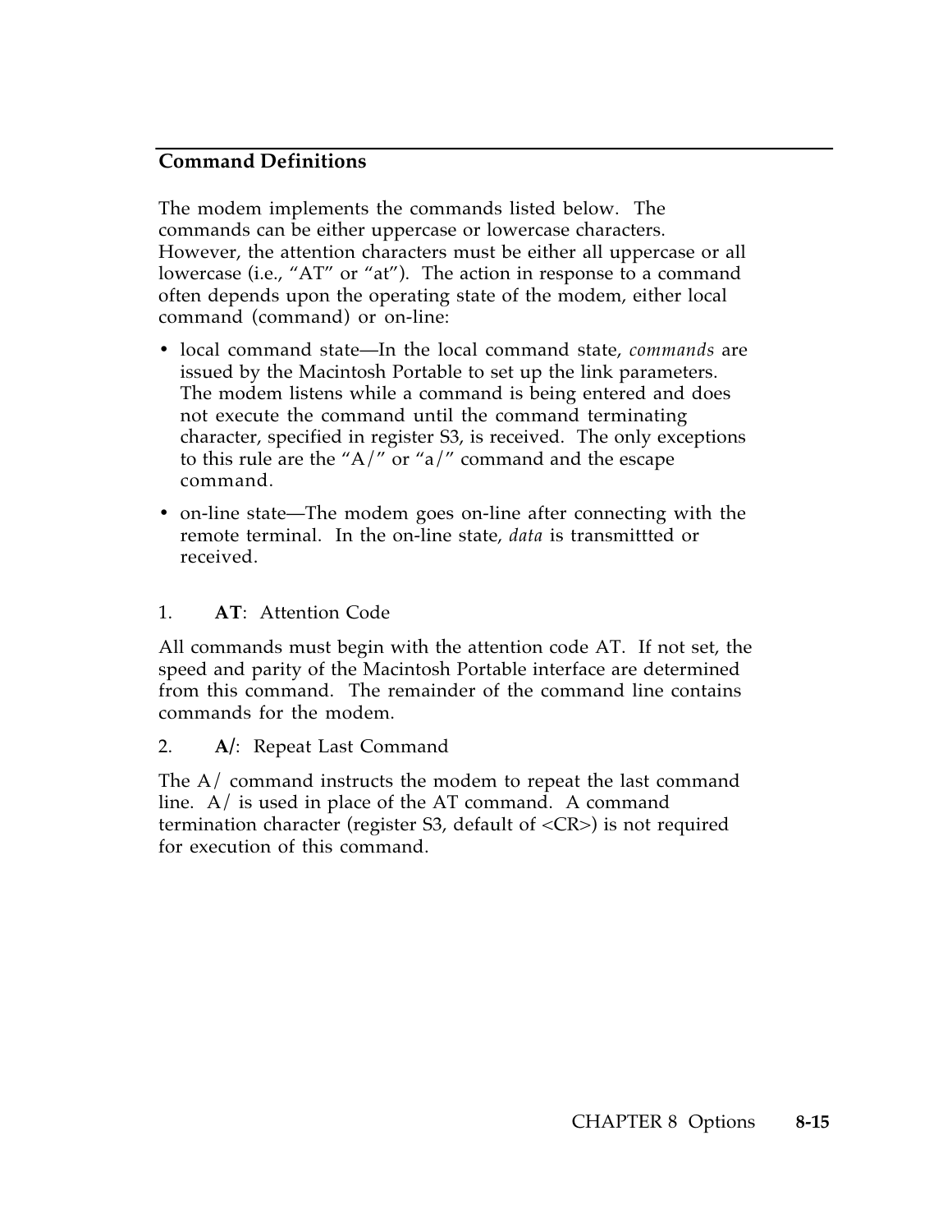## Command Definitions

The modem implements the commands listed below. The commands can be either uppercase or lowercase characters. However, the attention characters must be either all uppercase or all lowercase (i.e., "AT" or "at"). The action in response to a command often depends upon the operating state of the modem, either local command (command) or on-line:

- local command state—In the local command state, *commands* are issued by the Macintosh Portable to set up the link parameters. The modem listens while a command is being entered and does not execute the command until the command terminating character, specified in register S3, is received. The only exceptions to this rule are the "A/" or "a/" command and the escape command.
- on-line state—The modem goes on-line after connecting with the remote terminal. In the on-line state, *data* is transmittted or received.

1. **AT**: Attention Code

All commands must begin with the attention code AT. If not set, the speed and parity of the Macintosh Portable interface are determined from this command. The remainder of the command line contains commands for the modem.

2. **A/**: Repeat Last Command

The A/ command instructs the modem to repeat the last command line. A/ is used in place of the AT command. A command termination character (register S3, default of <CR>) is not required for execution of this command.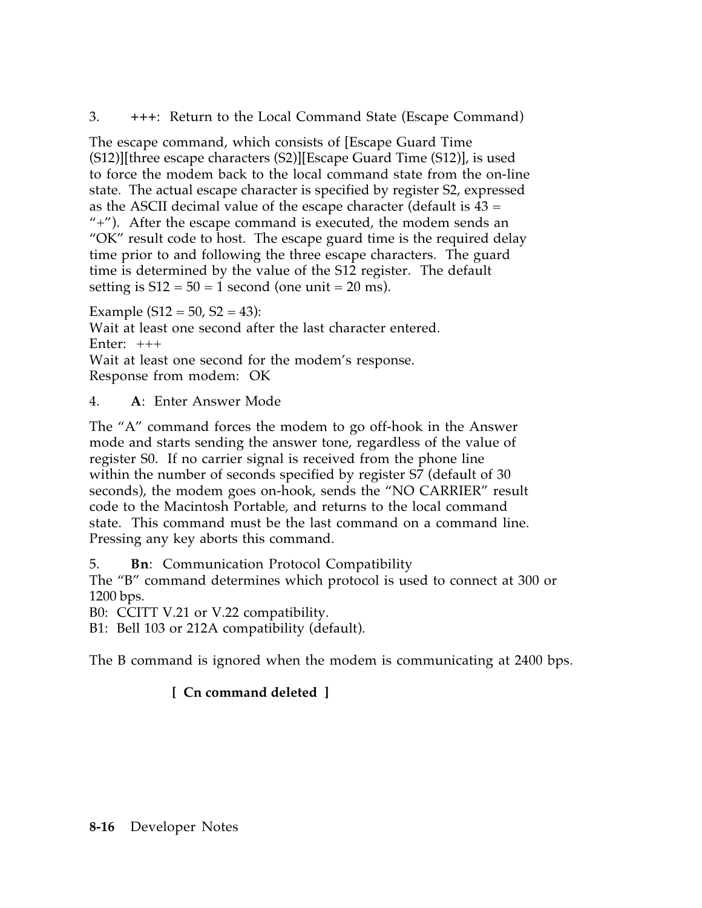3. +++: Return to the Local Command State (Escape Command)

The escape command, which consists of [Escape Guard Time (S12)][three escape characters (S2)][Escape Guard Time (S12)], is used to force the modem back to the local command state from the on-line state. The actual escape character is specified by register S2, expressed as the ASCII decimal value of the escape character (default is 43 = "+"). After the escape command is executed, the modem sends an "OK" result code to host. The escape guard time is the required delay time prior to and following the three escape characters. The guard time is determined by the value of the S12 register. The default setting is S12 = 50 = 1 second (one unit = 20 ms).

Example (S12 = 50, S2 = 43):
Wait at least one second after the last character entered.
Enter: +++
Wait at least one second for the modem's response.
Response from modem: OK

4. **A**: Enter Answer Mode

The "A" command forces the modem to go off-hook in the Answer mode and starts sending the answer tone, regardless of the value of register S0. If no carrier signal is received from the phone line within the number of seconds specified by register S7 (default of 30 seconds), the modem goes on-hook, sends the "NO CARRIER" result code to the Macintosh Portable, and returns to the local command state. This command must be the last command on a command line. Pressing any key aborts this command.

5. **Bn**: Communication Protocol Compatibility
The "B" command determines which protocol is used to connect at 300 or 1200 bps.
B0: CCITT V.21 or V.22 compatibility.
B1: Bell 103 or 212A compatibility (default).

The B command is ignored when the modem is communicating at 2400 bps.

**[ Cn command deleted ]**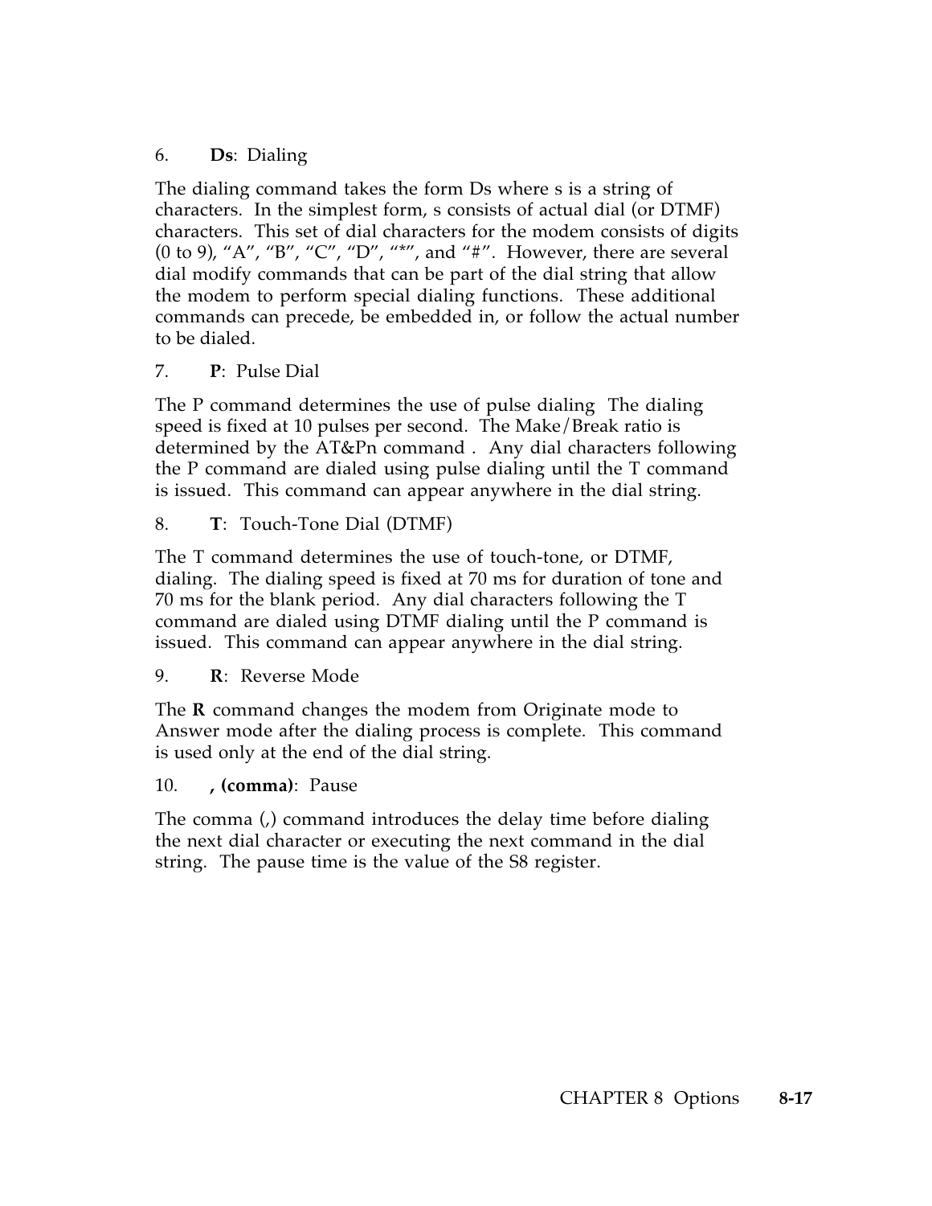6. **Ds**: Dialing

The dialing command takes the form Ds where s is a string of characters. In the simplest form, s consists of actual dial (or DTMF) characters. This set of dial characters for the modem consists of digits (0 to 9), "A", "B", "C", "D", "*", and "#". However, there are several dial modify commands that can be part of the dial string that allow the modem to perform special dialing functions. These additional commands can precede, be embedded in, or follow the actual number to be dialed.

7. **P**: Pulse Dial

The P command determines the use of pulse dialing The dialing speed is fixed at 10 pulses per second. The Make/Break ratio is determined by the AT&Pn command . Any dial characters following the P command are dialed using pulse dialing until the T command is issued. This command can appear anywhere in the dial string.

8. **T**: Touch-Tone Dial (DTMF)

The T command determines the use of touch-tone, or DTMF, dialing. The dialing speed is fixed at 70 ms for duration of tone and 70 ms for the blank period. Any dial characters following the T command are dialed using DTMF dialing until the P command is issued. This command can appear anywhere in the dial string.

9. **R**: Reverse Mode

The **R** command changes the modem from Originate mode to Answer mode after the dialing process is complete. This command is used only at the end of the dial string.

10. **, (comma)**: Pause

The comma (,) command introduces the delay time before dialing the next dial character or executing the next command in the dial string. The pause time is the value of the S8 register.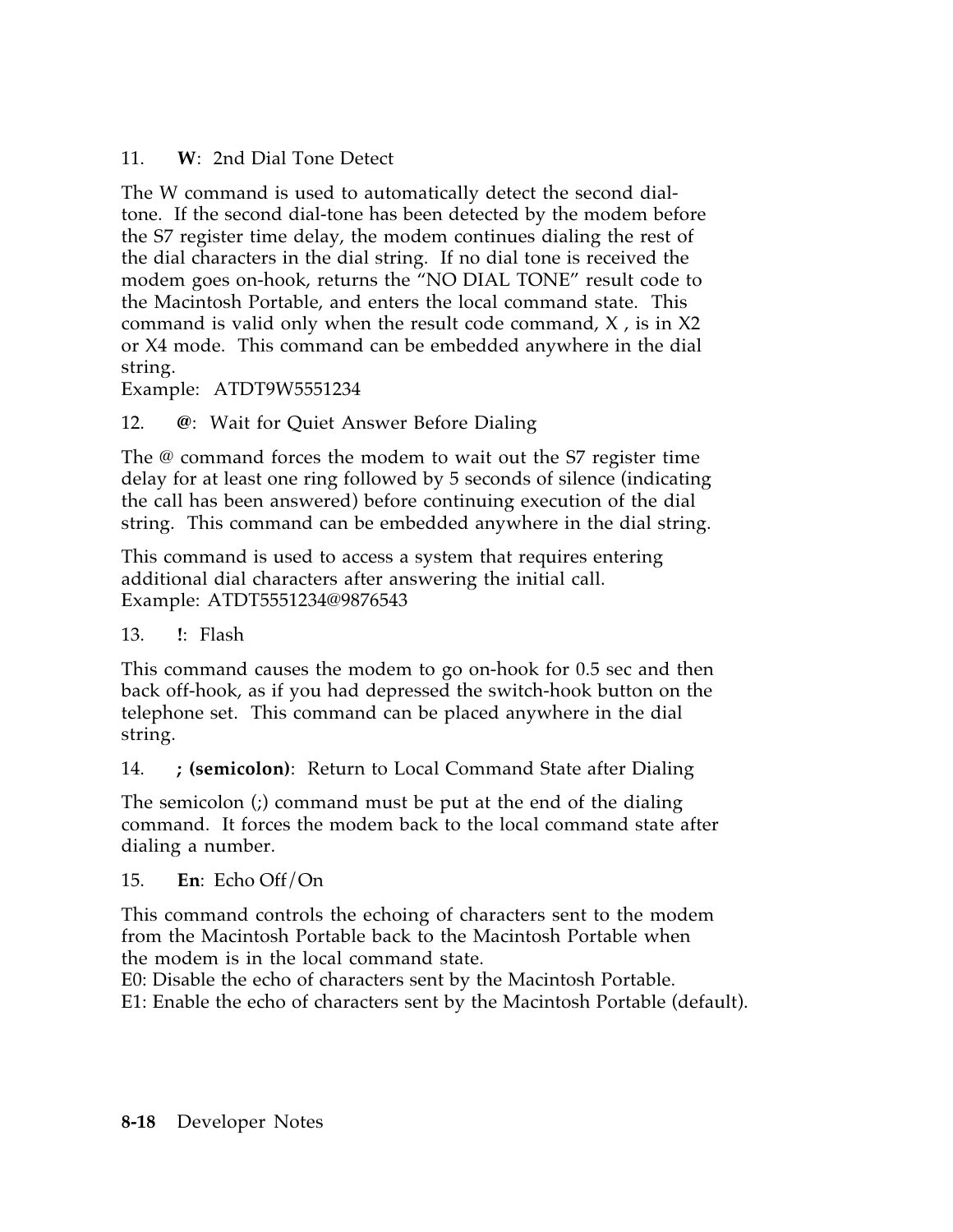11. **W**: 2nd Dial Tone Detect

The W command is used to automatically detect the second dial-tone. If the second dial-tone has been detected by the modem before the S7 register time delay, the modem continues dialing the rest of the dial characters in the dial string. If no dial tone is received the modem goes on-hook, returns the "NO DIAL TONE" result code to the Macintosh Portable, and enters the local command state. This command is valid only when the result code command, X , is in X2 or X4 mode. This command can be embedded anywhere in the dial string.
Example: ATDT9W5551234

12. **@**: Wait for Quiet Answer Before Dialing

The @ command forces the modem to wait out the S7 register time delay for at least one ring followed by 5 seconds of silence (indicating the call has been answered) before continuing execution of the dial string. This command can be embedded anywhere in the dial string.

This command is used to access a system that requires entering additional dial characters after answering the initial call.
Example: ATDT5551234@9876543

13. **!**: Flash

This command causes the modem to go on-hook for 0.5 sec and then back off-hook, as if you had depressed the switch-hook button on the telephone set. This command can be placed anywhere in the dial string.

14. **; (semicolon)**: Return to Local Command State after Dialing

The semicolon (;) command must be put at the end of the dialing command. It forces the modem back to the local command state after dialing a number.

15. **En**: Echo Off/On

This command controls the echoing of characters sent to the modem from the Macintosh Portable back to the Macintosh Portable when the modem is in the local command state.
E0: Disable the echo of characters sent by the Macintosh Portable.
E1: Enable the echo of characters sent by the Macintosh Portable (default).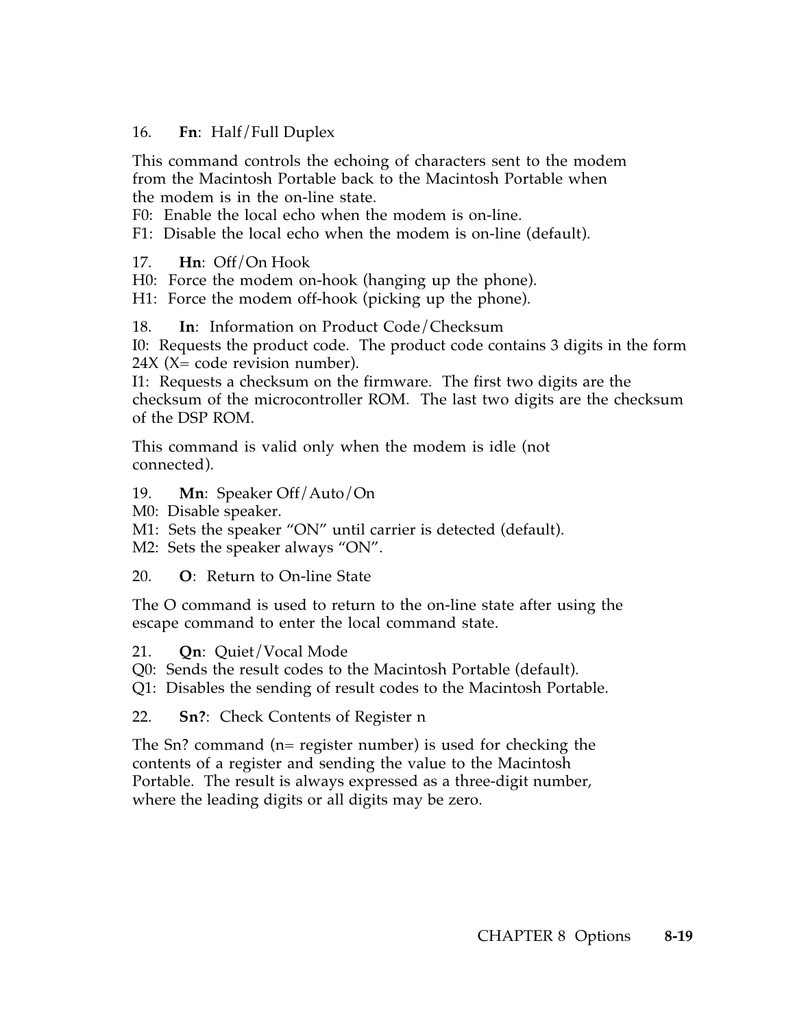16. **Fn**: Half/Full Duplex

This command controls the echoing of characters sent to the modem from the Macintosh Portable back to the Macintosh Portable when the modem is in the on-line state.
F0: Enable the local echo when the modem is on-line.
F1: Disable the local echo when the modem is on-line (default).

17. **Hn**: Off/On Hook
H0: Force the modem on-hook (hanging up the phone).
H1: Force the modem off-hook (picking up the phone).

18. **In**: Information on Product Code/Checksum
I0: Requests the product code. The product code contains 3 digits in the form 24X (X= code revision number).
I1: Requests a checksum on the firmware. The first two digits are the checksum of the microcontroller ROM. The last two digits are the checksum of the DSP ROM.

This command is valid only when the modem is idle (not connected).

19. **Mn**: Speaker Off/Auto/On
M0: Disable speaker.
M1: Sets the speaker "ON" until carrier is detected (default).
M2: Sets the speaker always "ON".

20. **O**: Return to On-line State

The O command is used to return to the on-line state after using the escape command to enter the local command state.

21. **Qn**: Quiet/Vocal Mode
Q0: Sends the result codes to the Macintosh Portable (default).
Q1: Disables the sending of result codes to the Macintosh Portable.

22. **Sn?**: Check Contents of Register n

The Sn? command (n= register number) is used for checking the contents of a register and sending the value to the Macintosh Portable. The result is always expressed as a three-digit number, where the leading digits or all digits may be zero.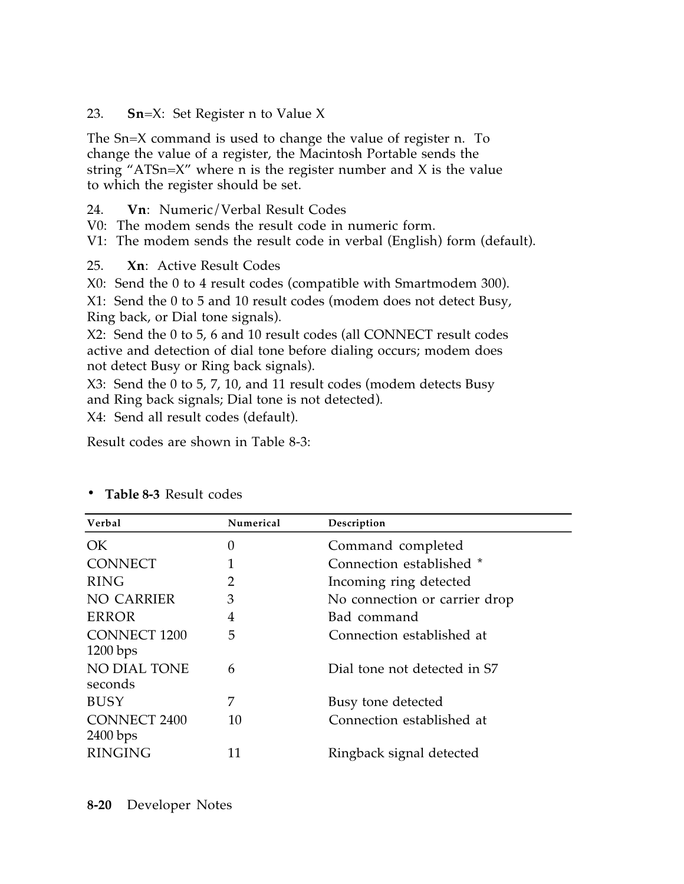23. **Sn**=X: Set Register n to Value X

The Sn=X command is used to change the value of register n. To change the value of a register, the Macintosh Portable sends the string "ATSn=X" where n is the register number and X is the value to which the register should be set.

24. **Vn**: Numeric/Verbal Result Codes
V0: The modem sends the result code in numeric form.
V1: The modem sends the result code in verbal (English) form (default).

25. **Xn**: Active Result Codes
X0: Send the 0 to 4 result codes (compatible with Smartmodem 300).
X1: Send the 0 to 5 and 10 result codes (modem does not detect Busy, Ring back, or Dial tone signals).
X2: Send the 0 to 5, 6 and 10 result codes (all CONNECT result codes active and detection of dial tone before dialing occurs; modem does not detect Busy or Ring back signals).
X3: Send the 0 to 5, 7, 10, and 11 result codes (modem detects Busy and Ring back signals; Dial tone is not detected).
X4: Send all result codes (default).

Result codes are shown in Table 8-3:

- **Table 8-3** Result codes

| Verbal | Numerical | Description |
|---|---|---|
| OK | 0 | Command completed |
| CONNECT | 1 | Connection established * |
| RING | 2 | Incoming ring detected |
| NO CARRIER | 3 | No connection or carrier drop |
| ERROR | 4 | Bad command |
| CONNECT 1200 | 5 | Connection established at 1200 bps |
| NO DIAL TONE | 6 | Dial tone not detected in S7 seconds |
| BUSY | 7 | Busy tone detected |
| CONNECT 2400 | 10 | Connection established at 2400 bps |
| RINGING | 11 | Ringback signal detected |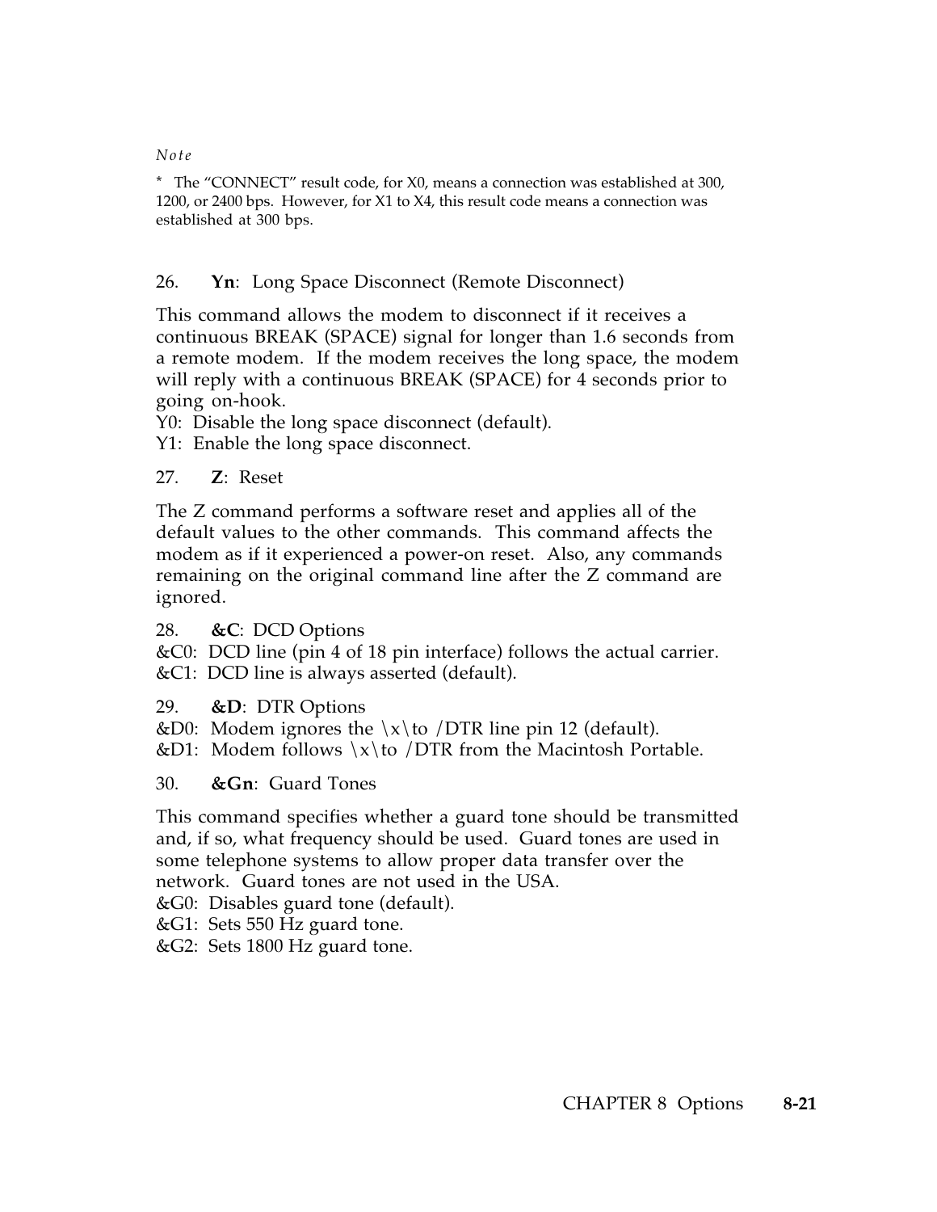*Note*

* The "CONNECT" result code, for X0, means a connection was established at 300, 1200, or 2400 bps. However, for X1 to X4, this result code means a connection was established at 300 bps.

26. **Yn**: Long Space Disconnect (Remote Disconnect)

This command allows the modem to disconnect if it receives a continuous BREAK (SPACE) signal for longer than 1.6 seconds from a remote modem. If the modem receives the long space, the modem will reply with a continuous BREAK (SPACE) for 4 seconds prior to going on-hook.
Y0: Disable the long space disconnect (default).
Y1: Enable the long space disconnect.

27. **Z**: Reset

The Z command performs a software reset and applies all of the default values to the other commands. This command affects the modem as if it experienced a power-on reset. Also, any commands remaining on the original command line after the Z command are ignored.

28. **&C**: DCD Options
&C0: DCD line (pin 4 of 18 pin interface) follows the actual carrier.
&C1: DCD line is always asserted (default).

29. **&D**: DTR Options
&D0: Modem ignores the \x\to /DTR line pin 12 (default).
&D1: Modem follows \x\to /DTR from the Macintosh Portable.

30. **&Gn**: Guard Tones

This command specifies whether a guard tone should be transmitted and, if so, what frequency should be used. Guard tones are used in some telephone systems to allow proper data transfer over the network. Guard tones are not used in the USA.
&G0: Disables guard tone (default).
&G1: Sets 550 Hz guard tone.
&G2: Sets 1800 Hz guard tone.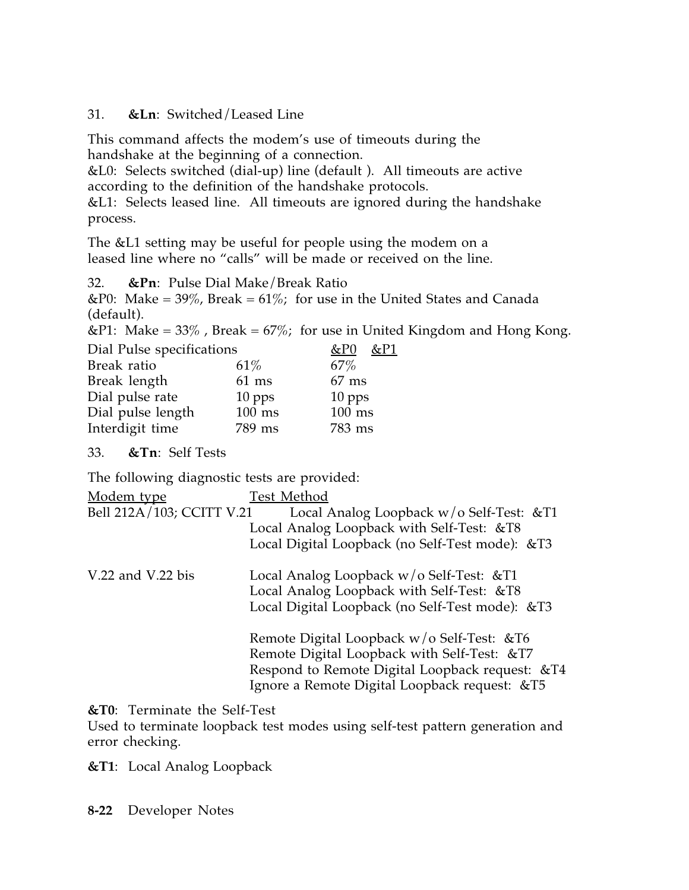31. **&Ln**: Switched/Leased Line

This command affects the modem's use of timeouts during the handshake at the beginning of a connection.
&L0: Selects switched (dial-up) line (default ). All timeouts are active according to the definition of the handshake protocols.
&L1: Selects leased line. All timeouts are ignored during the handshake process.

The &L1 setting may be useful for people using the modem on a leased line where no "calls" will be made or received on the line.

32. **&Pn**: Pulse Dial Make/Break Ratio
&P0: Make = 39%, Break = 61%; for use in the United States and Canada (default).
&P1: Make = 33% , Break = 67%; for use in United Kingdom and Hong Kong.

| Dial Pulse specifications | &P0 | &P1 |
|---|---|---|
| Break ratio | 61% | 67% |
| Break length | 61 ms | 67 ms |
| Dial pulse rate | 10 pps | 10 pps |
| Dial pulse length | 100 ms | 100 ms |
| Interdigit time | 789 ms | 783 ms |

33. **&Tn**: Self Tests

The following diagnostic tests are provided:

| Modem type | Test Method |
|---|---|
| Bell 212A/103; CCITT V.21 | Local Analog Loopback w/o Self-Test: &T1 |
| | Local Analog Loopback with Self-Test: &T8 |
| | Local Digital Loopback (no Self-Test mode): &T3 |
| V.22 and V.22 bis | Local Analog Loopback w/o Self-Test: &T1 |
| | Local Analog Loopback with Self-Test: &T8 |
| | Local Digital Loopback (no Self-Test mode): &T3 |
| | Remote Digital Loopback w/o Self-Test: &T6 |
| | Remote Digital Loopback with Self-Test: &T7 |
| | Respond to Remote Digital Loopback request: &T4 |
| | Ignore a Remote Digital Loopback request: &T5 |

**&T0**: Terminate the Self-Test
Used to terminate loopback test modes using self-test pattern generation and error checking.

**&T1**: Local Analog Loopback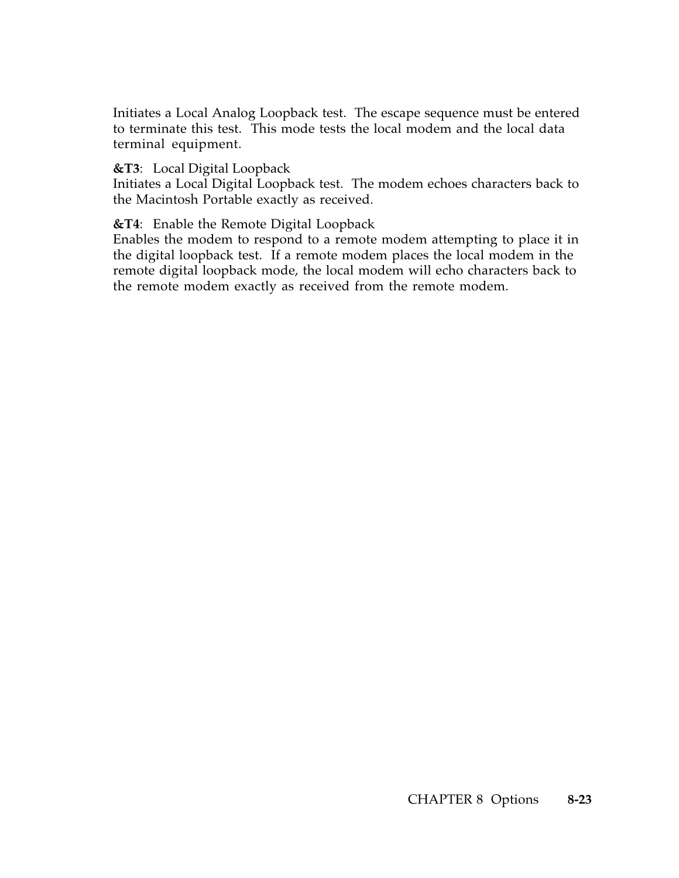Initiates a Local Analog Loopback test. The escape sequence must be entered to terminate this test. This mode tests the local modem and the local data terminal equipment.

**&T3**: Local Digital Loopback
Initiates a Local Digital Loopback test. The modem echoes characters back to the Macintosh Portable exactly as received.

**&T4**: Enable the Remote Digital Loopback
Enables the modem to respond to a remote modem attempting to place it in the digital loopback test. If a remote modem places the local modem in the remote digital loopback mode, the local modem will echo characters back to the remote modem exactly as received from the remote modem.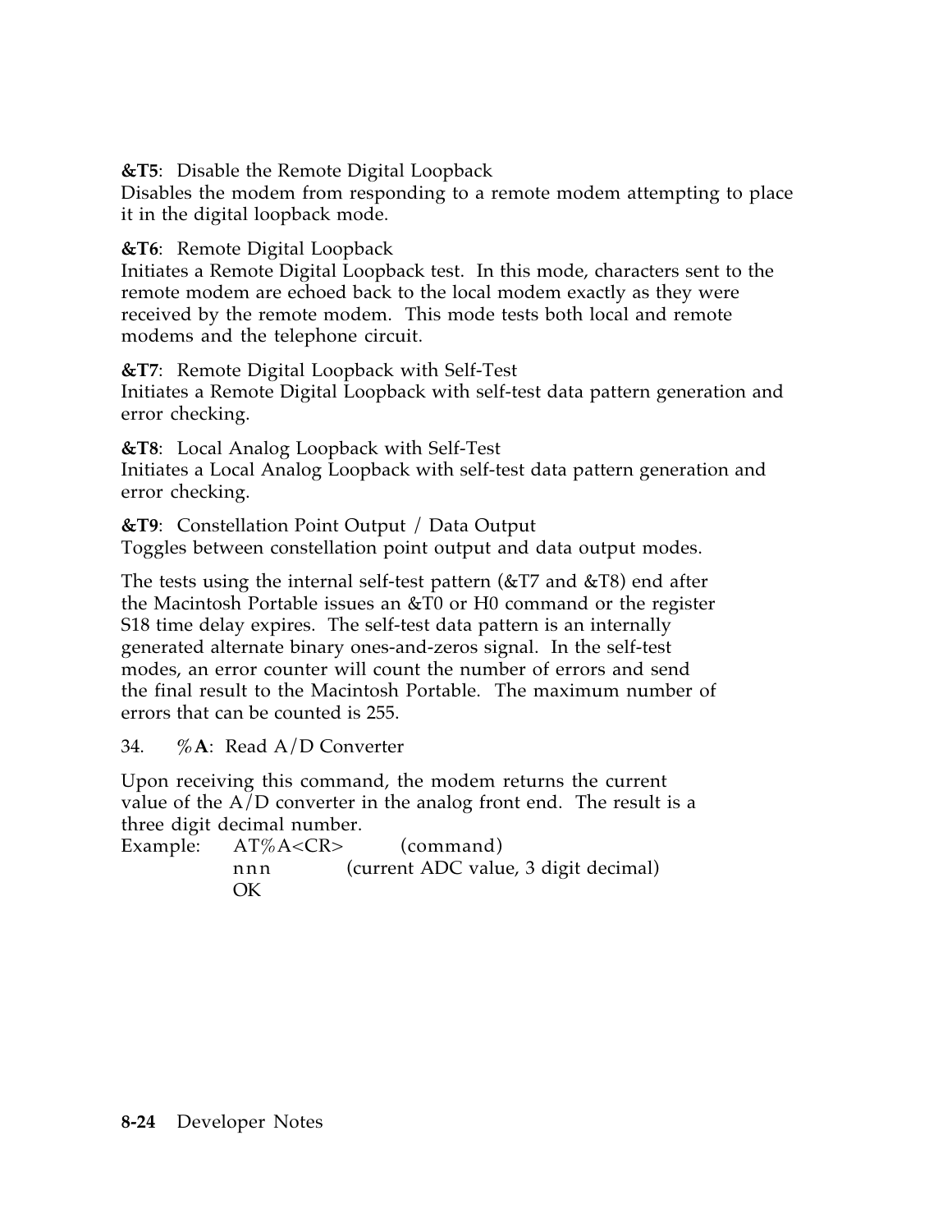**&T5**: Disable the Remote Digital Loopback
Disables the modem from responding to a remote modem attempting to place it in the digital loopback mode.

**&T6**: Remote Digital Loopback
Initiates a Remote Digital Loopback test. In this mode, characters sent to the remote modem are echoed back to the local modem exactly as they were received by the remote modem. This mode tests both local and remote modems and the telephone circuit.

**&T7**: Remote Digital Loopback with Self-Test
Initiates a Remote Digital Loopback with self-test data pattern generation and error checking.

**&T8**: Local Analog Loopback with Self-Test
Initiates a Local Analog Loopback with self-test data pattern generation and error checking.

**&T9**: Constellation Point Output / Data Output
Toggles between constellation point output and data output modes.

The tests using the internal self-test pattern (&T7 and &T8) end after the Macintosh Portable issues an &T0 or H0 command or the register S18 time delay expires. The self-test data pattern is an internally generated alternate binary ones-and-zeros signal. In the self-test modes, an error counter will count the number of errors and send the final result to the Macintosh Portable. The maximum number of errors that can be counted is 255.

34. %**A**: Read A/D Converter

Upon receiving this command, the modem returns the current value of the A/D converter in the analog front end. The result is a three digit decimal number.

```
Example:    AT%A<CR>        (command)
            nnn             (current ADC value, 3 digit decimal)
            OK
```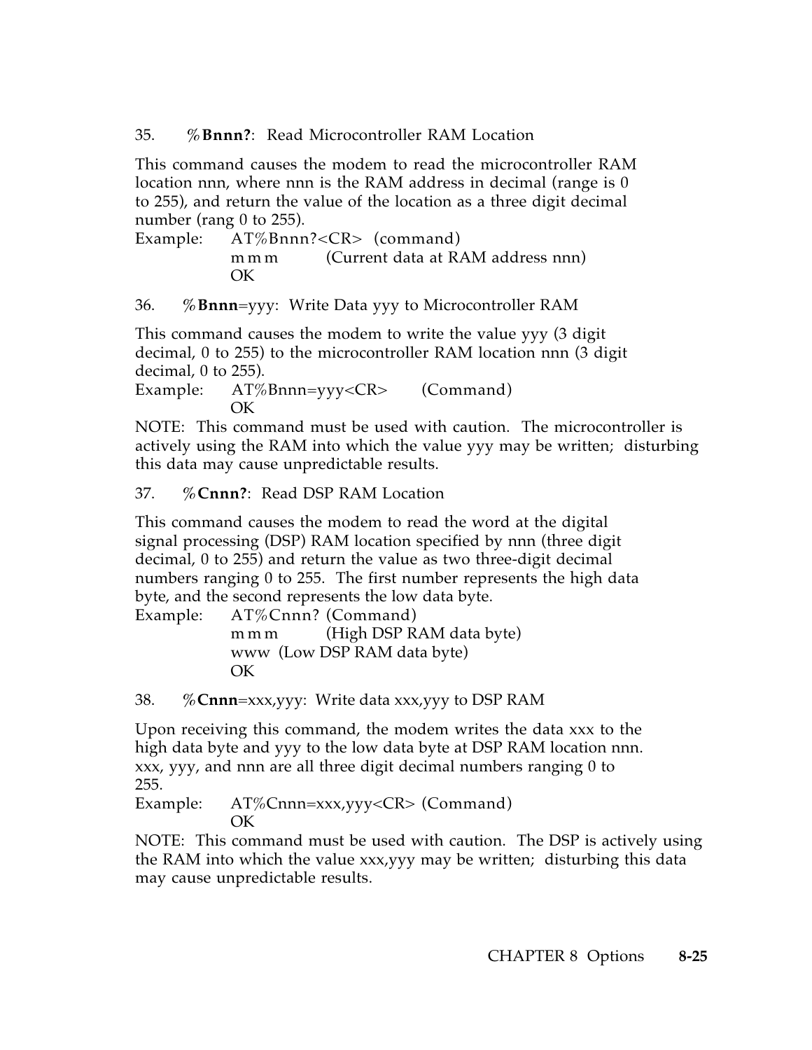35. %**Bnnn?**: Read Microcontroller RAM Location

This command causes the modem to read the microcontroller RAM location nnn, where nnn is the RAM address in decimal (range is 0 to 255), and return the value of the location as a three digit decimal number (rang 0 to 255).

```
Example:    AT%Bnnn?<CR>  (command)
            mmm        (Current data at RAM address nnn)
            OK
```

36. %**Bnnn**=yyy: Write Data yyy to Microcontroller RAM

This command causes the modem to write the value yyy (3 digit decimal, 0 to 255) to the microcontroller RAM location nnn (3 digit decimal, 0 to 255).

```
Example:    AT%Bnnn=yyy<CR>       (Command)
            OK
```

NOTE: This command must be used with caution. The microcontroller is actively using the RAM into which the value yyy may be written; disturbing this data may cause unpredictable results.

37. %**Cnnn?**: Read DSP RAM Location

This command causes the modem to read the word at the digital signal processing (DSP) RAM location specified by nnn (three digit decimal, 0 to 255) and return the value as two three-digit decimal numbers ranging 0 to 255. The first number represents the high data byte, and the second represents the low data byte.

```
Example:    AT%Cnnn? (Command)
            mmm        (High DSP RAM data byte)
            www  (Low DSP RAM data byte)
            OK
```

38. %**Cnnn**=xxx,yyy: Write data xxx,yyy to DSP RAM

Upon receiving this command, the modem writes the data xxx to the high data byte and yyy to the low data byte at DSP RAM location nnn. xxx, yyy, and nnn are all three digit decimal numbers ranging 0 to 255.

```
Example:    AT%Cnnn=xxx,yyy<CR> (Command)
            OK
```

NOTE: This command must be used with caution. The DSP is actively using the RAM into which the value xxx,yyy may be written; disturbing this data may cause unpredictable results.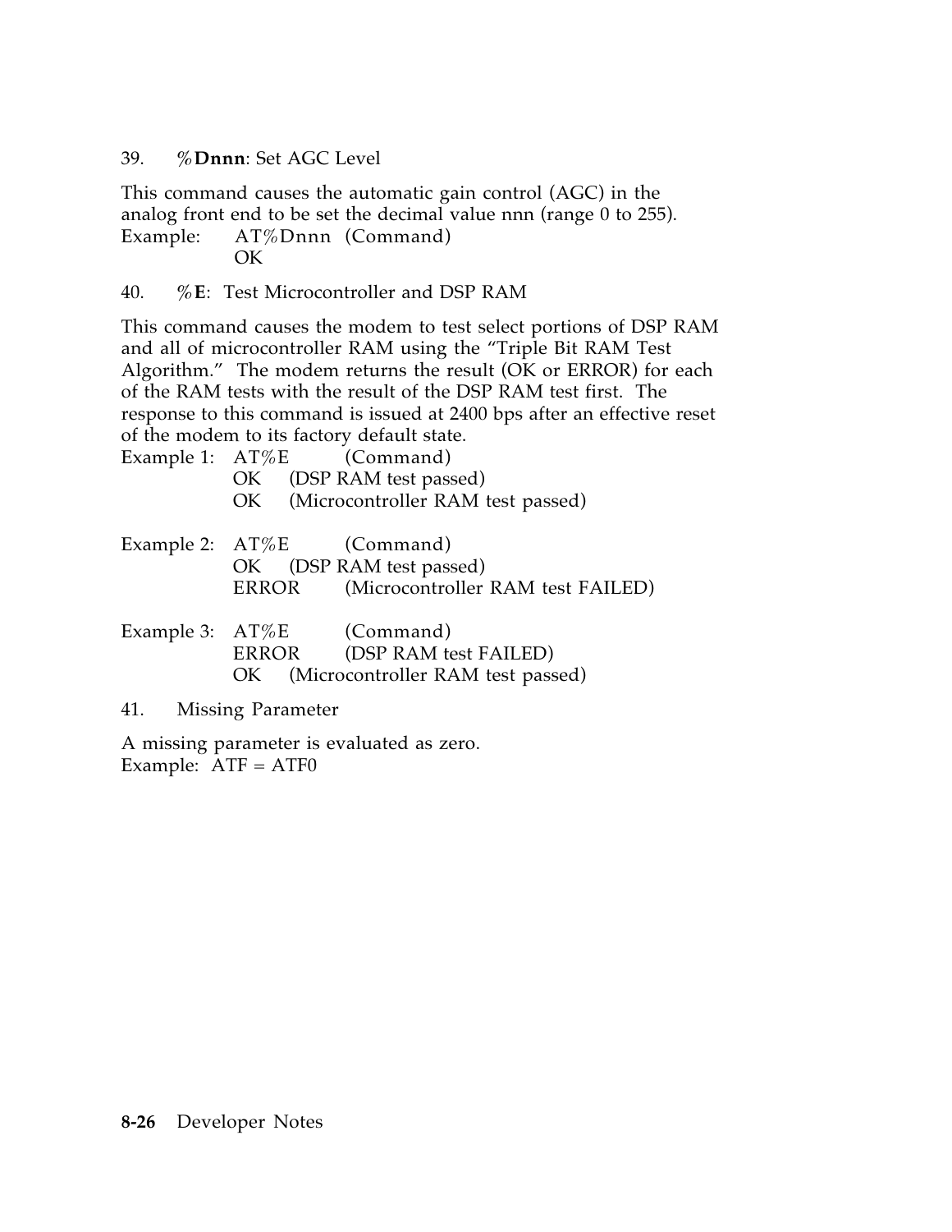39. %**Dnnn**: Set AGC Level

This command causes the automatic gain control (AGC) in the analog front end to be set the decimal value nnn (range 0 to 255).

Example: AT%Dnnn (Command)
OK

40. %**E**: Test Microcontroller and DSP RAM

This command causes the modem to test select portions of DSP RAM and all of microcontroller RAM using the "Triple Bit RAM Test Algorithm." The modem returns the result (OK or ERROR) for each of the RAM tests with the result of the DSP RAM test first. The response to this command is issued at 2400 bps after an effective reset of the modem to its factory default state.

Example 1: AT%E (Command)
OK (DSP RAM test passed)
OK (Microcontroller RAM test passed)

Example 2: AT%E (Command)
OK (DSP RAM test passed)
ERROR (Microcontroller RAM test FAILED)

Example 3: AT%E (Command)
ERROR (DSP RAM test FAILED)
OK (Microcontroller RAM test passed)

41. Missing Parameter

A missing parameter is evaluated as zero.
Example: ATF = ATF0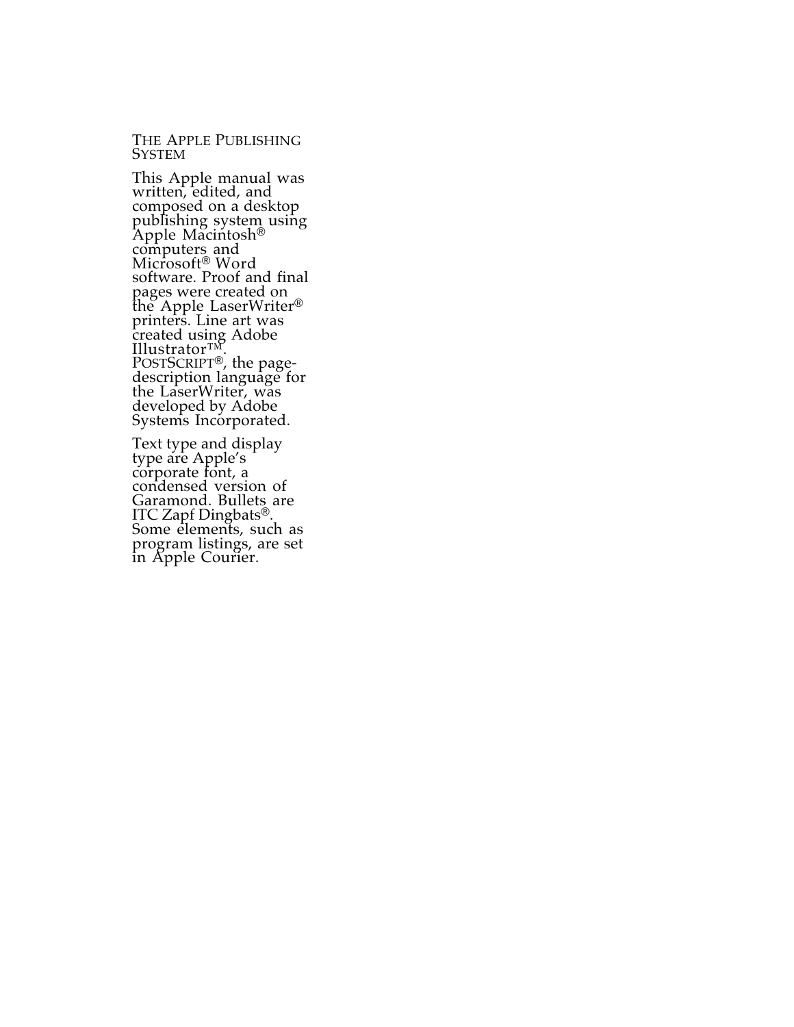THE APPLE PUBLISHING SYSTEM

This Apple manual was written, edited, and composed on a desktop publishing system using Apple Macintosh® computers and Microsoft® Word software. Proof and final pages were created on the Apple LaserWriter® printers. Line art was created using Adobe Illustrator™. POSTSCRIPT®, the page-description language for the LaserWriter, was developed by Adobe Systems Incorporated.

Text type and display type are Apple's corporate font, a condensed version of Garamond. Bullets are ITC Zapf Dingbats®. Some elements, such as program listings, are set in Apple Courier.